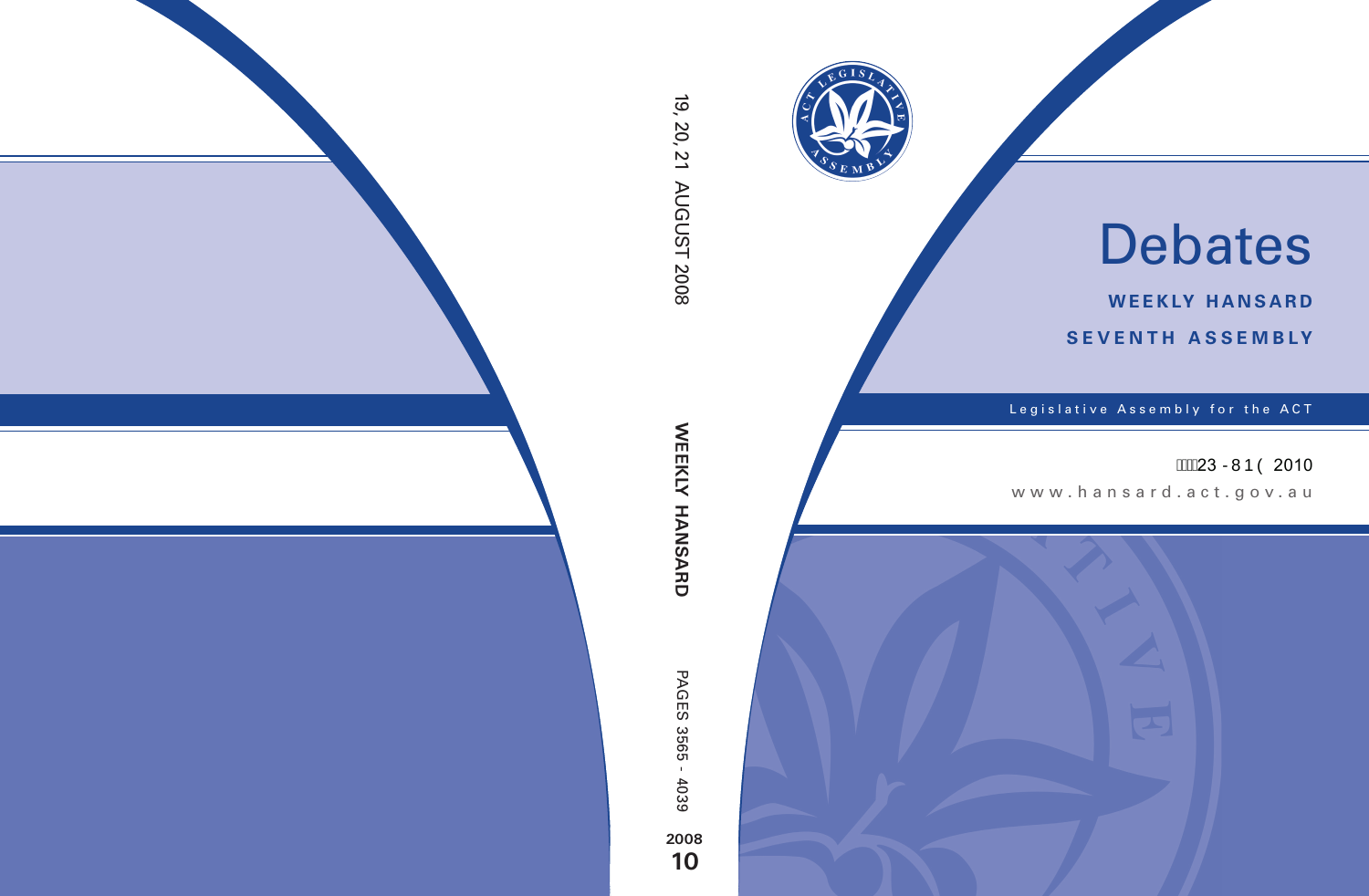19, 20, 21 AUGUST 2008

WEEKLY HANSARD

PAGES 3565 - 4039

2008
10

# Debates

**WEEKLY HANSARD**

**SEVENTH ASSEMBLY**

Legislative Assembly for the ACT

23 - 81 ( 2010

www.hansard.act.gov.au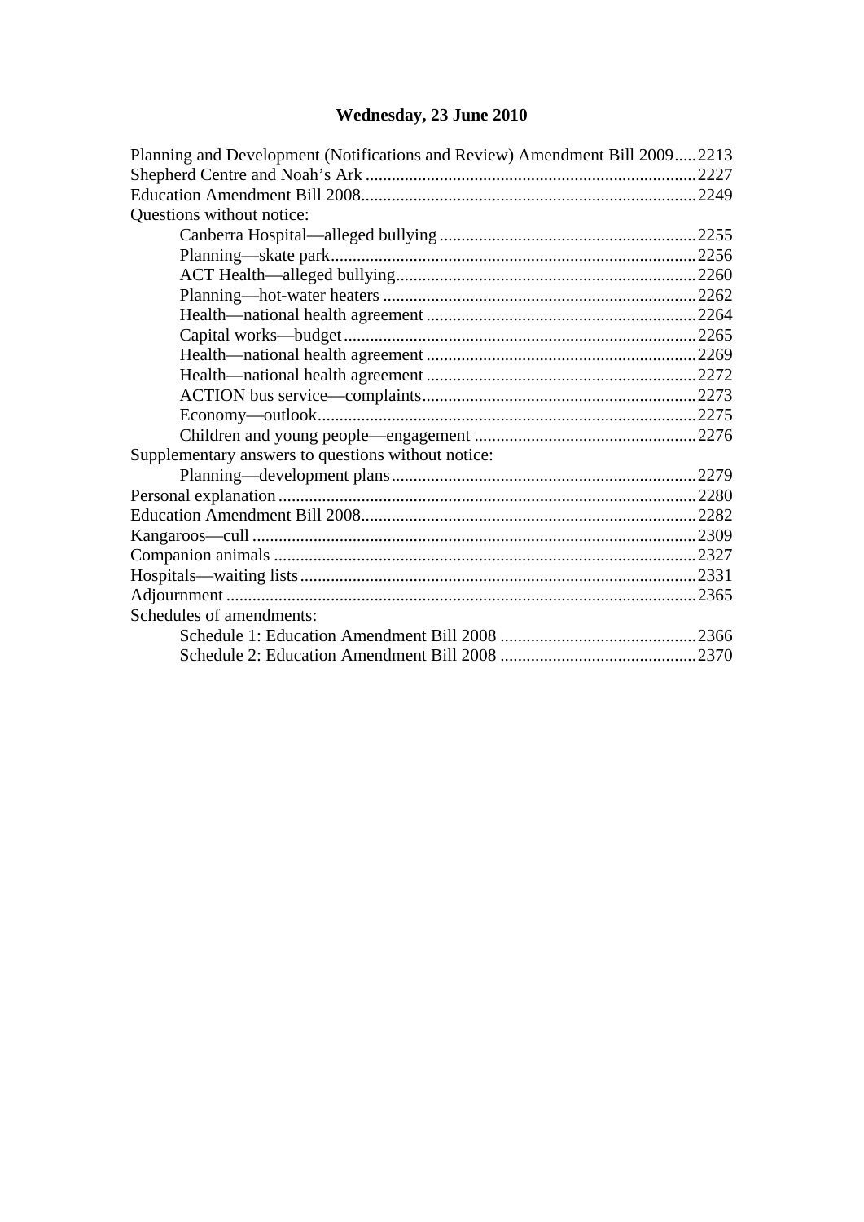## Wednesday, 23 June 2010

Planning and Development (Notifications and Review) Amendment Bill 2009.....2213
Shepherd Centre and Noah's Ark ....2227
Education Amendment Bill 2008....2249
Questions without notice:
- Canberra Hospital—alleged bullying ....2255
- Planning—skate park....2256
- ACT Health—alleged bullying....2260
- Planning—hot-water heaters ....2262
- Health—national health agreement ....2264
- Capital works—budget....2265
- Health—national health agreement ....2269
- Health—national health agreement ....2272
- ACTION bus service—complaints....2273
- Economy—outlook....2275
- Children and young people—engagement ....2276

Supplementary answers to questions without notice:
- Planning—development plans....2279

Personal explanation ....2280
Education Amendment Bill 2008....2282
Kangaroos—cull ....2309
Companion animals ....2327
Hospitals—waiting lists....2331
Adjournment ....2365
Schedules of amendments:
- Schedule 1: Education Amendment Bill 2008 ....2366
- Schedule 2: Education Amendment Bill 2008 ....2370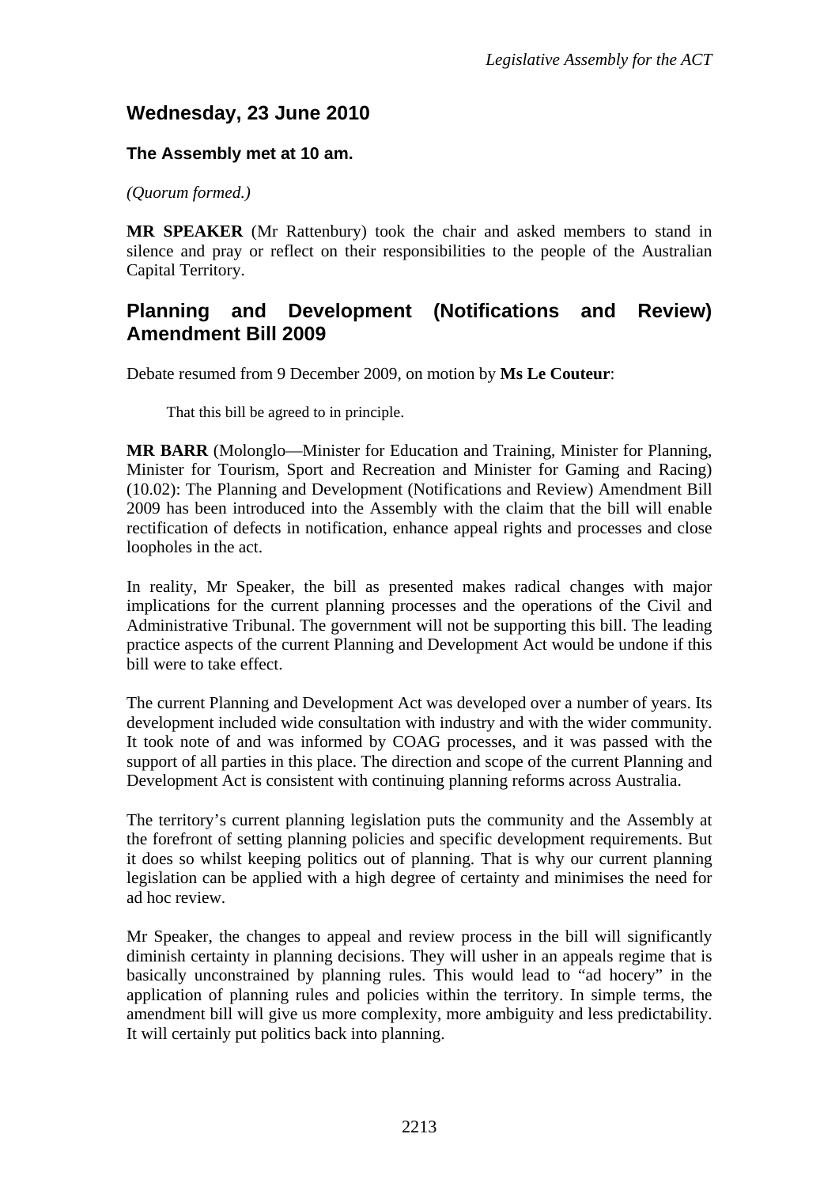## Wednesday, 23 June 2010

### The Assembly met at 10 am.

*(Quorum formed.)*

**MR SPEAKER** (Mr Rattenbury) took the chair and asked members to stand in silence and pray or reflect on their responsibilities to the people of the Australian Capital Territory.

## Planning and Development (Notifications and Review) Amendment Bill 2009

Debate resumed from 9 December 2009, on motion by **Ms Le Couteur**:

> That this bill be agreed to in principle.

**MR BARR** (Molonglo—Minister for Education and Training, Minister for Planning, Minister for Tourism, Sport and Recreation and Minister for Gaming and Racing) (10.02): The Planning and Development (Notifications and Review) Amendment Bill 2009 has been introduced into the Assembly with the claim that the bill will enable rectification of defects in notification, enhance appeal rights and processes and close loopholes in the act.

In reality, Mr Speaker, the bill as presented makes radical changes with major implications for the current planning processes and the operations of the Civil and Administrative Tribunal. The government will not be supporting this bill. The leading practice aspects of the current Planning and Development Act would be undone if this bill were to take effect.

The current Planning and Development Act was developed over a number of years. Its development included wide consultation with industry and with the wider community. It took note of and was informed by COAG processes, and it was passed with the support of all parties in this place. The direction and scope of the current Planning and Development Act is consistent with continuing planning reforms across Australia.

The territory's current planning legislation puts the community and the Assembly at the forefront of setting planning policies and specific development requirements. But it does so whilst keeping politics out of planning. That is why our current planning legislation can be applied with a high degree of certainty and minimises the need for ad hoc review.

Mr Speaker, the changes to appeal and review process in the bill will significantly diminish certainty in planning decisions. They will usher in an appeals regime that is basically unconstrained by planning rules. This would lead to "ad hocery" in the application of planning rules and policies within the territory. In simple terms, the amendment bill will give us more complexity, more ambiguity and less predictability. It will certainly put politics back into planning.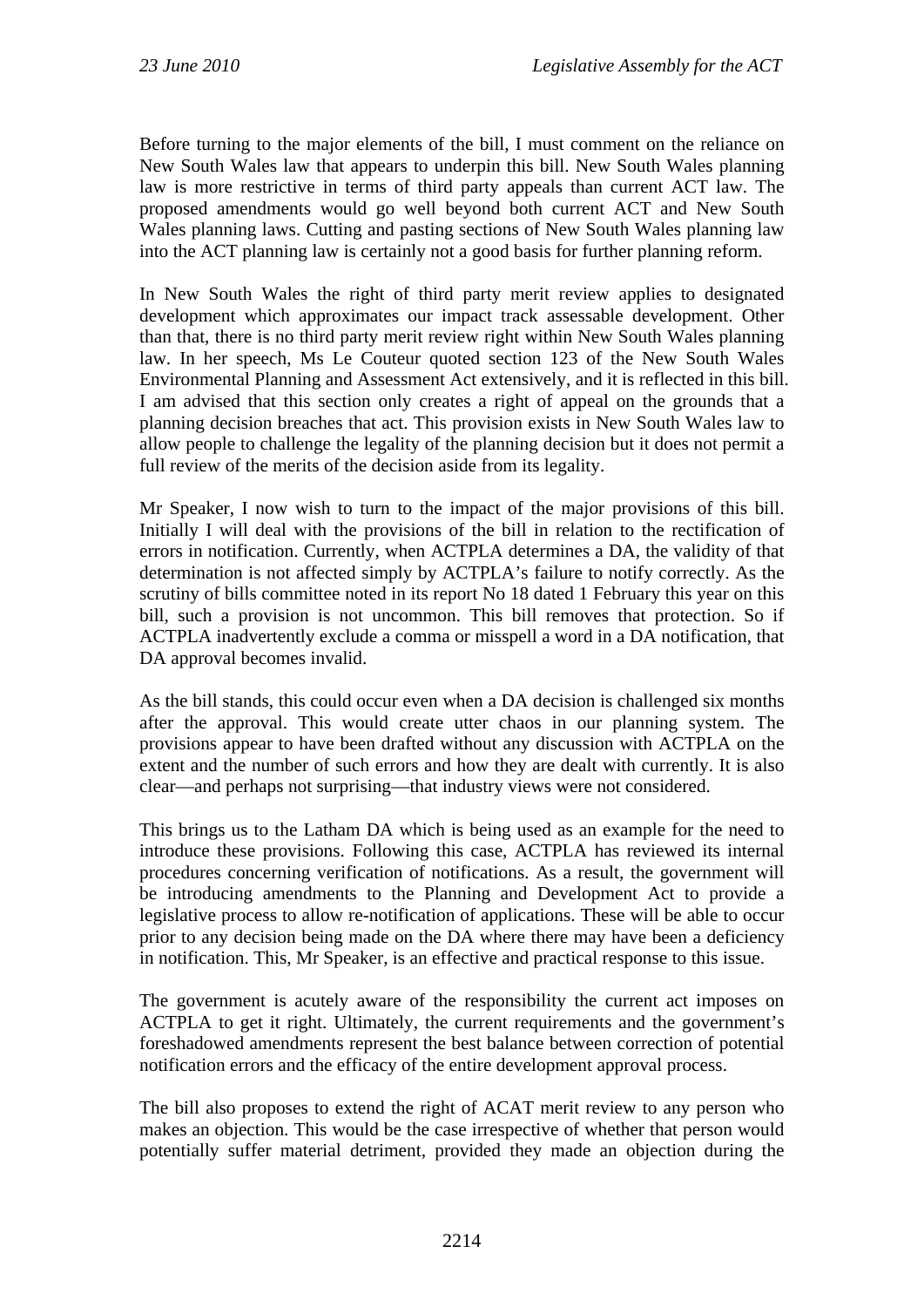Before turning to the major elements of the bill, I must comment on the reliance on New South Wales law that appears to underpin this bill. New South Wales planning law is more restrictive in terms of third party appeals than current ACT law. The proposed amendments would go well beyond both current ACT and New South Wales planning laws. Cutting and pasting sections of New South Wales planning law into the ACT planning law is certainly not a good basis for further planning reform.

In New South Wales the right of third party merit review applies to designated development which approximates our impact track assessable development. Other than that, there is no third party merit review right within New South Wales planning law. In her speech, Ms Le Couteur quoted section 123 of the New South Wales Environmental Planning and Assessment Act extensively, and it is reflected in this bill. I am advised that this section only creates a right of appeal on the grounds that a planning decision breaches that act. This provision exists in New South Wales law to allow people to challenge the legality of the planning decision but it does not permit a full review of the merits of the decision aside from its legality.

Mr Speaker, I now wish to turn to the impact of the major provisions of this bill. Initially I will deal with the provisions of the bill in relation to the rectification of errors in notification. Currently, when ACTPLA determines a DA, the validity of that determination is not affected simply by ACTPLA's failure to notify correctly. As the scrutiny of bills committee noted in its report No 18 dated 1 February this year on this bill, such a provision is not uncommon. This bill removes that protection. So if ACTPLA inadvertently exclude a comma or misspell a word in a DA notification, that DA approval becomes invalid.

As the bill stands, this could occur even when a DA decision is challenged six months after the approval. This would create utter chaos in our planning system. The provisions appear to have been drafted without any discussion with ACTPLA on the extent and the number of such errors and how they are dealt with currently. It is also clear—and perhaps not surprising—that industry views were not considered.

This brings us to the Latham DA which is being used as an example for the need to introduce these provisions. Following this case, ACTPLA has reviewed its internal procedures concerning verification of notifications. As a result, the government will be introducing amendments to the Planning and Development Act to provide a legislative process to allow re-notification of applications. These will be able to occur prior to any decision being made on the DA where there may have been a deficiency in notification. This, Mr Speaker, is an effective and practical response to this issue.

The government is acutely aware of the responsibility the current act imposes on ACTPLA to get it right. Ultimately, the current requirements and the government's foreshadowed amendments represent the best balance between correction of potential notification errors and the efficacy of the entire development approval process.

The bill also proposes to extend the right of ACAT merit review to any person who makes an objection. This would be the case irrespective of whether that person would potentially suffer material detriment, provided they made an objection during the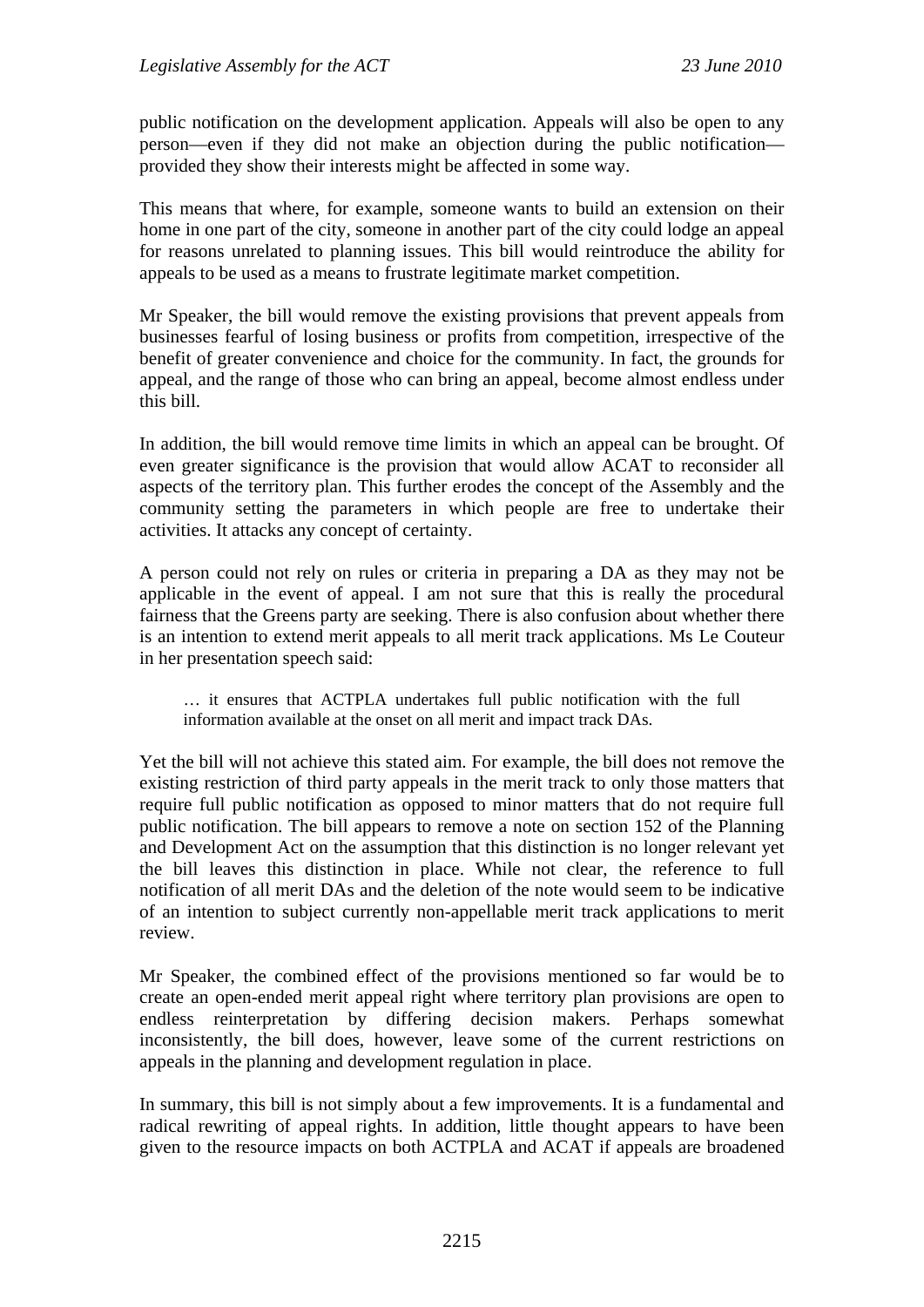public notification on the development application. Appeals will also be open to any person—even if they did not make an objection during the public notification—provided they show their interests might be affected in some way.

This means that where, for example, someone wants to build an extension on their home in one part of the city, someone in another part of the city could lodge an appeal for reasons unrelated to planning issues. This bill would reintroduce the ability for appeals to be used as a means to frustrate legitimate market competition.

Mr Speaker, the bill would remove the existing provisions that prevent appeals from businesses fearful of losing business or profits from competition, irrespective of the benefit of greater convenience and choice for the community. In fact, the grounds for appeal, and the range of those who can bring an appeal, become almost endless under this bill.

In addition, the bill would remove time limits in which an appeal can be brought. Of even greater significance is the provision that would allow ACAT to reconsider all aspects of the territory plan. This further erodes the concept of the Assembly and the community setting the parameters in which people are free to undertake their activities. It attacks any concept of certainty.

A person could not rely on rules or criteria in preparing a DA as they may not be applicable in the event of appeal. I am not sure that this is really the procedural fairness that the Greens party are seeking. There is also confusion about whether there is an intention to extend merit appeals to all merit track applications. Ms Le Couteur in her presentation speech said:

> … it ensures that ACTPLA undertakes full public notification with the full information available at the onset on all merit and impact track DAs.

Yet the bill will not achieve this stated aim. For example, the bill does not remove the existing restriction of third party appeals in the merit track to only those matters that require full public notification as opposed to minor matters that do not require full public notification. The bill appears to remove a note on section 152 of the Planning and Development Act on the assumption that this distinction is no longer relevant yet the bill leaves this distinction in place. While not clear, the reference to full notification of all merit DAs and the deletion of the note would seem to be indicative of an intention to subject currently non-appellable merit track applications to merit review.

Mr Speaker, the combined effect of the provisions mentioned so far would be to create an open-ended merit appeal right where territory plan provisions are open to endless reinterpretation by differing decision makers. Perhaps somewhat inconsistently, the bill does, however, leave some of the current restrictions on appeals in the planning and development regulation in place.

In summary, this bill is not simply about a few improvements. It is a fundamental and radical rewriting of appeal rights. In addition, little thought appears to have been given to the resource impacts on both ACTPLA and ACAT if appeals are broadened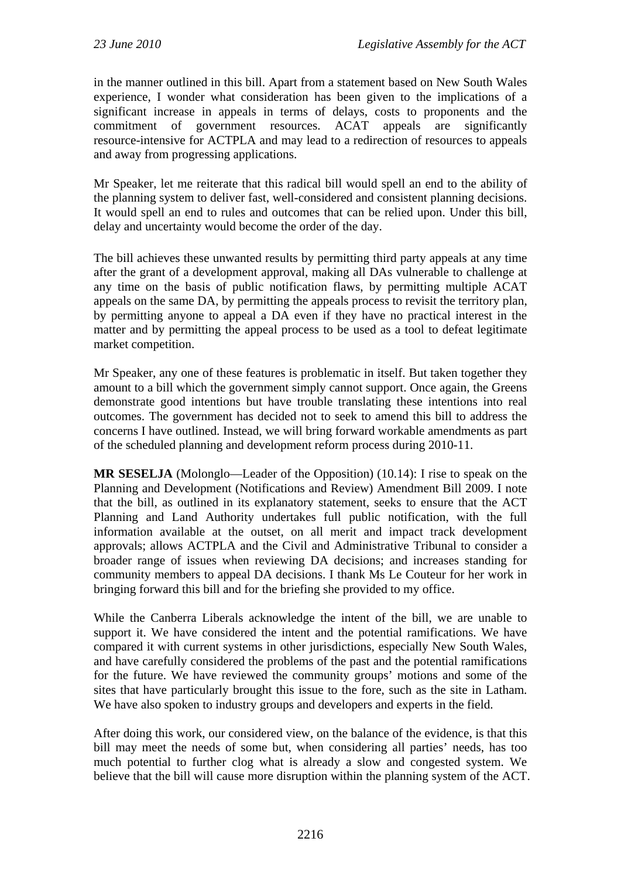in the manner outlined in this bill. Apart from a statement based on New South Wales experience, I wonder what consideration has been given to the implications of a significant increase in appeals in terms of delays, costs to proponents and the commitment of government resources. ACAT appeals are significantly resource-intensive for ACTPLA and may lead to a redirection of resources to appeals and away from progressing applications.

Mr Speaker, let me reiterate that this radical bill would spell an end to the ability of the planning system to deliver fast, well-considered and consistent planning decisions. It would spell an end to rules and outcomes that can be relied upon. Under this bill, delay and uncertainty would become the order of the day.

The bill achieves these unwanted results by permitting third party appeals at any time after the grant of a development approval, making all DAs vulnerable to challenge at any time on the basis of public notification flaws, by permitting multiple ACAT appeals on the same DA, by permitting the appeals process to revisit the territory plan, by permitting anyone to appeal a DA even if they have no practical interest in the matter and by permitting the appeal process to be used as a tool to defeat legitimate market competition.

Mr Speaker, any one of these features is problematic in itself. But taken together they amount to a bill which the government simply cannot support. Once again, the Greens demonstrate good intentions but have trouble translating these intentions into real outcomes. The government has decided not to seek to amend this bill to address the concerns I have outlined. Instead, we will bring forward workable amendments as part of the scheduled planning and development reform process during 2010-11.

**MR SESELJA** (Molonglo—Leader of the Opposition) (10.14): I rise to speak on the Planning and Development (Notifications and Review) Amendment Bill 2009. I note that the bill, as outlined in its explanatory statement, seeks to ensure that the ACT Planning and Land Authority undertakes full public notification, with the full information available at the outset, on all merit and impact track development approvals; allows ACTPLA and the Civil and Administrative Tribunal to consider a broader range of issues when reviewing DA decisions; and increases standing for community members to appeal DA decisions. I thank Ms Le Couteur for her work in bringing forward this bill and for the briefing she provided to my office.

While the Canberra Liberals acknowledge the intent of the bill, we are unable to support it. We have considered the intent and the potential ramifications. We have compared it with current systems in other jurisdictions, especially New South Wales, and have carefully considered the problems of the past and the potential ramifications for the future. We have reviewed the community groups' motions and some of the sites that have particularly brought this issue to the fore, such as the site in Latham. We have also spoken to industry groups and developers and experts in the field.

After doing this work, our considered view, on the balance of the evidence, is that this bill may meet the needs of some but, when considering all parties' needs, has too much potential to further clog what is already a slow and congested system. We believe that the bill will cause more disruption within the planning system of the ACT.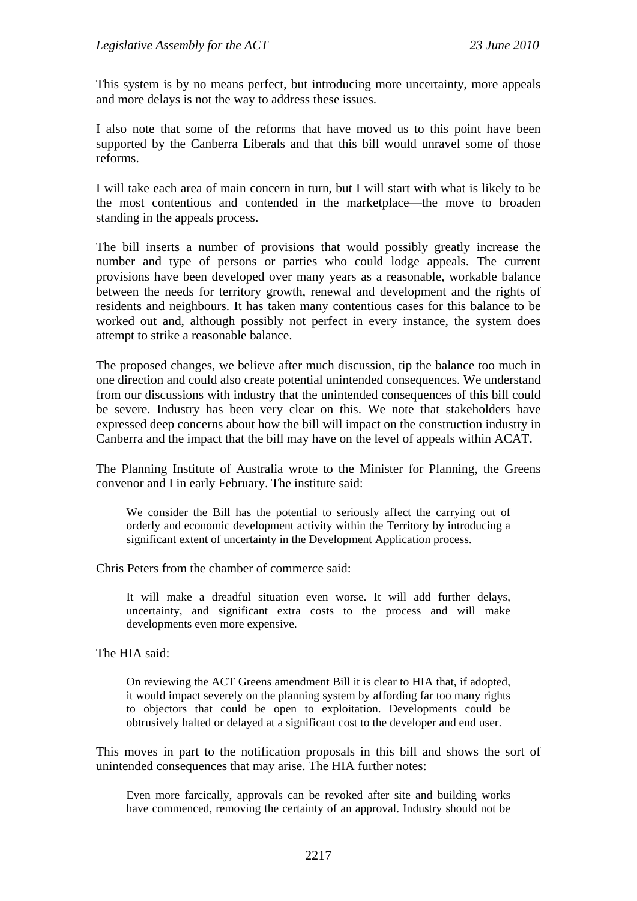This system is by no means perfect, but introducing more uncertainty, more appeals and more delays is not the way to address these issues.

I also note that some of the reforms that have moved us to this point have been supported by the Canberra Liberals and that this bill would unravel some of those reforms.

I will take each area of main concern in turn, but I will start with what is likely to be the most contentious and contended in the marketplace—the move to broaden standing in the appeals process.

The bill inserts a number of provisions that would possibly greatly increase the number and type of persons or parties who could lodge appeals. The current provisions have been developed over many years as a reasonable, workable balance between the needs for territory growth, renewal and development and the rights of residents and neighbours. It has taken many contentious cases for this balance to be worked out and, although possibly not perfect in every instance, the system does attempt to strike a reasonable balance.

The proposed changes, we believe after much discussion, tip the balance too much in one direction and could also create potential unintended consequences. We understand from our discussions with industry that the unintended consequences of this bill could be severe. Industry has been very clear on this. We note that stakeholders have expressed deep concerns about how the bill will impact on the construction industry in Canberra and the impact that the bill may have on the level of appeals within ACAT.

The Planning Institute of Australia wrote to the Minister for Planning, the Greens convenor and I in early February. The institute said:

> We consider the Bill has the potential to seriously affect the carrying out of orderly and economic development activity within the Territory by introducing a significant extent of uncertainty in the Development Application process.

Chris Peters from the chamber of commerce said:

> It will make a dreadful situation even worse. It will add further delays, uncertainty, and significant extra costs to the process and will make developments even more expensive.

The HIA said:

> On reviewing the ACT Greens amendment Bill it is clear to HIA that, if adopted, it would impact severely on the planning system by affording far too many rights to objectors that could be open to exploitation. Developments could be obtrusively halted or delayed at a significant cost to the developer and end user.

This moves in part to the notification proposals in this bill and shows the sort of unintended consequences that may arise. The HIA further notes:

> Even more farcically, approvals can be revoked after site and building works have commenced, removing the certainty of an approval. Industry should not be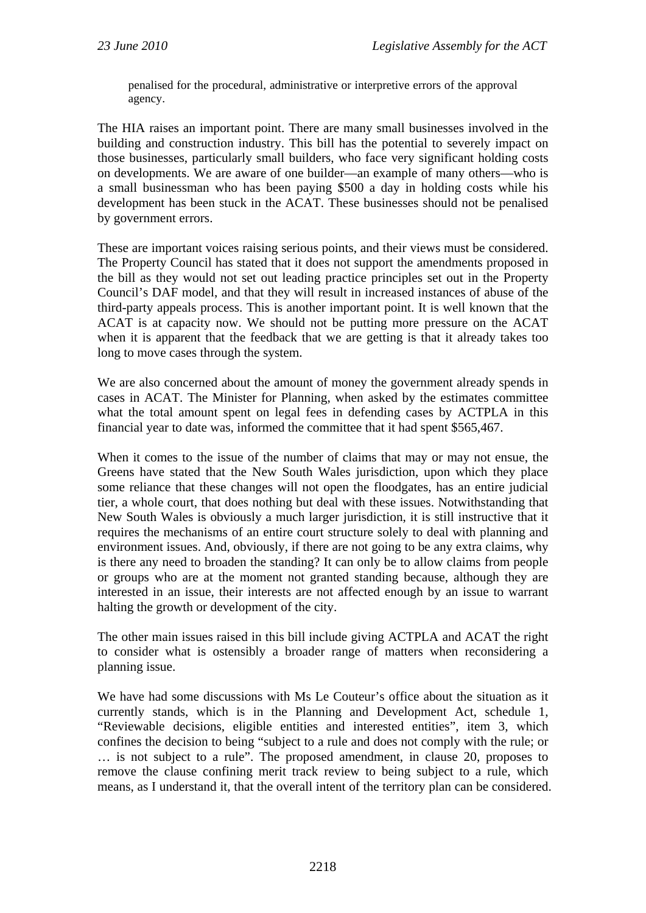> penalised for the procedural, administrative or interpretive errors of the approval agency.

The HIA raises an important point. There are many small businesses involved in the building and construction industry. This bill has the potential to severely impact on those businesses, particularly small builders, who face very significant holding costs on developments. We are aware of one builder—an example of many others—who is a small businessman who has been paying $500 a day in holding costs while his development has been stuck in the ACAT. These businesses should not be penalised by government errors.

These are important voices raising serious points, and their views must be considered. The Property Council has stated that it does not support the amendments proposed in the bill as they would not set out leading practice principles set out in the Property Council's DAF model, and that they will result in increased instances of abuse of the third-party appeals process. This is another important point. It is well known that the ACAT is at capacity now. We should not be putting more pressure on the ACAT when it is apparent that the feedback that we are getting is that it already takes too long to move cases through the system.

We are also concerned about the amount of money the government already spends in cases in ACAT. The Minister for Planning, when asked by the estimates committee what the total amount spent on legal fees in defending cases by ACTPLA in this financial year to date was, informed the committee that it had spent $565,467.

When it comes to the issue of the number of claims that may or may not ensue, the Greens have stated that the New South Wales jurisdiction, upon which they place some reliance that these changes will not open the floodgates, has an entire judicial tier, a whole court, that does nothing but deal with these issues. Notwithstanding that New South Wales is obviously a much larger jurisdiction, it is still instructive that it requires the mechanisms of an entire court structure solely to deal with planning and environment issues. And, obviously, if there are not going to be any extra claims, why is there any need to broaden the standing? It can only be to allow claims from people or groups who are at the moment not granted standing because, although they are interested in an issue, their interests are not affected enough by an issue to warrant halting the growth or development of the city.

The other main issues raised in this bill include giving ACTPLA and ACAT the right to consider what is ostensibly a broader range of matters when reconsidering a planning issue.

We have had some discussions with Ms Le Couteur's office about the situation as it currently stands, which is in the Planning and Development Act, schedule 1, "Reviewable decisions, eligible entities and interested entities", item 3, which confines the decision to being "subject to a rule and does not comply with the rule; or … is not subject to a rule". The proposed amendment, in clause 20, proposes to remove the clause confining merit track review to being subject to a rule, which means, as I understand it, that the overall intent of the territory plan can be considered.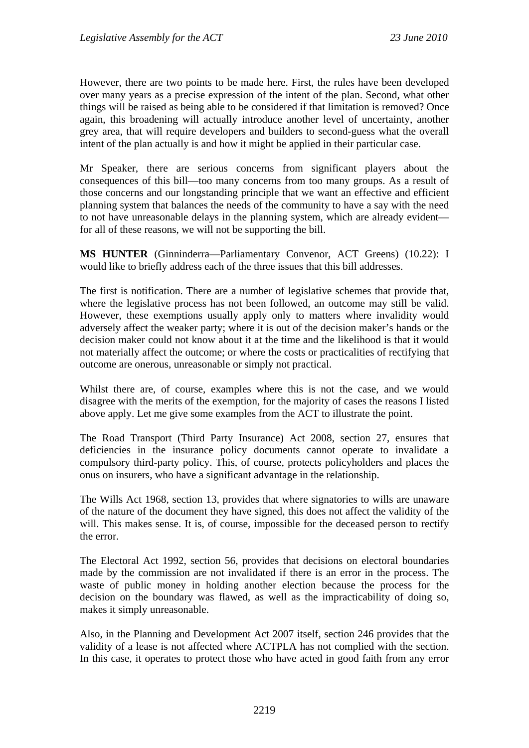However, there are two points to be made here. First, the rules have been developed over many years as a precise expression of the intent of the plan. Second, what other things will be raised as being able to be considered if that limitation is removed? Once again, this broadening will actually introduce another level of uncertainty, another grey area, that will require developers and builders to second-guess what the overall intent of the plan actually is and how it might be applied in their particular case.

Mr Speaker, there are serious concerns from significant players about the consequences of this bill—too many concerns from too many groups. As a result of those concerns and our longstanding principle that we want an effective and efficient planning system that balances the needs of the community to have a say with the need to not have unreasonable delays in the planning system, which are already evident—for all of these reasons, we will not be supporting the bill.

**MS HUNTER** (Ginninderra—Parliamentary Convenor, ACT Greens) (10.22): I would like to briefly address each of the three issues that this bill addresses.

The first is notification. There are a number of legislative schemes that provide that, where the legislative process has not been followed, an outcome may still be valid. However, these exemptions usually apply only to matters where invalidity would adversely affect the weaker party; where it is out of the decision maker's hands or the decision maker could not know about it at the time and the likelihood is that it would not materially affect the outcome; or where the costs or practicalities of rectifying that outcome are onerous, unreasonable or simply not practical.

Whilst there are, of course, examples where this is not the case, and we would disagree with the merits of the exemption, for the majority of cases the reasons I listed above apply. Let me give some examples from the ACT to illustrate the point.

The Road Transport (Third Party Insurance) Act 2008, section 27, ensures that deficiencies in the insurance policy documents cannot operate to invalidate a compulsory third-party policy. This, of course, protects policyholders and places the onus on insurers, who have a significant advantage in the relationship.

The Wills Act 1968, section 13, provides that where signatories to wills are unaware of the nature of the document they have signed, this does not affect the validity of the will. This makes sense. It is, of course, impossible for the deceased person to rectify the error.

The Electoral Act 1992, section 56, provides that decisions on electoral boundaries made by the commission are not invalidated if there is an error in the process. The waste of public money in holding another election because the process for the decision on the boundary was flawed, as well as the impracticability of doing so, makes it simply unreasonable.

Also, in the Planning and Development Act 2007 itself, section 246 provides that the validity of a lease is not affected where ACTPLA has not complied with the section. In this case, it operates to protect those who have acted in good faith from any error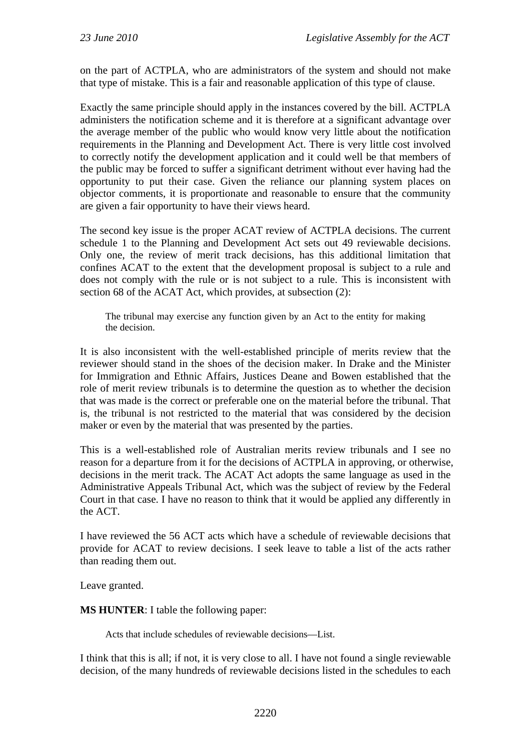on the part of ACTPLA, who are administrators of the system and should not make that type of mistake. This is a fair and reasonable application of this type of clause.

Exactly the same principle should apply in the instances covered by the bill. ACTPLA administers the notification scheme and it is therefore at a significant advantage over the average member of the public who would know very little about the notification requirements in the Planning and Development Act. There is very little cost involved to correctly notify the development application and it could well be that members of the public may be forced to suffer a significant detriment without ever having had the opportunity to put their case. Given the reliance our planning system places on objector comments, it is proportionate and reasonable to ensure that the community are given a fair opportunity to have their views heard.

The second key issue is the proper ACAT review of ACTPLA decisions. The current schedule 1 to the Planning and Development Act sets out 49 reviewable decisions. Only one, the review of merit track decisions, has this additional limitation that confines ACAT to the extent that the development proposal is subject to a rule and does not comply with the rule or is not subject to a rule. This is inconsistent with section 68 of the ACAT Act, which provides, at subsection (2):

> The tribunal may exercise any function given by an Act to the entity for making the decision.

It is also inconsistent with the well-established principle of merits review that the reviewer should stand in the shoes of the decision maker. In Drake and the Minister for Immigration and Ethnic Affairs, Justices Deane and Bowen established that the role of merit review tribunals is to determine the question as to whether the decision that was made is the correct or preferable one on the material before the tribunal. That is, the tribunal is not restricted to the material that was considered by the decision maker or even by the material that was presented by the parties.

This is a well-established role of Australian merits review tribunals and I see no reason for a departure from it for the decisions of ACTPLA in approving, or otherwise, decisions in the merit track. The ACAT Act adopts the same language as used in the Administrative Appeals Tribunal Act, which was the subject of review by the Federal Court in that case. I have no reason to think that it would be applied any differently in the ACT.

I have reviewed the 56 ACT acts which have a schedule of reviewable decisions that provide for ACAT to review decisions. I seek leave to table a list of the acts rather than reading them out.

Leave granted.

**MS HUNTER**: I table the following paper:

> Acts that include schedules of reviewable decisions—List.

I think that this is all; if not, it is very close to all. I have not found a single reviewable decision, of the many hundreds of reviewable decisions listed in the schedules to each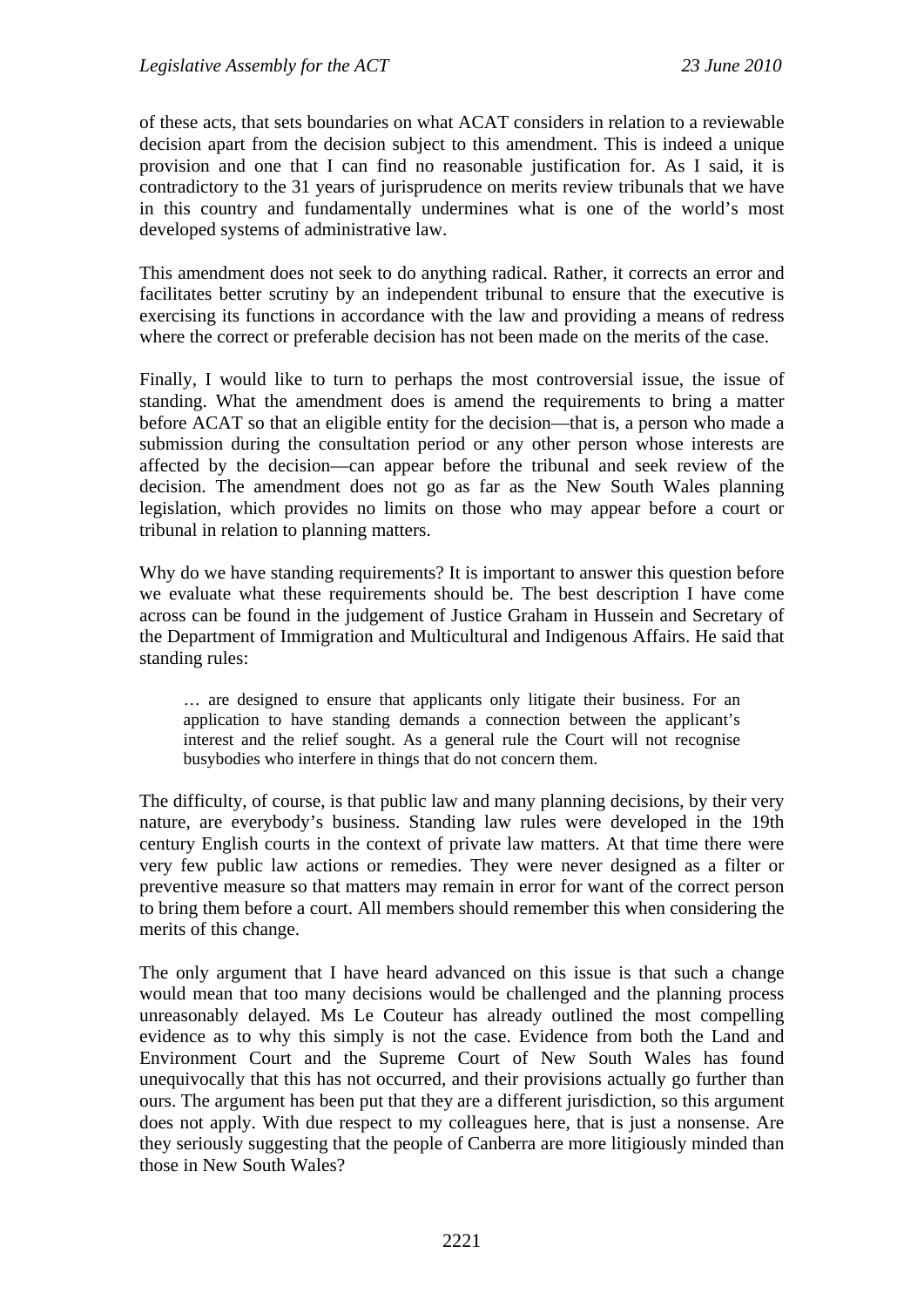of these acts, that sets boundaries on what ACAT considers in relation to a reviewable decision apart from the decision subject to this amendment. This is indeed a unique provision and one that I can find no reasonable justification for. As I said, it is contradictory to the 31 years of jurisprudence on merits review tribunals that we have in this country and fundamentally undermines what is one of the world's most developed systems of administrative law.

This amendment does not seek to do anything radical. Rather, it corrects an error and facilitates better scrutiny by an independent tribunal to ensure that the executive is exercising its functions in accordance with the law and providing a means of redress where the correct or preferable decision has not been made on the merits of the case.

Finally, I would like to turn to perhaps the most controversial issue, the issue of standing. What the amendment does is amend the requirements to bring a matter before ACAT so that an eligible entity for the decision—that is, a person who made a submission during the consultation period or any other person whose interests are affected by the decision—can appear before the tribunal and seek review of the decision. The amendment does not go as far as the New South Wales planning legislation, which provides no limits on those who may appear before a court or tribunal in relation to planning matters.

Why do we have standing requirements? It is important to answer this question before we evaluate what these requirements should be. The best description I have come across can be found in the judgement of Justice Graham in Hussein and Secretary of the Department of Immigration and Multicultural and Indigenous Affairs. He said that standing rules:

> … are designed to ensure that applicants only litigate their business. For an application to have standing demands a connection between the applicant's interest and the relief sought. As a general rule the Court will not recognise busybodies who interfere in things that do not concern them.

The difficulty, of course, is that public law and many planning decisions, by their very nature, are everybody's business. Standing law rules were developed in the 19th century English courts in the context of private law matters. At that time there were very few public law actions or remedies. They were never designed as a filter or preventive measure so that matters may remain in error for want of the correct person to bring them before a court. All members should remember this when considering the merits of this change.

The only argument that I have heard advanced on this issue is that such a change would mean that too many decisions would be challenged and the planning process unreasonably delayed. Ms Le Couteur has already outlined the most compelling evidence as to why this simply is not the case. Evidence from both the Land and Environment Court and the Supreme Court of New South Wales has found unequivocally that this has not occurred, and their provisions actually go further than ours. The argument has been put that they are a different jurisdiction, so this argument does not apply. With due respect to my colleagues here, that is just a nonsense. Are they seriously suggesting that the people of Canberra are more litigiously minded than those in New South Wales?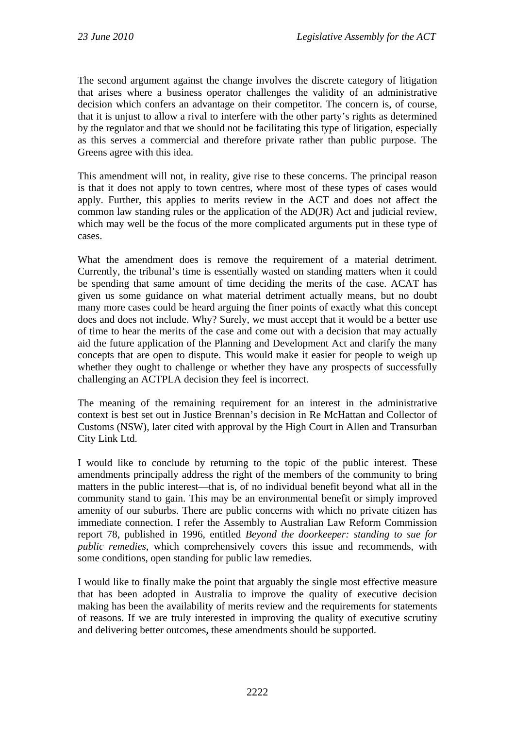The second argument against the change involves the discrete category of litigation that arises where a business operator challenges the validity of an administrative decision which confers an advantage on their competitor. The concern is, of course, that it is unjust to allow a rival to interfere with the other party's rights as determined by the regulator and that we should not be facilitating this type of litigation, especially as this serves a commercial and therefore private rather than public purpose. The Greens agree with this idea.

This amendment will not, in reality, give rise to these concerns. The principal reason is that it does not apply to town centres, where most of these types of cases would apply. Further, this applies to merits review in the ACT and does not affect the common law standing rules or the application of the AD(JR) Act and judicial review, which may well be the focus of the more complicated arguments put in these type of cases.

What the amendment does is remove the requirement of a material detriment. Currently, the tribunal's time is essentially wasted on standing matters when it could be spending that same amount of time deciding the merits of the case. ACAT has given us some guidance on what material detriment actually means, but no doubt many more cases could be heard arguing the finer points of exactly what this concept does and does not include. Why? Surely, we must accept that it would be a better use of time to hear the merits of the case and come out with a decision that may actually aid the future application of the Planning and Development Act and clarify the many concepts that are open to dispute. This would make it easier for people to weigh up whether they ought to challenge or whether they have any prospects of successfully challenging an ACTPLA decision they feel is incorrect.

The meaning of the remaining requirement for an interest in the administrative context is best set out in Justice Brennan's decision in Re McHattan and Collector of Customs (NSW), later cited with approval by the High Court in Allen and Transurban City Link Ltd.

I would like to conclude by returning to the topic of the public interest. These amendments principally address the right of the members of the community to bring matters in the public interest—that is, of no individual benefit beyond what all in the community stand to gain. This may be an environmental benefit or simply improved amenity of our suburbs. There are public concerns with which no private citizen has immediate connection. I refer the Assembly to Australian Law Reform Commission report 78, published in 1996, entitled *Beyond the doorkeeper: standing to sue for public remedies*, which comprehensively covers this issue and recommends, with some conditions, open standing for public law remedies.

I would like to finally make the point that arguably the single most effective measure that has been adopted in Australia to improve the quality of executive decision making has been the availability of merits review and the requirements for statements of reasons. If we are truly interested in improving the quality of executive scrutiny and delivering better outcomes, these amendments should be supported.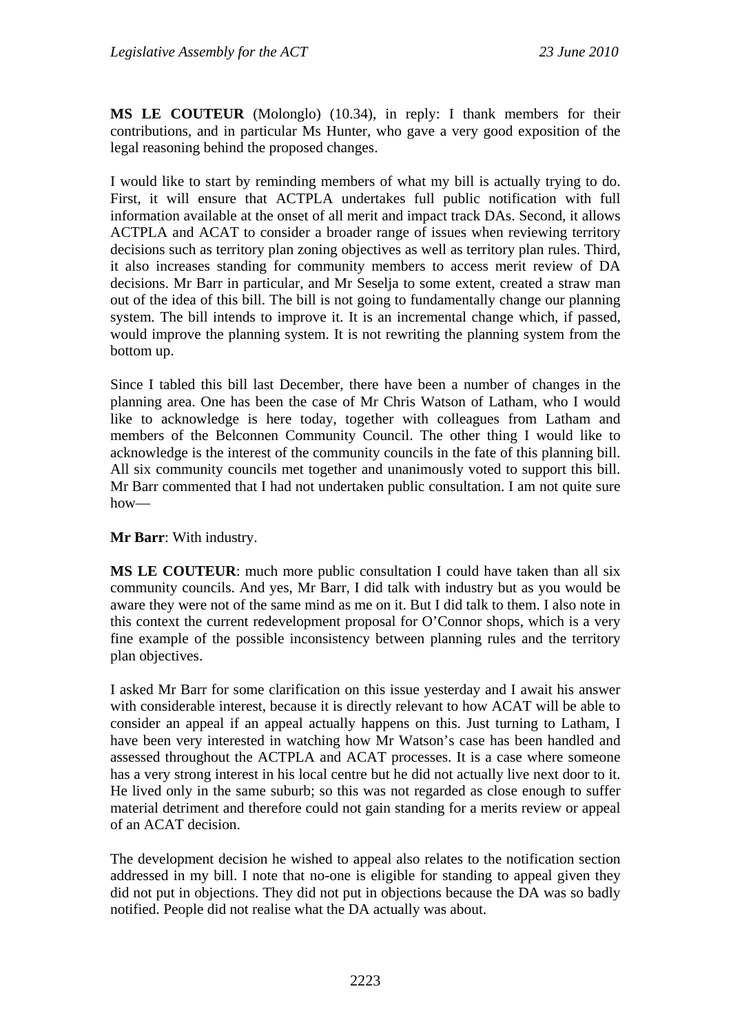**MS LE COUTEUR** (Molonglo) (10.34), in reply: I thank members for their contributions, and in particular Ms Hunter, who gave a very good exposition of the legal reasoning behind the proposed changes.

I would like to start by reminding members of what my bill is actually trying to do. First, it will ensure that ACTPLA undertakes full public notification with full information available at the onset of all merit and impact track DAs. Second, it allows ACTPLA and ACAT to consider a broader range of issues when reviewing territory decisions such as territory plan zoning objectives as well as territory plan rules. Third, it also increases standing for community members to access merit review of DA decisions. Mr Barr in particular, and Mr Seselja to some extent, created a straw man out of the idea of this bill. The bill is not going to fundamentally change our planning system. The bill intends to improve it. It is an incremental change which, if passed, would improve the planning system. It is not rewriting the planning system from the bottom up.

Since I tabled this bill last December, there have been a number of changes in the planning area. One has been the case of Mr Chris Watson of Latham, who I would like to acknowledge is here today, together with colleagues from Latham and members of the Belconnen Community Council. The other thing I would like to acknowledge is the interest of the community councils in the fate of this planning bill. All six community councils met together and unanimously voted to support this bill. Mr Barr commented that I had not undertaken public consultation. I am not quite sure how—

**Mr Barr**: With industry.

**MS LE COUTEUR**: much more public consultation I could have taken than all six community councils. And yes, Mr Barr, I did talk with industry but as you would be aware they were not of the same mind as me on it. But I did talk to them. I also note in this context the current redevelopment proposal for O'Connor shops, which is a very fine example of the possible inconsistency between planning rules and the territory plan objectives.

I asked Mr Barr for some clarification on this issue yesterday and I await his answer with considerable interest, because it is directly relevant to how ACAT will be able to consider an appeal if an appeal actually happens on this. Just turning to Latham, I have been very interested in watching how Mr Watson's case has been handled and assessed throughout the ACTPLA and ACAT processes. It is a case where someone has a very strong interest in his local centre but he did not actually live next door to it. He lived only in the same suburb; so this was not regarded as close enough to suffer material detriment and therefore could not gain standing for a merits review or appeal of an ACAT decision.

The development decision he wished to appeal also relates to the notification section addressed in my bill. I note that no-one is eligible for standing to appeal given they did not put in objections. They did not put in objections because the DA was so badly notified. People did not realise what the DA actually was about.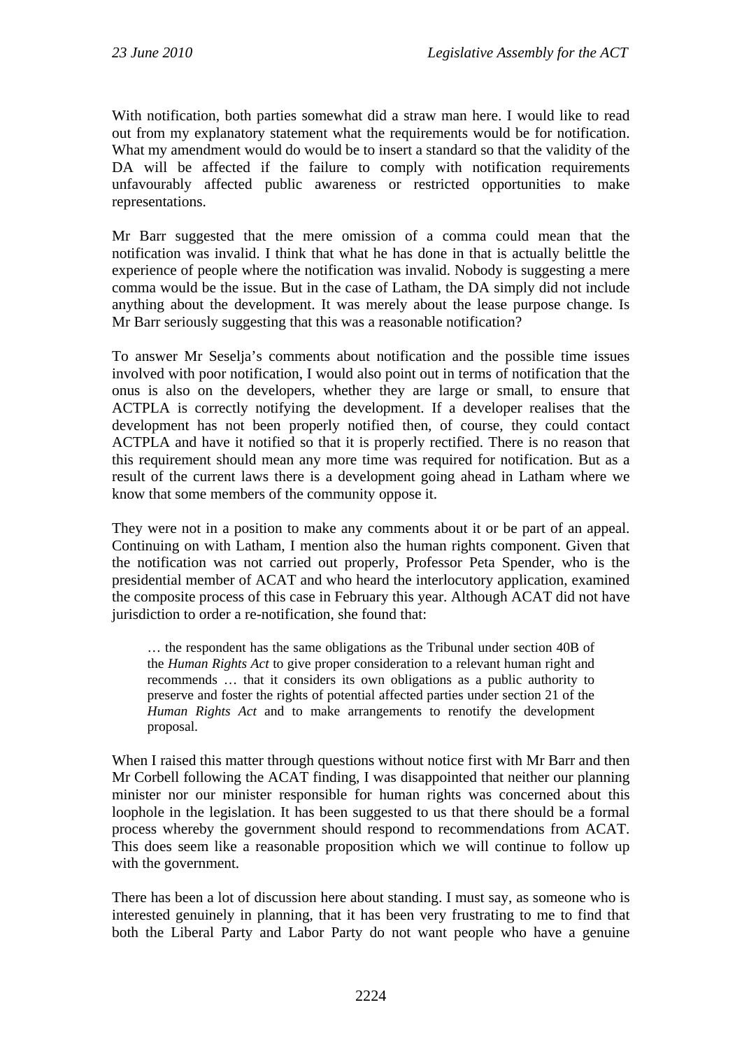With notification, both parties somewhat did a straw man here. I would like to read out from my explanatory statement what the requirements would be for notification. What my amendment would do would be to insert a standard so that the validity of the DA will be affected if the failure to comply with notification requirements unfavourably affected public awareness or restricted opportunities to make representations.

Mr Barr suggested that the mere omission of a comma could mean that the notification was invalid. I think that what he has done in that is actually belittle the experience of people where the notification was invalid. Nobody is suggesting a mere comma would be the issue. But in the case of Latham, the DA simply did not include anything about the development. It was merely about the lease purpose change. Is Mr Barr seriously suggesting that this was a reasonable notification?

To answer Mr Seselja's comments about notification and the possible time issues involved with poor notification, I would also point out in terms of notification that the onus is also on the developers, whether they are large or small, to ensure that ACTPLA is correctly notifying the development. If a developer realises that the development has not been properly notified then, of course, they could contact ACTPLA and have it notified so that it is properly rectified. There is no reason that this requirement should mean any more time was required for notification. But as a result of the current laws there is a development going ahead in Latham where we know that some members of the community oppose it.

They were not in a position to make any comments about it or be part of an appeal. Continuing on with Latham, I mention also the human rights component. Given that the notification was not carried out properly, Professor Peta Spender, who is the presidential member of ACAT and who heard the interlocutory application, examined the composite process of this case in February this year. Although ACAT did not have jurisdiction to order a re-notification, she found that:

> … the respondent has the same obligations as the Tribunal under section 40B of the *Human Rights Act* to give proper consideration to a relevant human right and recommends … that it considers its own obligations as a public authority to preserve and foster the rights of potential affected parties under section 21 of the *Human Rights Act* and to make arrangements to renotify the development proposal.

When I raised this matter through questions without notice first with Mr Barr and then Mr Corbell following the ACAT finding, I was disappointed that neither our planning minister nor our minister responsible for human rights was concerned about this loophole in the legislation. It has been suggested to us that there should be a formal process whereby the government should respond to recommendations from ACAT. This does seem like a reasonable proposition which we will continue to follow up with the government.

There has been a lot of discussion here about standing. I must say, as someone who is interested genuinely in planning, that it has been very frustrating to me to find that both the Liberal Party and Labor Party do not want people who have a genuine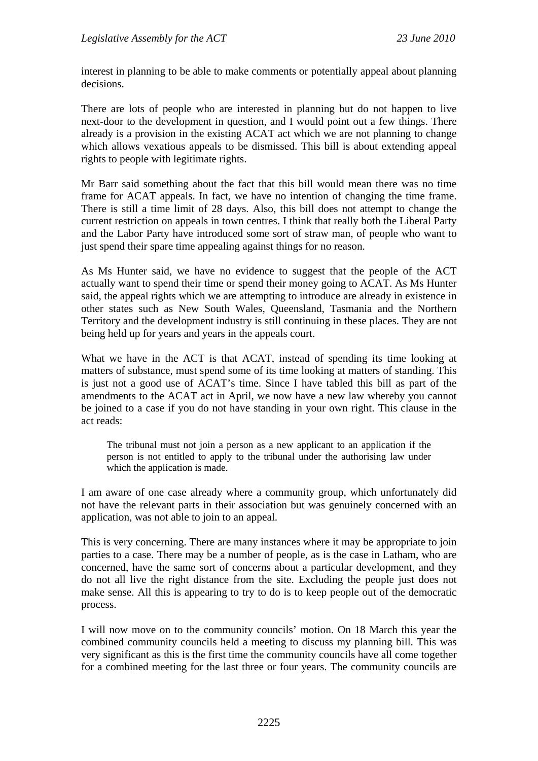interest in planning to be able to make comments or potentially appeal about planning decisions.

There are lots of people who are interested in planning but do not happen to live next-door to the development in question, and I would point out a few things. There already is a provision in the existing ACAT act which we are not planning to change which allows vexatious appeals to be dismissed. This bill is about extending appeal rights to people with legitimate rights.

Mr Barr said something about the fact that this bill would mean there was no time frame for ACAT appeals. In fact, we have no intention of changing the time frame. There is still a time limit of 28 days. Also, this bill does not attempt to change the current restriction on appeals in town centres. I think that really both the Liberal Party and the Labor Party have introduced some sort of straw man, of people who want to just spend their spare time appealing against things for no reason.

As Ms Hunter said, we have no evidence to suggest that the people of the ACT actually want to spend their time or spend their money going to ACAT. As Ms Hunter said, the appeal rights which we are attempting to introduce are already in existence in other states such as New South Wales, Queensland, Tasmania and the Northern Territory and the development industry is still continuing in these places. They are not being held up for years and years in the appeals court.

What we have in the ACT is that ACAT, instead of spending its time looking at matters of substance, must spend some of its time looking at matters of standing. This is just not a good use of ACAT's time. Since I have tabled this bill as part of the amendments to the ACAT act in April, we now have a new law whereby you cannot be joined to a case if you do not have standing in your own right. This clause in the act reads:

> The tribunal must not join a person as a new applicant to an application if the person is not entitled to apply to the tribunal under the authorising law under which the application is made.

I am aware of one case already where a community group, which unfortunately did not have the relevant parts in their association but was genuinely concerned with an application, was not able to join to an appeal.

This is very concerning. There are many instances where it may be appropriate to join parties to a case. There may be a number of people, as is the case in Latham, who are concerned, have the same sort of concerns about a particular development, and they do not all live the right distance from the site. Excluding the people just does not make sense. All this is appearing to try to do is to keep people out of the democratic process.

I will now move on to the community councils' motion. On 18 March this year the combined community councils held a meeting to discuss my planning bill. This was very significant as this is the first time the community councils have all come together for a combined meeting for the last three or four years. The community councils are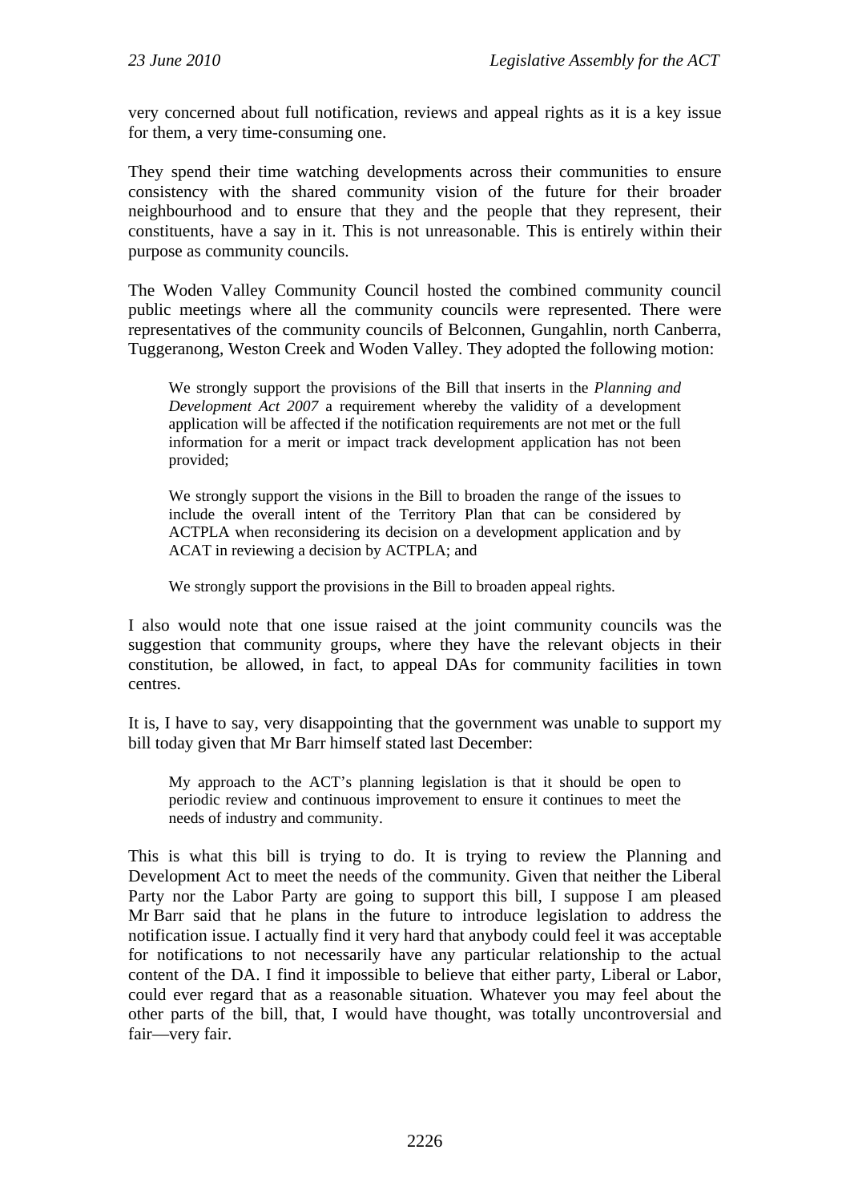very concerned about full notification, reviews and appeal rights as it is a key issue for them, a very time-consuming one.

They spend their time watching developments across their communities to ensure consistency with the shared community vision of the future for their broader neighbourhood and to ensure that they and the people that they represent, their constituents, have a say in it. This is not unreasonable. This is entirely within their purpose as community councils.

The Woden Valley Community Council hosted the combined community council public meetings where all the community councils were represented. There were representatives of the community councils of Belconnen, Gungahlin, north Canberra, Tuggeranong, Weston Creek and Woden Valley. They adopted the following motion:

> We strongly support the provisions of the Bill that inserts in the *Planning and Development Act 2007* a requirement whereby the validity of a development application will be affected if the notification requirements are not met or the full information for a merit or impact track development application has not been provided;
>
> We strongly support the visions in the Bill to broaden the range of the issues to include the overall intent of the Territory Plan that can be considered by ACTPLA when reconsidering its decision on a development application and by ACAT in reviewing a decision by ACTPLA; and
>
> We strongly support the provisions in the Bill to broaden appeal rights.

I also would note that one issue raised at the joint community councils was the suggestion that community groups, where they have the relevant objects in their constitution, be allowed, in fact, to appeal DAs for community facilities in town centres.

It is, I have to say, very disappointing that the government was unable to support my bill today given that Mr Barr himself stated last December:

> My approach to the ACT's planning legislation is that it should be open to periodic review and continuous improvement to ensure it continues to meet the needs of industry and community.

This is what this bill is trying to do. It is trying to review the Planning and Development Act to meet the needs of the community. Given that neither the Liberal Party nor the Labor Party are going to support this bill, I suppose I am pleased Mr Barr said that he plans in the future to introduce legislation to address the notification issue. I actually find it very hard that anybody could feel it was acceptable for notifications to not necessarily have any particular relationship to the actual content of the DA. I find it impossible to believe that either party, Liberal or Labor, could ever regard that as a reasonable situation. Whatever you may feel about the other parts of the bill, that, I would have thought, was totally uncontroversial and fair—very fair.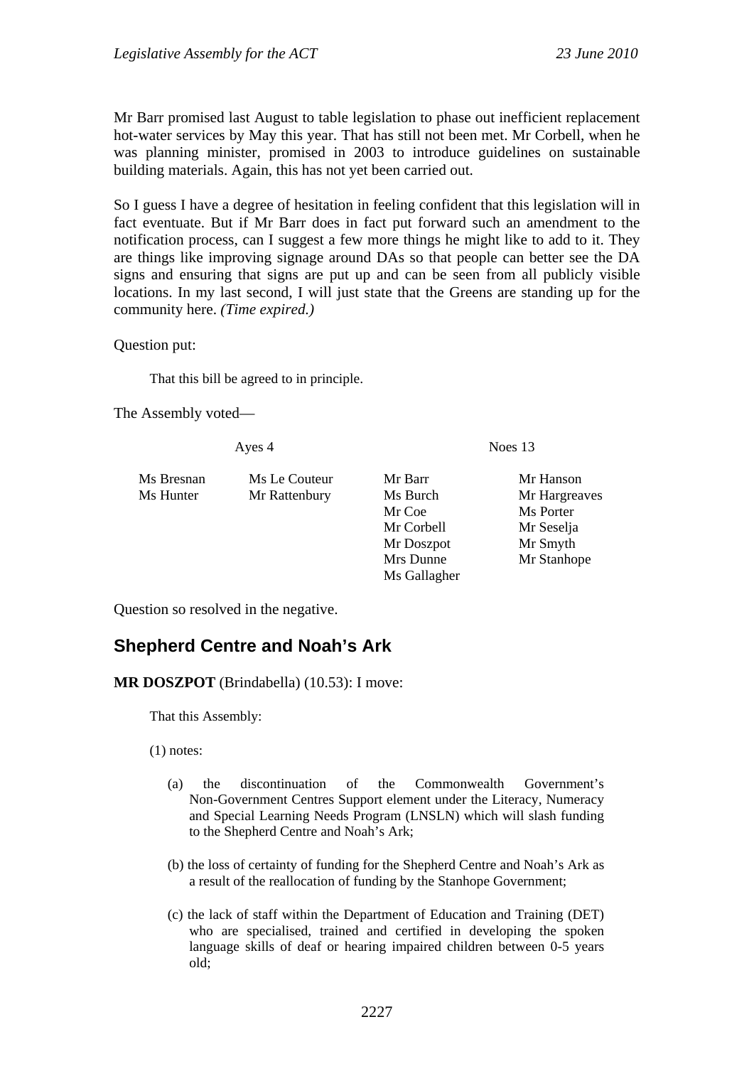Mr Barr promised last August to table legislation to phase out inefficient replacement hot-water services by May this year. That has still not been met. Mr Corbell, when he was planning minister, promised in 2003 to introduce guidelines on sustainable building materials. Again, this has not yet been carried out.

So I guess I have a degree of hesitation in feeling confident that this legislation will in fact eventuate. But if Mr Barr does in fact put forward such an amendment to the notification process, can I suggest a few more things he might like to add to it. They are things like improving signage around DAs so that people can better see the DA signs and ensuring that signs are put up and can be seen from all publicly visible locations. In my last second, I will just state that the Greens are standing up for the community here. *(Time expired.)*

Question put:

> That this bill be agreed to in principle.

The Assembly voted—

| Ayes 4 | | Noes 13 | |
|---|---|---|---|
| Ms Bresnan | Ms Le Couteur | Mr Barr | Mr Hanson |
| Ms Hunter | Mr Rattenbury | Ms Burch | Mr Hargreaves |
| | | Mr Coe | Ms Porter |
| | | Mr Corbell | Mr Seselja |
| | | Mr Doszpot | Mr Smyth |
| | | Mrs Dunne | Mr Stanhope |
| | | Ms Gallagher | |

Question so resolved in the negative.

## Shepherd Centre and Noah's Ark

**MR DOSZPOT** (Brindabella) (10.53): I move:

> That this Assembly:
>
> (1) notes:
>
> (a) the discontinuation of the Commonwealth Government's Non-Government Centres Support element under the Literacy, Numeracy and Special Learning Needs Program (LNSLN) which will slash funding to the Shepherd Centre and Noah's Ark;
>
> (b) the loss of certainty of funding for the Shepherd Centre and Noah's Ark as a result of the reallocation of funding by the Stanhope Government;
>
> (c) the lack of staff within the Department of Education and Training (DET) who are specialised, trained and certified in developing the spoken language skills of deaf or hearing impaired children between 0-5 years old;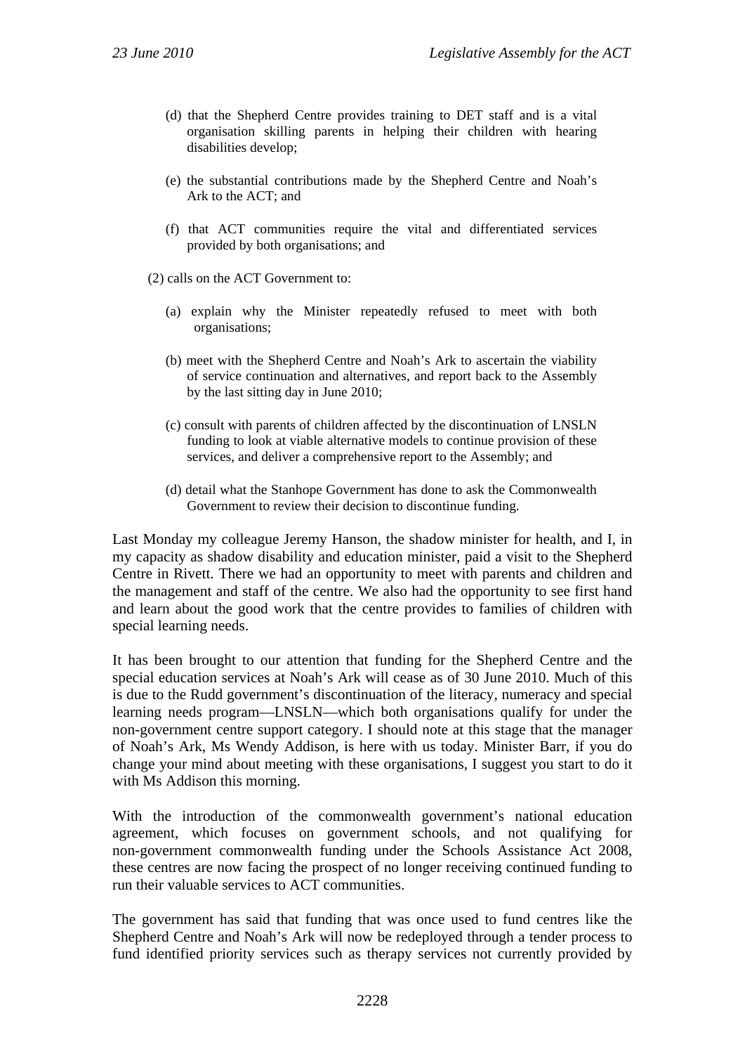(d) that the Shepherd Centre provides training to DET staff and is a vital organisation skilling parents in helping their children with hearing disabilities develop;

(e) the substantial contributions made by the Shepherd Centre and Noah's Ark to the ACT; and

(f) that ACT communities require the vital and differentiated services provided by both organisations; and

(2) calls on the ACT Government to:

(a) explain why the Minister repeatedly refused to meet with both organisations;

(b) meet with the Shepherd Centre and Noah's Ark to ascertain the viability of service continuation and alternatives, and report back to the Assembly by the last sitting day in June 2010;

(c) consult with parents of children affected by the discontinuation of LNSLN funding to look at viable alternative models to continue provision of these services, and deliver a comprehensive report to the Assembly; and

(d) detail what the Stanhope Government has done to ask the Commonwealth Government to review their decision to discontinue funding.

Last Monday my colleague Jeremy Hanson, the shadow minister for health, and I, in my capacity as shadow disability and education minister, paid a visit to the Shepherd Centre in Rivett. There we had an opportunity to meet with parents and children and the management and staff of the centre. We also had the opportunity to see first hand and learn about the good work that the centre provides to families of children with special learning needs.

It has been brought to our attention that funding for the Shepherd Centre and the special education services at Noah's Ark will cease as of 30 June 2010. Much of this is due to the Rudd government's discontinuation of the literacy, numeracy and special learning needs program—LNSLN—which both organisations qualify for under the non-government centre support category. I should note at this stage that the manager of Noah's Ark, Ms Wendy Addison, is here with us today. Minister Barr, if you do change your mind about meeting with these organisations, I suggest you start to do it with Ms Addison this morning.

With the introduction of the commonwealth government's national education agreement, which focuses on government schools, and not qualifying for non-government commonwealth funding under the Schools Assistance Act 2008, these centres are now facing the prospect of no longer receiving continued funding to run their valuable services to ACT communities.

The government has said that funding that was once used to fund centres like the Shepherd Centre and Noah's Ark will now be redeployed through a tender process to fund identified priority services such as therapy services not currently provided by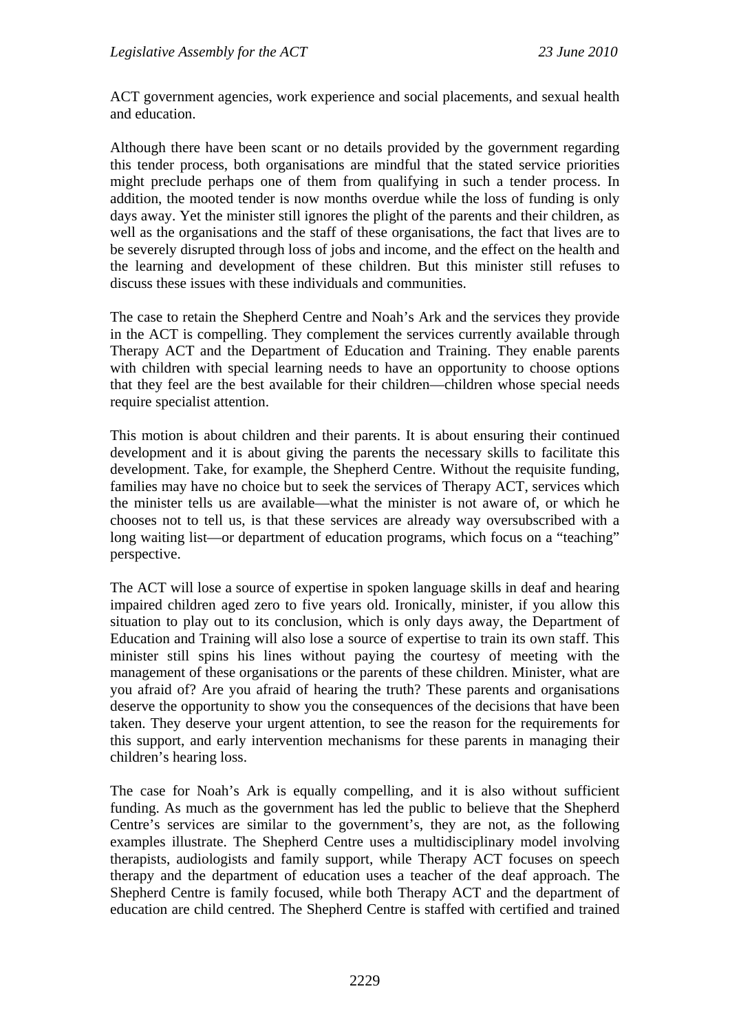ACT government agencies, work experience and social placements, and sexual health and education.

Although there have been scant or no details provided by the government regarding this tender process, both organisations are mindful that the stated service priorities might preclude perhaps one of them from qualifying in such a tender process. In addition, the mooted tender is now months overdue while the loss of funding is only days away. Yet the minister still ignores the plight of the parents and their children, as well as the organisations and the staff of these organisations, the fact that lives are to be severely disrupted through loss of jobs and income, and the effect on the health and the learning and development of these children. But this minister still refuses to discuss these issues with these individuals and communities.

The case to retain the Shepherd Centre and Noah's Ark and the services they provide in the ACT is compelling. They complement the services currently available through Therapy ACT and the Department of Education and Training. They enable parents with children with special learning needs to have an opportunity to choose options that they feel are the best available for their children—children whose special needs require specialist attention.

This motion is about children and their parents. It is about ensuring their continued development and it is about giving the parents the necessary skills to facilitate this development. Take, for example, the Shepherd Centre. Without the requisite funding, families may have no choice but to seek the services of Therapy ACT, services which the minister tells us are available—what the minister is not aware of, or which he chooses not to tell us, is that these services are already way oversubscribed with a long waiting list—or department of education programs, which focus on a "teaching" perspective.

The ACT will lose a source of expertise in spoken language skills in deaf and hearing impaired children aged zero to five years old. Ironically, minister, if you allow this situation to play out to its conclusion, which is only days away, the Department of Education and Training will also lose a source of expertise to train its own staff. This minister still spins his lines without paying the courtesy of meeting with the management of these organisations or the parents of these children. Minister, what are you afraid of? Are you afraid of hearing the truth? These parents and organisations deserve the opportunity to show you the consequences of the decisions that have been taken. They deserve your urgent attention, to see the reason for the requirements for this support, and early intervention mechanisms for these parents in managing their children's hearing loss.

The case for Noah's Ark is equally compelling, and it is also without sufficient funding. As much as the government has led the public to believe that the Shepherd Centre's services are similar to the government's, they are not, as the following examples illustrate. The Shepherd Centre uses a multidisciplinary model involving therapists, audiologists and family support, while Therapy ACT focuses on speech therapy and the department of education uses a teacher of the deaf approach. The Shepherd Centre is family focused, while both Therapy ACT and the department of education are child centred. The Shepherd Centre is staffed with certified and trained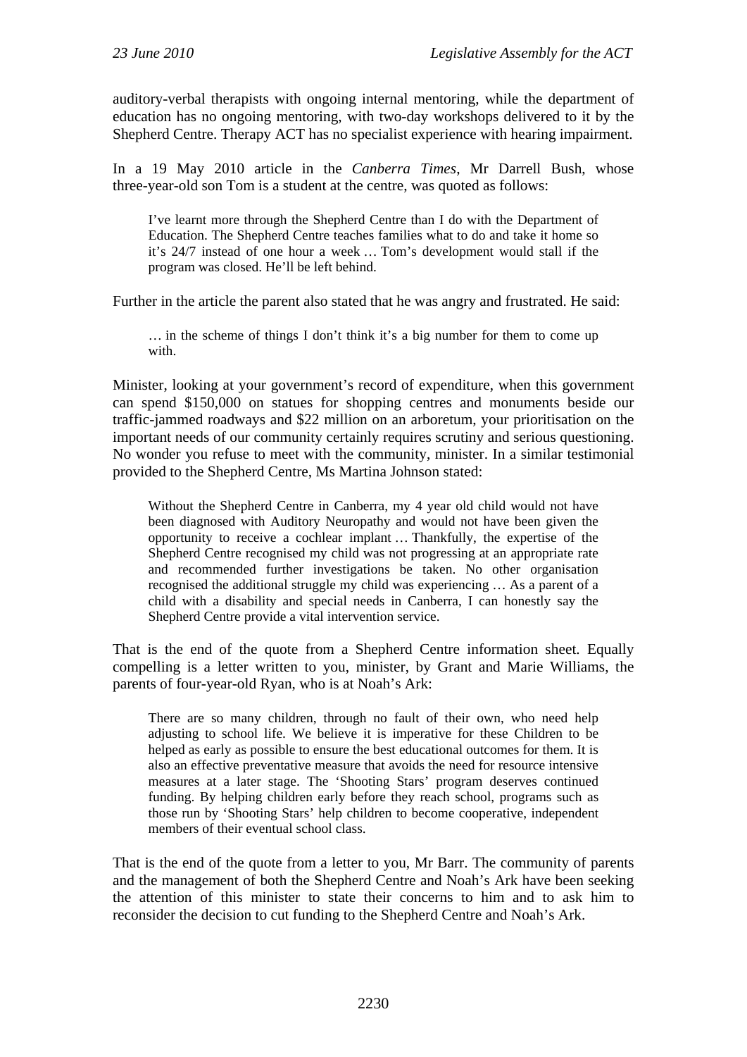auditory-verbal therapists with ongoing internal mentoring, while the department of education has no ongoing mentoring, with two-day workshops delivered to it by the Shepherd Centre. Therapy ACT has no specialist experience with hearing impairment.

In a 19 May 2010 article in the *Canberra Times*, Mr Darrell Bush, whose three-year-old son Tom is a student at the centre, was quoted as follows:

> I've learnt more through the Shepherd Centre than I do with the Department of Education. The Shepherd Centre teaches families what to do and take it home so it's 24/7 instead of one hour a week … Tom's development would stall if the program was closed. He'll be left behind.

Further in the article the parent also stated that he was angry and frustrated. He said:

> … in the scheme of things I don't think it's a big number for them to come up with.

Minister, looking at your government's record of expenditure, when this government can spend $150,000 on statues for shopping centres and monuments beside our traffic-jammed roadways and $22 million on an arboretum, your prioritisation on the important needs of our community certainly requires scrutiny and serious questioning. No wonder you refuse to meet with the community, minister. In a similar testimonial provided to the Shepherd Centre, Ms Martina Johnson stated:

> Without the Shepherd Centre in Canberra, my 4 year old child would not have been diagnosed with Auditory Neuropathy and would not have been given the opportunity to receive a cochlear implant … Thankfully, the expertise of the Shepherd Centre recognised my child was not progressing at an appropriate rate and recommended further investigations be taken. No other organisation recognised the additional struggle my child was experiencing … As a parent of a child with a disability and special needs in Canberra, I can honestly say the Shepherd Centre provide a vital intervention service.

That is the end of the quote from a Shepherd Centre information sheet. Equally compelling is a letter written to you, minister, by Grant and Marie Williams, the parents of four-year-old Ryan, who is at Noah's Ark:

> There are so many children, through no fault of their own, who need help adjusting to school life. We believe it is imperative for these Children to be helped as early as possible to ensure the best educational outcomes for them. It is also an effective preventative measure that avoids the need for resource intensive measures at a later stage. The 'Shooting Stars' program deserves continued funding. By helping children early before they reach school, programs such as those run by 'Shooting Stars' help children to become cooperative, independent members of their eventual school class.

That is the end of the quote from a letter to you, Mr Barr. The community of parents and the management of both the Shepherd Centre and Noah's Ark have been seeking the attention of this minister to state their concerns to him and to ask him to reconsider the decision to cut funding to the Shepherd Centre and Noah's Ark.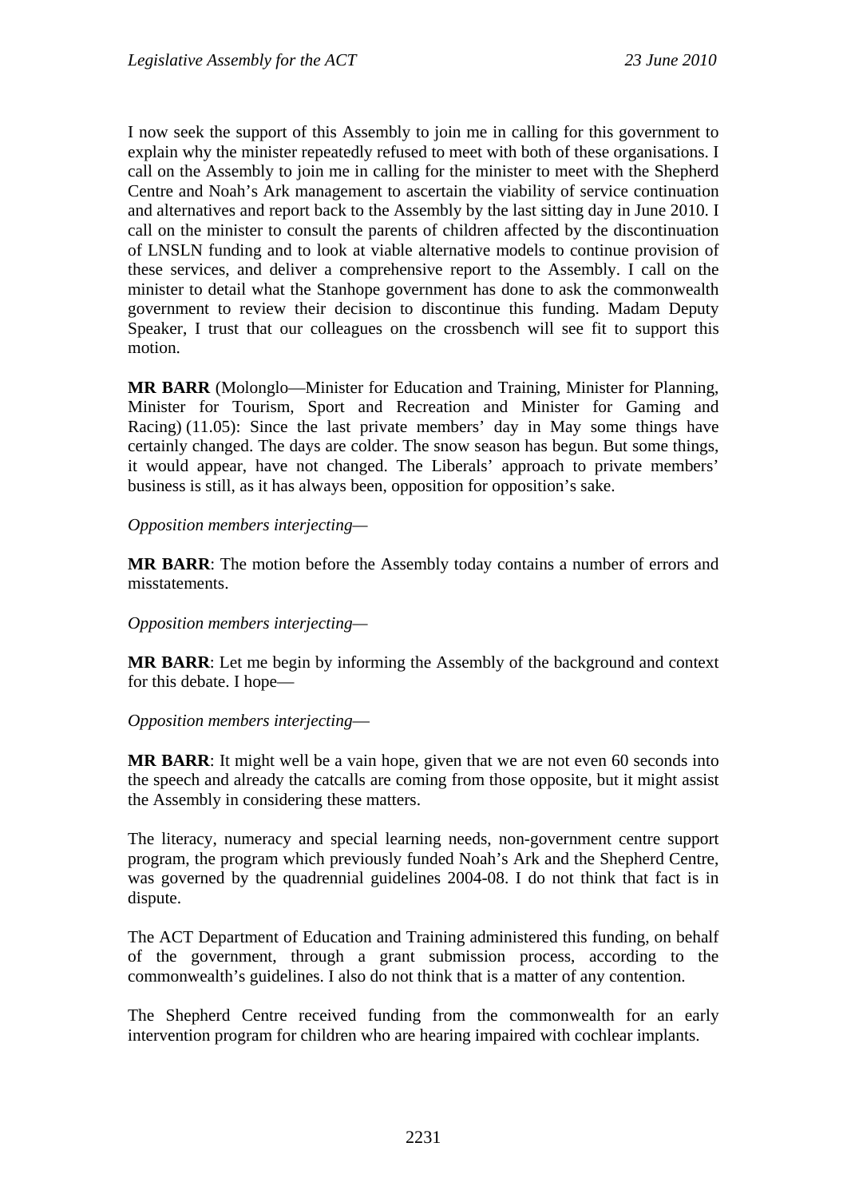I now seek the support of this Assembly to join me in calling for this government to explain why the minister repeatedly refused to meet with both of these organisations. I call on the Assembly to join me in calling for the minister to meet with the Shepherd Centre and Noah's Ark management to ascertain the viability of service continuation and alternatives and report back to the Assembly by the last sitting day in June 2010. I call on the minister to consult the parents of children affected by the discontinuation of LNSLN funding and to look at viable alternative models to continue provision of these services, and deliver a comprehensive report to the Assembly. I call on the minister to detail what the Stanhope government has done to ask the commonwealth government to review their decision to discontinue this funding. Madam Deputy Speaker, I trust that our colleagues on the crossbench will see fit to support this motion.

**MR BARR** (Molonglo—Minister for Education and Training, Minister for Planning, Minister for Tourism, Sport and Recreation and Minister for Gaming and Racing) (11.05): Since the last private members' day in May some things have certainly changed. The days are colder. The snow season has begun. But some things, it would appear, have not changed. The Liberals' approach to private members' business is still, as it has always been, opposition for opposition's sake.

*Opposition members interjecting*—

**MR BARR**: The motion before the Assembly today contains a number of errors and misstatements.

*Opposition members interjecting*—

**MR BARR**: Let me begin by informing the Assembly of the background and context for this debate. I hope—

*Opposition members interjecting*—

**MR BARR**: It might well be a vain hope, given that we are not even 60 seconds into the speech and already the catcalls are coming from those opposite, but it might assist the Assembly in considering these matters.

The literacy, numeracy and special learning needs, non-government centre support program, the program which previously funded Noah's Ark and the Shepherd Centre, was governed by the quadrennial guidelines 2004-08. I do not think that fact is in dispute.

The ACT Department of Education and Training administered this funding, on behalf of the government, through a grant submission process, according to the commonwealth's guidelines. I also do not think that is a matter of any contention.

The Shepherd Centre received funding from the commonwealth for an early intervention program for children who are hearing impaired with cochlear implants.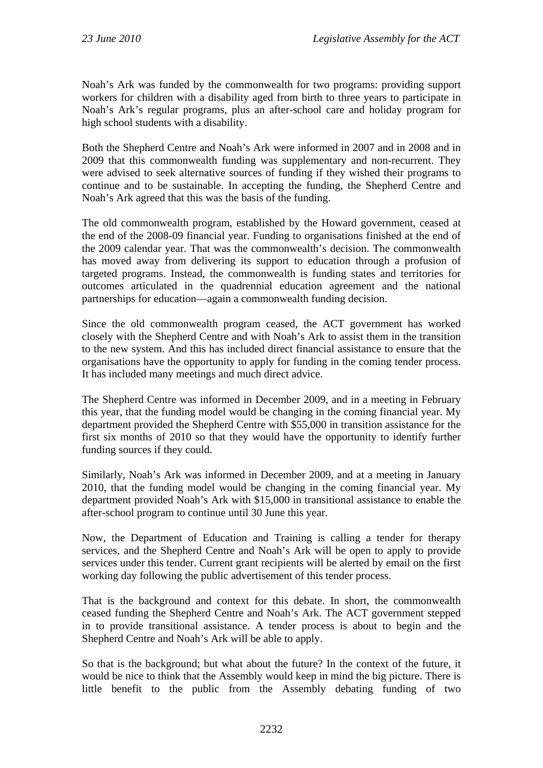Noah's Ark was funded by the commonwealth for two programs: providing support workers for children with a disability aged from birth to three years to participate in Noah's Ark's regular programs, plus an after-school care and holiday program for high school students with a disability.

Both the Shepherd Centre and Noah's Ark were informed in 2007 and in 2008 and in 2009 that this commonwealth funding was supplementary and non-recurrent. They were advised to seek alternative sources of funding if they wished their programs to continue and to be sustainable. In accepting the funding, the Shepherd Centre and Noah's Ark agreed that this was the basis of the funding.

The old commonwealth program, established by the Howard government, ceased at the end of the 2008-09 financial year. Funding to organisations finished at the end of the 2009 calendar year. That was the commonwealth's decision. The commonwealth has moved away from delivering its support to education through a profusion of targeted programs. Instead, the commonwealth is funding states and territories for outcomes articulated in the quadrennial education agreement and the national partnerships for education—again a commonwealth funding decision.

Since the old commonwealth program ceased, the ACT government has worked closely with the Shepherd Centre and with Noah's Ark to assist them in the transition to the new system. And this has included direct financial assistance to ensure that the organisations have the opportunity to apply for funding in the coming tender process. It has included many meetings and much direct advice.

The Shepherd Centre was informed in December 2009, and in a meeting in February this year, that the funding model would be changing in the coming financial year. My department provided the Shepherd Centre with $55,000 in transition assistance for the first six months of 2010 so that they would have the opportunity to identify further funding sources if they could.

Similarly, Noah's Ark was informed in December 2009, and at a meeting in January 2010, that the funding model would be changing in the coming financial year. My department provided Noah's Ark with $15,000 in transitional assistance to enable the after-school program to continue until 30 June this year.

Now, the Department of Education and Training is calling a tender for therapy services, and the Shepherd Centre and Noah's Ark will be open to apply to provide services under this tender. Current grant recipients will be alerted by email on the first working day following the public advertisement of this tender process.

That is the background and context for this debate. In short, the commonwealth ceased funding the Shepherd Centre and Noah's Ark. The ACT government stepped in to provide transitional assistance. A tender process is about to begin and the Shepherd Centre and Noah's Ark will be able to apply.

So that is the background; but what about the future? In the context of the future, it would be nice to think that the Assembly would keep in mind the big picture. There is little benefit to the public from the Assembly debating funding of two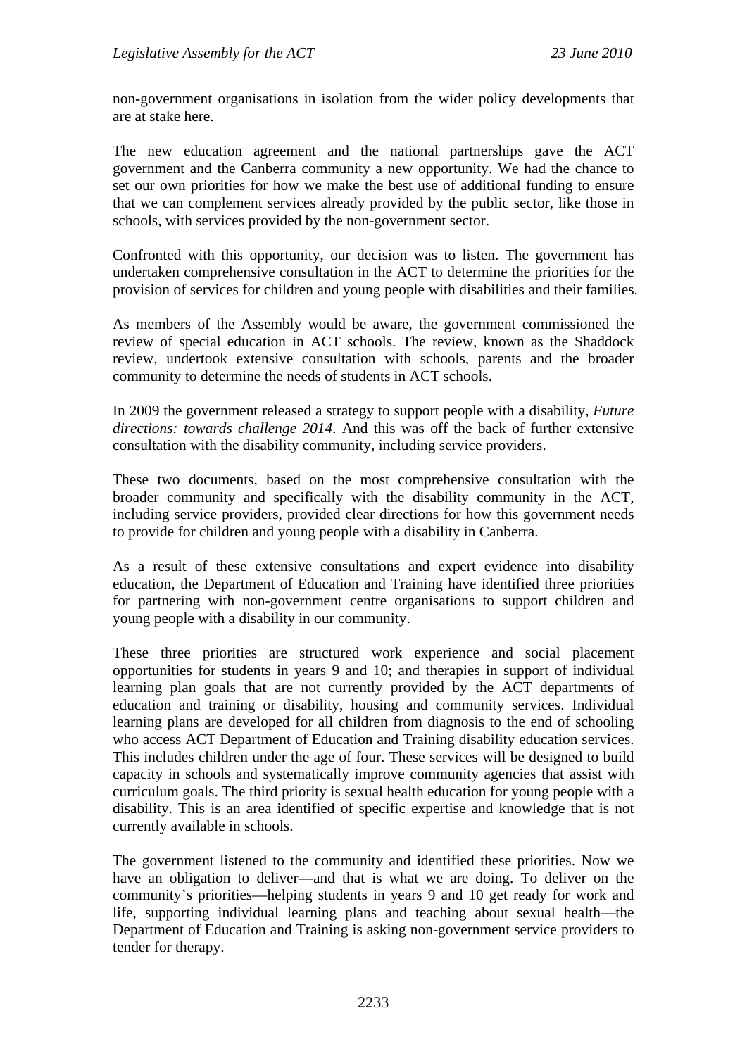non-government organisations in isolation from the wider policy developments that are at stake here.

The new education agreement and the national partnerships gave the ACT government and the Canberra community a new opportunity. We had the chance to set our own priorities for how we make the best use of additional funding to ensure that we can complement services already provided by the public sector, like those in schools, with services provided by the non-government sector.

Confronted with this opportunity, our decision was to listen. The government has undertaken comprehensive consultation in the ACT to determine the priorities for the provision of services for children and young people with disabilities and their families.

As members of the Assembly would be aware, the government commissioned the review of special education in ACT schools. The review, known as the Shaddock review, undertook extensive consultation with schools, parents and the broader community to determine the needs of students in ACT schools.

In 2009 the government released a strategy to support people with a disability, *Future directions: towards challenge 2014*. And this was off the back of further extensive consultation with the disability community, including service providers.

These two documents, based on the most comprehensive consultation with the broader community and specifically with the disability community in the ACT, including service providers, provided clear directions for how this government needs to provide for children and young people with a disability in Canberra.

As a result of these extensive consultations and expert evidence into disability education, the Department of Education and Training have identified three priorities for partnering with non-government centre organisations to support children and young people with a disability in our community.

These three priorities are structured work experience and social placement opportunities for students in years 9 and 10; and therapies in support of individual learning plan goals that are not currently provided by the ACT departments of education and training or disability, housing and community services. Individual learning plans are developed for all children from diagnosis to the end of schooling who access ACT Department of Education and Training disability education services. This includes children under the age of four. These services will be designed to build capacity in schools and systematically improve community agencies that assist with curriculum goals. The third priority is sexual health education for young people with a disability. This is an area identified of specific expertise and knowledge that is not currently available in schools.

The government listened to the community and identified these priorities. Now we have an obligation to deliver—and that is what we are doing. To deliver on the community's priorities—helping students in years 9 and 10 get ready for work and life, supporting individual learning plans and teaching about sexual health—the Department of Education and Training is asking non-government service providers to tender for therapy.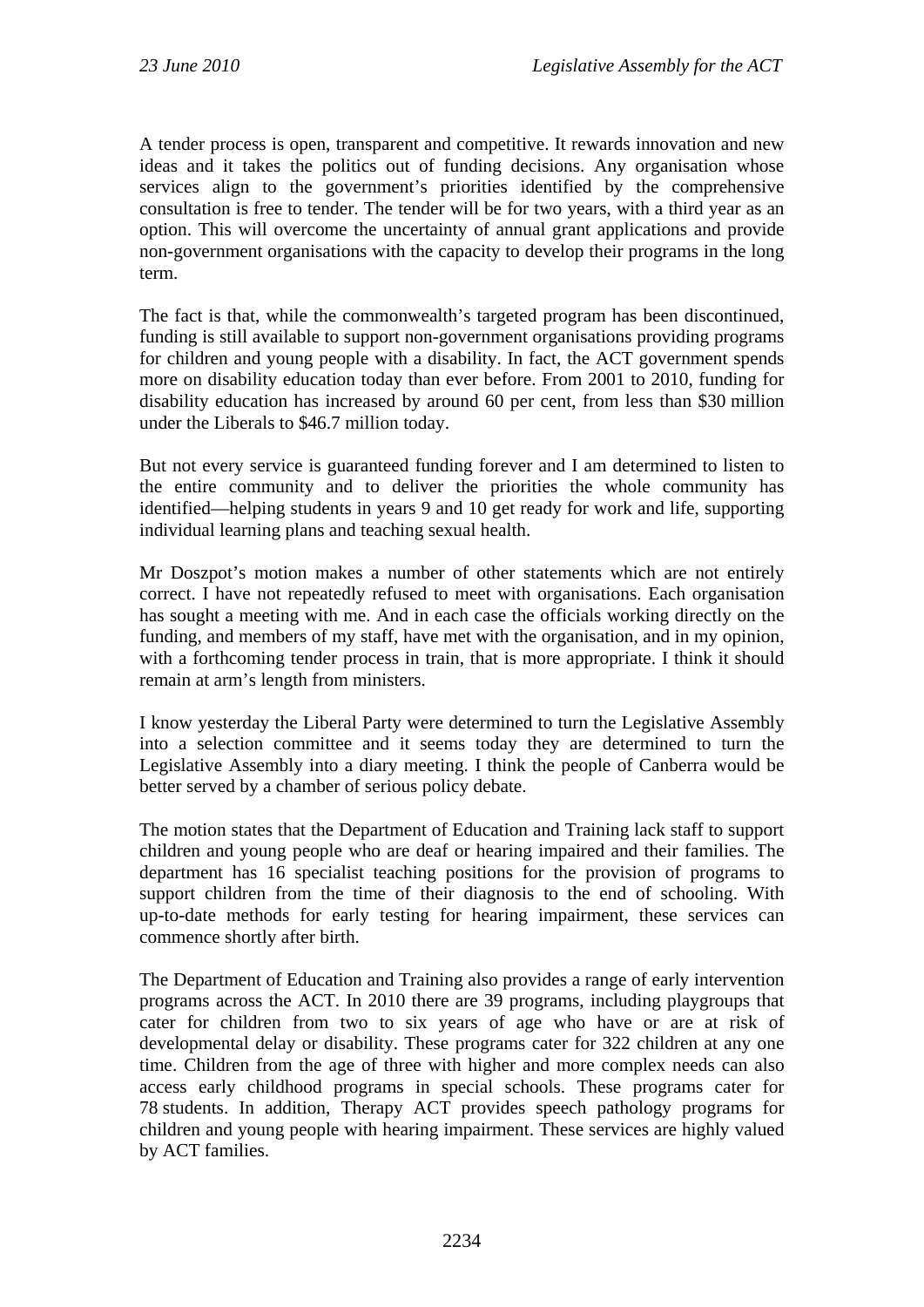A tender process is open, transparent and competitive. It rewards innovation and new ideas and it takes the politics out of funding decisions. Any organisation whose services align to the government's priorities identified by the comprehensive consultation is free to tender. The tender will be for two years, with a third year as an option. This will overcome the uncertainty of annual grant applications and provide non-government organisations with the capacity to develop their programs in the long term.

The fact is that, while the commonwealth's targeted program has been discontinued, funding is still available to support non-government organisations providing programs for children and young people with a disability. In fact, the ACT government spends more on disability education today than ever before. From 2001 to 2010, funding for disability education has increased by around 60 per cent, from less than \$30 million under the Liberals to \$46.7 million today.

But not every service is guaranteed funding forever and I am determined to listen to the entire community and to deliver the priorities the whole community has identified—helping students in years 9 and 10 get ready for work and life, supporting individual learning plans and teaching sexual health.

Mr Doszpot's motion makes a number of other statements which are not entirely correct. I have not repeatedly refused to meet with organisations. Each organisation has sought a meeting with me. And in each case the officials working directly on the funding, and members of my staff, have met with the organisation, and in my opinion, with a forthcoming tender process in train, that is more appropriate. I think it should remain at arm's length from ministers.

I know yesterday the Liberal Party were determined to turn the Legislative Assembly into a selection committee and it seems today they are determined to turn the Legislative Assembly into a diary meeting. I think the people of Canberra would be better served by a chamber of serious policy debate.

The motion states that the Department of Education and Training lack staff to support children and young people who are deaf or hearing impaired and their families. The department has 16 specialist teaching positions for the provision of programs to support children from the time of their diagnosis to the end of schooling. With up-to-date methods for early testing for hearing impairment, these services can commence shortly after birth.

The Department of Education and Training also provides a range of early intervention programs across the ACT. In 2010 there are 39 programs, including playgroups that cater for children from two to six years of age who have or are at risk of developmental delay or disability. These programs cater for 322 children at any one time. Children from the age of three with higher and more complex needs can also access early childhood programs in special schools. These programs cater for 78 students. In addition, Therapy ACT provides speech pathology programs for children and young people with hearing impairment. These services are highly valued by ACT families.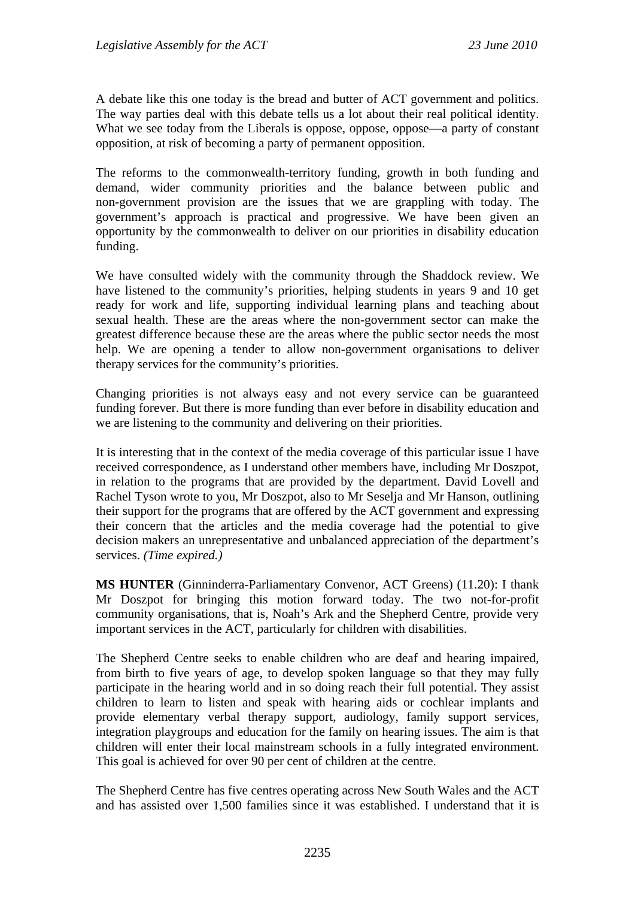A debate like this one today is the bread and butter of ACT government and politics. The way parties deal with this debate tells us a lot about their real political identity. What we see today from the Liberals is oppose, oppose, oppose—a party of constant opposition, at risk of becoming a party of permanent opposition.

The reforms to the commonwealth-territory funding, growth in both funding and demand, wider community priorities and the balance between public and non-government provision are the issues that we are grappling with today. The government's approach is practical and progressive. We have been given an opportunity by the commonwealth to deliver on our priorities in disability education funding.

We have consulted widely with the community through the Shaddock review. We have listened to the community's priorities, helping students in years 9 and 10 get ready for work and life, supporting individual learning plans and teaching about sexual health. These are the areas where the non-government sector can make the greatest difference because these are the areas where the public sector needs the most help. We are opening a tender to allow non-government organisations to deliver therapy services for the community's priorities.

Changing priorities is not always easy and not every service can be guaranteed funding forever. But there is more funding than ever before in disability education and we are listening to the community and delivering on their priorities.

It is interesting that in the context of the media coverage of this particular issue I have received correspondence, as I understand other members have, including Mr Doszpot, in relation to the programs that are provided by the department. David Lovell and Rachel Tyson wrote to you, Mr Doszpot, also to Mr Seselja and Mr Hanson, outlining their support for the programs that are offered by the ACT government and expressing their concern that the articles and the media coverage had the potential to give decision makers an unrepresentative and unbalanced appreciation of the department's services. *(Time expired.)*

**MS HUNTER** (Ginninderra-Parliamentary Convenor, ACT Greens) (11.20): I thank Mr Doszpot for bringing this motion forward today. The two not-for-profit community organisations, that is, Noah's Ark and the Shepherd Centre, provide very important services in the ACT, particularly for children with disabilities.

The Shepherd Centre seeks to enable children who are deaf and hearing impaired, from birth to five years of age, to develop spoken language so that they may fully participate in the hearing world and in so doing reach their full potential. They assist children to learn to listen and speak with hearing aids or cochlear implants and provide elementary verbal therapy support, audiology, family support services, integration playgroups and education for the family on hearing issues. The aim is that children will enter their local mainstream schools in a fully integrated environment. This goal is achieved for over 90 per cent of children at the centre.

The Shepherd Centre has five centres operating across New South Wales and the ACT and has assisted over 1,500 families since it was established. I understand that it is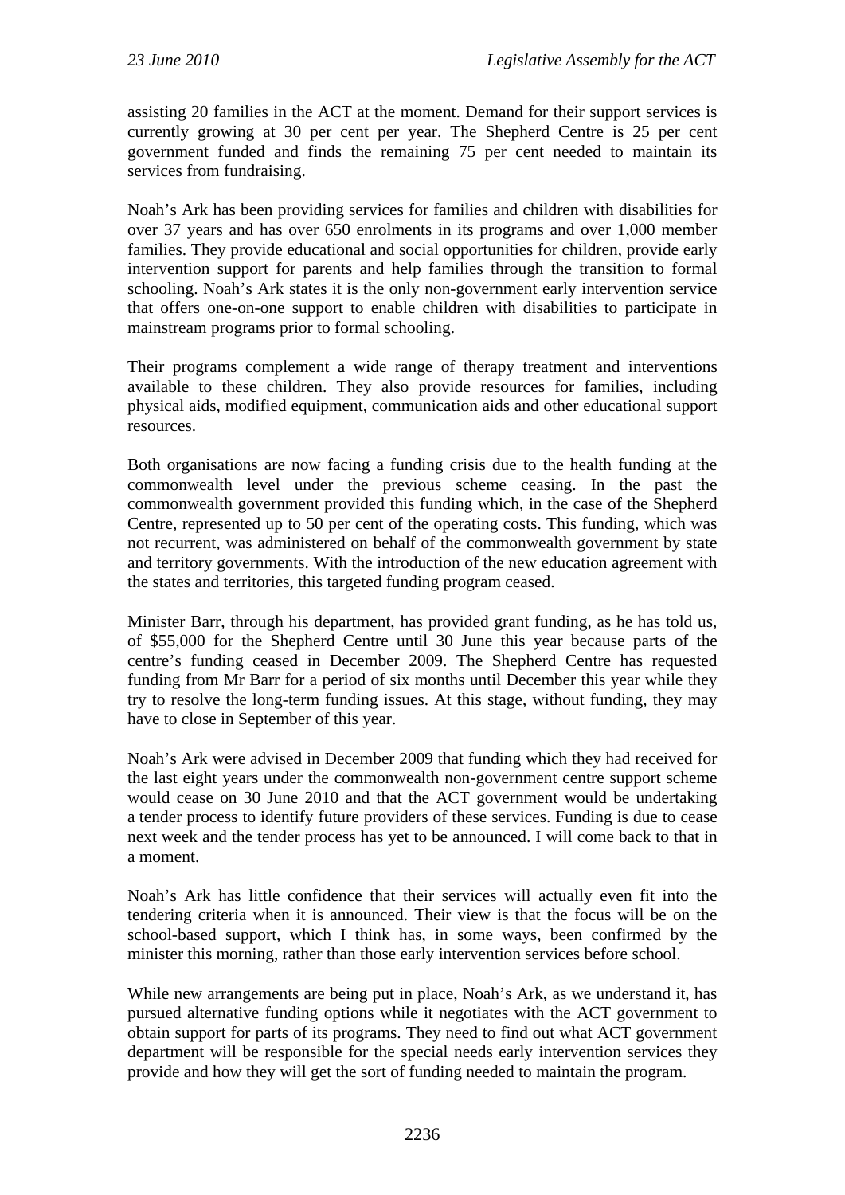assisting 20 families in the ACT at the moment. Demand for their support services is currently growing at 30 per cent per year. The Shepherd Centre is 25 per cent government funded and finds the remaining 75 per cent needed to maintain its services from fundraising.

Noah's Ark has been providing services for families and children with disabilities for over 37 years and has over 650 enrolments in its programs and over 1,000 member families. They provide educational and social opportunities for children, provide early intervention support for parents and help families through the transition to formal schooling. Noah's Ark states it is the only non-government early intervention service that offers one-on-one support to enable children with disabilities to participate in mainstream programs prior to formal schooling.

Their programs complement a wide range of therapy treatment and interventions available to these children. They also provide resources for families, including physical aids, modified equipment, communication aids and other educational support resources.

Both organisations are now facing a funding crisis due to the health funding at the commonwealth level under the previous scheme ceasing. In the past the commonwealth government provided this funding which, in the case of the Shepherd Centre, represented up to 50 per cent of the operating costs. This funding, which was not recurrent, was administered on behalf of the commonwealth government by state and territory governments. With the introduction of the new education agreement with the states and territories, this targeted funding program ceased.

Minister Barr, through his department, has provided grant funding, as he has told us, of $55,000 for the Shepherd Centre until 30 June this year because parts of the centre's funding ceased in December 2009. The Shepherd Centre has requested funding from Mr Barr for a period of six months until December this year while they try to resolve the long-term funding issues. At this stage, without funding, they may have to close in September of this year.

Noah's Ark were advised in December 2009 that funding which they had received for the last eight years under the commonwealth non-government centre support scheme would cease on 30 June 2010 and that the ACT government would be undertaking a tender process to identify future providers of these services. Funding is due to cease next week and the tender process has yet to be announced. I will come back to that in a moment.

Noah's Ark has little confidence that their services will actually even fit into the tendering criteria when it is announced. Their view is that the focus will be on the school-based support, which I think has, in some ways, been confirmed by the minister this morning, rather than those early intervention services before school.

While new arrangements are being put in place, Noah's Ark, as we understand it, has pursued alternative funding options while it negotiates with the ACT government to obtain support for parts of its programs. They need to find out what ACT government department will be responsible for the special needs early intervention services they provide and how they will get the sort of funding needed to maintain the program.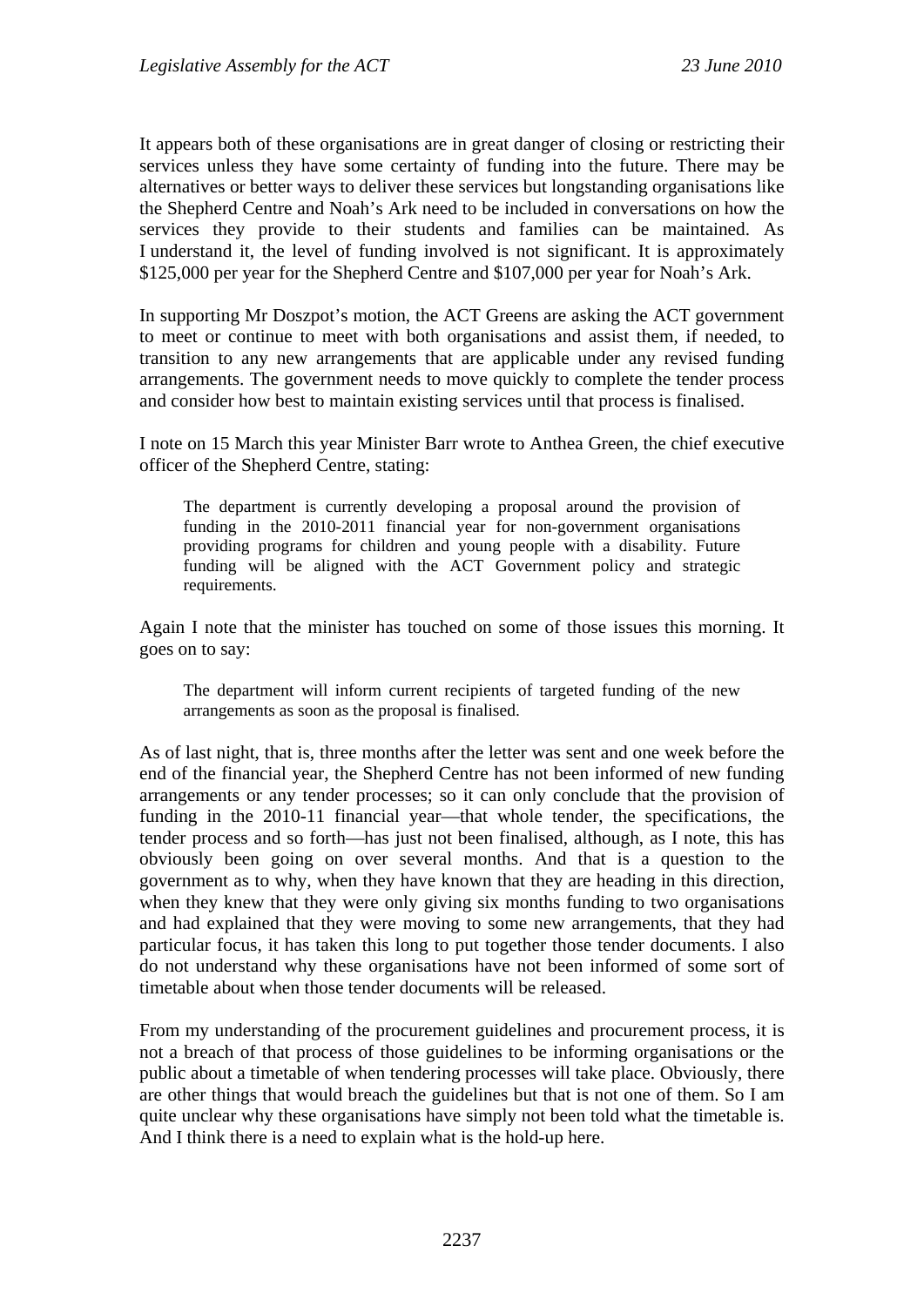It appears both of these organisations are in great danger of closing or restricting their services unless they have some certainty of funding into the future. There may be alternatives or better ways to deliver these services but longstanding organisations like the Shepherd Centre and Noah's Ark need to be included in conversations on how the services they provide to their students and families can be maintained. As I understand it, the level of funding involved is not significant. It is approximately $125,000 per year for the Shepherd Centre and $107,000 per year for Noah's Ark.

In supporting Mr Doszpot's motion, the ACT Greens are asking the ACT government to meet or continue to meet with both organisations and assist them, if needed, to transition to any new arrangements that are applicable under any revised funding arrangements. The government needs to move quickly to complete the tender process and consider how best to maintain existing services until that process is finalised.

I note on 15 March this year Minister Barr wrote to Anthea Green, the chief executive officer of the Shepherd Centre, stating:

> The department is currently developing a proposal around the provision of funding in the 2010-2011 financial year for non-government organisations providing programs for children and young people with a disability. Future funding will be aligned with the ACT Government policy and strategic requirements.

Again I note that the minister has touched on some of those issues this morning. It goes on to say:

> The department will inform current recipients of targeted funding of the new arrangements as soon as the proposal is finalised.

As of last night, that is, three months after the letter was sent and one week before the end of the financial year, the Shepherd Centre has not been informed of new funding arrangements or any tender processes; so it can only conclude that the provision of funding in the 2010-11 financial year—that whole tender, the specifications, the tender process and so forth—has just not been finalised, although, as I note, this has obviously been going on over several months. And that is a question to the government as to why, when they have known that they are heading in this direction, when they knew that they were only giving six months funding to two organisations and had explained that they were moving to some new arrangements, that they had particular focus, it has taken this long to put together those tender documents. I also do not understand why these organisations have not been informed of some sort of timetable about when those tender documents will be released.

From my understanding of the procurement guidelines and procurement process, it is not a breach of that process of those guidelines to be informing organisations or the public about a timetable of when tendering processes will take place. Obviously, there are other things that would breach the guidelines but that is not one of them. So I am quite unclear why these organisations have simply not been told what the timetable is. And I think there is a need to explain what is the hold-up here.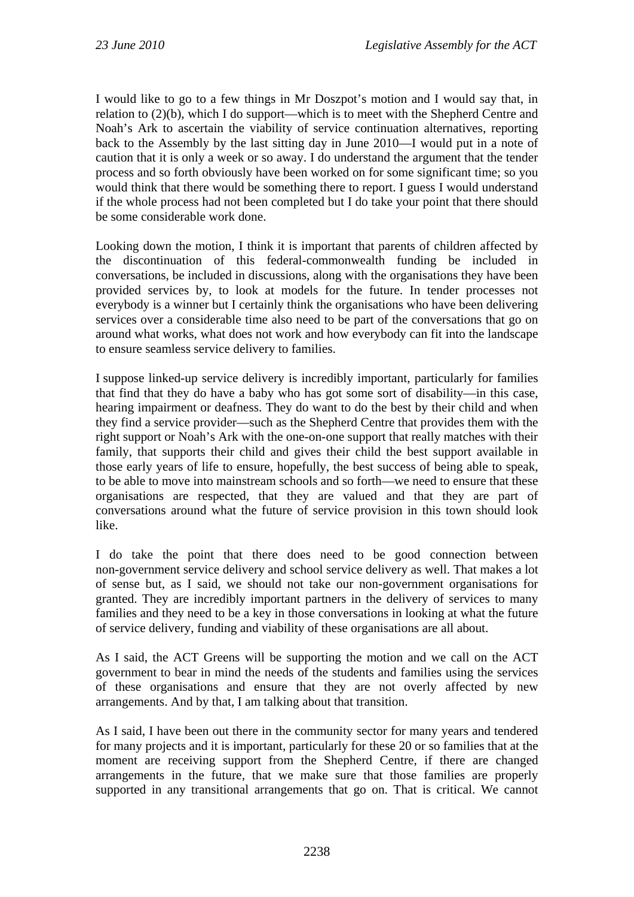I would like to go to a few things in Mr Doszpot's motion and I would say that, in relation to (2)(b), which I do support—which is to meet with the Shepherd Centre and Noah's Ark to ascertain the viability of service continuation alternatives, reporting back to the Assembly by the last sitting day in June 2010—I would put in a note of caution that it is only a week or so away. I do understand the argument that the tender process and so forth obviously have been worked on for some significant time; so you would think that there would be something there to report. I guess I would understand if the whole process had not been completed but I do take your point that there should be some considerable work done.

Looking down the motion, I think it is important that parents of children affected by the discontinuation of this federal-commonwealth funding be included in conversations, be included in discussions, along with the organisations they have been provided services by, to look at models for the future. In tender processes not everybody is a winner but I certainly think the organisations who have been delivering services over a considerable time also need to be part of the conversations that go on around what works, what does not work and how everybody can fit into the landscape to ensure seamless service delivery to families.

I suppose linked-up service delivery is incredibly important, particularly for families that find that they do have a baby who has got some sort of disability—in this case, hearing impairment or deafness. They do want to do the best by their child and when they find a service provider—such as the Shepherd Centre that provides them with the right support or Noah's Ark with the one-on-one support that really matches with their family, that supports their child and gives their child the best support available in those early years of life to ensure, hopefully, the best success of being able to speak, to be able to move into mainstream schools and so forth—we need to ensure that these organisations are respected, that they are valued and that they are part of conversations around what the future of service provision in this town should look like.

I do take the point that there does need to be good connection between non-government service delivery and school service delivery as well. That makes a lot of sense but, as I said, we should not take our non-government organisations for granted. They are incredibly important partners in the delivery of services to many families and they need to be a key in those conversations in looking at what the future of service delivery, funding and viability of these organisations are all about.

As I said, the ACT Greens will be supporting the motion and we call on the ACT government to bear in mind the needs of the students and families using the services of these organisations and ensure that they are not overly affected by new arrangements. And by that, I am talking about that transition.

As I said, I have been out there in the community sector for many years and tendered for many projects and it is important, particularly for these 20 or so families that at the moment are receiving support from the Shepherd Centre, if there are changed arrangements in the future, that we make sure that those families are properly supported in any transitional arrangements that go on. That is critical. We cannot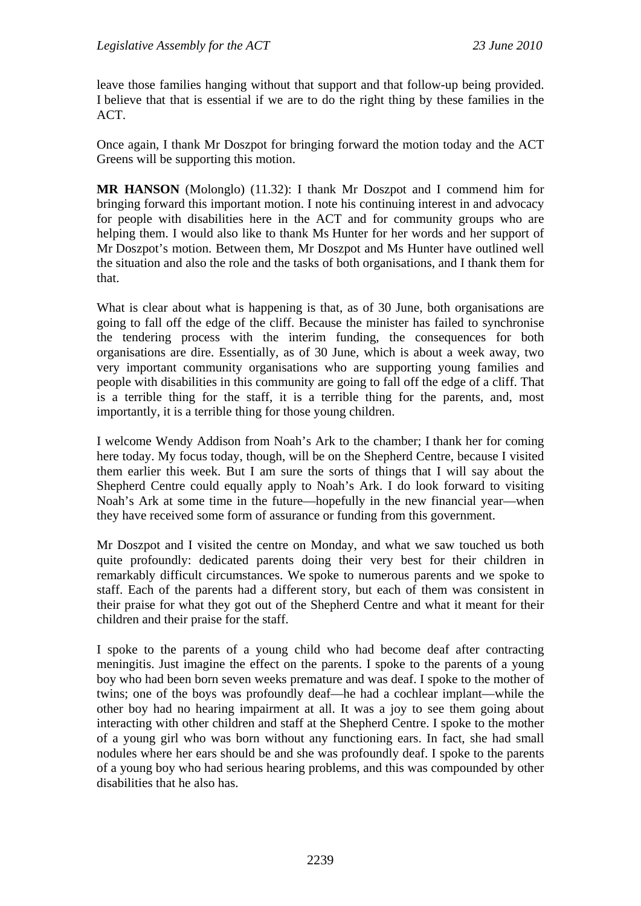leave those families hanging without that support and that follow-up being provided. I believe that that is essential if we are to do the right thing by these families in the ACT.

Once again, I thank Mr Doszpot for bringing forward the motion today and the ACT Greens will be supporting this motion.

**MR HANSON** (Molonglo) (11.32): I thank Mr Doszpot and I commend him for bringing forward this important motion. I note his continuing interest in and advocacy for people with disabilities here in the ACT and for community groups who are helping them. I would also like to thank Ms Hunter for her words and her support of Mr Doszpot's motion. Between them, Mr Doszpot and Ms Hunter have outlined well the situation and also the role and the tasks of both organisations, and I thank them for that.

What is clear about what is happening is that, as of 30 June, both organisations are going to fall off the edge of the cliff. Because the minister has failed to synchronise the tendering process with the interim funding, the consequences for both organisations are dire. Essentially, as of 30 June, which is about a week away, two very important community organisations who are supporting young families and people with disabilities in this community are going to fall off the edge of a cliff. That is a terrible thing for the staff, it is a terrible thing for the parents, and, most importantly, it is a terrible thing for those young children.

I welcome Wendy Addison from Noah's Ark to the chamber; I thank her for coming here today. My focus today, though, will be on the Shepherd Centre, because I visited them earlier this week. But I am sure the sorts of things that I will say about the Shepherd Centre could equally apply to Noah's Ark. I do look forward to visiting Noah's Ark at some time in the future—hopefully in the new financial year—when they have received some form of assurance or funding from this government.

Mr Doszpot and I visited the centre on Monday, and what we saw touched us both quite profoundly: dedicated parents doing their very best for their children in remarkably difficult circumstances. We spoke to numerous parents and we spoke to staff. Each of the parents had a different story, but each of them was consistent in their praise for what they got out of the Shepherd Centre and what it meant for their children and their praise for the staff.

I spoke to the parents of a young child who had become deaf after contracting meningitis. Just imagine the effect on the parents. I spoke to the parents of a young boy who had been born seven weeks premature and was deaf. I spoke to the mother of twins; one of the boys was profoundly deaf—he had a cochlear implant—while the other boy had no hearing impairment at all. It was a joy to see them going about interacting with other children and staff at the Shepherd Centre. I spoke to the mother of a young girl who was born without any functioning ears. In fact, she had small nodules where her ears should be and she was profoundly deaf. I spoke to the parents of a young boy who had serious hearing problems, and this was compounded by other disabilities that he also has.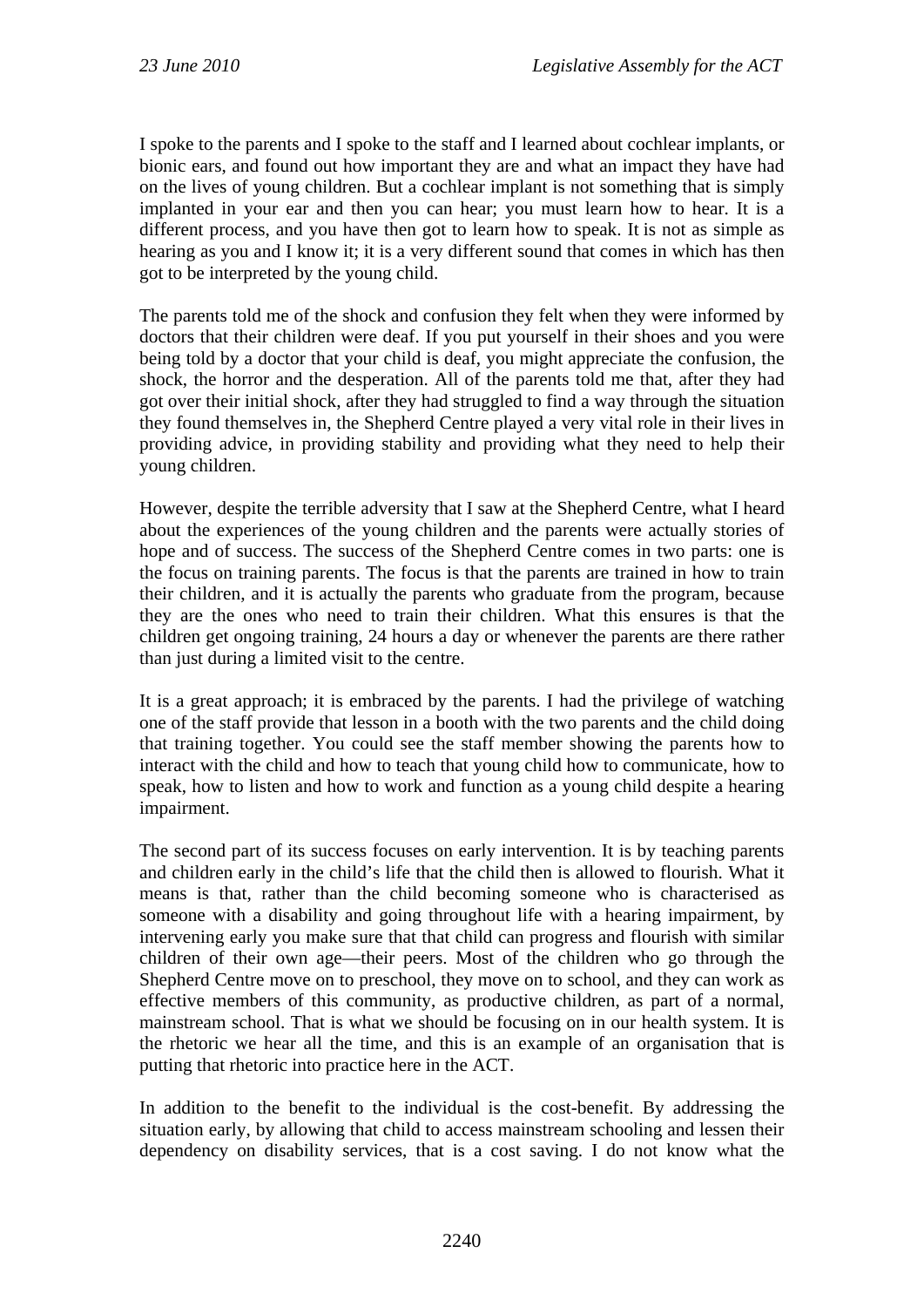I spoke to the parents and I spoke to the staff and I learned about cochlear implants, or bionic ears, and found out how important they are and what an impact they have had on the lives of young children. But a cochlear implant is not something that is simply implanted in your ear and then you can hear; you must learn how to hear. It is a different process, and you have then got to learn how to speak. It is not as simple as hearing as you and I know it; it is a very different sound that comes in which has then got to be interpreted by the young child.

The parents told me of the shock and confusion they felt when they were informed by doctors that their children were deaf. If you put yourself in their shoes and you were being told by a doctor that your child is deaf, you might appreciate the confusion, the shock, the horror and the desperation. All of the parents told me that, after they had got over their initial shock, after they had struggled to find a way through the situation they found themselves in, the Shepherd Centre played a very vital role in their lives in providing advice, in providing stability and providing what they need to help their young children.

However, despite the terrible adversity that I saw at the Shepherd Centre, what I heard about the experiences of the young children and the parents were actually stories of hope and of success. The success of the Shepherd Centre comes in two parts: one is the focus on training parents. The focus is that the parents are trained in how to train their children, and it is actually the parents who graduate from the program, because they are the ones who need to train their children. What this ensures is that the children get ongoing training, 24 hours a day or whenever the parents are there rather than just during a limited visit to the centre.

It is a great approach; it is embraced by the parents. I had the privilege of watching one of the staff provide that lesson in a booth with the two parents and the child doing that training together. You could see the staff member showing the parents how to interact with the child and how to teach that young child how to communicate, how to speak, how to listen and how to work and function as a young child despite a hearing impairment.

The second part of its success focuses on early intervention. It is by teaching parents and children early in the child's life that the child then is allowed to flourish. What it means is that, rather than the child becoming someone who is characterised as someone with a disability and going throughout life with a hearing impairment, by intervening early you make sure that that child can progress and flourish with similar children of their own age—their peers. Most of the children who go through the Shepherd Centre move on to preschool, they move on to school, and they can work as effective members of this community, as productive children, as part of a normal, mainstream school. That is what we should be focusing on in our health system. It is the rhetoric we hear all the time, and this is an example of an organisation that is putting that rhetoric into practice here in the ACT.

In addition to the benefit to the individual is the cost-benefit. By addressing the situation early, by allowing that child to access mainstream schooling and lessen their dependency on disability services, that is a cost saving. I do not know what the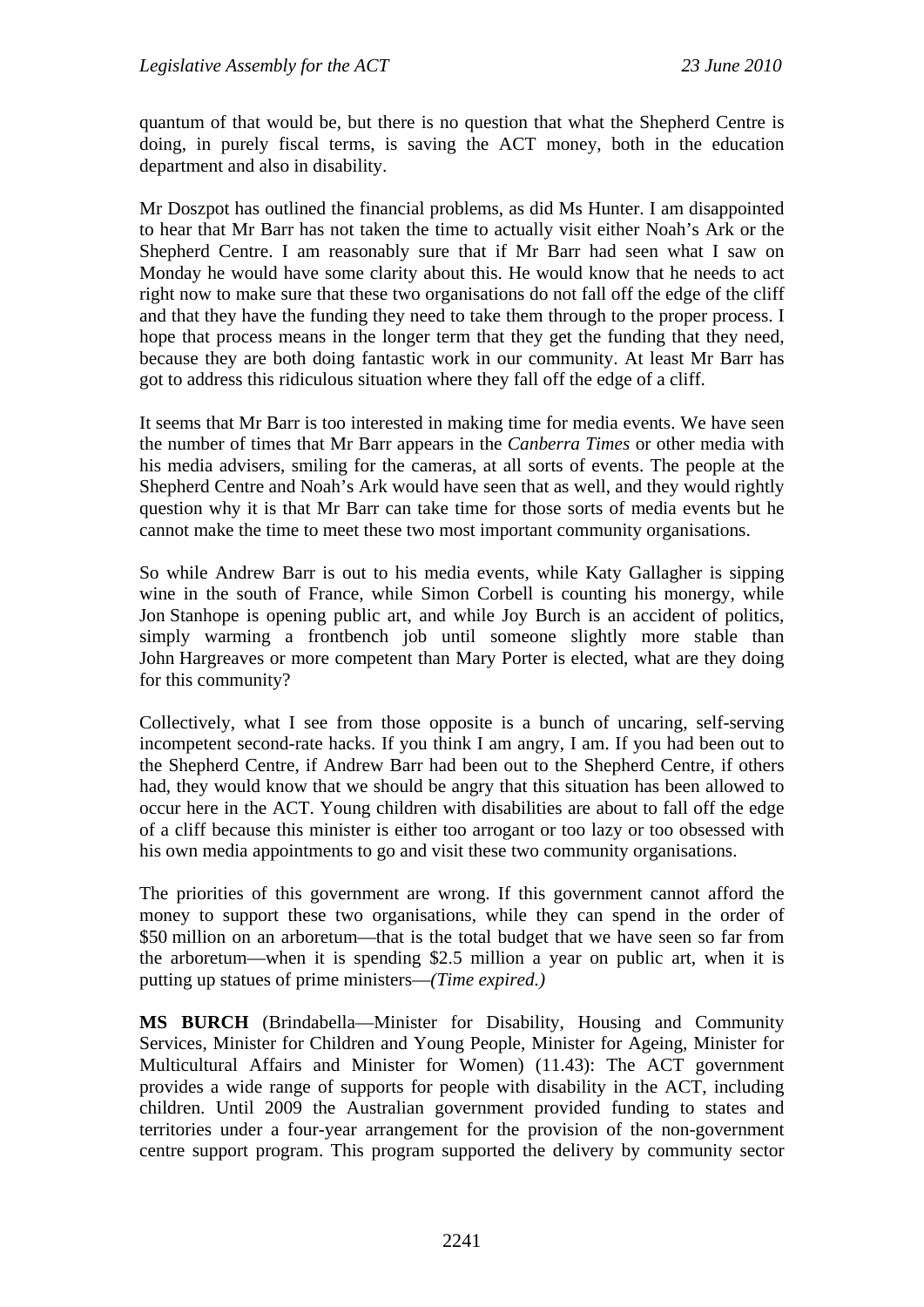quantum of that would be, but there is no question that what the Shepherd Centre is doing, in purely fiscal terms, is saving the ACT money, both in the education department and also in disability.

Mr Doszpot has outlined the financial problems, as did Ms Hunter. I am disappointed to hear that Mr Barr has not taken the time to actually visit either Noah's Ark or the Shepherd Centre. I am reasonably sure that if Mr Barr had seen what I saw on Monday he would have some clarity about this. He would know that he needs to act right now to make sure that these two organisations do not fall off the edge of the cliff and that they have the funding they need to take them through to the proper process. I hope that process means in the longer term that they get the funding that they need, because they are both doing fantastic work in our community. At least Mr Barr has got to address this ridiculous situation where they fall off the edge of a cliff.

It seems that Mr Barr is too interested in making time for media events. We have seen the number of times that Mr Barr appears in the *Canberra Times* or other media with his media advisers, smiling for the cameras, at all sorts of events. The people at the Shepherd Centre and Noah's Ark would have seen that as well, and they would rightly question why it is that Mr Barr can take time for those sorts of media events but he cannot make the time to meet these two most important community organisations.

So while Andrew Barr is out to his media events, while Katy Gallagher is sipping wine in the south of France, while Simon Corbell is counting his monergy, while Jon Stanhope is opening public art, and while Joy Burch is an accident of politics, simply warming a frontbench job until someone slightly more stable than John Hargreaves or more competent than Mary Porter is elected, what are they doing for this community?

Collectively, what I see from those opposite is a bunch of uncaring, self-serving incompetent second-rate hacks. If you think I am angry, I am. If you had been out to the Shepherd Centre, if Andrew Barr had been out to the Shepherd Centre, if others had, they would know that we should be angry that this situation has been allowed to occur here in the ACT. Young children with disabilities are about to fall off the edge of a cliff because this minister is either too arrogant or too lazy or too obsessed with his own media appointments to go and visit these two community organisations.

The priorities of this government are wrong. If this government cannot afford the money to support these two organisations, while they can spend in the order of $50 million on an arboretum—that is the total budget that we have seen so far from the arboretum—when it is spending $2.5 million a year on public art, when it is putting up statues of prime ministers—*(Time expired.)*

**MS BURCH** (Brindabella—Minister for Disability, Housing and Community Services, Minister for Children and Young People, Minister for Ageing, Minister for Multicultural Affairs and Minister for Women) (11.43): The ACT government provides a wide range of supports for people with disability in the ACT, including children. Until 2009 the Australian government provided funding to states and territories under a four-year arrangement for the provision of the non-government centre support program. This program supported the delivery by community sector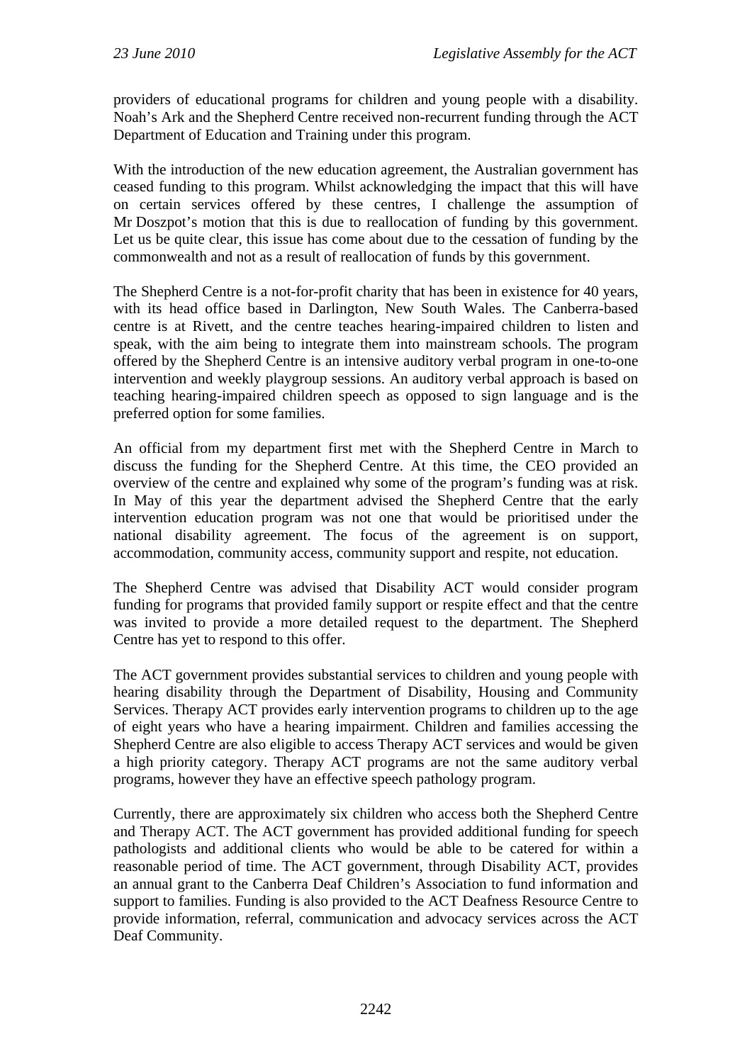providers of educational programs for children and young people with a disability. Noah's Ark and the Shepherd Centre received non-recurrent funding through the ACT Department of Education and Training under this program.

With the introduction of the new education agreement, the Australian government has ceased funding to this program. Whilst acknowledging the impact that this will have on certain services offered by these centres, I challenge the assumption of Mr Doszpot's motion that this is due to reallocation of funding by this government. Let us be quite clear, this issue has come about due to the cessation of funding by the commonwealth and not as a result of reallocation of funds by this government.

The Shepherd Centre is a not-for-profit charity that has been in existence for 40 years, with its head office based in Darlington, New South Wales. The Canberra-based centre is at Rivett, and the centre teaches hearing-impaired children to listen and speak, with the aim being to integrate them into mainstream schools. The program offered by the Shepherd Centre is an intensive auditory verbal program in one-to-one intervention and weekly playgroup sessions. An auditory verbal approach is based on teaching hearing-impaired children speech as opposed to sign language and is the preferred option for some families.

An official from my department first met with the Shepherd Centre in March to discuss the funding for the Shepherd Centre. At this time, the CEO provided an overview of the centre and explained why some of the program's funding was at risk. In May of this year the department advised the Shepherd Centre that the early intervention education program was not one that would be prioritised under the national disability agreement. The focus of the agreement is on support, accommodation, community access, community support and respite, not education.

The Shepherd Centre was advised that Disability ACT would consider program funding for programs that provided family support or respite effect and that the centre was invited to provide a more detailed request to the department. The Shepherd Centre has yet to respond to this offer.

The ACT government provides substantial services to children and young people with hearing disability through the Department of Disability, Housing and Community Services. Therapy ACT provides early intervention programs to children up to the age of eight years who have a hearing impairment. Children and families accessing the Shepherd Centre are also eligible to access Therapy ACT services and would be given a high priority category. Therapy ACT programs are not the same auditory verbal programs, however they have an effective speech pathology program.

Currently, there are approximately six children who access both the Shepherd Centre and Therapy ACT. The ACT government has provided additional funding for speech pathologists and additional clients who would be able to be catered for within a reasonable period of time. The ACT government, through Disability ACT, provides an annual grant to the Canberra Deaf Children's Association to fund information and support to families. Funding is also provided to the ACT Deafness Resource Centre to provide information, referral, communication and advocacy services across the ACT Deaf Community.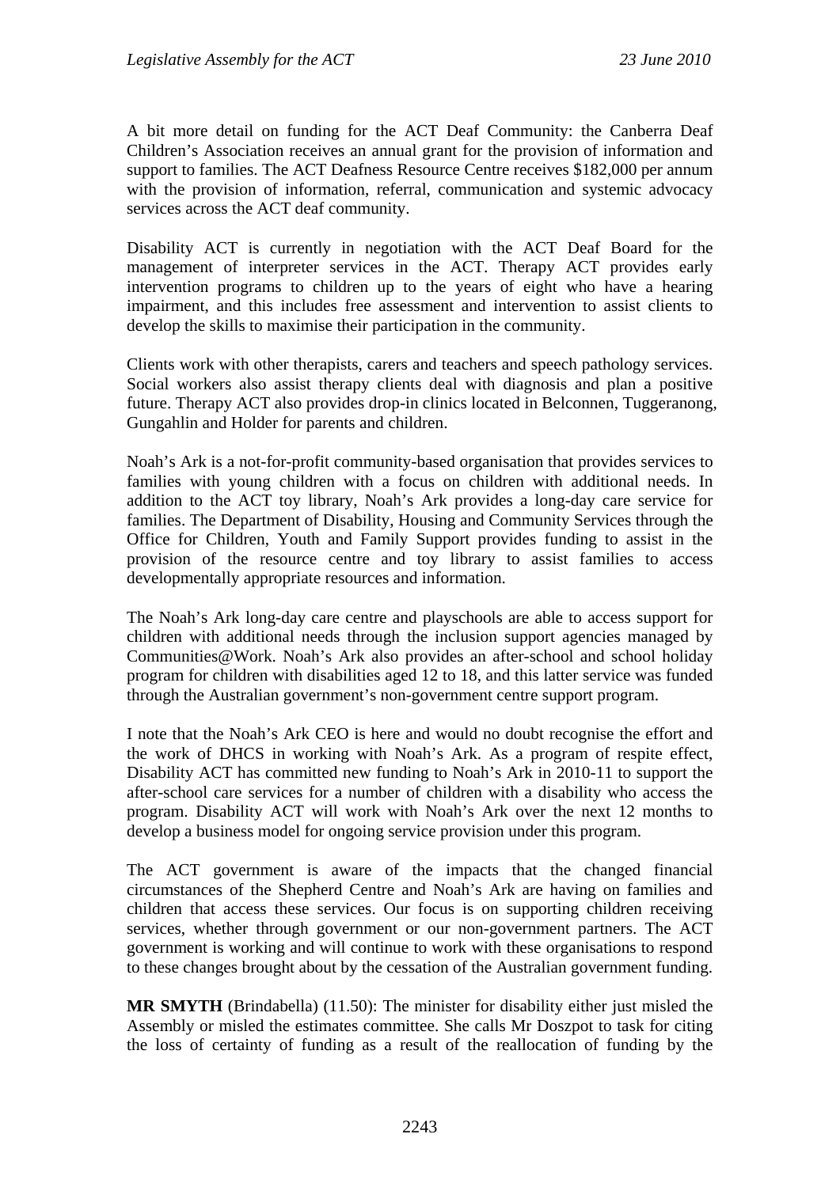A bit more detail on funding for the ACT Deaf Community: the Canberra Deaf Children's Association receives an annual grant for the provision of information and support to families. The ACT Deafness Resource Centre receives $182,000 per annum with the provision of information, referral, communication and systemic advocacy services across the ACT deaf community.

Disability ACT is currently in negotiation with the ACT Deaf Board for the management of interpreter services in the ACT. Therapy ACT provides early intervention programs to children up to the years of eight who have a hearing impairment, and this includes free assessment and intervention to assist clients to develop the skills to maximise their participation in the community.

Clients work with other therapists, carers and teachers and speech pathology services. Social workers also assist therapy clients deal with diagnosis and plan a positive future. Therapy ACT also provides drop-in clinics located in Belconnen, Tuggeranong, Gungahlin and Holder for parents and children.

Noah's Ark is a not-for-profit community-based organisation that provides services to families with young children with a focus on children with additional needs. In addition to the ACT toy library, Noah's Ark provides a long-day care service for families. The Department of Disability, Housing and Community Services through the Office for Children, Youth and Family Support provides funding to assist in the provision of the resource centre and toy library to assist families to access developmentally appropriate resources and information.

The Noah's Ark long-day care centre and playschools are able to access support for children with additional needs through the inclusion support agencies managed by Communities@Work. Noah's Ark also provides an after-school and school holiday program for children with disabilities aged 12 to 18, and this latter service was funded through the Australian government's non-government centre support program.

I note that the Noah's Ark CEO is here and would no doubt recognise the effort and the work of DHCS in working with Noah's Ark. As a program of respite effect, Disability ACT has committed new funding to Noah's Ark in 2010-11 to support the after-school care services for a number of children with a disability who access the program. Disability ACT will work with Noah's Ark over the next 12 months to develop a business model for ongoing service provision under this program.

The ACT government is aware of the impacts that the changed financial circumstances of the Shepherd Centre and Noah's Ark are having on families and children that access these services. Our focus is on supporting children receiving services, whether through government or our non-government partners. The ACT government is working and will continue to work with these organisations to respond to these changes brought about by the cessation of the Australian government funding.

**MR SMYTH** (Brindabella) (11.50): The minister for disability either just misled the Assembly or misled the estimates committee. She calls Mr Doszpot to task for citing the loss of certainty of funding as a result of the reallocation of funding by the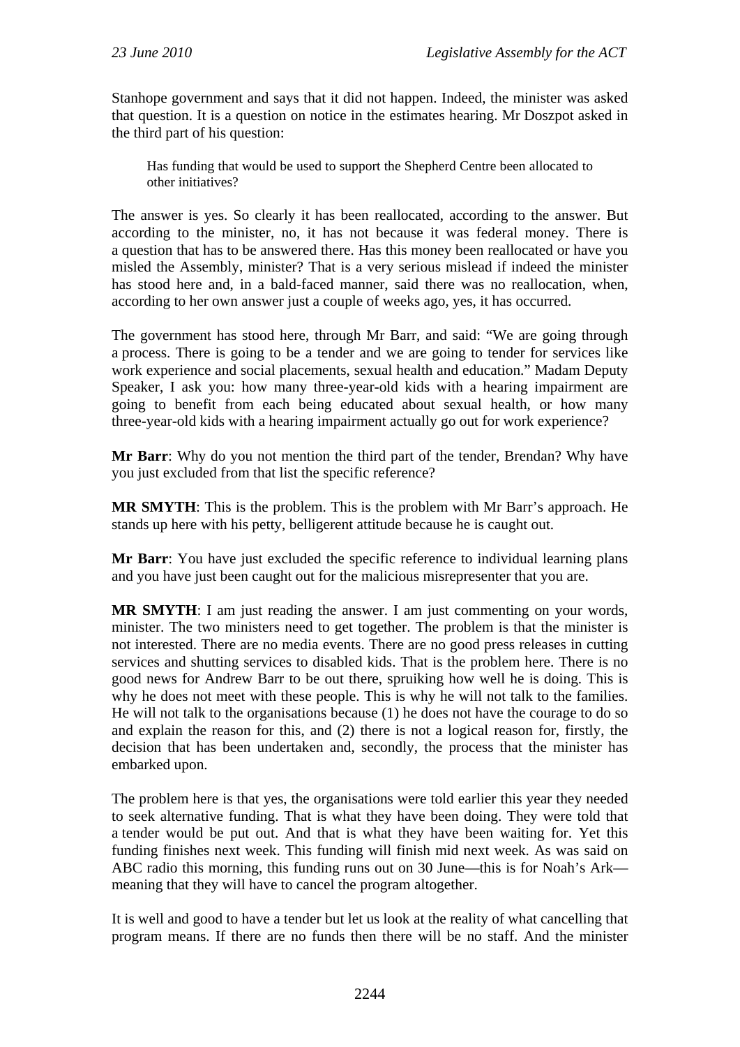Stanhope government and says that it did not happen. Indeed, the minister was asked that question. It is a question on notice in the estimates hearing. Mr Doszpot asked in the third part of his question:

> Has funding that would be used to support the Shepherd Centre been allocated to other initiatives?

The answer is yes. So clearly it has been reallocated, according to the answer. But according to the minister, no, it has not because it was federal money. There is a question that has to be answered there. Has this money been reallocated or have you misled the Assembly, minister? That is a very serious mislead if indeed the minister has stood here and, in a bald-faced manner, said there was no reallocation, when, according to her own answer just a couple of weeks ago, yes, it has occurred.

The government has stood here, through Mr Barr, and said: "We are going through a process. There is going to be a tender and we are going to tender for services like work experience and social placements, sexual health and education." Madam Deputy Speaker, I ask you: how many three-year-old kids with a hearing impairment are going to benefit from each being educated about sexual health, or how many three-year-old kids with a hearing impairment actually go out for work experience?

**Mr Barr**: Why do you not mention the third part of the tender, Brendan? Why have you just excluded from that list the specific reference?

**MR SMYTH**: This is the problem. This is the problem with Mr Barr's approach. He stands up here with his petty, belligerent attitude because he is caught out.

**Mr Barr**: You have just excluded the specific reference to individual learning plans and you have just been caught out for the malicious misrepresenter that you are.

**MR SMYTH**: I am just reading the answer. I am just commenting on your words, minister. The two ministers need to get together. The problem is that the minister is not interested. There are no media events. There are no good press releases in cutting services and shutting services to disabled kids. That is the problem here. There is no good news for Andrew Barr to be out there, spruiking how well he is doing. This is why he does not meet with these people. This is why he will not talk to the families. He will not talk to the organisations because (1) he does not have the courage to do so and explain the reason for this, and (2) there is not a logical reason for, firstly, the decision that has been undertaken and, secondly, the process that the minister has embarked upon.

The problem here is that yes, the organisations were told earlier this year they needed to seek alternative funding. That is what they have been doing. They were told that a tender would be put out. And that is what they have been waiting for. Yet this funding finishes next week. This funding will finish mid next week. As was said on ABC radio this morning, this funding runs out on 30 June—this is for Noah's Ark—meaning that they will have to cancel the program altogether.

It is well and good to have a tender but let us look at the reality of what cancelling that program means. If there are no funds then there will be no staff. And the minister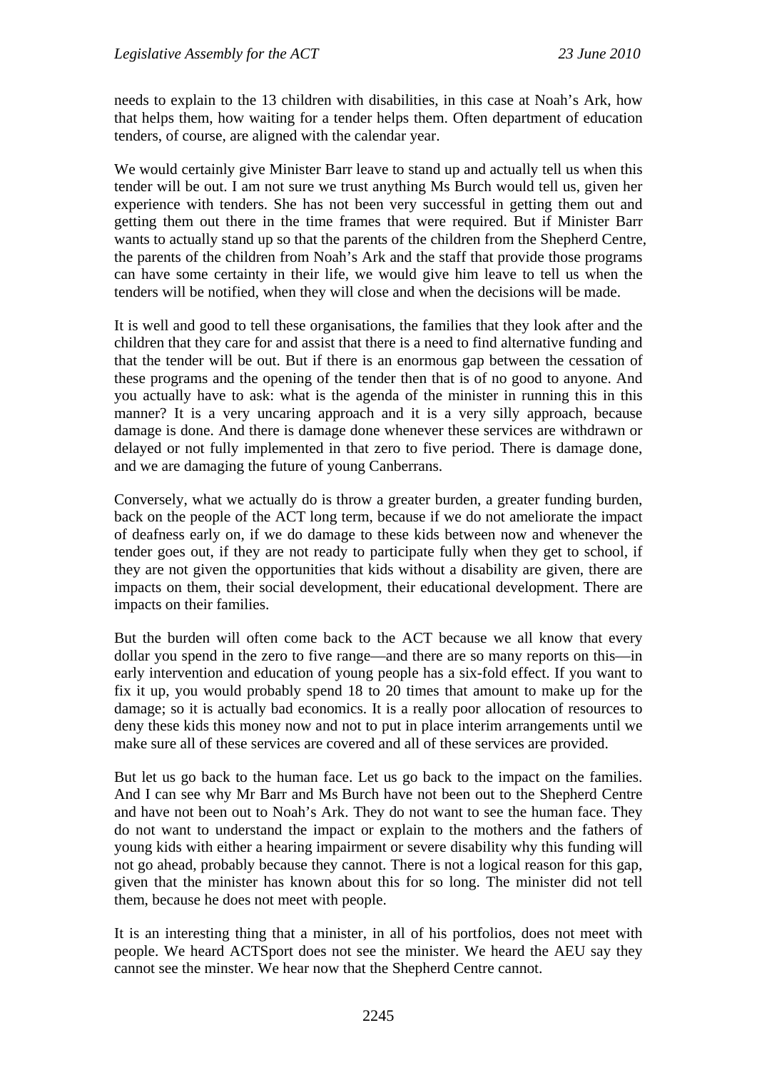needs to explain to the 13 children with disabilities, in this case at Noah's Ark, how that helps them, how waiting for a tender helps them. Often department of education tenders, of course, are aligned with the calendar year.

We would certainly give Minister Barr leave to stand up and actually tell us when this tender will be out. I am not sure we trust anything Ms Burch would tell us, given her experience with tenders. She has not been very successful in getting them out and getting them out there in the time frames that were required. But if Minister Barr wants to actually stand up so that the parents of the children from the Shepherd Centre, the parents of the children from Noah's Ark and the staff that provide those programs can have some certainty in their life, we would give him leave to tell us when the tenders will be notified, when they will close and when the decisions will be made.

It is well and good to tell these organisations, the families that they look after and the children that they care for and assist that there is a need to find alternative funding and that the tender will be out. But if there is an enormous gap between the cessation of these programs and the opening of the tender then that is of no good to anyone. And you actually have to ask: what is the agenda of the minister in running this in this manner? It is a very uncaring approach and it is a very silly approach, because damage is done. And there is damage done whenever these services are withdrawn or delayed or not fully implemented in that zero to five period. There is damage done, and we are damaging the future of young Canberrans.

Conversely, what we actually do is throw a greater burden, a greater funding burden, back on the people of the ACT long term, because if we do not ameliorate the impact of deafness early on, if we do damage to these kids between now and whenever the tender goes out, if they are not ready to participate fully when they get to school, if they are not given the opportunities that kids without a disability are given, there are impacts on them, their social development, their educational development. There are impacts on their families.

But the burden will often come back to the ACT because we all know that every dollar you spend in the zero to five range—and there are so many reports on this—in early intervention and education of young people has a six-fold effect. If you want to fix it up, you would probably spend 18 to 20 times that amount to make up for the damage; so it is actually bad economics. It is a really poor allocation of resources to deny these kids this money now and not to put in place interim arrangements until we make sure all of these services are covered and all of these services are provided.

But let us go back to the human face. Let us go back to the impact on the families. And I can see why Mr Barr and Ms Burch have not been out to the Shepherd Centre and have not been out to Noah's Ark. They do not want to see the human face. They do not want to understand the impact or explain to the mothers and the fathers of young kids with either a hearing impairment or severe disability why this funding will not go ahead, probably because they cannot. There is not a logical reason for this gap, given that the minister has known about this for so long. The minister did not tell them, because he does not meet with people.

It is an interesting thing that a minister, in all of his portfolios, does not meet with people. We heard ACTSport does not see the minister. We heard the AEU say they cannot see the minster. We hear now that the Shepherd Centre cannot.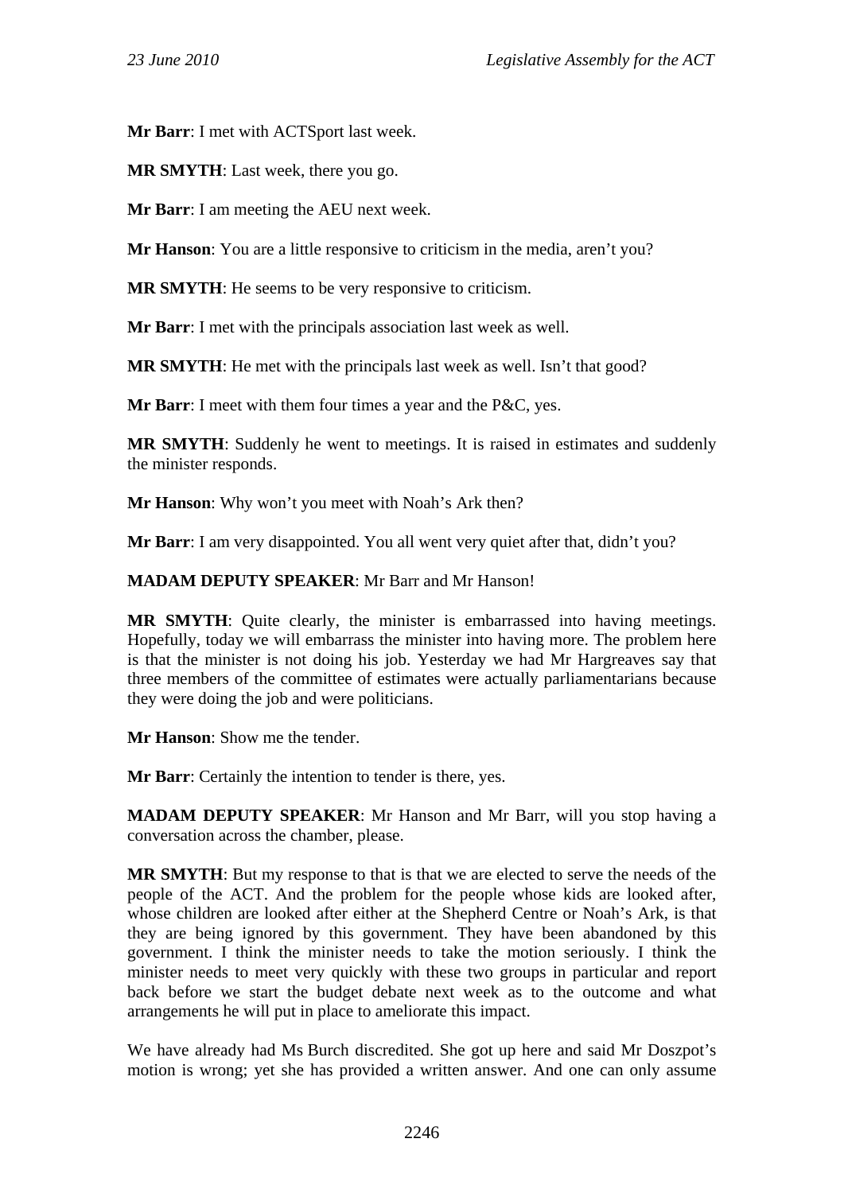**Mr Barr**: I met with ACTSport last week.

**MR SMYTH**: Last week, there you go.

**Mr Barr**: I am meeting the AEU next week.

**Mr Hanson**: You are a little responsive to criticism in the media, aren't you?

**MR SMYTH**: He seems to be very responsive to criticism.

**Mr Barr**: I met with the principals association last week as well.

**MR SMYTH**: He met with the principals last week as well. Isn't that good?

**Mr Barr**: I meet with them four times a year and the P&C, yes.

**MR SMYTH**: Suddenly he went to meetings. It is raised in estimates and suddenly the minister responds.

**Mr Hanson**: Why won't you meet with Noah's Ark then?

**Mr Barr**: I am very disappointed. You all went very quiet after that, didn't you?

**MADAM DEPUTY SPEAKER**: Mr Barr and Mr Hanson!

**MR SMYTH**: Quite clearly, the minister is embarrassed into having meetings. Hopefully, today we will embarrass the minister into having more. The problem here is that the minister is not doing his job. Yesterday we had Mr Hargreaves say that three members of the committee of estimates were actually parliamentarians because they were doing the job and were politicians.

**Mr Hanson**: Show me the tender.

**Mr Barr**: Certainly the intention to tender is there, yes.

**MADAM DEPUTY SPEAKER**: Mr Hanson and Mr Barr, will you stop having a conversation across the chamber, please.

**MR SMYTH**: But my response to that is that we are elected to serve the needs of the people of the ACT. And the problem for the people whose kids are looked after, whose children are looked after either at the Shepherd Centre or Noah's Ark, is that they are being ignored by this government. They have been abandoned by this government. I think the minister needs to take the motion seriously. I think the minister needs to meet very quickly with these two groups in particular and report back before we start the budget debate next week as to the outcome and what arrangements he will put in place to ameliorate this impact.

We have already had Ms Burch discredited. She got up here and said Mr Doszpot's motion is wrong; yet she has provided a written answer. And one can only assume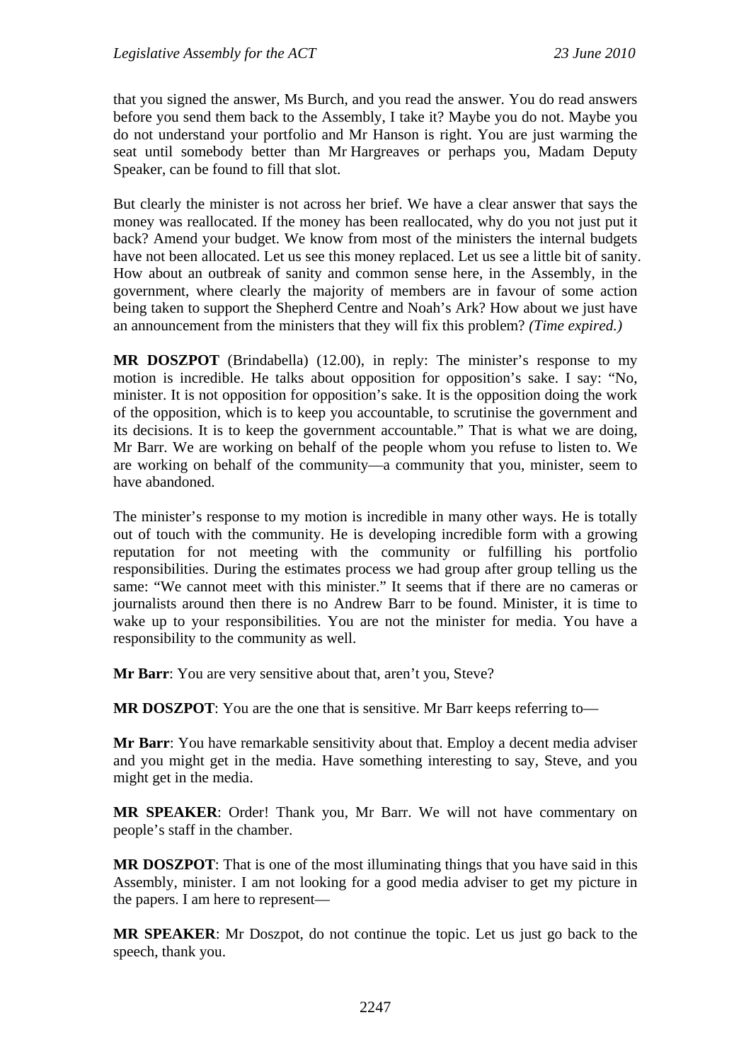that you signed the answer, Ms Burch, and you read the answer. You do read answers before you send them back to the Assembly, I take it? Maybe you do not. Maybe you do not understand your portfolio and Mr Hanson is right. You are just warming the seat until somebody better than Mr Hargreaves or perhaps you, Madam Deputy Speaker, can be found to fill that slot.

But clearly the minister is not across her brief. We have a clear answer that says the money was reallocated. If the money has been reallocated, why do you not just put it back? Amend your budget. We know from most of the ministers the internal budgets have not been allocated. Let us see this money replaced. Let us see a little bit of sanity. How about an outbreak of sanity and common sense here, in the Assembly, in the government, where clearly the majority of members are in favour of some action being taken to support the Shepherd Centre and Noah's Ark? How about we just have an announcement from the ministers that they will fix this problem? *(Time expired.)*

**MR DOSZPOT** (Brindabella) (12.00), in reply: The minister's response to my motion is incredible. He talks about opposition for opposition's sake. I say: "No, minister. It is not opposition for opposition's sake. It is the opposition doing the work of the opposition, which is to keep you accountable, to scrutinise the government and its decisions. It is to keep the government accountable." That is what we are doing, Mr Barr. We are working on behalf of the people whom you refuse to listen to. We are working on behalf of the community—a community that you, minister, seem to have abandoned.

The minister's response to my motion is incredible in many other ways. He is totally out of touch with the community. He is developing incredible form with a growing reputation for not meeting with the community or fulfilling his portfolio responsibilities. During the estimates process we had group after group telling us the same: "We cannot meet with this minister." It seems that if there are no cameras or journalists around then there is no Andrew Barr to be found. Minister, it is time to wake up to your responsibilities. You are not the minister for media. You have a responsibility to the community as well.

**Mr Barr**: You are very sensitive about that, aren't you, Steve?

**MR DOSZPOT**: You are the one that is sensitive. Mr Barr keeps referring to—

**Mr Barr**: You have remarkable sensitivity about that. Employ a decent media adviser and you might get in the media. Have something interesting to say, Steve, and you might get in the media.

**MR SPEAKER**: Order! Thank you, Mr Barr. We will not have commentary on people's staff in the chamber.

**MR DOSZPOT**: That is one of the most illuminating things that you have said in this Assembly, minister. I am not looking for a good media adviser to get my picture in the papers. I am here to represent—

**MR SPEAKER**: Mr Doszpot, do not continue the topic. Let us just go back to the speech, thank you.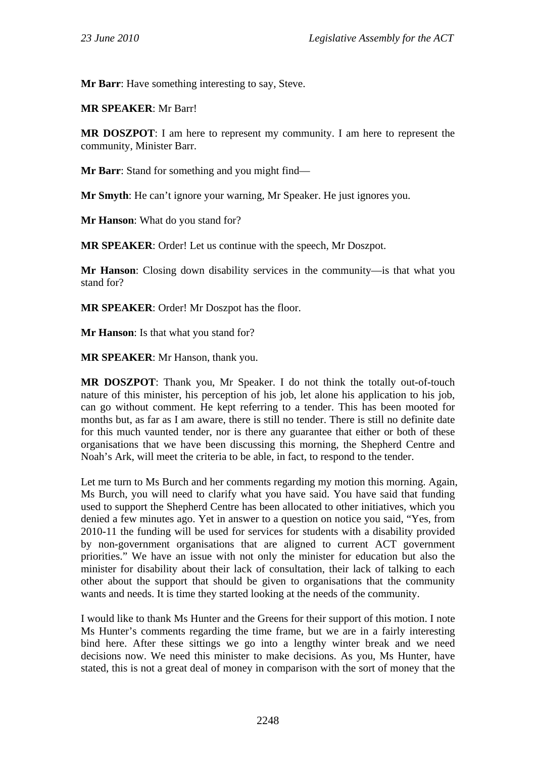**Mr Barr**: Have something interesting to say, Steve.

**MR SPEAKER**: Mr Barr!

**MR DOSZPOT**: I am here to represent my community. I am here to represent the community, Minister Barr.

**Mr Barr**: Stand for something and you might find—

**Mr Smyth**: He can't ignore your warning, Mr Speaker. He just ignores you.

**Mr Hanson**: What do you stand for?

**MR SPEAKER**: Order! Let us continue with the speech, Mr Doszpot.

**Mr Hanson**: Closing down disability services in the community—is that what you stand for?

**MR SPEAKER**: Order! Mr Doszpot has the floor.

**Mr Hanson**: Is that what you stand for?

**MR SPEAKER**: Mr Hanson, thank you.

**MR DOSZPOT**: Thank you, Mr Speaker. I do not think the totally out-of-touch nature of this minister, his perception of his job, let alone his application to his job, can go without comment. He kept referring to a tender. This has been mooted for months but, as far as I am aware, there is still no tender. There is still no definite date for this much vaunted tender, nor is there any guarantee that either or both of these organisations that we have been discussing this morning, the Shepherd Centre and Noah's Ark, will meet the criteria to be able, in fact, to respond to the tender.

Let me turn to Ms Burch and her comments regarding my motion this morning. Again, Ms Burch, you will need to clarify what you have said. You have said that funding used to support the Shepherd Centre has been allocated to other initiatives, which you denied a few minutes ago. Yet in answer to a question on notice you said, "Yes, from 2010-11 the funding will be used for services for students with a disability provided by non-government organisations that are aligned to current ACT government priorities." We have an issue with not only the minister for education but also the minister for disability about their lack of consultation, their lack of talking to each other about the support that should be given to organisations that the community wants and needs. It is time they started looking at the needs of the community.

I would like to thank Ms Hunter and the Greens for their support of this motion. I note Ms Hunter's comments regarding the time frame, but we are in a fairly interesting bind here. After these sittings we go into a lengthy winter break and we need decisions now. We need this minister to make decisions. As you, Ms Hunter, have stated, this is not a great deal of money in comparison with the sort of money that the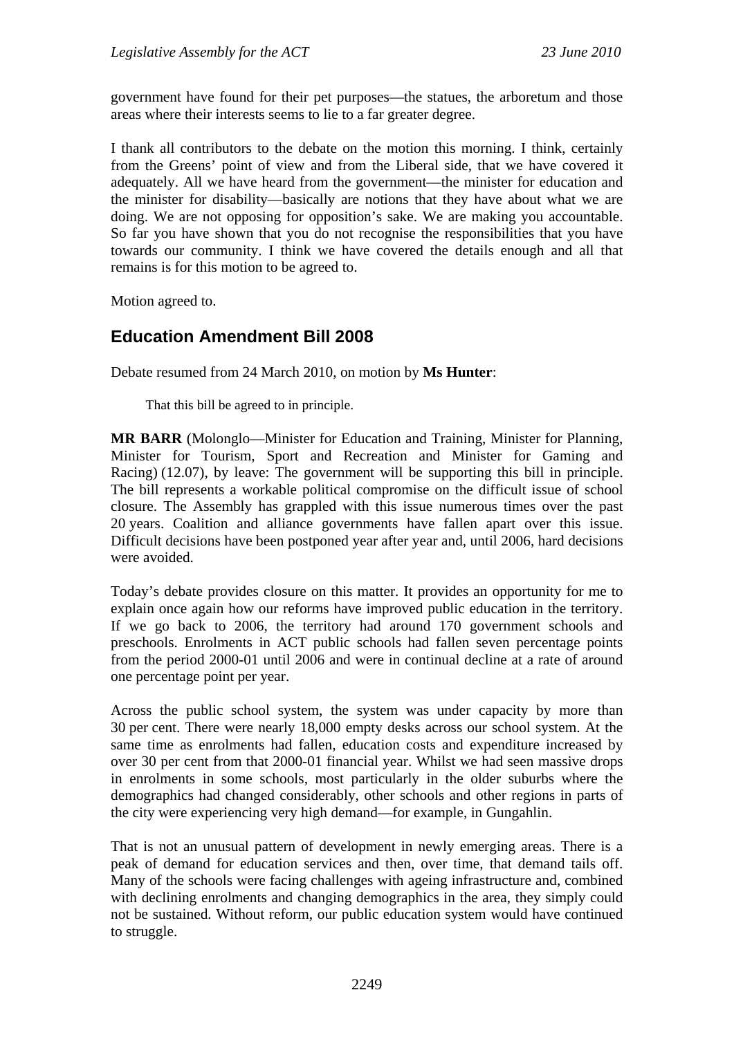government have found for their pet purposes—the statues, the arboretum and those areas where their interests seems to lie to a far greater degree.

I thank all contributors to the debate on the motion this morning. I think, certainly from the Greens' point of view and from the Liberal side, that we have covered it adequately. All we have heard from the government—the minister for education and the minister for disability—basically are notions that they have about what we are doing. We are not opposing for opposition's sake. We are making you accountable. So far you have shown that you do not recognise the responsibilities that you have towards our community. I think we have covered the details enough and all that remains is for this motion to be agreed to.

Motion agreed to.

## Education Amendment Bill 2008

Debate resumed from 24 March 2010, on motion by **Ms Hunter**:

> That this bill be agreed to in principle.

**MR BARR** (Molonglo—Minister for Education and Training, Minister for Planning, Minister for Tourism, Sport and Recreation and Minister for Gaming and Racing) (12.07), by leave: The government will be supporting this bill in principle. The bill represents a workable political compromise on the difficult issue of school closure. The Assembly has grappled with this issue numerous times over the past 20 years. Coalition and alliance governments have fallen apart over this issue. Difficult decisions have been postponed year after year and, until 2006, hard decisions were avoided.

Today's debate provides closure on this matter. It provides an opportunity for me to explain once again how our reforms have improved public education in the territory. If we go back to 2006, the territory had around 170 government schools and preschools. Enrolments in ACT public schools had fallen seven percentage points from the period 2000-01 until 2006 and were in continual decline at a rate of around one percentage point per year.

Across the public school system, the system was under capacity by more than 30 per cent. There were nearly 18,000 empty desks across our school system. At the same time as enrolments had fallen, education costs and expenditure increased by over 30 per cent from that 2000-01 financial year. Whilst we had seen massive drops in enrolments in some schools, most particularly in the older suburbs where the demographics had changed considerably, other schools and other regions in parts of the city were experiencing very high demand—for example, in Gungahlin.

That is not an unusual pattern of development in newly emerging areas. There is a peak of demand for education services and then, over time, that demand tails off. Many of the schools were facing challenges with ageing infrastructure and, combined with declining enrolments and changing demographics in the area, they simply could not be sustained. Without reform, our public education system would have continued to struggle.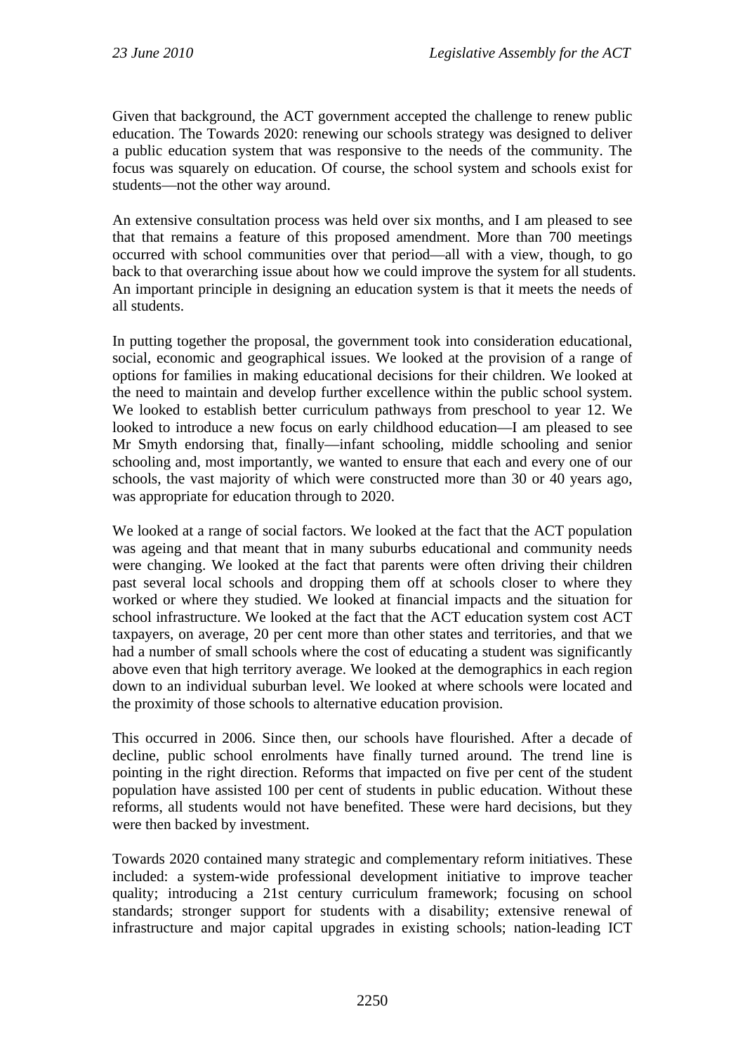Given that background, the ACT government accepted the challenge to renew public education. The Towards 2020: renewing our schools strategy was designed to deliver a public education system that was responsive to the needs of the community. The focus was squarely on education. Of course, the school system and schools exist for students—not the other way around.

An extensive consultation process was held over six months, and I am pleased to see that that remains a feature of this proposed amendment. More than 700 meetings occurred with school communities over that period—all with a view, though, to go back to that overarching issue about how we could improve the system for all students. An important principle in designing an education system is that it meets the needs of all students.

In putting together the proposal, the government took into consideration educational, social, economic and geographical issues. We looked at the provision of a range of options for families in making educational decisions for their children. We looked at the need to maintain and develop further excellence within the public school system. We looked to establish better curriculum pathways from preschool to year 12. We looked to introduce a new focus on early childhood education—I am pleased to see Mr Smyth endorsing that, finally—infant schooling, middle schooling and senior schooling and, most importantly, we wanted to ensure that each and every one of our schools, the vast majority of which were constructed more than 30 or 40 years ago, was appropriate for education through to 2020.

We looked at a range of social factors. We looked at the fact that the ACT population was ageing and that meant that in many suburbs educational and community needs were changing. We looked at the fact that parents were often driving their children past several local schools and dropping them off at schools closer to where they worked or where they studied. We looked at financial impacts and the situation for school infrastructure. We looked at the fact that the ACT education system cost ACT taxpayers, on average, 20 per cent more than other states and territories, and that we had a number of small schools where the cost of educating a student was significantly above even that high territory average. We looked at the demographics in each region down to an individual suburban level. We looked at where schools were located and the proximity of those schools to alternative education provision.

This occurred in 2006. Since then, our schools have flourished. After a decade of decline, public school enrolments have finally turned around. The trend line is pointing in the right direction. Reforms that impacted on five per cent of the student population have assisted 100 per cent of students in public education. Without these reforms, all students would not have benefited. These were hard decisions, but they were then backed by investment.

Towards 2020 contained many strategic and complementary reform initiatives. These included: a system-wide professional development initiative to improve teacher quality; introducing a 21st century curriculum framework; focusing on school standards; stronger support for students with a disability; extensive renewal of infrastructure and major capital upgrades in existing schools; nation-leading ICT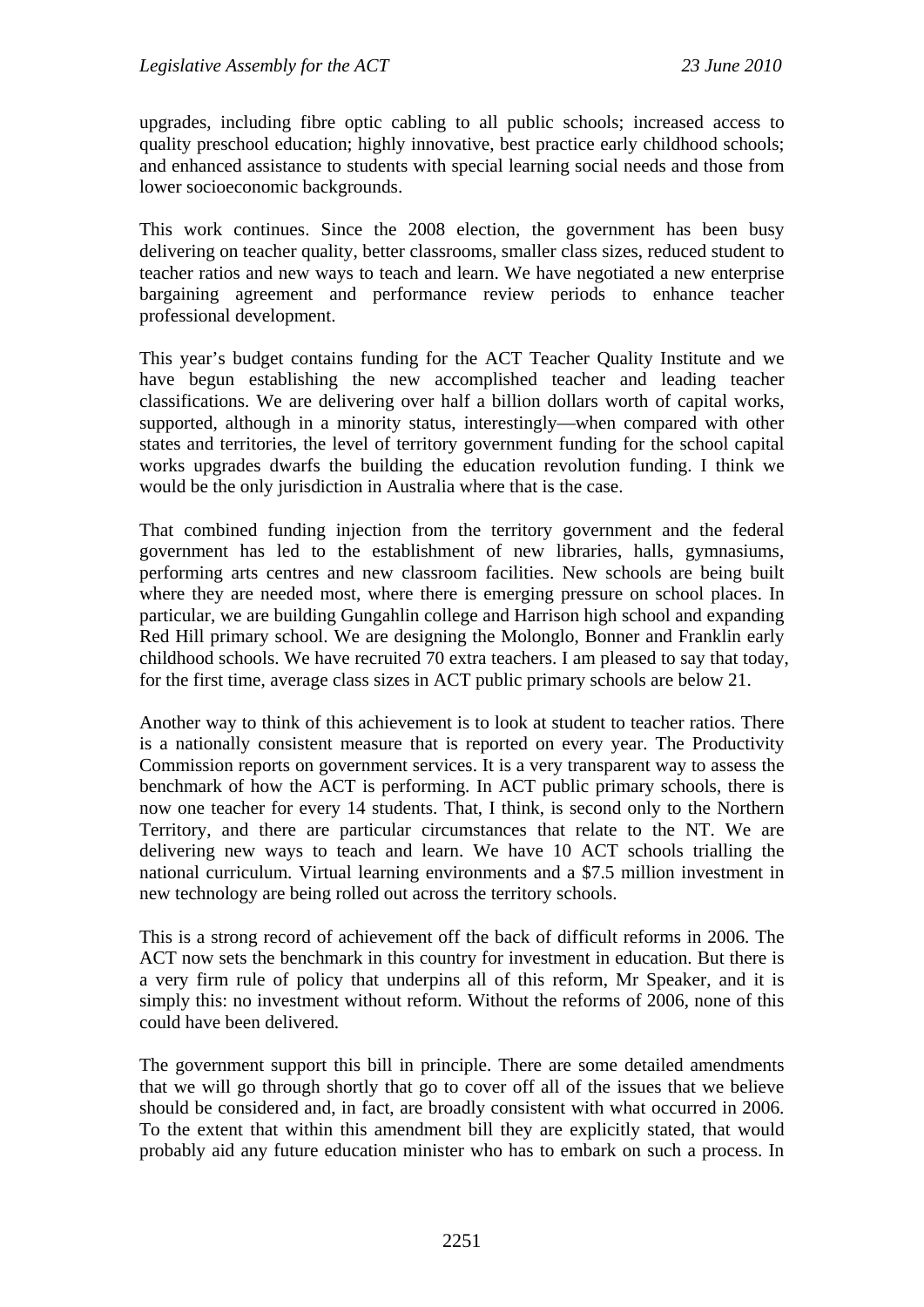upgrades, including fibre optic cabling to all public schools; increased access to quality preschool education; highly innovative, best practice early childhood schools; and enhanced assistance to students with special learning social needs and those from lower socioeconomic backgrounds.

This work continues. Since the 2008 election, the government has been busy delivering on teacher quality, better classrooms, smaller class sizes, reduced student to teacher ratios and new ways to teach and learn. We have negotiated a new enterprise bargaining agreement and performance review periods to enhance teacher professional development.

This year's budget contains funding for the ACT Teacher Quality Institute and we have begun establishing the new accomplished teacher and leading teacher classifications. We are delivering over half a billion dollars worth of capital works, supported, although in a minority status, interestingly—when compared with other states and territories, the level of territory government funding for the school capital works upgrades dwarfs the building the education revolution funding. I think we would be the only jurisdiction in Australia where that is the case.

That combined funding injection from the territory government and the federal government has led to the establishment of new libraries, halls, gymnasiums, performing arts centres and new classroom facilities. New schools are being built where they are needed most, where there is emerging pressure on school places. In particular, we are building Gungahlin college and Harrison high school and expanding Red Hill primary school. We are designing the Molonglo, Bonner and Franklin early childhood schools. We have recruited 70 extra teachers. I am pleased to say that today, for the first time, average class sizes in ACT public primary schools are below 21.

Another way to think of this achievement is to look at student to teacher ratios. There is a nationally consistent measure that is reported on every year. The Productivity Commission reports on government services. It is a very transparent way to assess the benchmark of how the ACT is performing. In ACT public primary schools, there is now one teacher for every 14 students. That, I think, is second only to the Northern Territory, and there are particular circumstances that relate to the NT. We are delivering new ways to teach and learn. We have 10 ACT schools trialling the national curriculum. Virtual learning environments and a $7.5 million investment in new technology are being rolled out across the territory schools.

This is a strong record of achievement off the back of difficult reforms in 2006. The ACT now sets the benchmark in this country for investment in education. But there is a very firm rule of policy that underpins all of this reform, Mr Speaker, and it is simply this: no investment without reform. Without the reforms of 2006, none of this could have been delivered.

The government support this bill in principle. There are some detailed amendments that we will go through shortly that go to cover off all of the issues that we believe should be considered and, in fact, are broadly consistent with what occurred in 2006. To the extent that within this amendment bill they are explicitly stated, that would probably aid any future education minister who has to embark on such a process. In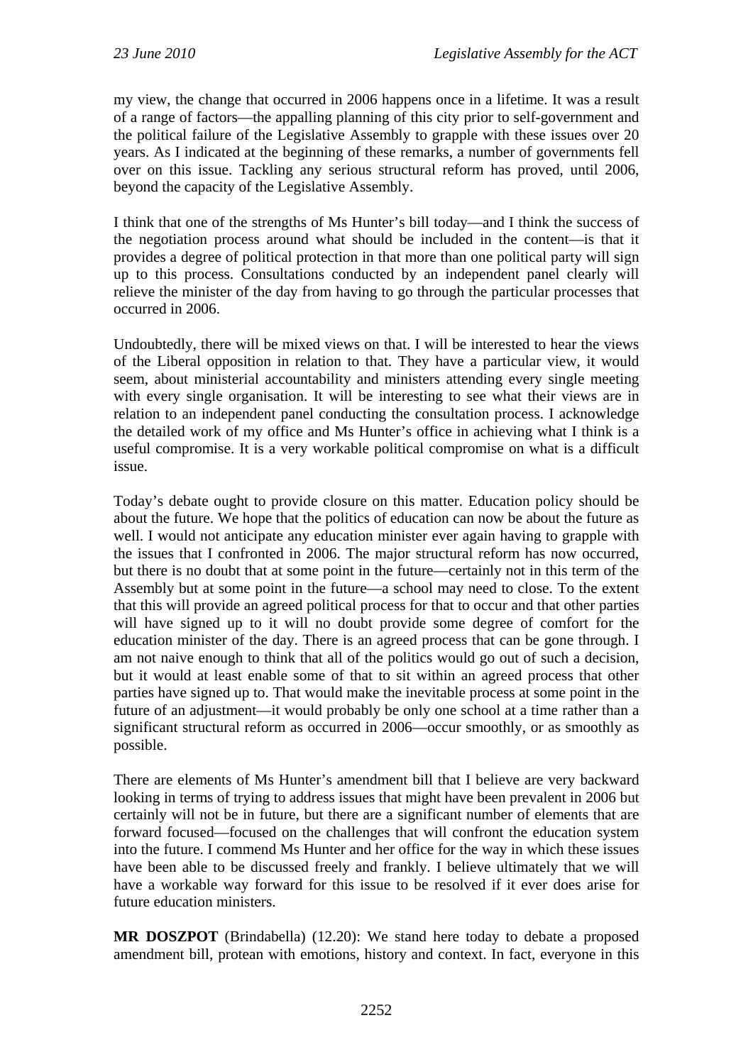my view, the change that occurred in 2006 happens once in a lifetime. It was a result of a range of factors—the appalling planning of this city prior to self-government and the political failure of the Legislative Assembly to grapple with these issues over 20 years. As I indicated at the beginning of these remarks, a number of governments fell over on this issue. Tackling any serious structural reform has proved, until 2006, beyond the capacity of the Legislative Assembly.

I think that one of the strengths of Ms Hunter's bill today—and I think the success of the negotiation process around what should be included in the content—is that it provides a degree of political protection in that more than one political party will sign up to this process. Consultations conducted by an independent panel clearly will relieve the minister of the day from having to go through the particular processes that occurred in 2006.

Undoubtedly, there will be mixed views on that. I will be interested to hear the views of the Liberal opposition in relation to that. They have a particular view, it would seem, about ministerial accountability and ministers attending every single meeting with every single organisation. It will be interesting to see what their views are in relation to an independent panel conducting the consultation process. I acknowledge the detailed work of my office and Ms Hunter's office in achieving what I think is a useful compromise. It is a very workable political compromise on what is a difficult issue.

Today's debate ought to provide closure on this matter. Education policy should be about the future. We hope that the politics of education can now be about the future as well. I would not anticipate any education minister ever again having to grapple with the issues that I confronted in 2006. The major structural reform has now occurred, but there is no doubt that at some point in the future—certainly not in this term of the Assembly but at some point in the future—a school may need to close. To the extent that this will provide an agreed political process for that to occur and that other parties will have signed up to it will no doubt provide some degree of comfort for the education minister of the day. There is an agreed process that can be gone through. I am not naive enough to think that all of the politics would go out of such a decision, but it would at least enable some of that to sit within an agreed process that other parties have signed up to. That would make the inevitable process at some point in the future of an adjustment—it would probably be only one school at a time rather than a significant structural reform as occurred in 2006—occur smoothly, or as smoothly as possible.

There are elements of Ms Hunter's amendment bill that I believe are very backward looking in terms of trying to address issues that might have been prevalent in 2006 but certainly will not be in future, but there are a significant number of elements that are forward focused—focused on the challenges that will confront the education system into the future. I commend Ms Hunter and her office for the way in which these issues have been able to be discussed freely and frankly. I believe ultimately that we will have a workable way forward for this issue to be resolved if it ever does arise for future education ministers.

**MR DOSZPOT** (Brindabella) (12.20): We stand here today to debate a proposed amendment bill, protean with emotions, history and context. In fact, everyone in this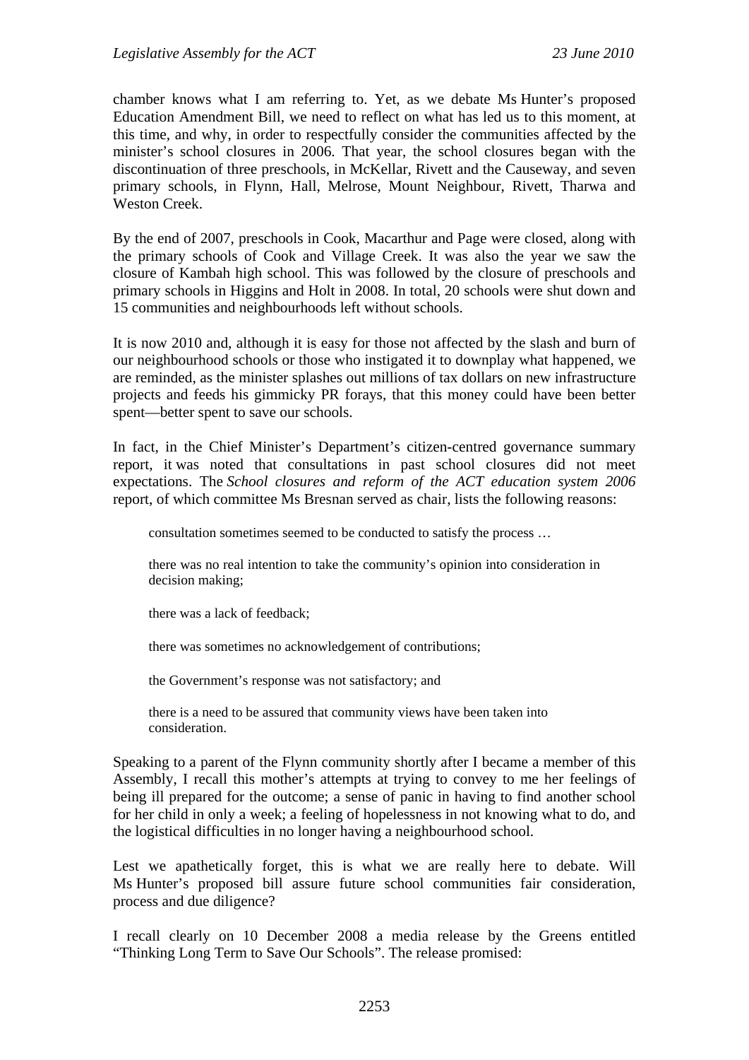chamber knows what I am referring to. Yet, as we debate Ms Hunter's proposed Education Amendment Bill, we need to reflect on what has led us to this moment, at this time, and why, in order to respectfully consider the communities affected by the minister's school closures in 2006. That year, the school closures began with the discontinuation of three preschools, in McKellar, Rivett and the Causeway, and seven primary schools, in Flynn, Hall, Melrose, Mount Neighbour, Rivett, Tharwa and Weston Creek.

By the end of 2007, preschools in Cook, Macarthur and Page were closed, along with the primary schools of Cook and Village Creek. It was also the year we saw the closure of Kambah high school. This was followed by the closure of preschools and primary schools in Higgins and Holt in 2008. In total, 20 schools were shut down and 15 communities and neighbourhoods left without schools.

It is now 2010 and, although it is easy for those not affected by the slash and burn of our neighbourhood schools or those who instigated it to downplay what happened, we are reminded, as the minister splashes out millions of tax dollars on new infrastructure projects and feeds his gimmicky PR forays, that this money could have been better spent—better spent to save our schools.

In fact, in the Chief Minister's Department's citizen-centred governance summary report, it was noted that consultations in past school closures did not meet expectations. The *School closures and reform of the ACT education system 2006* report, of which committee Ms Bresnan served as chair, lists the following reasons:

> consultation sometimes seemed to be conducted to satisfy the process …
>
> there was no real intention to take the community's opinion into consideration in decision making;
>
> there was a lack of feedback;
>
> there was sometimes no acknowledgement of contributions;
>
> the Government's response was not satisfactory; and
>
> there is a need to be assured that community views have been taken into consideration.

Speaking to a parent of the Flynn community shortly after I became a member of this Assembly, I recall this mother's attempts at trying to convey to me her feelings of being ill prepared for the outcome; a sense of panic in having to find another school for her child in only a week; a feeling of hopelessness in not knowing what to do, and the logistical difficulties in no longer having a neighbourhood school.

Lest we apathetically forget, this is what we are really here to debate. Will Ms Hunter's proposed bill assure future school communities fair consideration, process and due diligence?

I recall clearly on 10 December 2008 a media release by the Greens entitled "Thinking Long Term to Save Our Schools". The release promised: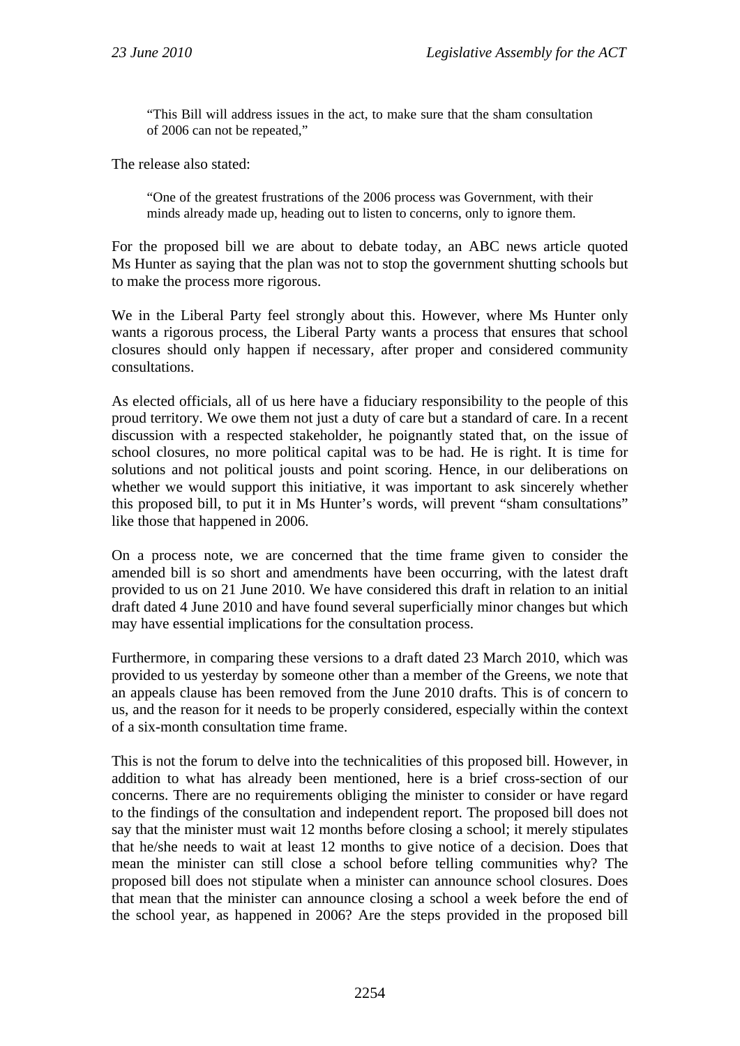> "This Bill will address issues in the act, to make sure that the sham consultation of 2006 can not be repeated,"

The release also stated:

> "One of the greatest frustrations of the 2006 process was Government, with their minds already made up, heading out to listen to concerns, only to ignore them.

For the proposed bill we are about to debate today, an ABC news article quoted Ms Hunter as saying that the plan was not to stop the government shutting schools but to make the process more rigorous.

We in the Liberal Party feel strongly about this. However, where Ms Hunter only wants a rigorous process, the Liberal Party wants a process that ensures that school closures should only happen if necessary, after proper and considered community consultations.

As elected officials, all of us here have a fiduciary responsibility to the people of this proud territory. We owe them not just a duty of care but a standard of care. In a recent discussion with a respected stakeholder, he poignantly stated that, on the issue of school closures, no more political capital was to be had. He is right. It is time for solutions and not political jousts and point scoring. Hence, in our deliberations on whether we would support this initiative, it was important to ask sincerely whether this proposed bill, to put it in Ms Hunter's words, will prevent "sham consultations" like those that happened in 2006.

On a process note, we are concerned that the time frame given to consider the amended bill is so short and amendments have been occurring, with the latest draft provided to us on 21 June 2010. We have considered this draft in relation to an initial draft dated 4 June 2010 and have found several superficially minor changes but which may have essential implications for the consultation process.

Furthermore, in comparing these versions to a draft dated 23 March 2010, which was provided to us yesterday by someone other than a member of the Greens, we note that an appeals clause has been removed from the June 2010 drafts. This is of concern to us, and the reason for it needs to be properly considered, especially within the context of a six-month consultation time frame.

This is not the forum to delve into the technicalities of this proposed bill. However, in addition to what has already been mentioned, here is a brief cross-section of our concerns. There are no requirements obliging the minister to consider or have regard to the findings of the consultation and independent report. The proposed bill does not say that the minister must wait 12 months before closing a school; it merely stipulates that he/she needs to wait at least 12 months to give notice of a decision. Does that mean the minister can still close a school before telling communities why? The proposed bill does not stipulate when a minister can announce school closures. Does that mean that the minister can announce closing a school a week before the end of the school year, as happened in 2006? Are the steps provided in the proposed bill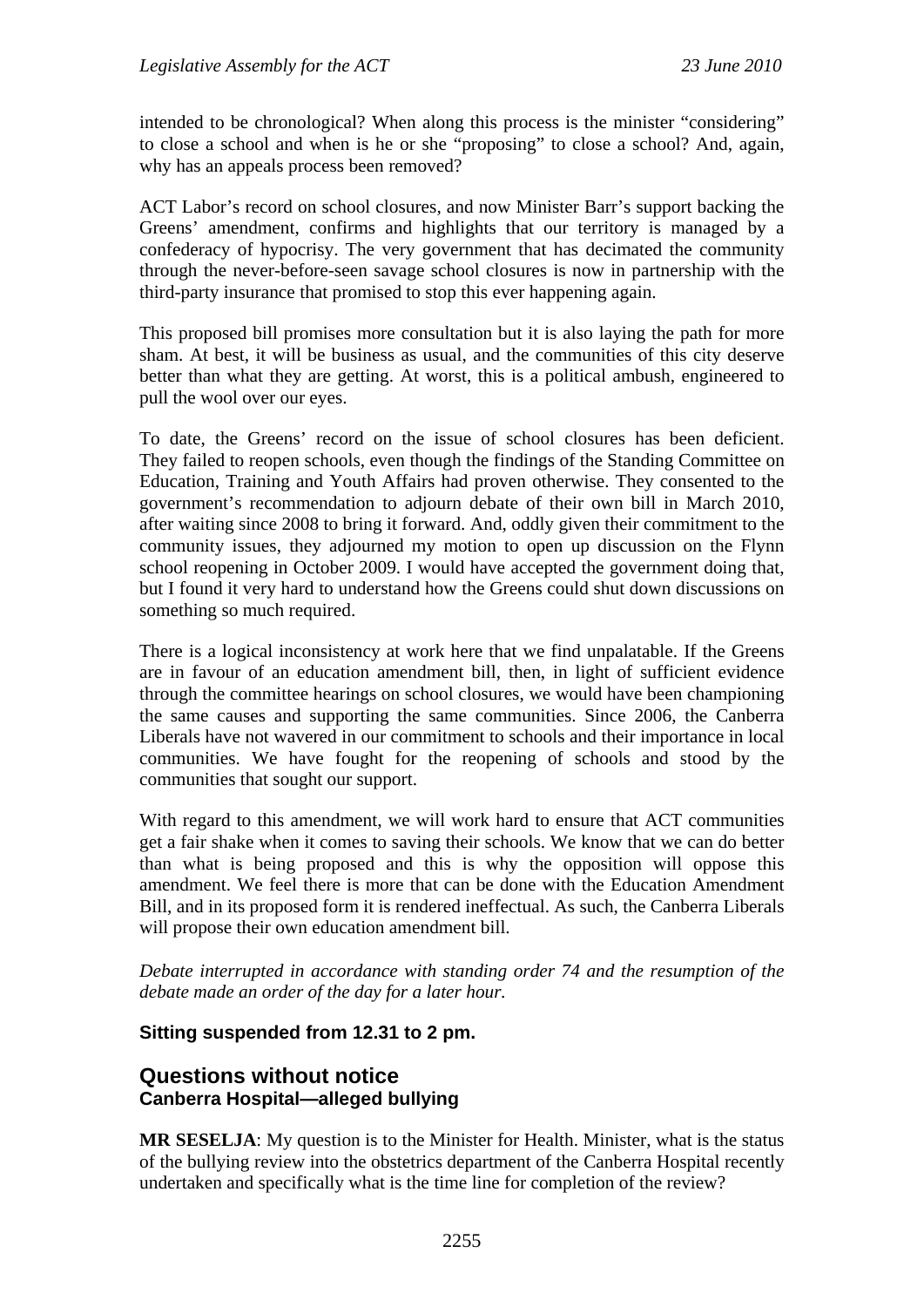intended to be chronological? When along this process is the minister “considering” to close a school and when is he or she “proposing” to close a school? And, again, why has an appeals process been removed?

ACT Labor’s record on school closures, and now Minister Barr’s support backing the Greens’ amendment, confirms and highlights that our territory is managed by a confederacy of hypocrisy. The very government that has decimated the community through the never-before-seen savage school closures is now in partnership with the third-party insurance that promised to stop this ever happening again.

This proposed bill promises more consultation but it is also laying the path for more sham. At best, it will be business as usual, and the communities of this city deserve better than what they are getting. At worst, this is a political ambush, engineered to pull the wool over our eyes.

To date, the Greens’ record on the issue of school closures has been deficient. They failed to reopen schools, even though the findings of the Standing Committee on Education, Training and Youth Affairs had proven otherwise. They consented to the government’s recommendation to adjourn debate of their own bill in March 2010, after waiting since 2008 to bring it forward. And, oddly given their commitment to the community issues, they adjourned my motion to open up discussion on the Flynn school reopening in October 2009. I would have accepted the government doing that, but I found it very hard to understand how the Greens could shut down discussions on something so much required.

There is a logical inconsistency at work here that we find unpalatable. If the Greens are in favour of an education amendment bill, then, in light of sufficient evidence through the committee hearings on school closures, we would have been championing the same causes and supporting the same communities. Since 2006, the Canberra Liberals have not wavered in our commitment to schools and their importance in local communities. We have fought for the reopening of schools and stood by the communities that sought our support.

With regard to this amendment, we will work hard to ensure that ACT communities get a fair shake when it comes to saving their schools. We know that we can do better than what is being proposed and this is why the opposition will oppose this amendment. We feel there is more that can be done with the Education Amendment Bill, and in its proposed form it is rendered ineffectual. As such, the Canberra Liberals will propose their own education amendment bill.

*Debate interrupted in accordance with standing order 74 and the resumption of the debate made an order of the day for a later hour.*

**Sitting suspended from 12.31 to 2 pm.**

## Questions without notice

### Canberra Hospital—alleged bullying

**MR SESELJA**: My question is to the Minister for Health. Minister, what is the status of the bullying review into the obstetrics department of the Canberra Hospital recently undertaken and specifically what is the time line for completion of the review?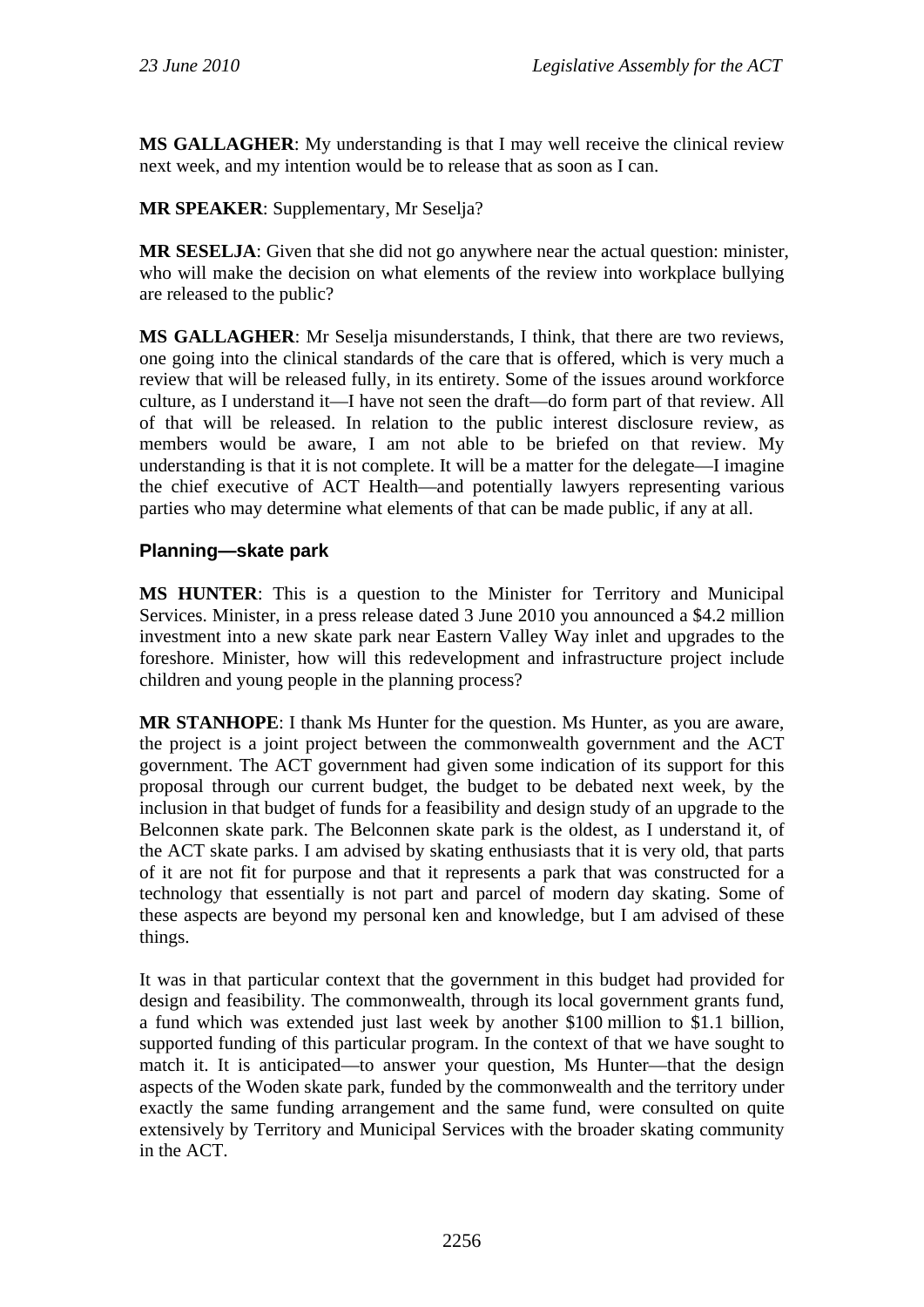**MS GALLAGHER**: My understanding is that I may well receive the clinical review next week, and my intention would be to release that as soon as I can.

**MR SPEAKER**: Supplementary, Mr Seselja?

**MR SESELJA**: Given that she did not go anywhere near the actual question: minister, who will make the decision on what elements of the review into workplace bullying are released to the public?

**MS GALLAGHER**: Mr Seselja misunderstands, I think, that there are two reviews, one going into the clinical standards of the care that is offered, which is very much a review that will be released fully, in its entirety. Some of the issues around workforce culture, as I understand it—I have not seen the draft—do form part of that review. All of that will be released. In relation to the public interest disclosure review, as members would be aware, I am not able to be briefed on that review. My understanding is that it is not complete. It will be a matter for the delegate—I imagine the chief executive of ACT Health—and potentially lawyers representing various parties who may determine what elements of that can be made public, if any at all.

### Planning—skate park

**MS HUNTER**: This is a question to the Minister for Territory and Municipal Services. Minister, in a press release dated 3 June 2010 you announced a $4.2 million investment into a new skate park near Eastern Valley Way inlet and upgrades to the foreshore. Minister, how will this redevelopment and infrastructure project include children and young people in the planning process?

**MR STANHOPE**: I thank Ms Hunter for the question. Ms Hunter, as you are aware, the project is a joint project between the commonwealth government and the ACT government. The ACT government had given some indication of its support for this proposal through our current budget, the budget to be debated next week, by the inclusion in that budget of funds for a feasibility and design study of an upgrade to the Belconnen skate park. The Belconnen skate park is the oldest, as I understand it, of the ACT skate parks. I am advised by skating enthusiasts that it is very old, that parts of it are not fit for purpose and that it represents a park that was constructed for a technology that essentially is not part and parcel of modern day skating. Some of these aspects are beyond my personal ken and knowledge, but I am advised of these things.

It was in that particular context that the government in this budget had provided for design and feasibility. The commonwealth, through its local government grants fund, a fund which was extended just last week by another $100 million to $1.1 billion, supported funding of this particular program. In the context of that we have sought to match it. It is anticipated—to answer your question, Ms Hunter—that the design aspects of the Woden skate park, funded by the commonwealth and the territory under exactly the same funding arrangement and the same fund, were consulted on quite extensively by Territory and Municipal Services with the broader skating community in the ACT.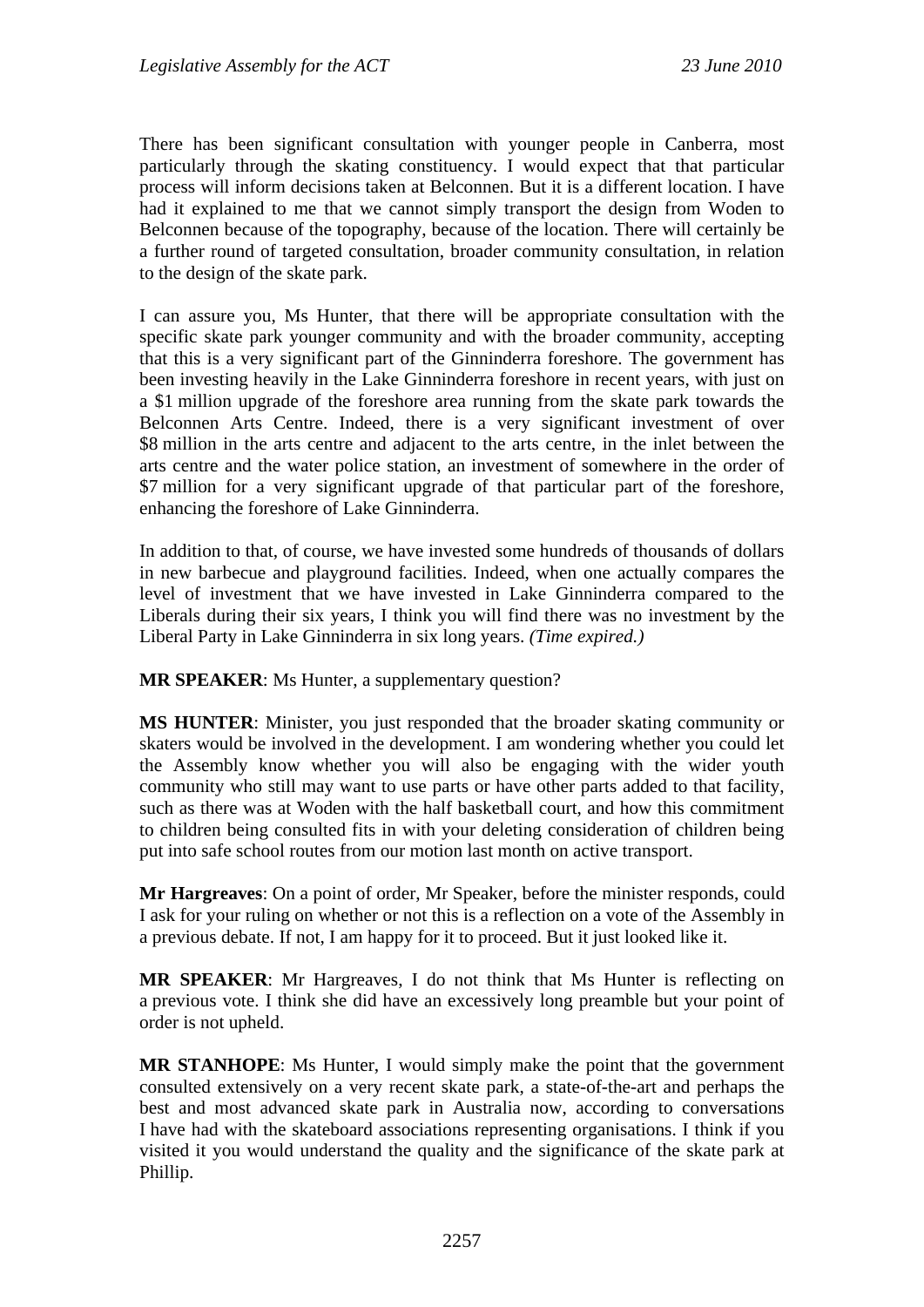There has been significant consultation with younger people in Canberra, most particularly through the skating constituency. I would expect that that particular process will inform decisions taken at Belconnen. But it is a different location. I have had it explained to me that we cannot simply transport the design from Woden to Belconnen because of the topography, because of the location. There will certainly be a further round of targeted consultation, broader community consultation, in relation to the design of the skate park.

I can assure you, Ms Hunter, that there will be appropriate consultation with the specific skate park younger community and with the broader community, accepting that this is a very significant part of the Ginninderra foreshore. The government has been investing heavily in the Lake Ginninderra foreshore in recent years, with just on a $1 million upgrade of the foreshore area running from the skate park towards the Belconnen Arts Centre. Indeed, there is a very significant investment of over $8 million in the arts centre and adjacent to the arts centre, in the inlet between the arts centre and the water police station, an investment of somewhere in the order of $7 million for a very significant upgrade of that particular part of the foreshore, enhancing the foreshore of Lake Ginninderra.

In addition to that, of course, we have invested some hundreds of thousands of dollars in new barbecue and playground facilities. Indeed, when one actually compares the level of investment that we have invested in Lake Ginninderra compared to the Liberals during their six years, I think you will find there was no investment by the Liberal Party in Lake Ginninderra in six long years. *(Time expired.)*

**MR SPEAKER**: Ms Hunter, a supplementary question?

**MS HUNTER**: Minister, you just responded that the broader skating community or skaters would be involved in the development. I am wondering whether you could let the Assembly know whether you will also be engaging with the wider youth community who still may want to use parts or have other parts added to that facility, such as there was at Woden with the half basketball court, and how this commitment to children being consulted fits in with your deleting consideration of children being put into safe school routes from our motion last month on active transport.

**Mr Hargreaves**: On a point of order, Mr Speaker, before the minister responds, could I ask for your ruling on whether or not this is a reflection on a vote of the Assembly in a previous debate. If not, I am happy for it to proceed. But it just looked like it.

**MR SPEAKER**: Mr Hargreaves, I do not think that Ms Hunter is reflecting on a previous vote. I think she did have an excessively long preamble but your point of order is not upheld.

**MR STANHOPE**: Ms Hunter, I would simply make the point that the government consulted extensively on a very recent skate park, a state-of-the-art and perhaps the best and most advanced skate park in Australia now, according to conversations I have had with the skateboard associations representing organisations. I think if you visited it you would understand the quality and the significance of the skate park at Phillip.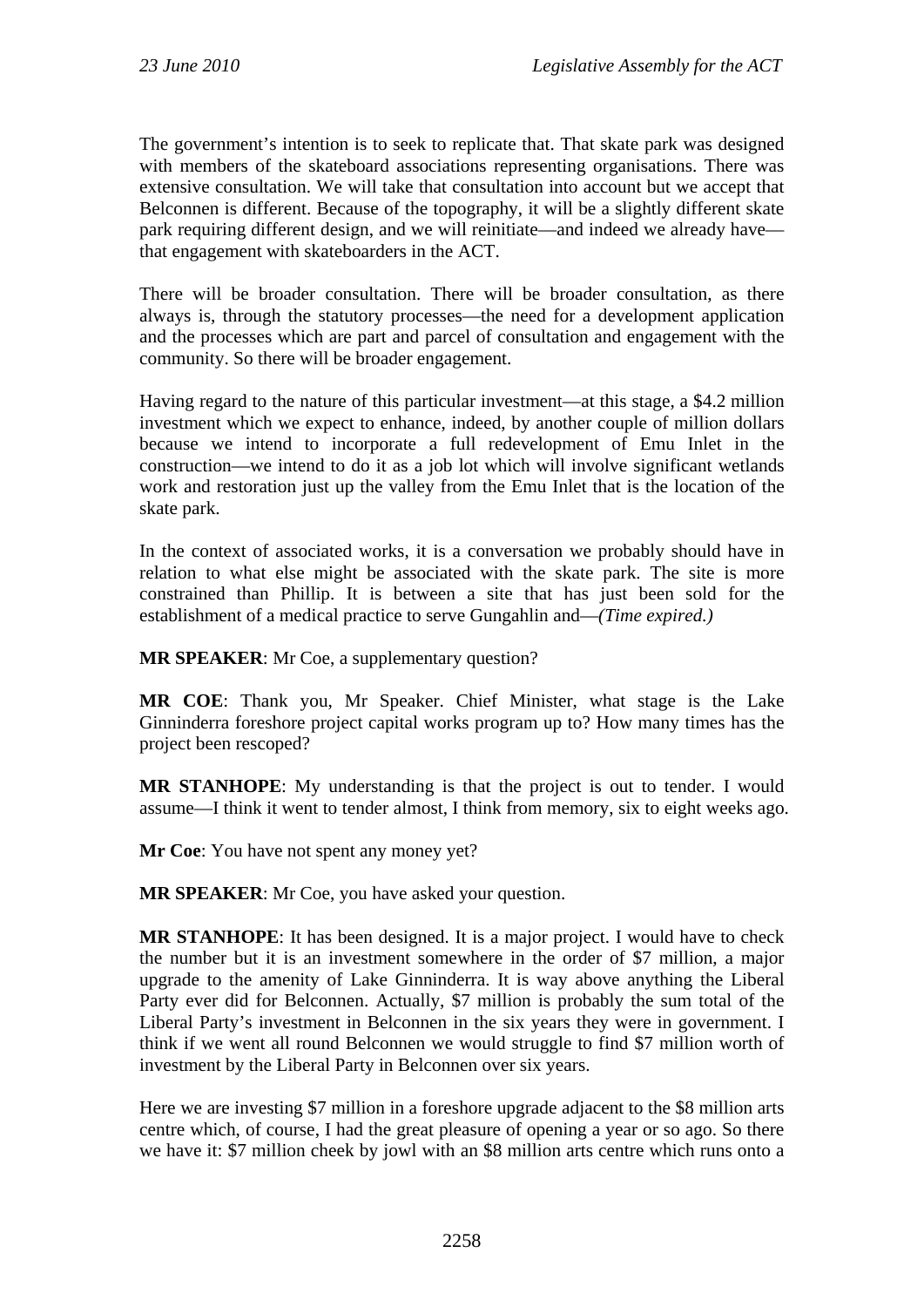The government's intention is to seek to replicate that. That skate park was designed with members of the skateboard associations representing organisations. There was extensive consultation. We will take that consultation into account but we accept that Belconnen is different. Because of the topography, it will be a slightly different skate park requiring different design, and we will reinitiate—and indeed we already have—that engagement with skateboarders in the ACT.

There will be broader consultation. There will be broader consultation, as there always is, through the statutory processes—the need for a development application and the processes which are part and parcel of consultation and engagement with the community. So there will be broader engagement.

Having regard to the nature of this particular investment—at this stage, a \$4.2 million investment which we expect to enhance, indeed, by another couple of million dollars because we intend to incorporate a full redevelopment of Emu Inlet in the construction—we intend to do it as a job lot which will involve significant wetlands work and restoration just up the valley from the Emu Inlet that is the location of the skate park.

In the context of associated works, it is a conversation we probably should have in relation to what else might be associated with the skate park. The site is more constrained than Phillip. It is between a site that has just been sold for the establishment of a medical practice to serve Gungahlin and—*(Time expired.)*

**MR SPEAKER**: Mr Coe, a supplementary question?

**MR COE**: Thank you, Mr Speaker. Chief Minister, what stage is the Lake Ginninderra foreshore project capital works program up to? How many times has the project been rescoped?

**MR STANHOPE**: My understanding is that the project is out to tender. I would assume—I think it went to tender almost, I think from memory, six to eight weeks ago.

**Mr Coe**: You have not spent any money yet?

**MR SPEAKER**: Mr Coe, you have asked your question.

**MR STANHOPE**: It has been designed. It is a major project. I would have to check the number but it is an investment somewhere in the order of \$7 million, a major upgrade to the amenity of Lake Ginninderra. It is way above anything the Liberal Party ever did for Belconnen. Actually, \$7 million is probably the sum total of the Liberal Party's investment in Belconnen in the six years they were in government. I think if we went all round Belconnen we would struggle to find \$7 million worth of investment by the Liberal Party in Belconnen over six years.

Here we are investing \$7 million in a foreshore upgrade adjacent to the \$8 million arts centre which, of course, I had the great pleasure of opening a year or so ago. So there we have it: \$7 million cheek by jowl with an \$8 million arts centre which runs onto a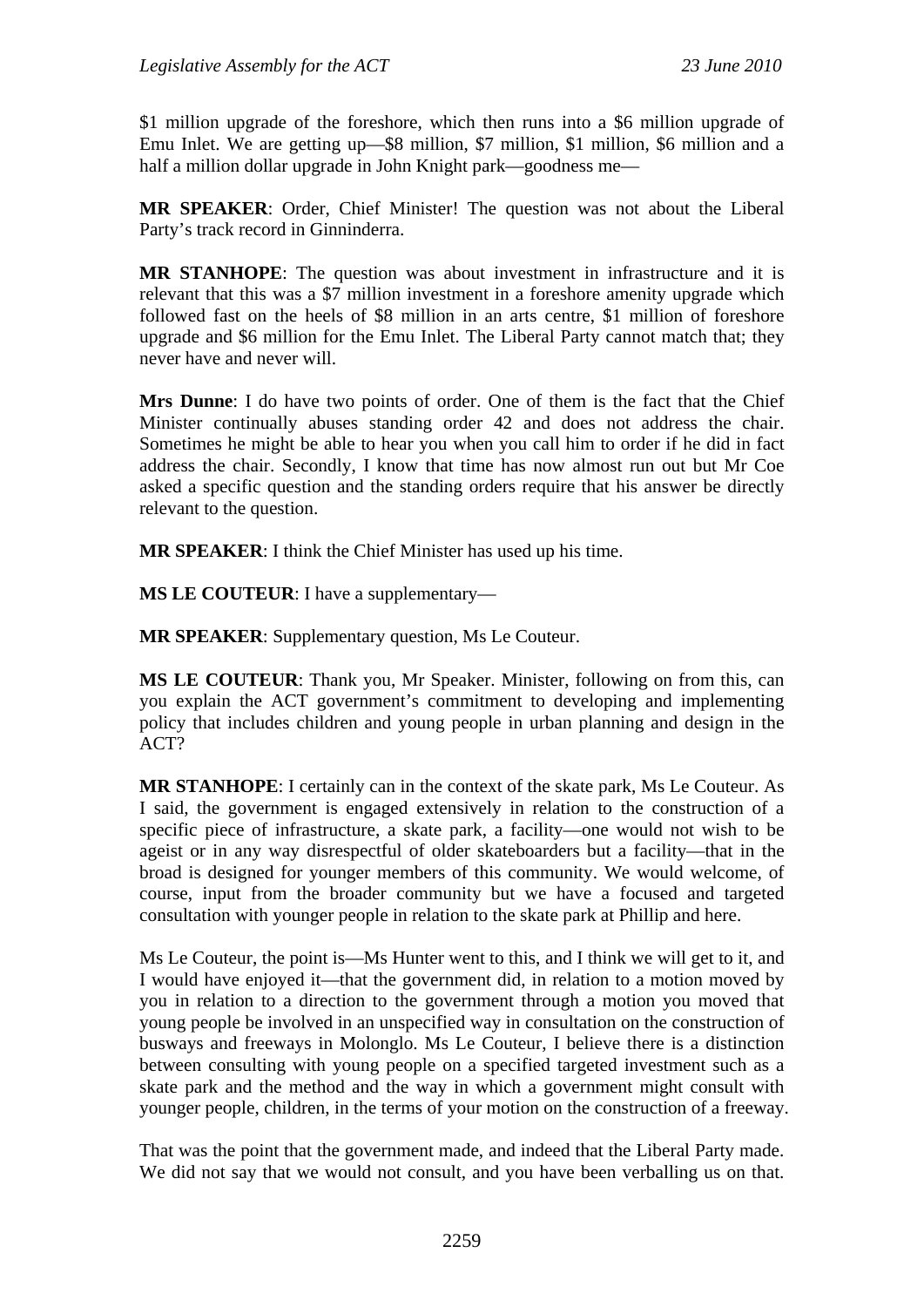$1 million upgrade of the foreshore, which then runs into a $6 million upgrade of Emu Inlet. We are getting up—$8 million, $7 million, $1 million, $6 million and a half a million dollar upgrade in John Knight park—goodness me—

**MR SPEAKER**: Order, Chief Minister! The question was not about the Liberal Party's track record in Ginninderra.

**MR STANHOPE**: The question was about investment in infrastructure and it is relevant that this was a $7 million investment in a foreshore amenity upgrade which followed fast on the heels of $8 million in an arts centre, $1 million of foreshore upgrade and $6 million for the Emu Inlet. The Liberal Party cannot match that; they never have and never will.

**Mrs Dunne**: I do have two points of order. One of them is the fact that the Chief Minister continually abuses standing order 42 and does not address the chair. Sometimes he might be able to hear you when you call him to order if he did in fact address the chair. Secondly, I know that time has now almost run out but Mr Coe asked a specific question and the standing orders require that his answer be directly relevant to the question.

**MR SPEAKER**: I think the Chief Minister has used up his time.

**MS LE COUTEUR**: I have a supplementary—

**MR SPEAKER**: Supplementary question, Ms Le Couteur.

**MS LE COUTEUR**: Thank you, Mr Speaker. Minister, following on from this, can you explain the ACT government's commitment to developing and implementing policy that includes children and young people in urban planning and design in the ACT?

**MR STANHOPE**: I certainly can in the context of the skate park, Ms Le Couteur. As I said, the government is engaged extensively in relation to the construction of a specific piece of infrastructure, a skate park, a facility—one would not wish to be ageist or in any way disrespectful of older skateboarders but a facility—that in the broad is designed for younger members of this community. We would welcome, of course, input from the broader community but we have a focused and targeted consultation with younger people in relation to the skate park at Phillip and here.

Ms Le Couteur, the point is—Ms Hunter went to this, and I think we will get to it, and I would have enjoyed it—that the government did, in relation to a motion moved by you in relation to a direction to the government through a motion you moved that young people be involved in an unspecified way in consultation on the construction of busways and freeways in Molonglo. Ms Le Couteur, I believe there is a distinction between consulting with young people on a specified targeted investment such as a skate park and the method and the way in which a government might consult with younger people, children, in the terms of your motion on the construction of a freeway.

That was the point that the government made, and indeed that the Liberal Party made. We did not say that we would not consult, and you have been verballing us on that.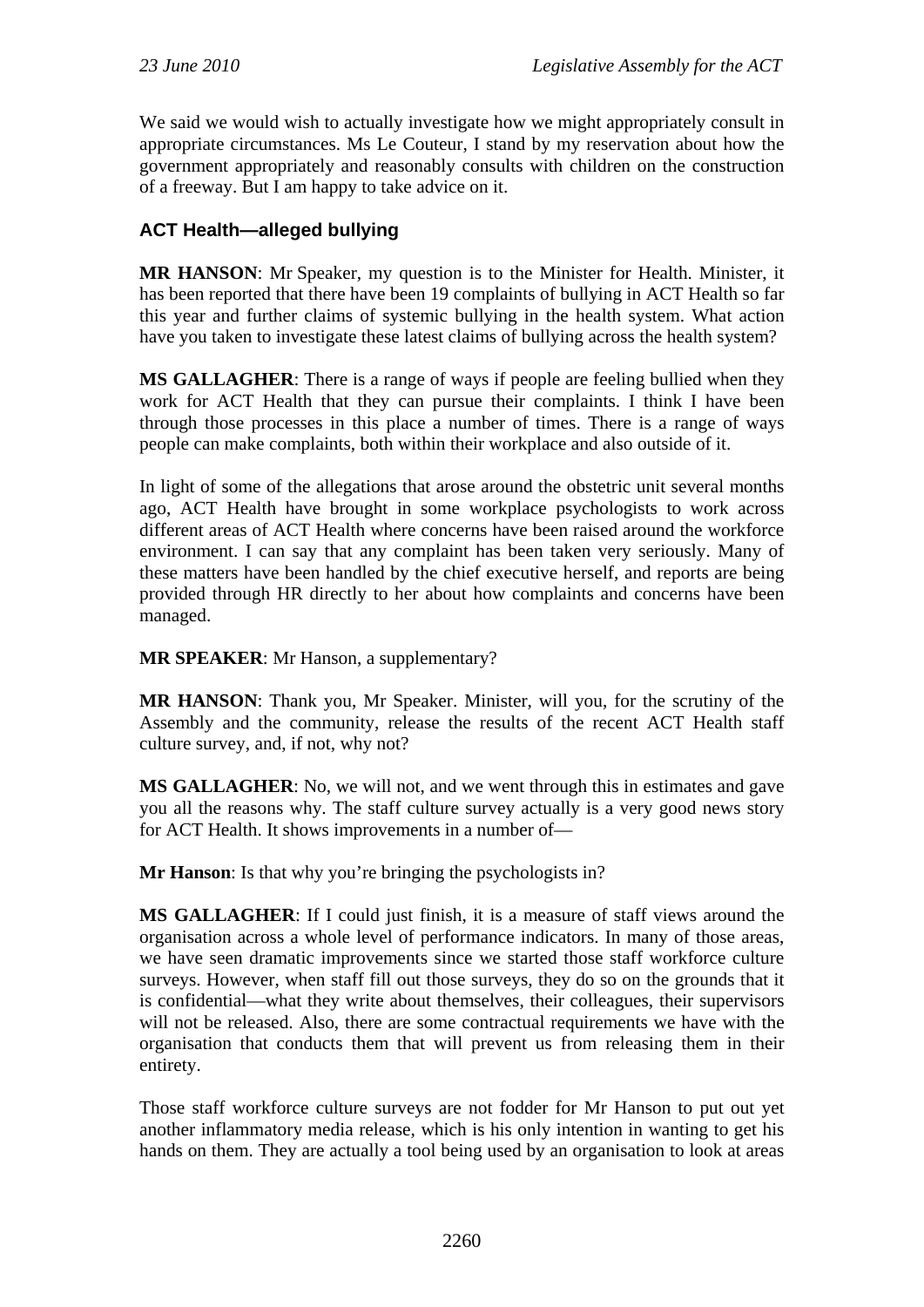We said we would wish to actually investigate how we might appropriately consult in appropriate circumstances. Ms Le Couteur, I stand by my reservation about how the government appropriately and reasonably consults with children on the construction of a freeway. But I am happy to take advice on it.

### ACT Health—alleged bullying

**MR HANSON**: Mr Speaker, my question is to the Minister for Health. Minister, it has been reported that there have been 19 complaints of bullying in ACT Health so far this year and further claims of systemic bullying in the health system. What action have you taken to investigate these latest claims of bullying across the health system?

**MS GALLAGHER**: There is a range of ways if people are feeling bullied when they work for ACT Health that they can pursue their complaints. I think I have been through those processes in this place a number of times. There is a range of ways people can make complaints, both within their workplace and also outside of it.

In light of some of the allegations that arose around the obstetric unit several months ago, ACT Health have brought in some workplace psychologists to work across different areas of ACT Health where concerns have been raised around the workforce environment. I can say that any complaint has been taken very seriously. Many of these matters have been handled by the chief executive herself, and reports are being provided through HR directly to her about how complaints and concerns have been managed.

**MR SPEAKER**: Mr Hanson, a supplementary?

**MR HANSON**: Thank you, Mr Speaker. Minister, will you, for the scrutiny of the Assembly and the community, release the results of the recent ACT Health staff culture survey, and, if not, why not?

**MS GALLAGHER**: No, we will not, and we went through this in estimates and gave you all the reasons why. The staff culture survey actually is a very good news story for ACT Health. It shows improvements in a number of—

**Mr Hanson**: Is that why you're bringing the psychologists in?

**MS GALLAGHER**: If I could just finish, it is a measure of staff views around the organisation across a whole level of performance indicators. In many of those areas, we have seen dramatic improvements since we started those staff workforce culture surveys. However, when staff fill out those surveys, they do so on the grounds that it is confidential—what they write about themselves, their colleagues, their supervisors will not be released. Also, there are some contractual requirements we have with the organisation that conducts them that will prevent us from releasing them in their entirety.

Those staff workforce culture surveys are not fodder for Mr Hanson to put out yet another inflammatory media release, which is his only intention in wanting to get his hands on them. They are actually a tool being used by an organisation to look at areas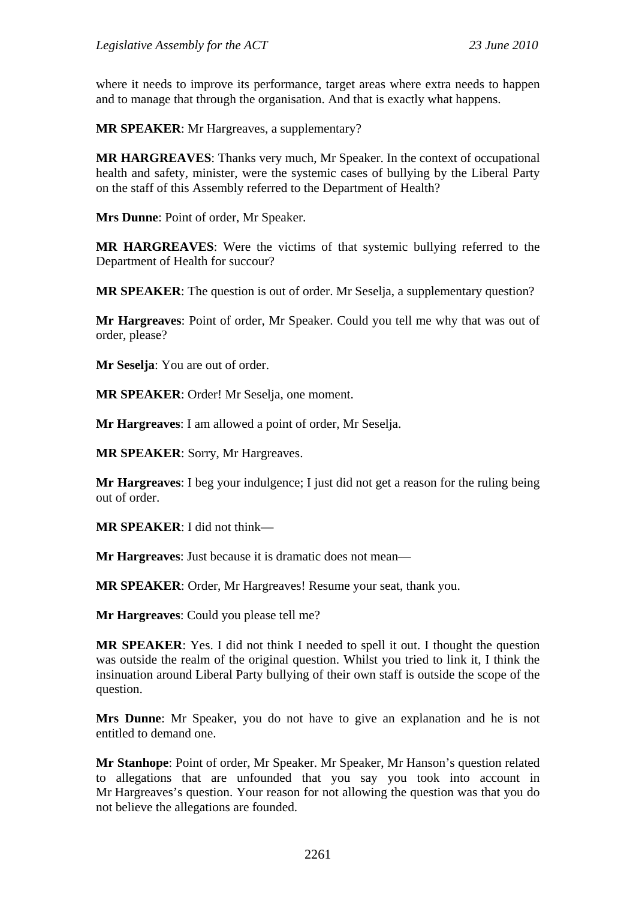where it needs to improve its performance, target areas where extra needs to happen and to manage that through the organisation. And that is exactly what happens.

**MR SPEAKER**: Mr Hargreaves, a supplementary?

**MR HARGREAVES**: Thanks very much, Mr Speaker. In the context of occupational health and safety, minister, were the systemic cases of bullying by the Liberal Party on the staff of this Assembly referred to the Department of Health?

**Mrs Dunne**: Point of order, Mr Speaker.

**MR HARGREAVES**: Were the victims of that systemic bullying referred to the Department of Health for succour?

**MR SPEAKER**: The question is out of order. Mr Seselja, a supplementary question?

**Mr Hargreaves**: Point of order, Mr Speaker. Could you tell me why that was out of order, please?

**Mr Seselja**: You are out of order.

**MR SPEAKER**: Order! Mr Seselja, one moment.

**Mr Hargreaves**: I am allowed a point of order, Mr Seselja.

**MR SPEAKER**: Sorry, Mr Hargreaves.

**Mr Hargreaves**: I beg your indulgence; I just did not get a reason for the ruling being out of order.

**MR SPEAKER**: I did not think—

**Mr Hargreaves**: Just because it is dramatic does not mean—

**MR SPEAKER**: Order, Mr Hargreaves! Resume your seat, thank you.

**Mr Hargreaves**: Could you please tell me?

**MR SPEAKER**: Yes. I did not think I needed to spell it out. I thought the question was outside the realm of the original question. Whilst you tried to link it, I think the insinuation around Liberal Party bullying of their own staff is outside the scope of the question.

**Mrs Dunne**: Mr Speaker, you do not have to give an explanation and he is not entitled to demand one.

**Mr Stanhope**: Point of order, Mr Speaker. Mr Speaker, Mr Hanson's question related to allegations that are unfounded that you say you took into account in Mr Hargreaves's question. Your reason for not allowing the question was that you do not believe the allegations are founded.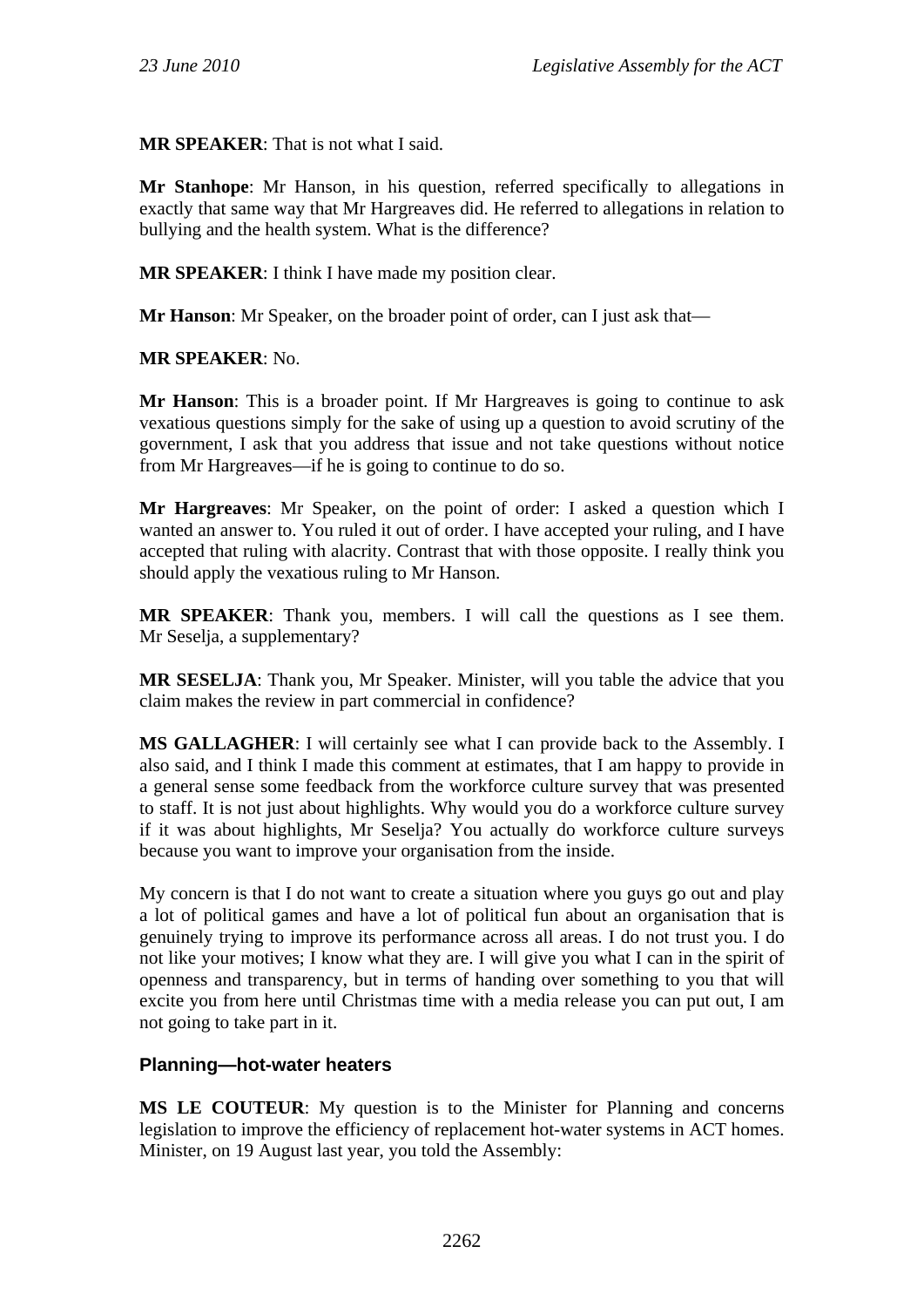**MR SPEAKER**: That is not what I said.

**Mr Stanhope**: Mr Hanson, in his question, referred specifically to allegations in exactly that same way that Mr Hargreaves did. He referred to allegations in relation to bullying and the health system. What is the difference?

**MR SPEAKER**: I think I have made my position clear.

**Mr Hanson**: Mr Speaker, on the broader point of order, can I just ask that—

**MR SPEAKER**: No.

**Mr Hanson**: This is a broader point. If Mr Hargreaves is going to continue to ask vexatious questions simply for the sake of using up a question to avoid scrutiny of the government, I ask that you address that issue and not take questions without notice from Mr Hargreaves—if he is going to continue to do so.

**Mr Hargreaves**: Mr Speaker, on the point of order: I asked a question which I wanted an answer to. You ruled it out of order. I have accepted your ruling, and I have accepted that ruling with alacrity. Contrast that with those opposite. I really think you should apply the vexatious ruling to Mr Hanson.

**MR SPEAKER**: Thank you, members. I will call the questions as I see them. Mr Seselja, a supplementary?

**MR SESELJA**: Thank you, Mr Speaker. Minister, will you table the advice that you claim makes the review in part commercial in confidence?

**MS GALLAGHER**: I will certainly see what I can provide back to the Assembly. I also said, and I think I made this comment at estimates, that I am happy to provide in a general sense some feedback from the workforce culture survey that was presented to staff. It is not just about highlights. Why would you do a workforce culture survey if it was about highlights, Mr Seselja? You actually do workforce culture surveys because you want to improve your organisation from the inside.

My concern is that I do not want to create a situation where you guys go out and play a lot of political games and have a lot of political fun about an organisation that is genuinely trying to improve its performance across all areas. I do not trust you. I do not like your motives; I know what they are. I will give you what I can in the spirit of openness and transparency, but in terms of handing over something to you that will excite you from here until Christmas time with a media release you can put out, I am not going to take part in it.

## Planning—hot-water heaters

**MS LE COUTEUR**: My question is to the Minister for Planning and concerns legislation to improve the efficiency of replacement hot-water systems in ACT homes. Minister, on 19 August last year, you told the Assembly: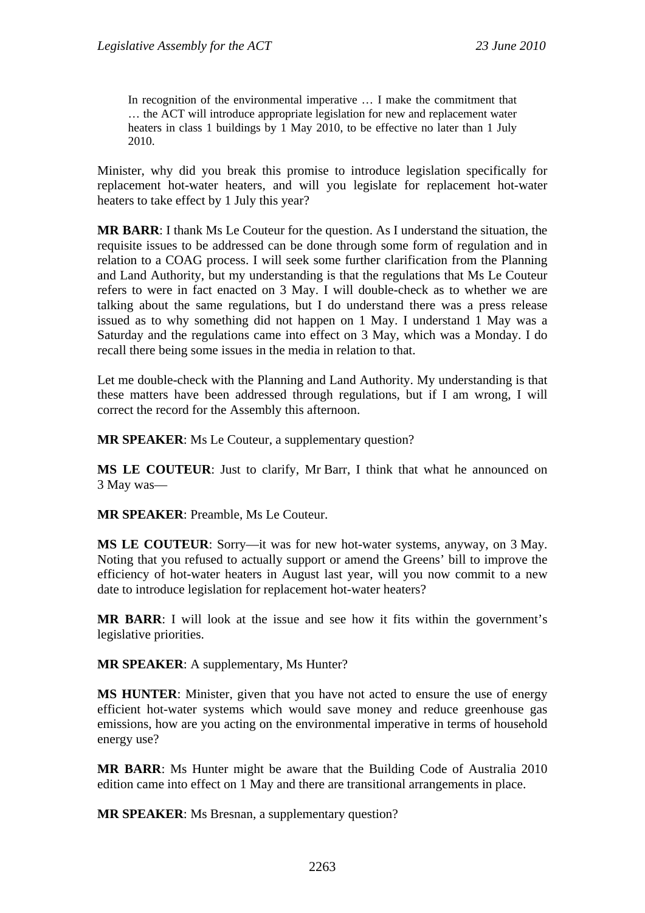> In recognition of the environmental imperative … I make the commitment that … the ACT will introduce appropriate legislation for new and replacement water heaters in class 1 buildings by 1 May 2010, to be effective no later than 1 July 2010.

Minister, why did you break this promise to introduce legislation specifically for replacement hot-water heaters, and will you legislate for replacement hot-water heaters to take effect by 1 July this year?

**MR BARR**: I thank Ms Le Couteur for the question. As I understand the situation, the requisite issues to be addressed can be done through some form of regulation and in relation to a COAG process. I will seek some further clarification from the Planning and Land Authority, but my understanding is that the regulations that Ms Le Couteur refers to were in fact enacted on 3 May. I will double-check as to whether we are talking about the same regulations, but I do understand there was a press release issued as to why something did not happen on 1 May. I understand 1 May was a Saturday and the regulations came into effect on 3 May, which was a Monday. I do recall there being some issues in the media in relation to that.

Let me double-check with the Planning and Land Authority. My understanding is that these matters have been addressed through regulations, but if I am wrong, I will correct the record for the Assembly this afternoon.

**MR SPEAKER**: Ms Le Couteur, a supplementary question?

**MS LE COUTEUR**: Just to clarify, Mr Barr, I think that what he announced on 3 May was—

**MR SPEAKER**: Preamble, Ms Le Couteur.

**MS LE COUTEUR**: Sorry—it was for new hot-water systems, anyway, on 3 May. Noting that you refused to actually support or amend the Greens' bill to improve the efficiency of hot-water heaters in August last year, will you now commit to a new date to introduce legislation for replacement hot-water heaters?

**MR BARR**: I will look at the issue and see how it fits within the government's legislative priorities.

**MR SPEAKER**: A supplementary, Ms Hunter?

**MS HUNTER**: Minister, given that you have not acted to ensure the use of energy efficient hot-water systems which would save money and reduce greenhouse gas emissions, how are you acting on the environmental imperative in terms of household energy use?

**MR BARR**: Ms Hunter might be aware that the Building Code of Australia 2010 edition came into effect on 1 May and there are transitional arrangements in place.

**MR SPEAKER**: Ms Bresnan, a supplementary question?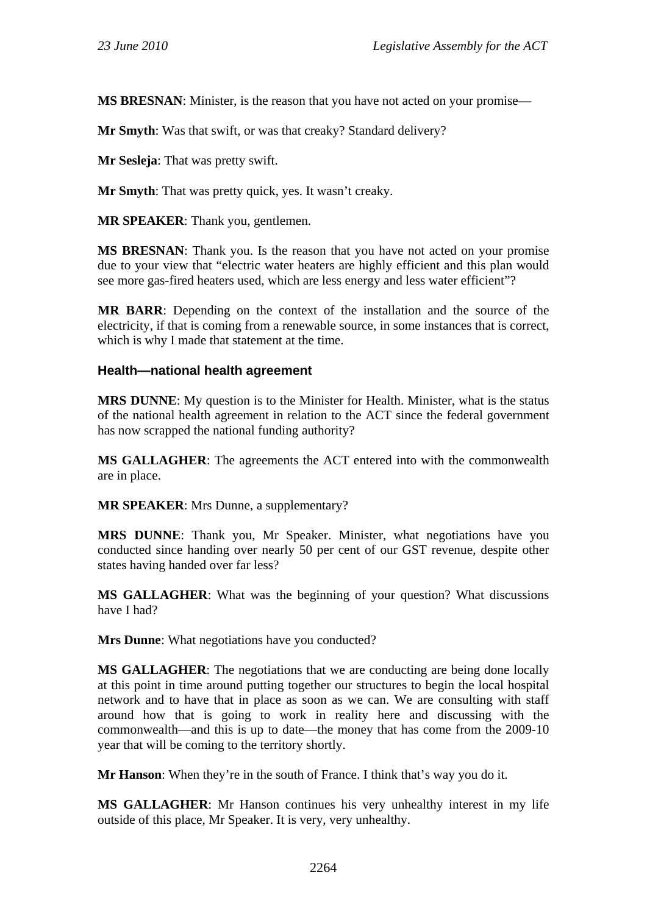**MS BRESNAN**: Minister, is the reason that you have not acted on your promise—

**Mr Smyth**: Was that swift, or was that creaky? Standard delivery?

**Mr Sesleja**: That was pretty swift.

**Mr Smyth**: That was pretty quick, yes. It wasn't creaky.

**MR SPEAKER**: Thank you, gentlemen.

**MS BRESNAN**: Thank you. Is the reason that you have not acted on your promise due to your view that "electric water heaters are highly efficient and this plan would see more gas-fired heaters used, which are less energy and less water efficient"?

**MR BARR**: Depending on the context of the installation and the source of the electricity, if that is coming from a renewable source, in some instances that is correct, which is why I made that statement at the time.

### Health—national health agreement

**MRS DUNNE**: My question is to the Minister for Health. Minister, what is the status of the national health agreement in relation to the ACT since the federal government has now scrapped the national funding authority?

**MS GALLAGHER**: The agreements the ACT entered into with the commonwealth are in place.

**MR SPEAKER**: Mrs Dunne, a supplementary?

**MRS DUNNE**: Thank you, Mr Speaker. Minister, what negotiations have you conducted since handing over nearly 50 per cent of our GST revenue, despite other states having handed over far less?

**MS GALLAGHER**: What was the beginning of your question? What discussions have I had?

**Mrs Dunne**: What negotiations have you conducted?

**MS GALLAGHER**: The negotiations that we are conducting are being done locally at this point in time around putting together our structures to begin the local hospital network and to have that in place as soon as we can. We are consulting with staff around how that is going to work in reality here and discussing with the commonwealth—and this is up to date—the money that has come from the 2009-10 year that will be coming to the territory shortly.

**Mr Hanson**: When they're in the south of France. I think that's way you do it.

**MS GALLAGHER**: Mr Hanson continues his very unhealthy interest in my life outside of this place, Mr Speaker. It is very, very unhealthy.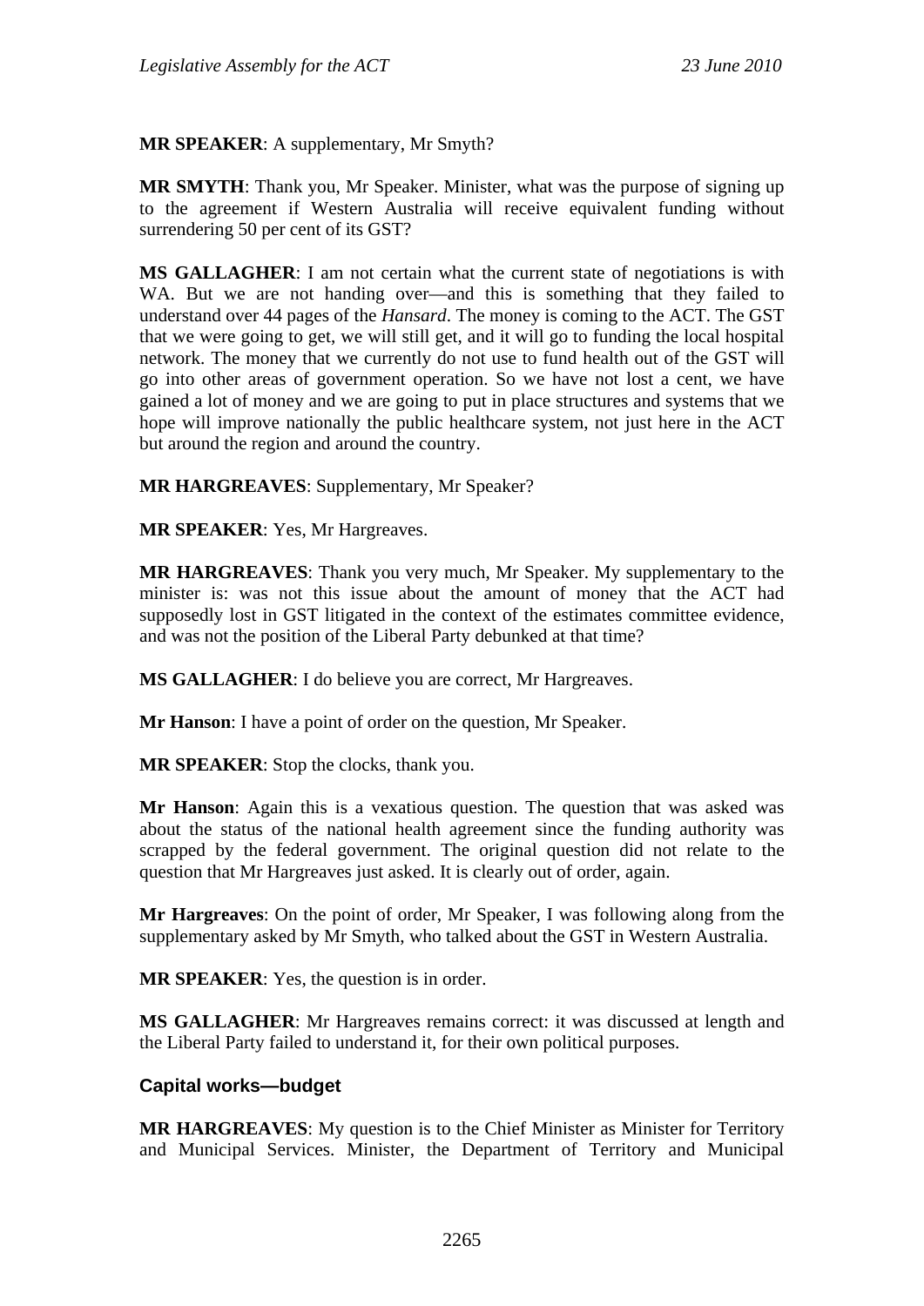**MR SPEAKER**: A supplementary, Mr Smyth?

**MR SMYTH**: Thank you, Mr Speaker. Minister, what was the purpose of signing up to the agreement if Western Australia will receive equivalent funding without surrendering 50 per cent of its GST?

**MS GALLAGHER**: I am not certain what the current state of negotiations is with WA. But we are not handing over—and this is something that they failed to understand over 44 pages of the *Hansard*. The money is coming to the ACT. The GST that we were going to get, we will still get, and it will go to funding the local hospital network. The money that we currently do not use to fund health out of the GST will go into other areas of government operation. So we have not lost a cent, we have gained a lot of money and we are going to put in place structures and systems that we hope will improve nationally the public healthcare system, not just here in the ACT but around the region and around the country.

**MR HARGREAVES**: Supplementary, Mr Speaker?

**MR SPEAKER**: Yes, Mr Hargreaves.

**MR HARGREAVES**: Thank you very much, Mr Speaker. My supplementary to the minister is: was not this issue about the amount of money that the ACT had supposedly lost in GST litigated in the context of the estimates committee evidence, and was not the position of the Liberal Party debunked at that time?

**MS GALLAGHER**: I do believe you are correct, Mr Hargreaves.

**Mr Hanson**: I have a point of order on the question, Mr Speaker.

**MR SPEAKER**: Stop the clocks, thank you.

**Mr Hanson**: Again this is a vexatious question. The question that was asked was about the status of the national health agreement since the funding authority was scrapped by the federal government. The original question did not relate to the question that Mr Hargreaves just asked. It is clearly out of order, again.

**Mr Hargreaves**: On the point of order, Mr Speaker, I was following along from the supplementary asked by Mr Smyth, who talked about the GST in Western Australia.

**MR SPEAKER**: Yes, the question is in order.

**MS GALLAGHER**: Mr Hargreaves remains correct: it was discussed at length and the Liberal Party failed to understand it, for their own political purposes.

## Capital works—budget

**MR HARGREAVES**: My question is to the Chief Minister as Minister for Territory and Municipal Services. Minister, the Department of Territory and Municipal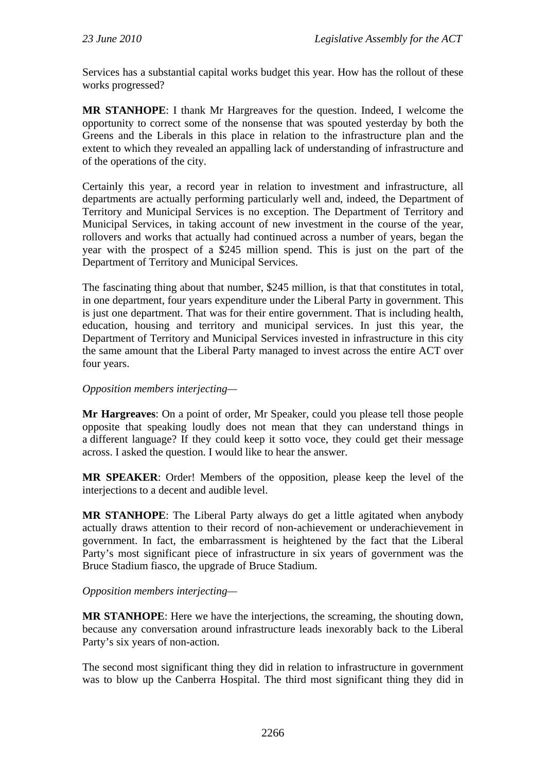Services has a substantial capital works budget this year. How has the rollout of these works progressed?

**MR STANHOPE**: I thank Mr Hargreaves for the question. Indeed, I welcome the opportunity to correct some of the nonsense that was spouted yesterday by both the Greens and the Liberals in this place in relation to the infrastructure plan and the extent to which they revealed an appalling lack of understanding of infrastructure and of the operations of the city.

Certainly this year, a record year in relation to investment and infrastructure, all departments are actually performing particularly well and, indeed, the Department of Territory and Municipal Services is no exception. The Department of Territory and Municipal Services, in taking account of new investment in the course of the year, rollovers and works that actually had continued across a number of years, began the year with the prospect of a $245 million spend. This is just on the part of the Department of Territory and Municipal Services.

The fascinating thing about that number, $245 million, is that that constitutes in total, in one department, four years expenditure under the Liberal Party in government. This is just one department. That was for their entire government. That is including health, education, housing and territory and municipal services. In just this year, the Department of Territory and Municipal Services invested in infrastructure in this city the same amount that the Liberal Party managed to invest across the entire ACT over four years.

*Opposition members interjecting*—

**Mr Hargreaves**: On a point of order, Mr Speaker, could you please tell those people opposite that speaking loudly does not mean that they can understand things in a different language? If they could keep it sotto voce, they could get their message across. I asked the question. I would like to hear the answer.

**MR SPEAKER**: Order! Members of the opposition, please keep the level of the interjections to a decent and audible level.

**MR STANHOPE**: The Liberal Party always do get a little agitated when anybody actually draws attention to their record of non-achievement or underachievement in government. In fact, the embarrassment is heightened by the fact that the Liberal Party's most significant piece of infrastructure in six years of government was the Bruce Stadium fiasco, the upgrade of Bruce Stadium.

*Opposition members interjecting*—

**MR STANHOPE**: Here we have the interjections, the screaming, the shouting down, because any conversation around infrastructure leads inexorably back to the Liberal Party's six years of non-action.

The second most significant thing they did in relation to infrastructure in government was to blow up the Canberra Hospital. The third most significant thing they did in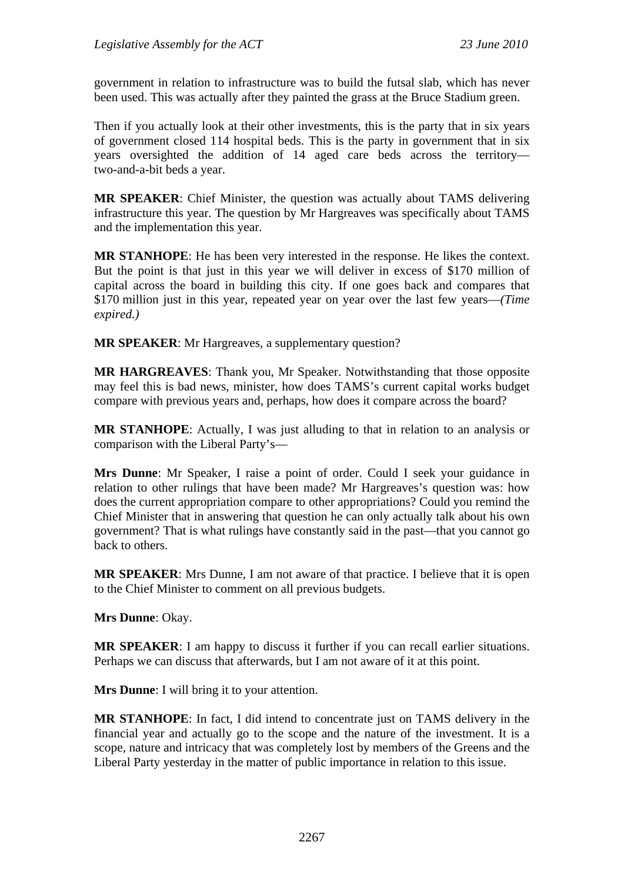government in relation to infrastructure was to build the futsal slab, which has never been used. This was actually after they painted the grass at the Bruce Stadium green.

Then if you actually look at their other investments, this is the party that in six years of government closed 114 hospital beds. This is the party in government that in six years oversighted the addition of 14 aged care beds across the territory—two-and-a-bit beds a year.

**MR SPEAKER**: Chief Minister, the question was actually about TAMS delivering infrastructure this year. The question by Mr Hargreaves was specifically about TAMS and the implementation this year.

**MR STANHOPE**: He has been very interested in the response. He likes the context. But the point is that just in this year we will deliver in excess of $170 million of capital across the board in building this city. If one goes back and compares that $170 million just in this year, repeated year on year over the last few years—*(Time expired.)*

**MR SPEAKER**: Mr Hargreaves, a supplementary question?

**MR HARGREAVES**: Thank you, Mr Speaker. Notwithstanding that those opposite may feel this is bad news, minister, how does TAMS's current capital works budget compare with previous years and, perhaps, how does it compare across the board?

**MR STANHOPE**: Actually, I was just alluding to that in relation to an analysis or comparison with the Liberal Party's—

**Mrs Dunne**: Mr Speaker, I raise a point of order. Could I seek your guidance in relation to other rulings that have been made? Mr Hargreaves's question was: how does the current appropriation compare to other appropriations? Could you remind the Chief Minister that in answering that question he can only actually talk about his own government? That is what rulings have constantly said in the past—that you cannot go back to others.

**MR SPEAKER**: Mrs Dunne, I am not aware of that practice. I believe that it is open to the Chief Minister to comment on all previous budgets.

**Mrs Dunne**: Okay.

**MR SPEAKER**: I am happy to discuss it further if you can recall earlier situations. Perhaps we can discuss that afterwards, but I am not aware of it at this point.

**Mrs Dunne**: I will bring it to your attention.

**MR STANHOPE**: In fact, I did intend to concentrate just on TAMS delivery in the financial year and actually go to the scope and the nature of the investment. It is a scope, nature and intricacy that was completely lost by members of the Greens and the Liberal Party yesterday in the matter of public importance in relation to this issue.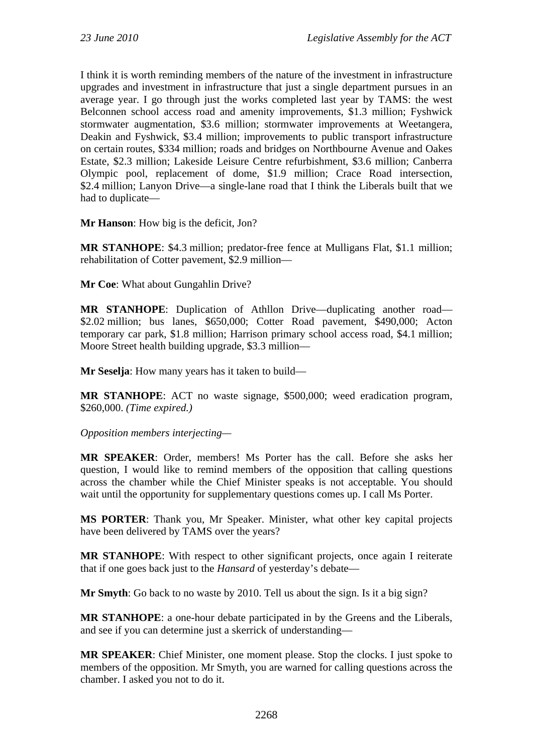I think it is worth reminding members of the nature of the investment in infrastructure upgrades and investment in infrastructure that just a single department pursues in an average year. I go through just the works completed last year by TAMS: the west Belconnen school access road and amenity improvements, $1.3 million; Fyshwick stormwater augmentation, $3.6 million; stormwater improvements at Weetangera, Deakin and Fyshwick, $3.4 million; improvements to public transport infrastructure on certain routes, $334 million; roads and bridges on Northbourne Avenue and Oakes Estate, $2.3 million; Lakeside Leisure Centre refurbishment, $3.6 million; Canberra Olympic pool, replacement of dome, $1.9 million; Crace Road intersection, $2.4 million; Lanyon Drive—a single-lane road that I think the Liberals built that we had to duplicate—

**Mr Hanson**: How big is the deficit, Jon?

**MR STANHOPE**: $4.3 million; predator-free fence at Mulligans Flat, $1.1 million; rehabilitation of Cotter pavement, $2.9 million—

**Mr Coe**: What about Gungahlin Drive?

**MR STANHOPE**: Duplication of Athllon Drive—duplicating another road—$2.02 million; bus lanes, $650,000; Cotter Road pavement, $490,000; Acton temporary car park, $1.8 million; Harrison primary school access road, $4.1 million; Moore Street health building upgrade, $3.3 million—

**Mr Seselja**: How many years has it taken to build—

**MR STANHOPE**: ACT no waste signage, $500,000; weed eradication program, $260,000. *(Time expired.)*

*Opposition members interjecting*—

**MR SPEAKER**: Order, members! Ms Porter has the call. Before she asks her question, I would like to remind members of the opposition that calling questions across the chamber while the Chief Minister speaks is not acceptable. You should wait until the opportunity for supplementary questions comes up. I call Ms Porter.

**MS PORTER**: Thank you, Mr Speaker. Minister, what other key capital projects have been delivered by TAMS over the years?

**MR STANHOPE**: With respect to other significant projects, once again I reiterate that if one goes back just to the *Hansard* of yesterday's debate—

**Mr Smyth**: Go back to no waste by 2010. Tell us about the sign. Is it a big sign?

**MR STANHOPE**: a one-hour debate participated in by the Greens and the Liberals, and see if you can determine just a skerrick of understanding—

**MR SPEAKER**: Chief Minister, one moment please. Stop the clocks. I just spoke to members of the opposition. Mr Smyth, you are warned for calling questions across the chamber. I asked you not to do it.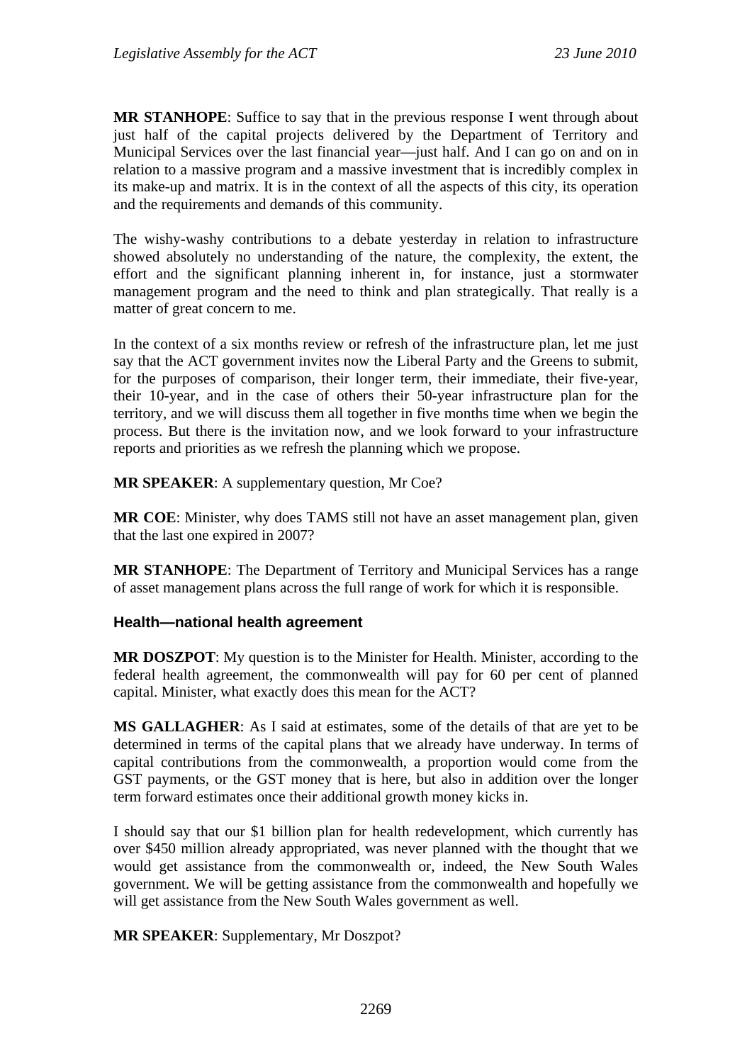**MR STANHOPE**: Suffice to say that in the previous response I went through about just half of the capital projects delivered by the Department of Territory and Municipal Services over the last financial year—just half. And I can go on and on in relation to a massive program and a massive investment that is incredibly complex in its make-up and matrix. It is in the context of all the aspects of this city, its operation and the requirements and demands of this community.

The wishy-washy contributions to a debate yesterday in relation to infrastructure showed absolutely no understanding of the nature, the complexity, the extent, the effort and the significant planning inherent in, for instance, just a stormwater management program and the need to think and plan strategically. That really is a matter of great concern to me.

In the context of a six months review or refresh of the infrastructure plan, let me just say that the ACT government invites now the Liberal Party and the Greens to submit, for the purposes of comparison, their longer term, their immediate, their five-year, their 10-year, and in the case of others their 50-year infrastructure plan for the territory, and we will discuss them all together in five months time when we begin the process. But there is the invitation now, and we look forward to your infrastructure reports and priorities as we refresh the planning which we propose.

**MR SPEAKER**: A supplementary question, Mr Coe?

**MR COE**: Minister, why does TAMS still not have an asset management plan, given that the last one expired in 2007?

**MR STANHOPE**: The Department of Territory and Municipal Services has a range of asset management plans across the full range of work for which it is responsible.

### Health—national health agreement

**MR DOSZPOT**: My question is to the Minister for Health. Minister, according to the federal health agreement, the commonwealth will pay for 60 per cent of planned capital. Minister, what exactly does this mean for the ACT?

**MS GALLAGHER**: As I said at estimates, some of the details of that are yet to be determined in terms of the capital plans that we already have underway. In terms of capital contributions from the commonwealth, a proportion would come from the GST payments, or the GST money that is here, but also in addition over the longer term forward estimates once their additional growth money kicks in.

I should say that our $1 billion plan for health redevelopment, which currently has over $450 million already appropriated, was never planned with the thought that we would get assistance from the commonwealth or, indeed, the New South Wales government. We will be getting assistance from the commonwealth and hopefully we will get assistance from the New South Wales government as well.

**MR SPEAKER**: Supplementary, Mr Doszpot?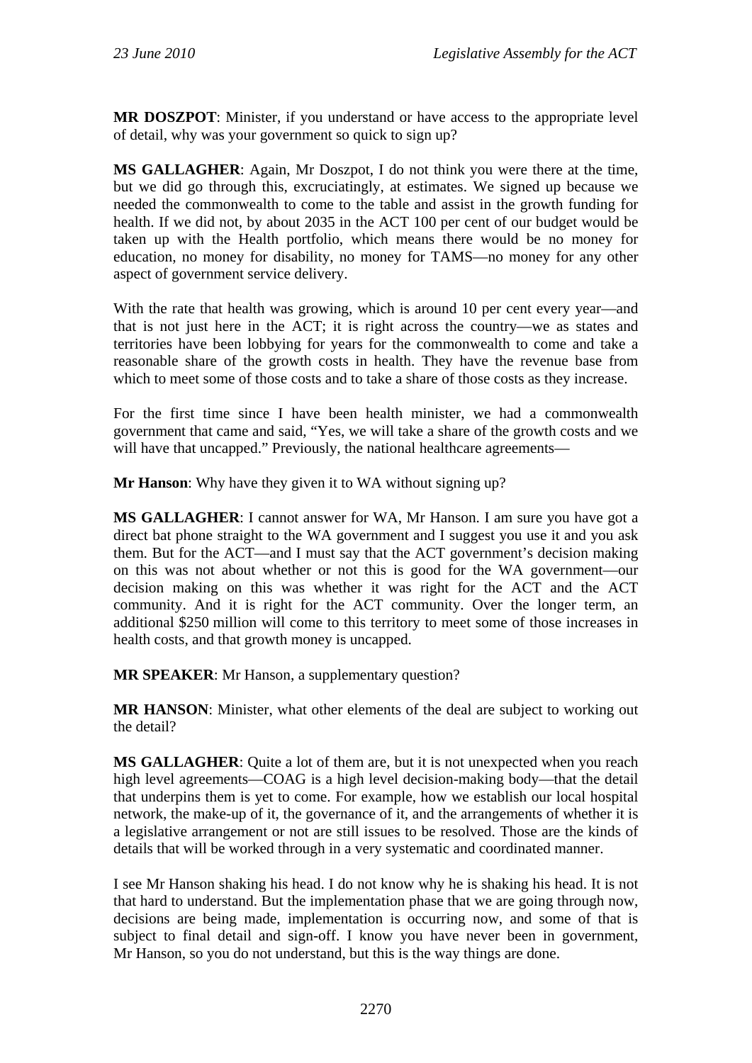**MR DOSZPOT**: Minister, if you understand or have access to the appropriate level of detail, why was your government so quick to sign up?

**MS GALLAGHER**: Again, Mr Doszpot, I do not think you were there at the time, but we did go through this, excruciatingly, at estimates. We signed up because we needed the commonwealth to come to the table and assist in the growth funding for health. If we did not, by about 2035 in the ACT 100 per cent of our budget would be taken up with the Health portfolio, which means there would be no money for education, no money for disability, no money for TAMS—no money for any other aspect of government service delivery.

With the rate that health was growing, which is around 10 per cent every year—and that is not just here in the ACT; it is right across the country—we as states and territories have been lobbying for years for the commonwealth to come and take a reasonable share of the growth costs in health. They have the revenue base from which to meet some of those costs and to take a share of those costs as they increase.

For the first time since I have been health minister, we had a commonwealth government that came and said, "Yes, we will take a share of the growth costs and we will have that uncapped." Previously, the national healthcare agreements—

**Mr Hanson**: Why have they given it to WA without signing up?

**MS GALLAGHER**: I cannot answer for WA, Mr Hanson. I am sure you have got a direct bat phone straight to the WA government and I suggest you use it and you ask them. But for the ACT—and I must say that the ACT government's decision making on this was not about whether or not this is good for the WA government—our decision making on this was whether it was right for the ACT and the ACT community. And it is right for the ACT community. Over the longer term, an additional $250 million will come to this territory to meet some of those increases in health costs, and that growth money is uncapped.

**MR SPEAKER**: Mr Hanson, a supplementary question?

**MR HANSON**: Minister, what other elements of the deal are subject to working out the detail?

**MS GALLAGHER**: Quite a lot of them are, but it is not unexpected when you reach high level agreements—COAG is a high level decision-making body—that the detail that underpins them is yet to come. For example, how we establish our local hospital network, the make-up of it, the governance of it, and the arrangements of whether it is a legislative arrangement or not are still issues to be resolved. Those are the kinds of details that will be worked through in a very systematic and coordinated manner.

I see Mr Hanson shaking his head. I do not know why he is shaking his head. It is not that hard to understand. But the implementation phase that we are going through now, decisions are being made, implementation is occurring now, and some of that is subject to final detail and sign-off. I know you have never been in government, Mr Hanson, so you do not understand, but this is the way things are done.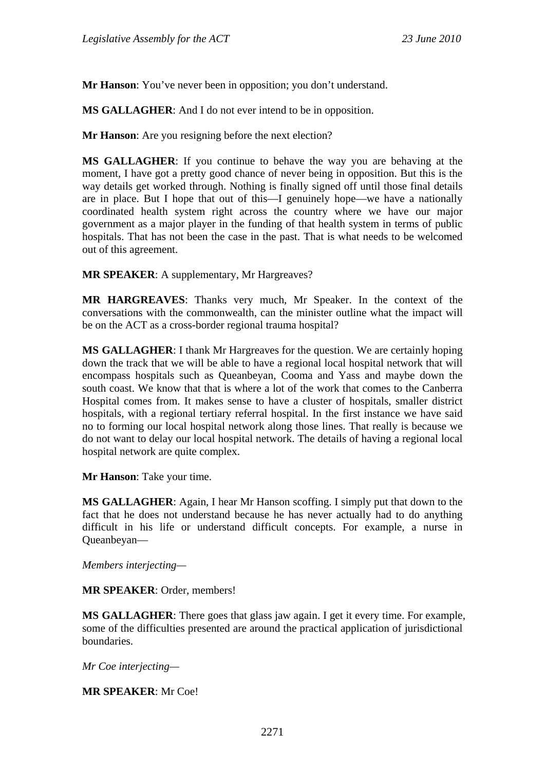**Mr Hanson**: You've never been in opposition; you don't understand.

**MS GALLAGHER**: And I do not ever intend to be in opposition.

**Mr Hanson**: Are you resigning before the next election?

**MS GALLAGHER**: If you continue to behave the way you are behaving at the moment, I have got a pretty good chance of never being in opposition. But this is the way details get worked through. Nothing is finally signed off until those final details are in place. But I hope that out of this—I genuinely hope—we have a nationally coordinated health system right across the country where we have our major government as a major player in the funding of that health system in terms of public hospitals. That has not been the case in the past. That is what needs to be welcomed out of this agreement.

**MR SPEAKER**: A supplementary, Mr Hargreaves?

**MR HARGREAVES**: Thanks very much, Mr Speaker. In the context of the conversations with the commonwealth, can the minister outline what the impact will be on the ACT as a cross-border regional trauma hospital?

**MS GALLAGHER**: I thank Mr Hargreaves for the question. We are certainly hoping down the track that we will be able to have a regional local hospital network that will encompass hospitals such as Queanbeyan, Cooma and Yass and maybe down the south coast. We know that that is where a lot of the work that comes to the Canberra Hospital comes from. It makes sense to have a cluster of hospitals, smaller district hospitals, with a regional tertiary referral hospital. In the first instance we have said no to forming our local hospital network along those lines. That really is because we do not want to delay our local hospital network. The details of having a regional local hospital network are quite complex.

**Mr Hanson**: Take your time.

**MS GALLAGHER**: Again, I hear Mr Hanson scoffing. I simply put that down to the fact that he does not understand because he has never actually had to do anything difficult in his life or understand difficult concepts. For example, a nurse in Queanbeyan—

*Members interjecting*—

**MR SPEAKER**: Order, members!

**MS GALLAGHER**: There goes that glass jaw again. I get it every time. For example, some of the difficulties presented are around the practical application of jurisdictional boundaries.

*Mr Coe interjecting*—

**MR SPEAKER**: Mr Coe!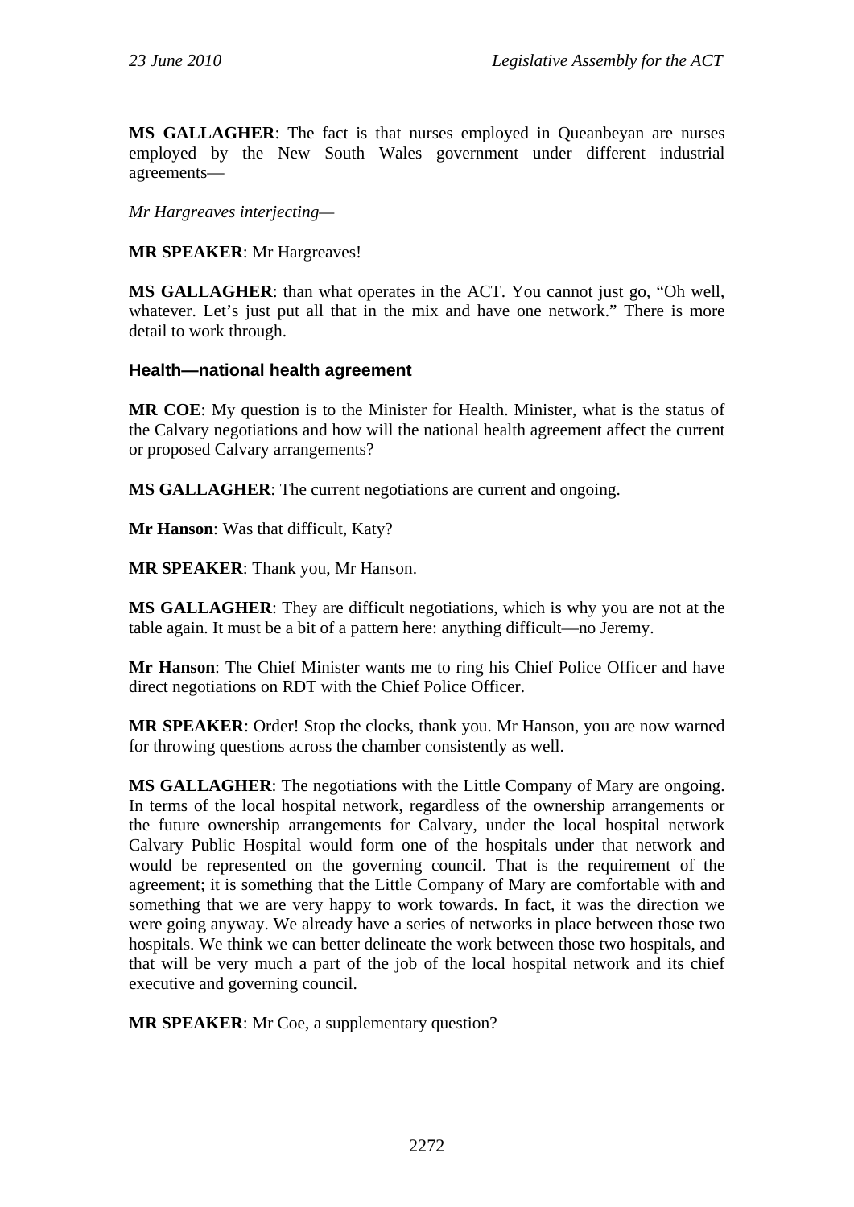**MS GALLAGHER**: The fact is that nurses employed in Queanbeyan are nurses employed by the New South Wales government under different industrial agreements—

*Mr Hargreaves interjecting*—

**MR SPEAKER**: Mr Hargreaves!

**MS GALLAGHER**: than what operates in the ACT. You cannot just go, "Oh well, whatever. Let's just put all that in the mix and have one network." There is more detail to work through.

### Health—national health agreement

**MR COE**: My question is to the Minister for Health. Minister, what is the status of the Calvary negotiations and how will the national health agreement affect the current or proposed Calvary arrangements?

**MS GALLAGHER**: The current negotiations are current and ongoing.

**Mr Hanson**: Was that difficult, Katy?

**MR SPEAKER**: Thank you, Mr Hanson.

**MS GALLAGHER**: They are difficult negotiations, which is why you are not at the table again. It must be a bit of a pattern here: anything difficult—no Jeremy.

**Mr Hanson**: The Chief Minister wants me to ring his Chief Police Officer and have direct negotiations on RDT with the Chief Police Officer.

**MR SPEAKER**: Order! Stop the clocks, thank you. Mr Hanson, you are now warned for throwing questions across the chamber consistently as well.

**MS GALLAGHER**: The negotiations with the Little Company of Mary are ongoing. In terms of the local hospital network, regardless of the ownership arrangements or the future ownership arrangements for Calvary, under the local hospital network Calvary Public Hospital would form one of the hospitals under that network and would be represented on the governing council. That is the requirement of the agreement; it is something that the Little Company of Mary are comfortable with and something that we are very happy to work towards. In fact, it was the direction we were going anyway. We already have a series of networks in place between those two hospitals. We think we can better delineate the work between those two hospitals, and that will be very much a part of the job of the local hospital network and its chief executive and governing council.

**MR SPEAKER**: Mr Coe, a supplementary question?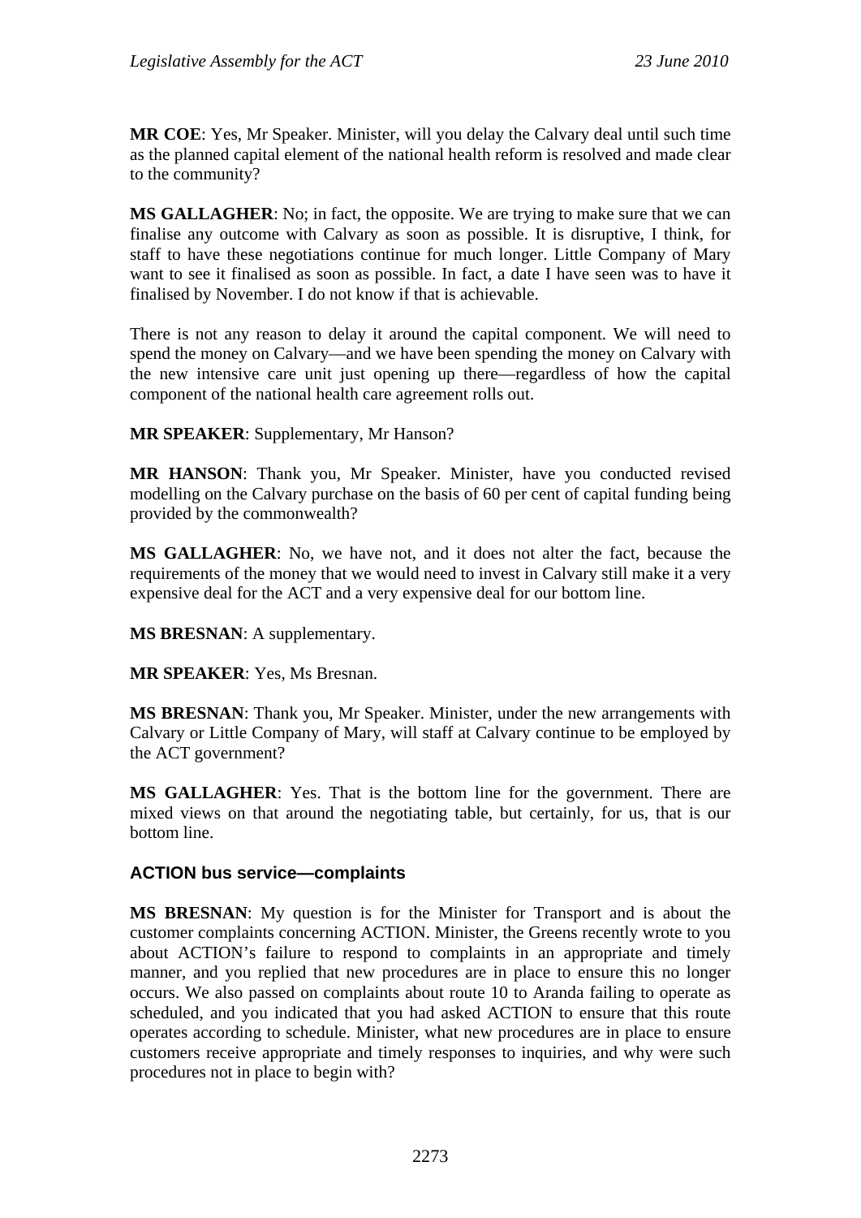**MR COE**: Yes, Mr Speaker. Minister, will you delay the Calvary deal until such time as the planned capital element of the national health reform is resolved and made clear to the community?

**MS GALLAGHER**: No; in fact, the opposite. We are trying to make sure that we can finalise any outcome with Calvary as soon as possible. It is disruptive, I think, for staff to have these negotiations continue for much longer. Little Company of Mary want to see it finalised as soon as possible. In fact, a date I have seen was to have it finalised by November. I do not know if that is achievable.

There is not any reason to delay it around the capital component. We will need to spend the money on Calvary—and we have been spending the money on Calvary with the new intensive care unit just opening up there—regardless of how the capital component of the national health care agreement rolls out.

**MR SPEAKER**: Supplementary, Mr Hanson?

**MR HANSON**: Thank you, Mr Speaker. Minister, have you conducted revised modelling on the Calvary purchase on the basis of 60 per cent of capital funding being provided by the commonwealth?

**MS GALLAGHER**: No, we have not, and it does not alter the fact, because the requirements of the money that we would need to invest in Calvary still make it a very expensive deal for the ACT and a very expensive deal for our bottom line.

**MS BRESNAN**: A supplementary.

**MR SPEAKER**: Yes, Ms Bresnan.

**MS BRESNAN**: Thank you, Mr Speaker. Minister, under the new arrangements with Calvary or Little Company of Mary, will staff at Calvary continue to be employed by the ACT government?

**MS GALLAGHER**: Yes. That is the bottom line for the government. There are mixed views on that around the negotiating table, but certainly, for us, that is our bottom line.

### ACTION bus service—complaints

**MS BRESNAN**: My question is for the Minister for Transport and is about the customer complaints concerning ACTION. Minister, the Greens recently wrote to you about ACTION's failure to respond to complaints in an appropriate and timely manner, and you replied that new procedures are in place to ensure this no longer occurs. We also passed on complaints about route 10 to Aranda failing to operate as scheduled, and you indicated that you had asked ACTION to ensure that this route operates according to schedule. Minister, what new procedures are in place to ensure customers receive appropriate and timely responses to inquiries, and why were such procedures not in place to begin with?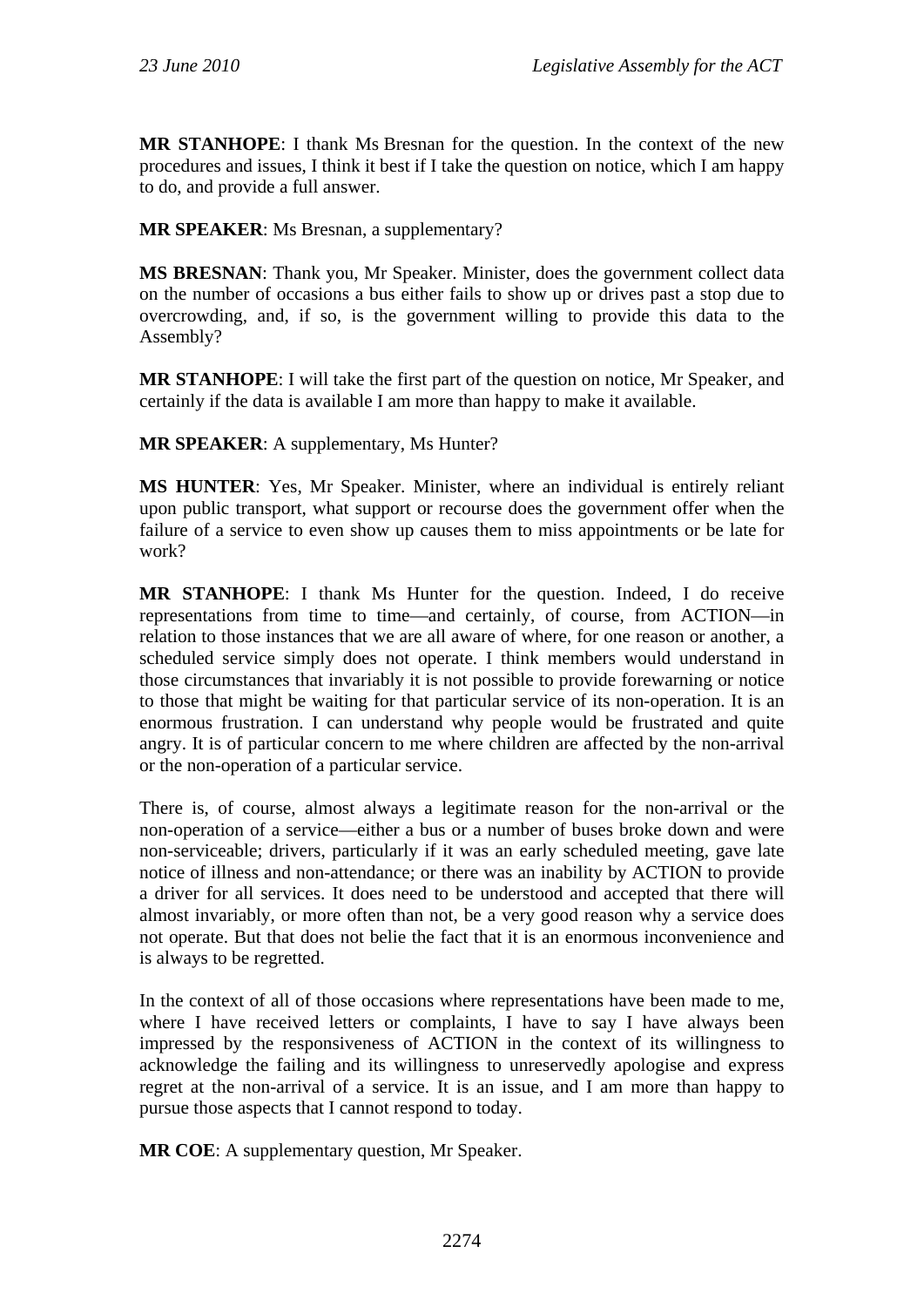**MR STANHOPE**: I thank Ms Bresnan for the question. In the context of the new procedures and issues, I think it best if I take the question on notice, which I am happy to do, and provide a full answer.

**MR SPEAKER**: Ms Bresnan, a supplementary?

**MS BRESNAN**: Thank you, Mr Speaker. Minister, does the government collect data on the number of occasions a bus either fails to show up or drives past a stop due to overcrowding, and, if so, is the government willing to provide this data to the Assembly?

**MR STANHOPE**: I will take the first part of the question on notice, Mr Speaker, and certainly if the data is available I am more than happy to make it available.

**MR SPEAKER**: A supplementary, Ms Hunter?

**MS HUNTER**: Yes, Mr Speaker. Minister, where an individual is entirely reliant upon public transport, what support or recourse does the government offer when the failure of a service to even show up causes them to miss appointments or be late for work?

**MR STANHOPE**: I thank Ms Hunter for the question. Indeed, I do receive representations from time to time—and certainly, of course, from ACTION—in relation to those instances that we are all aware of where, for one reason or another, a scheduled service simply does not operate. I think members would understand in those circumstances that invariably it is not possible to provide forewarning or notice to those that might be waiting for that particular service of its non-operation. It is an enormous frustration. I can understand why people would be frustrated and quite angry. It is of particular concern to me where children are affected by the non-arrival or the non-operation of a particular service.

There is, of course, almost always a legitimate reason for the non-arrival or the non-operation of a service—either a bus or a number of buses broke down and were non-serviceable; drivers, particularly if it was an early scheduled meeting, gave late notice of illness and non-attendance; or there was an inability by ACTION to provide a driver for all services. It does need to be understood and accepted that there will almost invariably, or more often than not, be a very good reason why a service does not operate. But that does not belie the fact that it is an enormous inconvenience and is always to be regretted.

In the context of all of those occasions where representations have been made to me, where I have received letters or complaints, I have to say I have always been impressed by the responsiveness of ACTION in the context of its willingness to acknowledge the failing and its willingness to unreservedly apologise and express regret at the non-arrival of a service. It is an issue, and I am more than happy to pursue those aspects that I cannot respond to today.

**MR COE**: A supplementary question, Mr Speaker.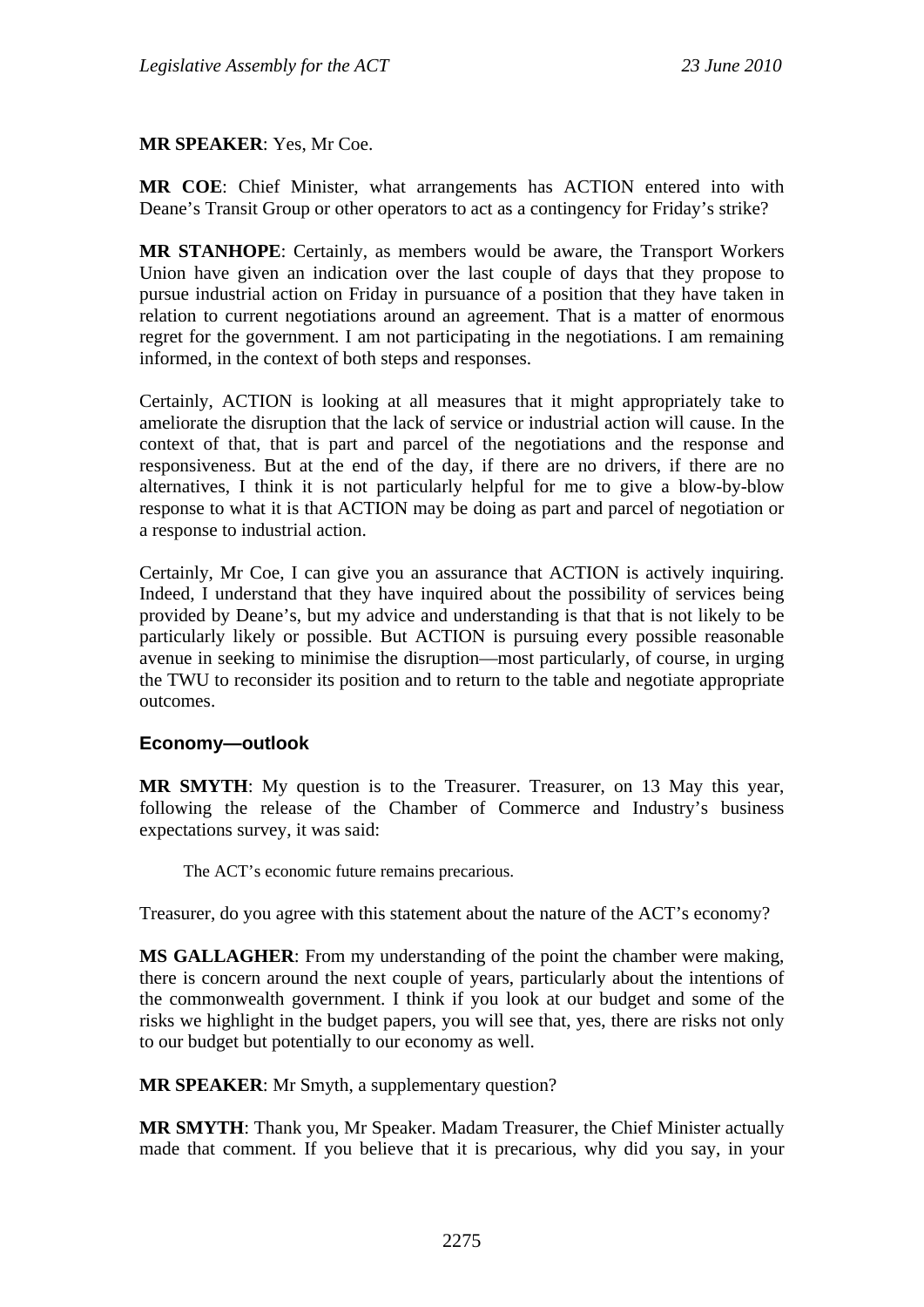**MR SPEAKER**: Yes, Mr Coe.

**MR COE**: Chief Minister, what arrangements has ACTION entered into with Deane's Transit Group or other operators to act as a contingency for Friday's strike?

**MR STANHOPE**: Certainly, as members would be aware, the Transport Workers Union have given an indication over the last couple of days that they propose to pursue industrial action on Friday in pursuance of a position that they have taken in relation to current negotiations around an agreement. That is a matter of enormous regret for the government. I am not participating in the negotiations. I am remaining informed, in the context of both steps and responses.

Certainly, ACTION is looking at all measures that it might appropriately take to ameliorate the disruption that the lack of service or industrial action will cause. In the context of that, that is part and parcel of the negotiations and the response and responsiveness. But at the end of the day, if there are no drivers, if there are no alternatives, I think it is not particularly helpful for me to give a blow-by-blow response to what it is that ACTION may be doing as part and parcel of negotiation or a response to industrial action.

Certainly, Mr Coe, I can give you an assurance that ACTION is actively inquiring. Indeed, I understand that they have inquired about the possibility of services being provided by Deane's, but my advice and understanding is that that is not likely to be particularly likely or possible. But ACTION is pursuing every possible reasonable avenue in seeking to minimise the disruption—most particularly, of course, in urging the TWU to reconsider its position and to return to the table and negotiate appropriate outcomes.

## Economy—outlook

**MR SMYTH**: My question is to the Treasurer. Treasurer, on 13 May this year, following the release of the Chamber of Commerce and Industry's business expectations survey, it was said:

> The ACT's economic future remains precarious.

Treasurer, do you agree with this statement about the nature of the ACT's economy?

**MS GALLAGHER**: From my understanding of the point the chamber were making, there is concern around the next couple of years, particularly about the intentions of the commonwealth government. I think if you look at our budget and some of the risks we highlight in the budget papers, you will see that, yes, there are risks not only to our budget but potentially to our economy as well.

**MR SPEAKER**: Mr Smyth, a supplementary question?

**MR SMYTH**: Thank you, Mr Speaker. Madam Treasurer, the Chief Minister actually made that comment. If you believe that it is precarious, why did you say, in your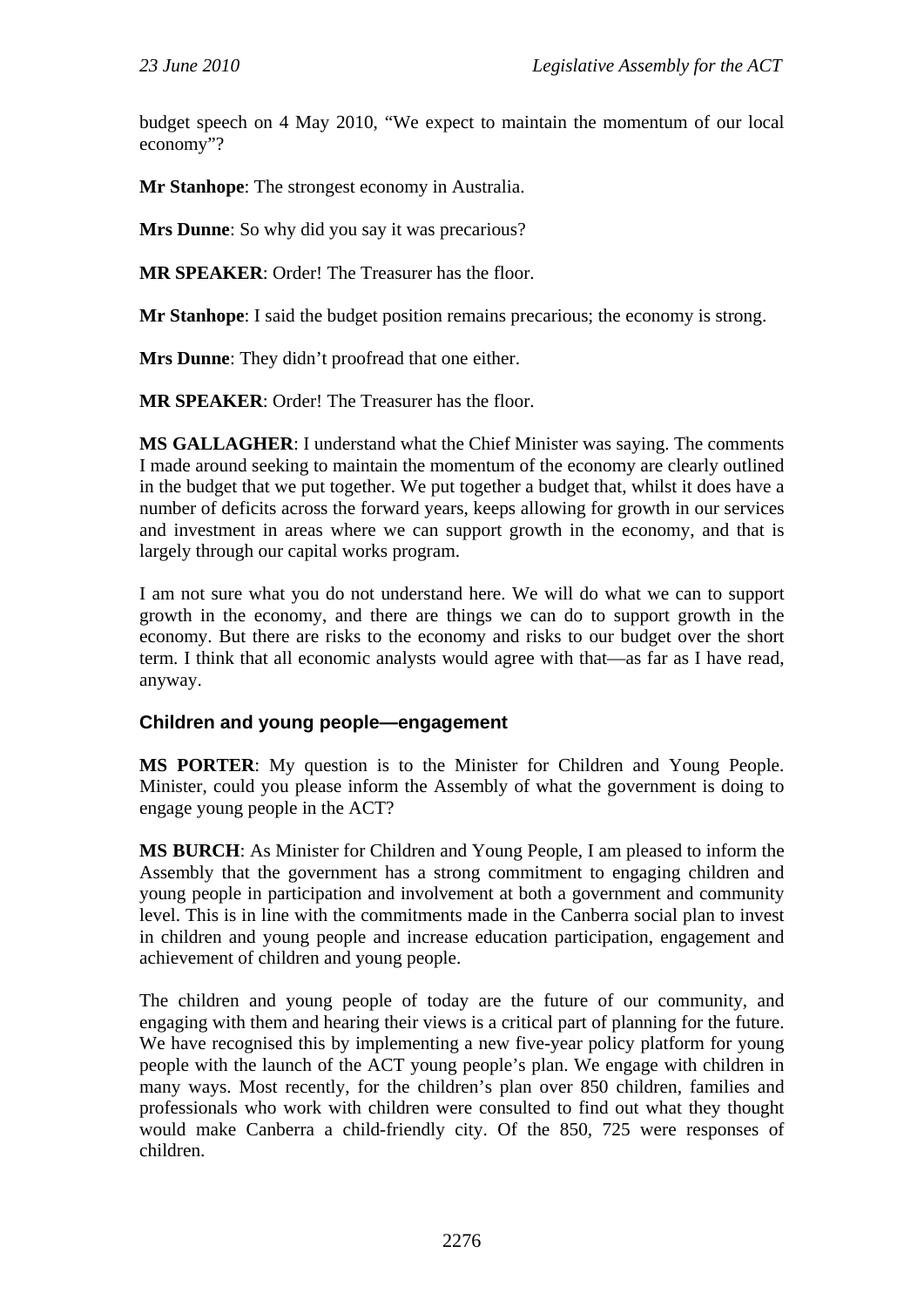budget speech on 4 May 2010, "We expect to maintain the momentum of our local economy"?

**Mr Stanhope**: The strongest economy in Australia.

**Mrs Dunne**: So why did you say it was precarious?

**MR SPEAKER**: Order! The Treasurer has the floor.

**Mr Stanhope**: I said the budget position remains precarious; the economy is strong.

**Mrs Dunne**: They didn't proofread that one either.

**MR SPEAKER**: Order! The Treasurer has the floor.

**MS GALLAGHER**: I understand what the Chief Minister was saying. The comments I made around seeking to maintain the momentum of the economy are clearly outlined in the budget that we put together. We put together a budget that, whilst it does have a number of deficits across the forward years, keeps allowing for growth in our services and investment in areas where we can support growth in the economy, and that is largely through our capital works program.

I am not sure what you do not understand here. We will do what we can to support growth in the economy, and there are things we can do to support growth in the economy. But there are risks to the economy and risks to our budget over the short term. I think that all economic analysts would agree with that—as far as I have read, anyway.

### Children and young people—engagement

**MS PORTER**: My question is to the Minister for Children and Young People. Minister, could you please inform the Assembly of what the government is doing to engage young people in the ACT?

**MS BURCH**: As Minister for Children and Young People, I am pleased to inform the Assembly that the government has a strong commitment to engaging children and young people in participation and involvement at both a government and community level. This is in line with the commitments made in the Canberra social plan to invest in children and young people and increase education participation, engagement and achievement of children and young people.

The children and young people of today are the future of our community, and engaging with them and hearing their views is a critical part of planning for the future. We have recognised this by implementing a new five-year policy platform for young people with the launch of the ACT young people's plan. We engage with children in many ways. Most recently, for the children's plan over 850 children, families and professionals who work with children were consulted to find out what they thought would make Canberra a child-friendly city. Of the 850, 725 were responses of children.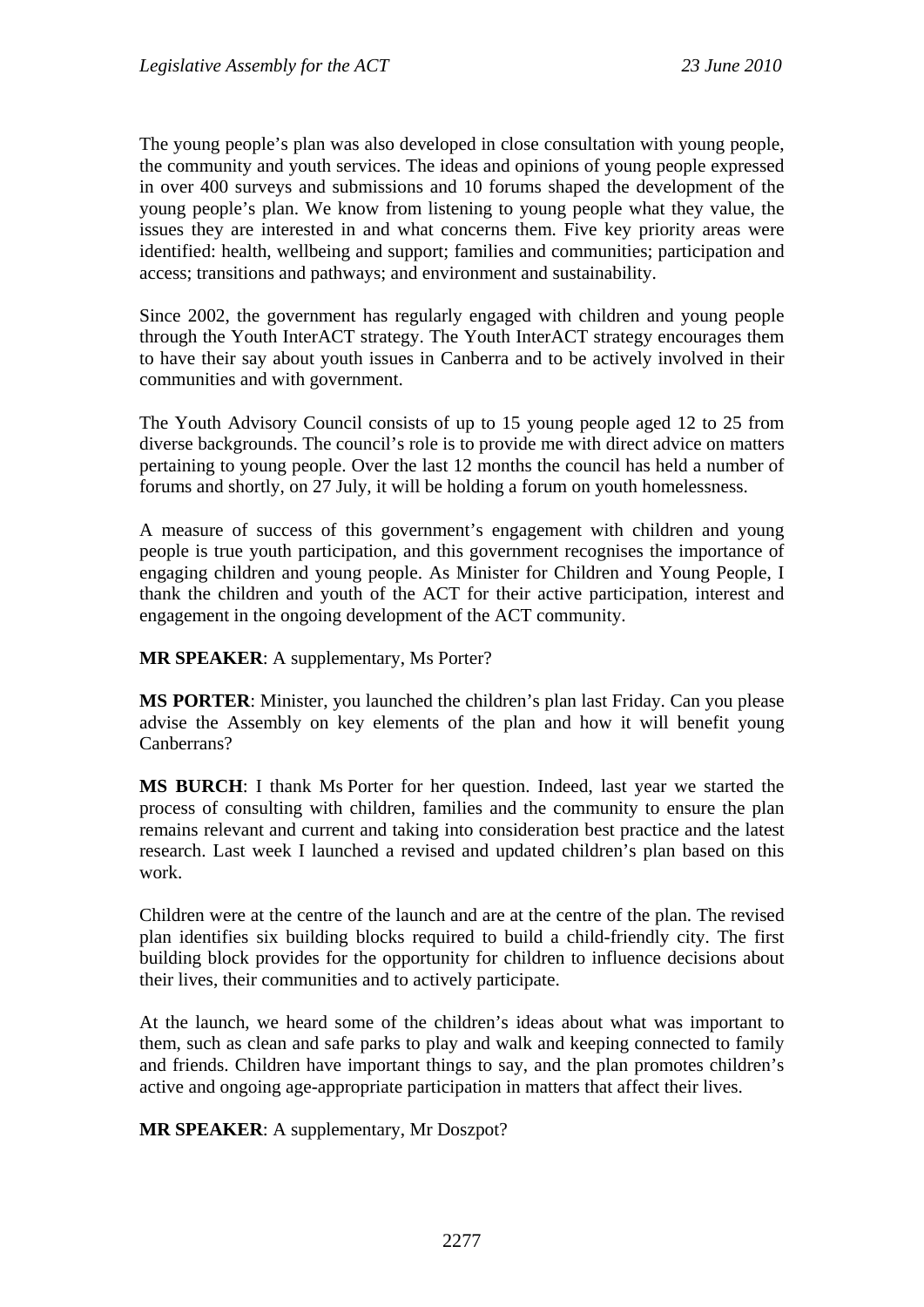The young people's plan was also developed in close consultation with young people, the community and youth services. The ideas and opinions of young people expressed in over 400 surveys and submissions and 10 forums shaped the development of the young people's plan. We know from listening to young people what they value, the issues they are interested in and what concerns them. Five key priority areas were identified: health, wellbeing and support; families and communities; participation and access; transitions and pathways; and environment and sustainability.

Since 2002, the government has regularly engaged with children and young people through the Youth InterACT strategy. The Youth InterACT strategy encourages them to have their say about youth issues in Canberra and to be actively involved in their communities and with government.

The Youth Advisory Council consists of up to 15 young people aged 12 to 25 from diverse backgrounds. The council's role is to provide me with direct advice on matters pertaining to young people. Over the last 12 months the council has held a number of forums and shortly, on 27 July, it will be holding a forum on youth homelessness.

A measure of success of this government's engagement with children and young people is true youth participation, and this government recognises the importance of engaging children and young people. As Minister for Children and Young People, I thank the children and youth of the ACT for their active participation, interest and engagement in the ongoing development of the ACT community.

**MR SPEAKER**: A supplementary, Ms Porter?

**MS PORTER**: Minister, you launched the children's plan last Friday. Can you please advise the Assembly on key elements of the plan and how it will benefit young Canberrans?

**MS BURCH**: I thank Ms Porter for her question. Indeed, last year we started the process of consulting with children, families and the community to ensure the plan remains relevant and current and taking into consideration best practice and the latest research. Last week I launched a revised and updated children's plan based on this work.

Children were at the centre of the launch and are at the centre of the plan. The revised plan identifies six building blocks required to build a child-friendly city. The first building block provides for the opportunity for children to influence decisions about their lives, their communities and to actively participate.

At the launch, we heard some of the children's ideas about what was important to them, such as clean and safe parks to play and walk and keeping connected to family and friends. Children have important things to say, and the plan promotes children's active and ongoing age-appropriate participation in matters that affect their lives.

**MR SPEAKER**: A supplementary, Mr Doszpot?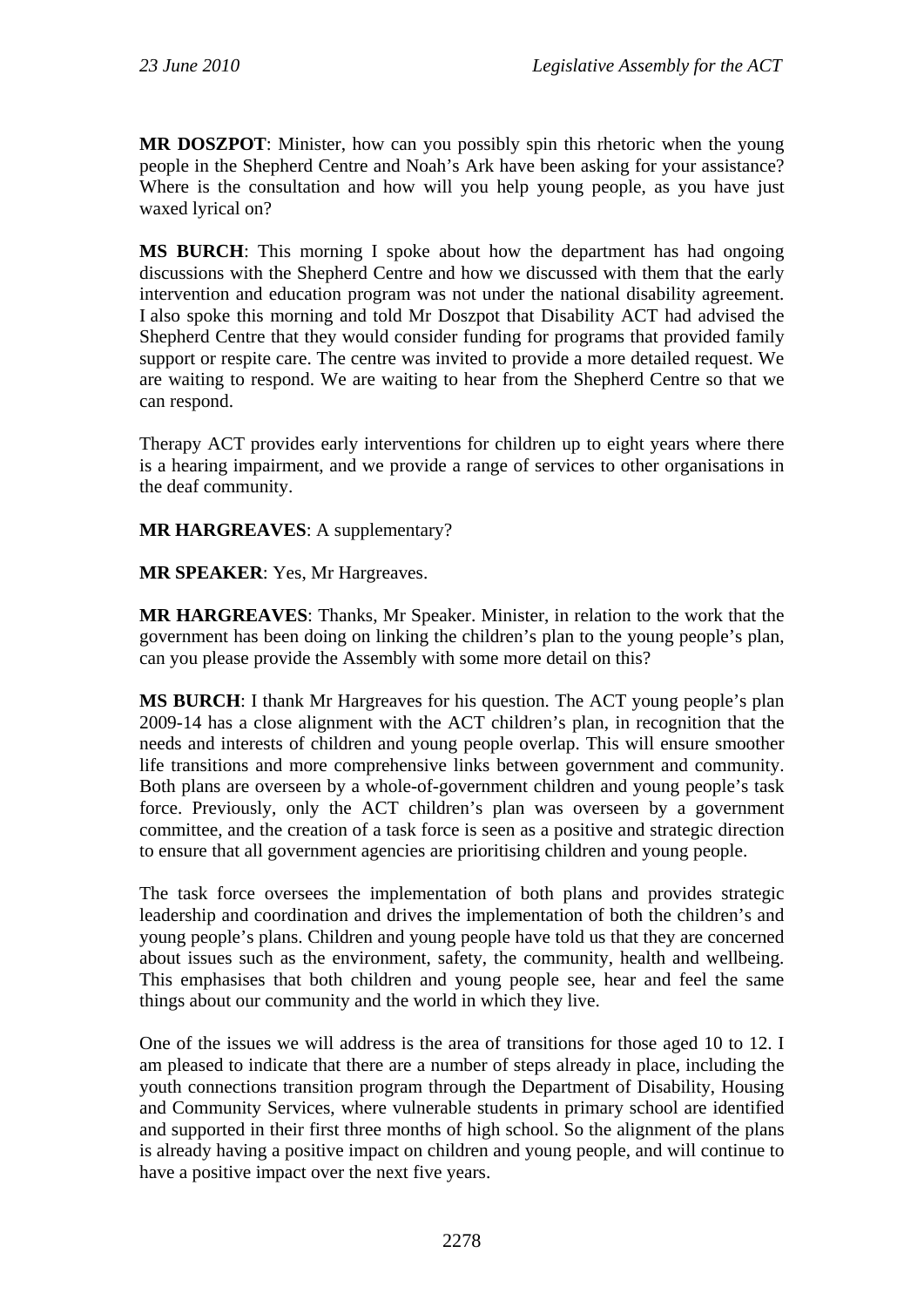**MR DOSZPOT**: Minister, how can you possibly spin this rhetoric when the young people in the Shepherd Centre and Noah's Ark have been asking for your assistance? Where is the consultation and how will you help young people, as you have just waxed lyrical on?

**MS BURCH**: This morning I spoke about how the department has had ongoing discussions with the Shepherd Centre and how we discussed with them that the early intervention and education program was not under the national disability agreement. I also spoke this morning and told Mr Doszpot that Disability ACT had advised the Shepherd Centre that they would consider funding for programs that provided family support or respite care. The centre was invited to provide a more detailed request. We are waiting to respond. We are waiting to hear from the Shepherd Centre so that we can respond.

Therapy ACT provides early interventions for children up to eight years where there is a hearing impairment, and we provide a range of services to other organisations in the deaf community.

**MR HARGREAVES**: A supplementary?

**MR SPEAKER**: Yes, Mr Hargreaves.

**MR HARGREAVES**: Thanks, Mr Speaker. Minister, in relation to the work that the government has been doing on linking the children's plan to the young people's plan, can you please provide the Assembly with some more detail on this?

**MS BURCH**: I thank Mr Hargreaves for his question. The ACT young people's plan 2009-14 has a close alignment with the ACT children's plan, in recognition that the needs and interests of children and young people overlap. This will ensure smoother life transitions and more comprehensive links between government and community. Both plans are overseen by a whole-of-government children and young people's task force. Previously, only the ACT children's plan was overseen by a government committee, and the creation of a task force is seen as a positive and strategic direction to ensure that all government agencies are prioritising children and young people.

The task force oversees the implementation of both plans and provides strategic leadership and coordination and drives the implementation of both the children's and young people's plans. Children and young people have told us that they are concerned about issues such as the environment, safety, the community, health and wellbeing. This emphasises that both children and young people see, hear and feel the same things about our community and the world in which they live.

One of the issues we will address is the area of transitions for those aged 10 to 12. I am pleased to indicate that there are a number of steps already in place, including the youth connections transition program through the Department of Disability, Housing and Community Services, where vulnerable students in primary school are identified and supported in their first three months of high school. So the alignment of the plans is already having a positive impact on children and young people, and will continue to have a positive impact over the next five years.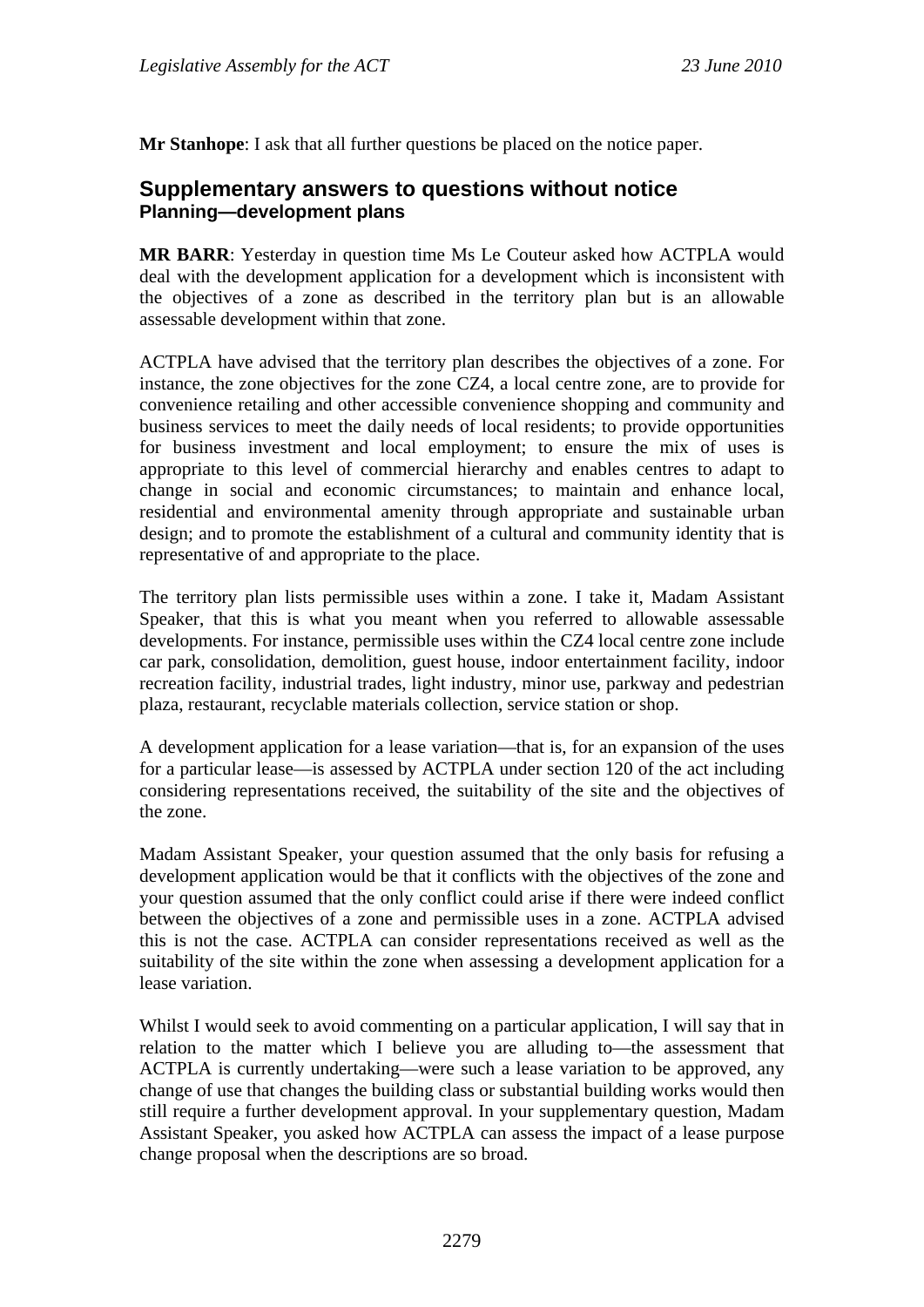**Mr Stanhope**: I ask that all further questions be placed on the notice paper.

## Supplementary answers to questions without notice

### Planning—development plans

**MR BARR**: Yesterday in question time Ms Le Couteur asked how ACTPLA would deal with the development application for a development which is inconsistent with the objectives of a zone as described in the territory plan but is an allowable assessable development within that zone.

ACTPLA have advised that the territory plan describes the objectives of a zone. For instance, the zone objectives for the zone CZ4, a local centre zone, are to provide for convenience retailing and other accessible convenience shopping and community and business services to meet the daily needs of local residents; to provide opportunities for business investment and local employment; to ensure the mix of uses is appropriate to this level of commercial hierarchy and enables centres to adapt to change in social and economic circumstances; to maintain and enhance local, residential and environmental amenity through appropriate and sustainable urban design; and to promote the establishment of a cultural and community identity that is representative of and appropriate to the place.

The territory plan lists permissible uses within a zone. I take it, Madam Assistant Speaker, that this is what you meant when you referred to allowable assessable developments. For instance, permissible uses within the CZ4 local centre zone include car park, consolidation, demolition, guest house, indoor entertainment facility, indoor recreation facility, industrial trades, light industry, minor use, parkway and pedestrian plaza, restaurant, recyclable materials collection, service station or shop.

A development application for a lease variation—that is, for an expansion of the uses for a particular lease—is assessed by ACTPLA under section 120 of the act including considering representations received, the suitability of the site and the objectives of the zone.

Madam Assistant Speaker, your question assumed that the only basis for refusing a development application would be that it conflicts with the objectives of the zone and your question assumed that the only conflict could arise if there were indeed conflict between the objectives of a zone and permissible uses in a zone. ACTPLA advised this is not the case. ACTPLA can consider representations received as well as the suitability of the site within the zone when assessing a development application for a lease variation.

Whilst I would seek to avoid commenting on a particular application, I will say that in relation to the matter which I believe you are alluding to—the assessment that ACTPLA is currently undertaking—were such a lease variation to be approved, any change of use that changes the building class or substantial building works would then still require a further development approval. In your supplementary question, Madam Assistant Speaker, you asked how ACTPLA can assess the impact of a lease purpose change proposal when the descriptions are so broad.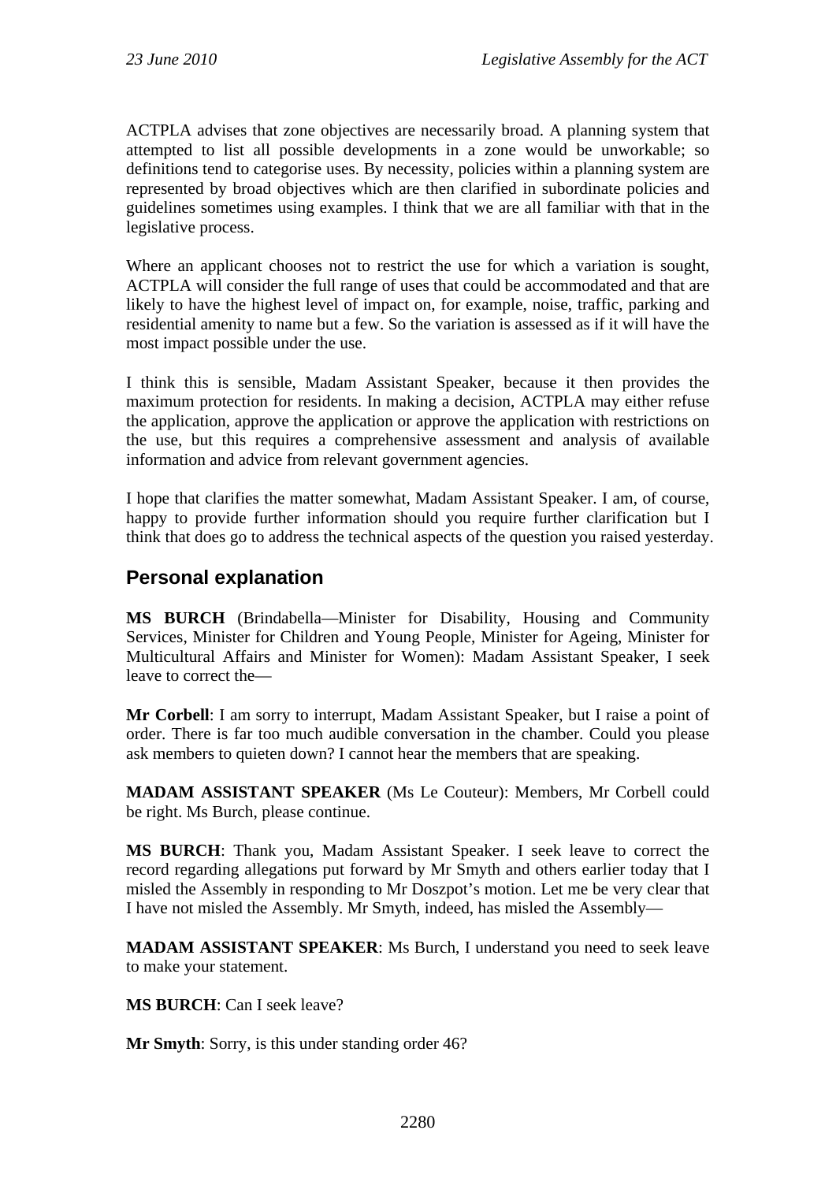ACTPLA advises that zone objectives are necessarily broad. A planning system that attempted to list all possible developments in a zone would be unworkable; so definitions tend to categorise uses. By necessity, policies within a planning system are represented by broad objectives which are then clarified in subordinate policies and guidelines sometimes using examples. I think that we are all familiar with that in the legislative process.

Where an applicant chooses not to restrict the use for which a variation is sought, ACTPLA will consider the full range of uses that could be accommodated and that are likely to have the highest level of impact on, for example, noise, traffic, parking and residential amenity to name but a few. So the variation is assessed as if it will have the most impact possible under the use.

I think this is sensible, Madam Assistant Speaker, because it then provides the maximum protection for residents. In making a decision, ACTPLA may either refuse the application, approve the application or approve the application with restrictions on the use, but this requires a comprehensive assessment and analysis of available information and advice from relevant government agencies.

I hope that clarifies the matter somewhat, Madam Assistant Speaker. I am, of course, happy to provide further information should you require further clarification but I think that does go to address the technical aspects of the question you raised yesterday.

## Personal explanation

**MS BURCH** (Brindabella—Minister for Disability, Housing and Community Services, Minister for Children and Young People, Minister for Ageing, Minister for Multicultural Affairs and Minister for Women): Madam Assistant Speaker, I seek leave to correct the—

**Mr Corbell**: I am sorry to interrupt, Madam Assistant Speaker, but I raise a point of order. There is far too much audible conversation in the chamber. Could you please ask members to quieten down? I cannot hear the members that are speaking.

**MADAM ASSISTANT SPEAKER** (Ms Le Couteur): Members, Mr Corbell could be right. Ms Burch, please continue.

**MS BURCH**: Thank you, Madam Assistant Speaker. I seek leave to correct the record regarding allegations put forward by Mr Smyth and others earlier today that I misled the Assembly in responding to Mr Doszpot's motion. Let me be very clear that I have not misled the Assembly. Mr Smyth, indeed, has misled the Assembly—

**MADAM ASSISTANT SPEAKER**: Ms Burch, I understand you need to seek leave to make your statement.

**MS BURCH**: Can I seek leave?

**Mr Smyth**: Sorry, is this under standing order 46?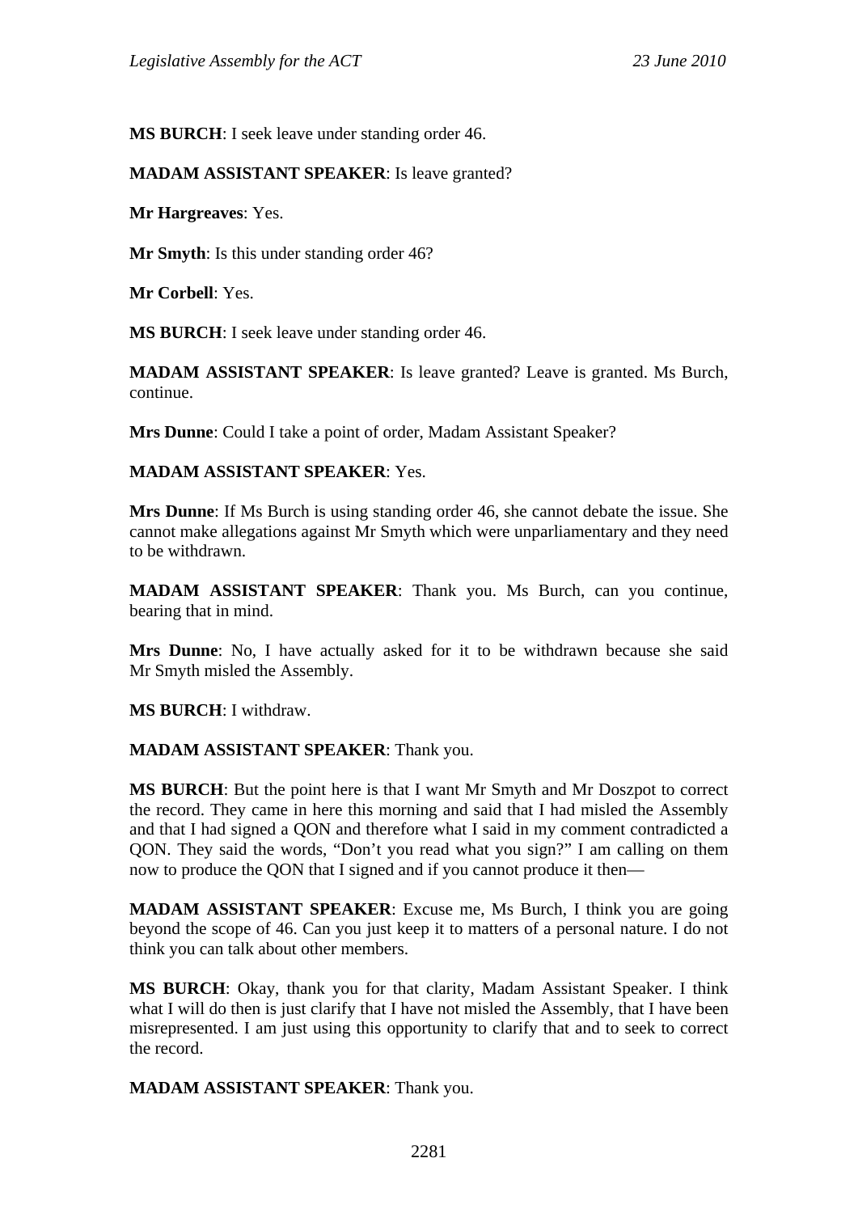**MS BURCH**: I seek leave under standing order 46.

**MADAM ASSISTANT SPEAKER**: Is leave granted?

**Mr Hargreaves**: Yes.

**Mr Smyth**: Is this under standing order 46?

**Mr Corbell**: Yes.

**MS BURCH**: I seek leave under standing order 46.

**MADAM ASSISTANT SPEAKER**: Is leave granted? Leave is granted. Ms Burch, continue.

**Mrs Dunne**: Could I take a point of order, Madam Assistant Speaker?

**MADAM ASSISTANT SPEAKER**: Yes.

**Mrs Dunne**: If Ms Burch is using standing order 46, she cannot debate the issue. She cannot make allegations against Mr Smyth which were unparliamentary and they need to be withdrawn.

**MADAM ASSISTANT SPEAKER**: Thank you. Ms Burch, can you continue, bearing that in mind.

**Mrs Dunne**: No, I have actually asked for it to be withdrawn because she said Mr Smyth misled the Assembly.

**MS BURCH**: I withdraw.

**MADAM ASSISTANT SPEAKER**: Thank you.

**MS BURCH**: But the point here is that I want Mr Smyth and Mr Doszpot to correct the record. They came in here this morning and said that I had misled the Assembly and that I had signed a QON and therefore what I said in my comment contradicted a QON. They said the words, "Don't you read what you sign?" I am calling on them now to produce the QON that I signed and if you cannot produce it then—

**MADAM ASSISTANT SPEAKER**: Excuse me, Ms Burch, I think you are going beyond the scope of 46. Can you just keep it to matters of a personal nature. I do not think you can talk about other members.

**MS BURCH**: Okay, thank you for that clarity, Madam Assistant Speaker. I think what I will do then is just clarify that I have not misled the Assembly, that I have been misrepresented. I am just using this opportunity to clarify that and to seek to correct the record.

**MADAM ASSISTANT SPEAKER**: Thank you.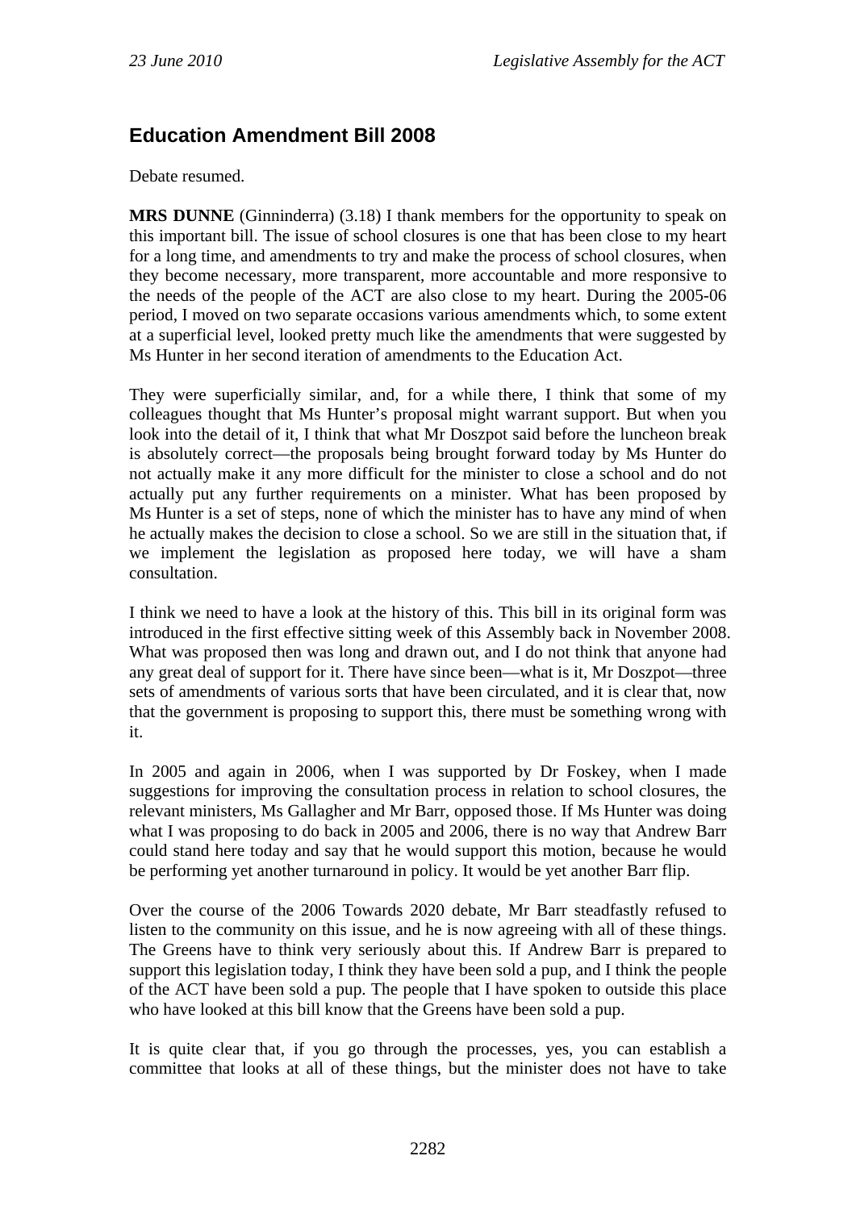## Education Amendment Bill 2008

Debate resumed.

**MRS DUNNE** (Ginninderra) (3.18) I thank members for the opportunity to speak on this important bill. The issue of school closures is one that has been close to my heart for a long time, and amendments to try and make the process of school closures, when they become necessary, more transparent, more accountable and more responsive to the needs of the people of the ACT are also close to my heart. During the 2005-06 period, I moved on two separate occasions various amendments which, to some extent at a superficial level, looked pretty much like the amendments that were suggested by Ms Hunter in her second iteration of amendments to the Education Act.

They were superficially similar, and, for a while there, I think that some of my colleagues thought that Ms Hunter's proposal might warrant support. But when you look into the detail of it, I think that what Mr Doszpot said before the luncheon break is absolutely correct—the proposals being brought forward today by Ms Hunter do not actually make it any more difficult for the minister to close a school and do not actually put any further requirements on a minister. What has been proposed by Ms Hunter is a set of steps, none of which the minister has to have any mind of when he actually makes the decision to close a school. So we are still in the situation that, if we implement the legislation as proposed here today, we will have a sham consultation.

I think we need to have a look at the history of this. This bill in its original form was introduced in the first effective sitting week of this Assembly back in November 2008. What was proposed then was long and drawn out, and I do not think that anyone had any great deal of support for it. There have since been—what is it, Mr Doszpot—three sets of amendments of various sorts that have been circulated, and it is clear that, now that the government is proposing to support this, there must be something wrong with it.

In 2005 and again in 2006, when I was supported by Dr Foskey, when I made suggestions for improving the consultation process in relation to school closures, the relevant ministers, Ms Gallagher and Mr Barr, opposed those. If Ms Hunter was doing what I was proposing to do back in 2005 and 2006, there is no way that Andrew Barr could stand here today and say that he would support this motion, because he would be performing yet another turnaround in policy. It would be yet another Barr flip.

Over the course of the 2006 Towards 2020 debate, Mr Barr steadfastly refused to listen to the community on this issue, and he is now agreeing with all of these things. The Greens have to think very seriously about this. If Andrew Barr is prepared to support this legislation today, I think they have been sold a pup, and I think the people of the ACT have been sold a pup. The people that I have spoken to outside this place who have looked at this bill know that the Greens have been sold a pup.

It is quite clear that, if you go through the processes, yes, you can establish a committee that looks at all of these things, but the minister does not have to take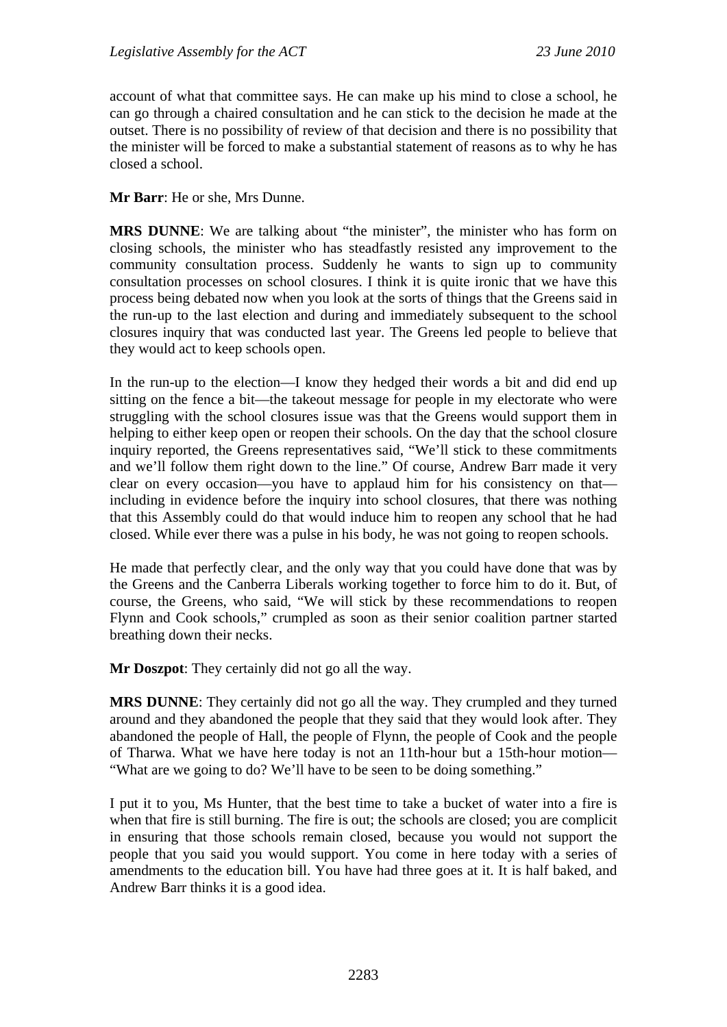account of what that committee says. He can make up his mind to close a school, he can go through a chaired consultation and he can stick to the decision he made at the outset. There is no possibility of review of that decision and there is no possibility that the minister will be forced to make a substantial statement of reasons as to why he has closed a school.

**Mr Barr**: He or she, Mrs Dunne.

**MRS DUNNE**: We are talking about "the minister", the minister who has form on closing schools, the minister who has steadfastly resisted any improvement to the community consultation process. Suddenly he wants to sign up to community consultation processes on school closures. I think it is quite ironic that we have this process being debated now when you look at the sorts of things that the Greens said in the run-up to the last election and during and immediately subsequent to the school closures inquiry that was conducted last year. The Greens led people to believe that they would act to keep schools open.

In the run-up to the election—I know they hedged their words a bit and did end up sitting on the fence a bit—the takeout message for people in my electorate who were struggling with the school closures issue was that the Greens would support them in helping to either keep open or reopen their schools. On the day that the school closure inquiry reported, the Greens representatives said, "We'll stick to these commitments and we'll follow them right down to the line." Of course, Andrew Barr made it very clear on every occasion—you have to applaud him for his consistency on that—including in evidence before the inquiry into school closures, that there was nothing that this Assembly could do that would induce him to reopen any school that he had closed. While ever there was a pulse in his body, he was not going to reopen schools.

He made that perfectly clear, and the only way that you could have done that was by the Greens and the Canberra Liberals working together to force him to do it. But, of course, the Greens, who said, "We will stick by these recommendations to reopen Flynn and Cook schools," crumpled as soon as their senior coalition partner started breathing down their necks.

**Mr Doszpot**: They certainly did not go all the way.

**MRS DUNNE**: They certainly did not go all the way. They crumpled and they turned around and they abandoned the people that they said that they would look after. They abandoned the people of Hall, the people of Flynn, the people of Cook and the people of Tharwa. What we have here today is not an 11th-hour but a 15th-hour motion—"What are we going to do? We'll have to be seen to be doing something."

I put it to you, Ms Hunter, that the best time to take a bucket of water into a fire is when that fire is still burning. The fire is out; the schools are closed; you are complicit in ensuring that those schools remain closed, because you would not support the people that you said you would support. You come in here today with a series of amendments to the education bill. You have had three goes at it. It is half baked, and Andrew Barr thinks it is a good idea.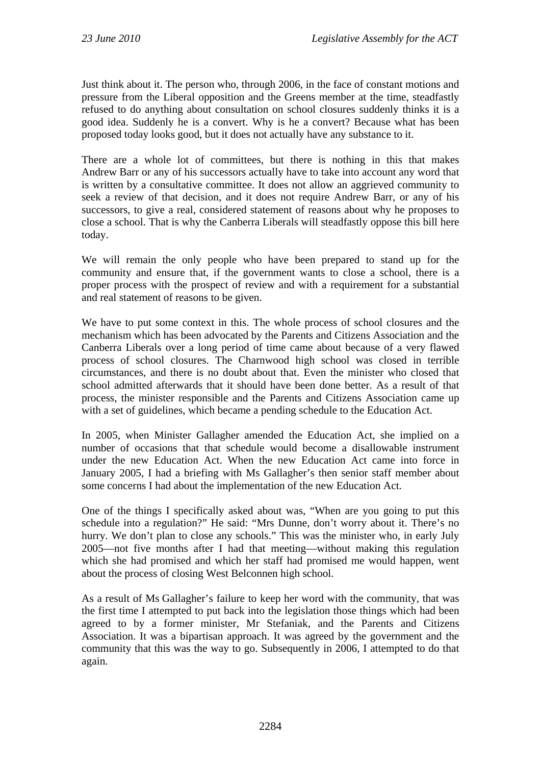Just think about it. The person who, through 2006, in the face of constant motions and pressure from the Liberal opposition and the Greens member at the time, steadfastly refused to do anything about consultation on school closures suddenly thinks it is a good idea. Suddenly he is a convert. Why is he a convert? Because what has been proposed today looks good, but it does not actually have any substance to it.

There are a whole lot of committees, but there is nothing in this that makes Andrew Barr or any of his successors actually have to take into account any word that is written by a consultative committee. It does not allow an aggrieved community to seek a review of that decision, and it does not require Andrew Barr, or any of his successors, to give a real, considered statement of reasons about why he proposes to close a school. That is why the Canberra Liberals will steadfastly oppose this bill here today.

We will remain the only people who have been prepared to stand up for the community and ensure that, if the government wants to close a school, there is a proper process with the prospect of review and with a requirement for a substantial and real statement of reasons to be given.

We have to put some context in this. The whole process of school closures and the mechanism which has been advocated by the Parents and Citizens Association and the Canberra Liberals over a long period of time came about because of a very flawed process of school closures. The Charnwood high school was closed in terrible circumstances, and there is no doubt about that. Even the minister who closed that school admitted afterwards that it should have been done better. As a result of that process, the minister responsible and the Parents and Citizens Association came up with a set of guidelines, which became a pending schedule to the Education Act.

In 2005, when Minister Gallagher amended the Education Act, she implied on a number of occasions that that schedule would become a disallowable instrument under the new Education Act. When the new Education Act came into force in January 2005, I had a briefing with Ms Gallagher's then senior staff member about some concerns I had about the implementation of the new Education Act.

One of the things I specifically asked about was, "When are you going to put this schedule into a regulation?" He said: "Mrs Dunne, don't worry about it. There's no hurry. We don't plan to close any schools." This was the minister who, in early July 2005—not five months after I had that meeting—without making this regulation which she had promised and which her staff had promised me would happen, went about the process of closing West Belconnen high school.

As a result of Ms Gallagher's failure to keep her word with the community, that was the first time I attempted to put back into the legislation those things which had been agreed to by a former minister, Mr Stefaniak, and the Parents and Citizens Association. It was a bipartisan approach. It was agreed by the government and the community that this was the way to go. Subsequently in 2006, I attempted to do that again.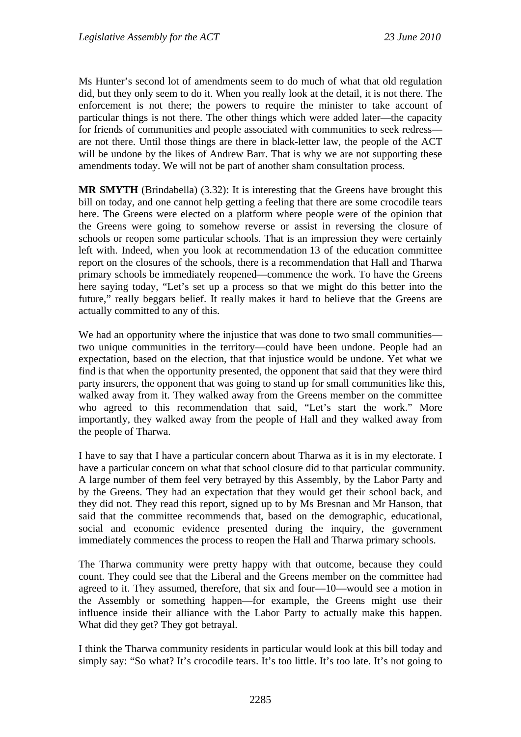Ms Hunter's second lot of amendments seem to do much of what that old regulation did, but they only seem to do it. When you really look at the detail, it is not there. The enforcement is not there; the powers to require the minister to take account of particular things is not there. The other things which were added later—the capacity for friends of communities and people associated with communities to seek redress—are not there. Until those things are there in black-letter law, the people of the ACT will be undone by the likes of Andrew Barr. That is why we are not supporting these amendments today. We will not be part of another sham consultation process.

**MR SMYTH** (Brindabella) (3.32): It is interesting that the Greens have brought this bill on today, and one cannot help getting a feeling that there are some crocodile tears here. The Greens were elected on a platform where people were of the opinion that the Greens were going to somehow reverse or assist in reversing the closure of schools or reopen some particular schools. That is an impression they were certainly left with. Indeed, when you look at recommendation 13 of the education committee report on the closures of the schools, there is a recommendation that Hall and Tharwa primary schools be immediately reopened—commence the work. To have the Greens here saying today, "Let's set up a process so that we might do this better into the future," really beggars belief. It really makes it hard to believe that the Greens are actually committed to any of this.

We had an opportunity where the injustice that was done to two small communities—two unique communities in the territory—could have been undone. People had an expectation, based on the election, that that injustice would be undone. Yet what we find is that when the opportunity presented, the opponent that said that they were third party insurers, the opponent that was going to stand up for small communities like this, walked away from it. They walked away from the Greens member on the committee who agreed to this recommendation that said, "Let's start the work." More importantly, they walked away from the people of Hall and they walked away from the people of Tharwa.

I have to say that I have a particular concern about Tharwa as it is in my electorate. I have a particular concern on what that school closure did to that particular community. A large number of them feel very betrayed by this Assembly, by the Labor Party and by the Greens. They had an expectation that they would get their school back, and they did not. They read this report, signed up to by Ms Bresnan and Mr Hanson, that said that the committee recommends that, based on the demographic, educational, social and economic evidence presented during the inquiry, the government immediately commences the process to reopen the Hall and Tharwa primary schools.

The Tharwa community were pretty happy with that outcome, because they could count. They could see that the Liberal and the Greens member on the committee had agreed to it. They assumed, therefore, that six and four—10—would see a motion in the Assembly or something happen—for example, the Greens might use their influence inside their alliance with the Labor Party to actually make this happen. What did they get? They got betrayal.

I think the Tharwa community residents in particular would look at this bill today and simply say: "So what? It's crocodile tears. It's too little. It's too late. It's not going to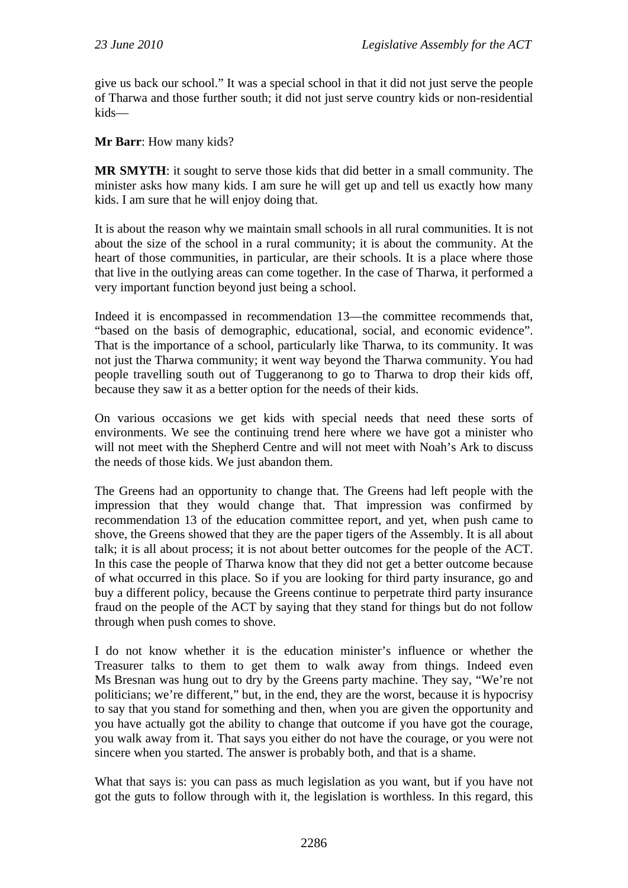give us back our school." It was a special school in that it did not just serve the people of Tharwa and those further south; it did not just serve country kids or non-residential kids—

**Mr Barr**: How many kids?

**MR SMYTH**: it sought to serve those kids that did better in a small community. The minister asks how many kids. I am sure he will get up and tell us exactly how many kids. I am sure that he will enjoy doing that.

It is about the reason why we maintain small schools in all rural communities. It is not about the size of the school in a rural community; it is about the community. At the heart of those communities, in particular, are their schools. It is a place where those that live in the outlying areas can come together. In the case of Tharwa, it performed a very important function beyond just being a school.

Indeed it is encompassed in recommendation 13—the committee recommends that, "based on the basis of demographic, educational, social, and economic evidence". That is the importance of a school, particularly like Tharwa, to its community. It was not just the Tharwa community; it went way beyond the Tharwa community. You had people travelling south out of Tuggeranong to go to Tharwa to drop their kids off, because they saw it as a better option for the needs of their kids.

On various occasions we get kids with special needs that need these sorts of environments. We see the continuing trend here where we have got a minister who will not meet with the Shepherd Centre and will not meet with Noah's Ark to discuss the needs of those kids. We just abandon them.

The Greens had an opportunity to change that. The Greens had left people with the impression that they would change that. That impression was confirmed by recommendation 13 of the education committee report, and yet, when push came to shove, the Greens showed that they are the paper tigers of the Assembly. It is all about talk; it is all about process; it is not about better outcomes for the people of the ACT. In this case the people of Tharwa know that they did not get a better outcome because of what occurred in this place. So if you are looking for third party insurance, go and buy a different policy, because the Greens continue to perpetrate third party insurance fraud on the people of the ACT by saying that they stand for things but do not follow through when push comes to shove.

I do not know whether it is the education minister's influence or whether the Treasurer talks to them to get them to walk away from things. Indeed even Ms Bresnan was hung out to dry by the Greens party machine. They say, "We're not politicians; we're different," but, in the end, they are the worst, because it is hypocrisy to say that you stand for something and then, when you are given the opportunity and you have actually got the ability to change that outcome if you have got the courage, you walk away from it. That says you either do not have the courage, or you were not sincere when you started. The answer is probably both, and that is a shame.

What that says is: you can pass as much legislation as you want, but if you have not got the guts to follow through with it, the legislation is worthless. In this regard, this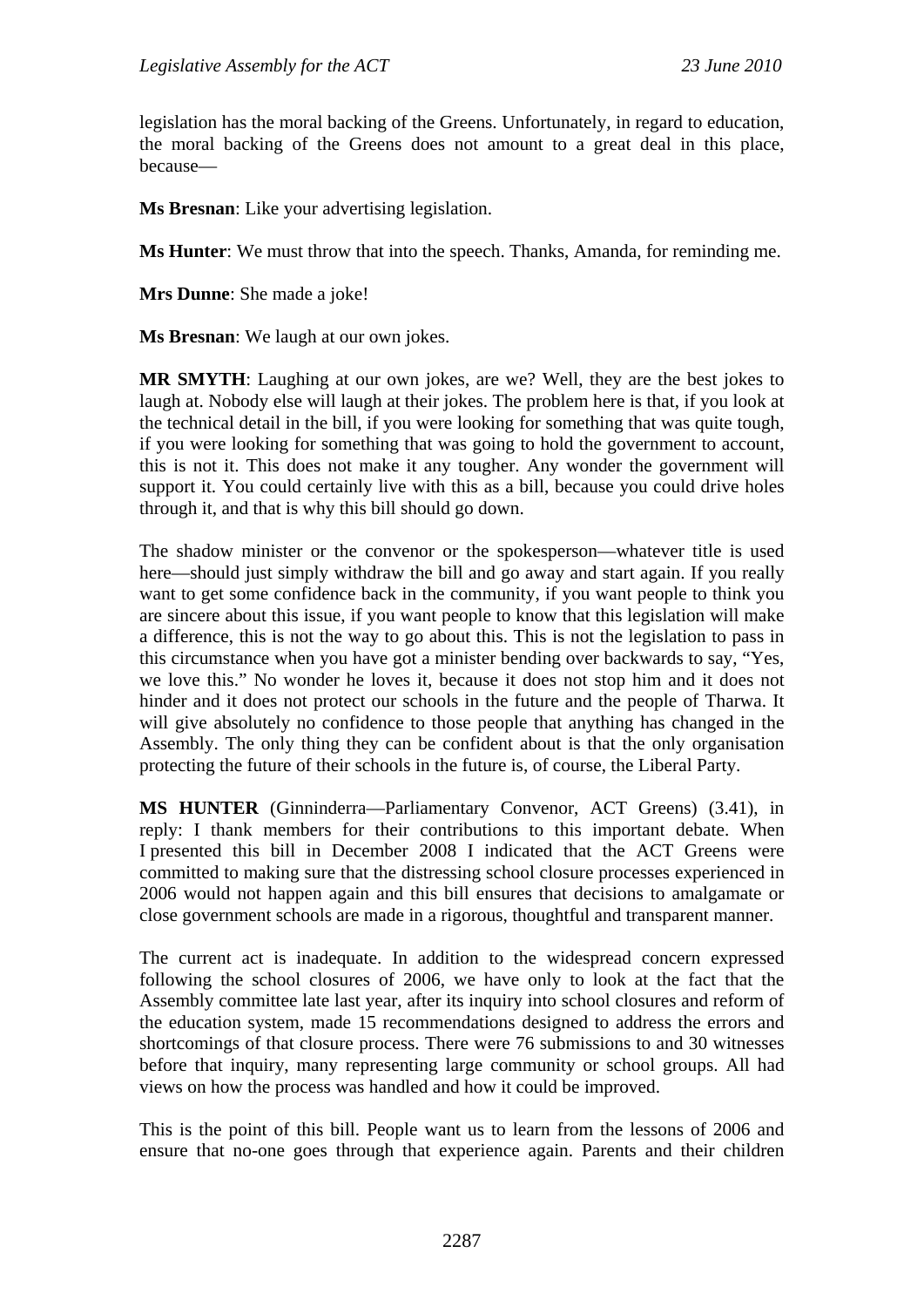legislation has the moral backing of the Greens. Unfortunately, in regard to education, the moral backing of the Greens does not amount to a great deal in this place, because—

**Ms Bresnan**: Like your advertising legislation.

**Ms Hunter**: We must throw that into the speech. Thanks, Amanda, for reminding me.

**Mrs Dunne**: She made a joke!

**Ms Bresnan**: We laugh at our own jokes.

**MR SMYTH**: Laughing at our own jokes, are we? Well, they are the best jokes to laugh at. Nobody else will laugh at their jokes. The problem here is that, if you look at the technical detail in the bill, if you were looking for something that was quite tough, if you were looking for something that was going to hold the government to account, this is not it. This does not make it any tougher. Any wonder the government will support it. You could certainly live with this as a bill, because you could drive holes through it, and that is why this bill should go down.

The shadow minister or the convenor or the spokesperson—whatever title is used here—should just simply withdraw the bill and go away and start again. If you really want to get some confidence back in the community, if you want people to think you are sincere about this issue, if you want people to know that this legislation will make a difference, this is not the way to go about this. This is not the legislation to pass in this circumstance when you have got a minister bending over backwards to say, "Yes, we love this." No wonder he loves it, because it does not stop him and it does not hinder and it does not protect our schools in the future and the people of Tharwa. It will give absolutely no confidence to those people that anything has changed in the Assembly. The only thing they can be confident about is that the only organisation protecting the future of their schools in the future is, of course, the Liberal Party.

**MS HUNTER** (Ginninderra—Parliamentary Convenor, ACT Greens) (3.41), in reply: I thank members for their contributions to this important debate. When I presented this bill in December 2008 I indicated that the ACT Greens were committed to making sure that the distressing school closure processes experienced in 2006 would not happen again and this bill ensures that decisions to amalgamate or close government schools are made in a rigorous, thoughtful and transparent manner.

The current act is inadequate. In addition to the widespread concern expressed following the school closures of 2006, we have only to look at the fact that the Assembly committee late last year, after its inquiry into school closures and reform of the education system, made 15 recommendations designed to address the errors and shortcomings of that closure process. There were 76 submissions to and 30 witnesses before that inquiry, many representing large community or school groups. All had views on how the process was handled and how it could be improved.

This is the point of this bill. People want us to learn from the lessons of 2006 and ensure that no-one goes through that experience again. Parents and their children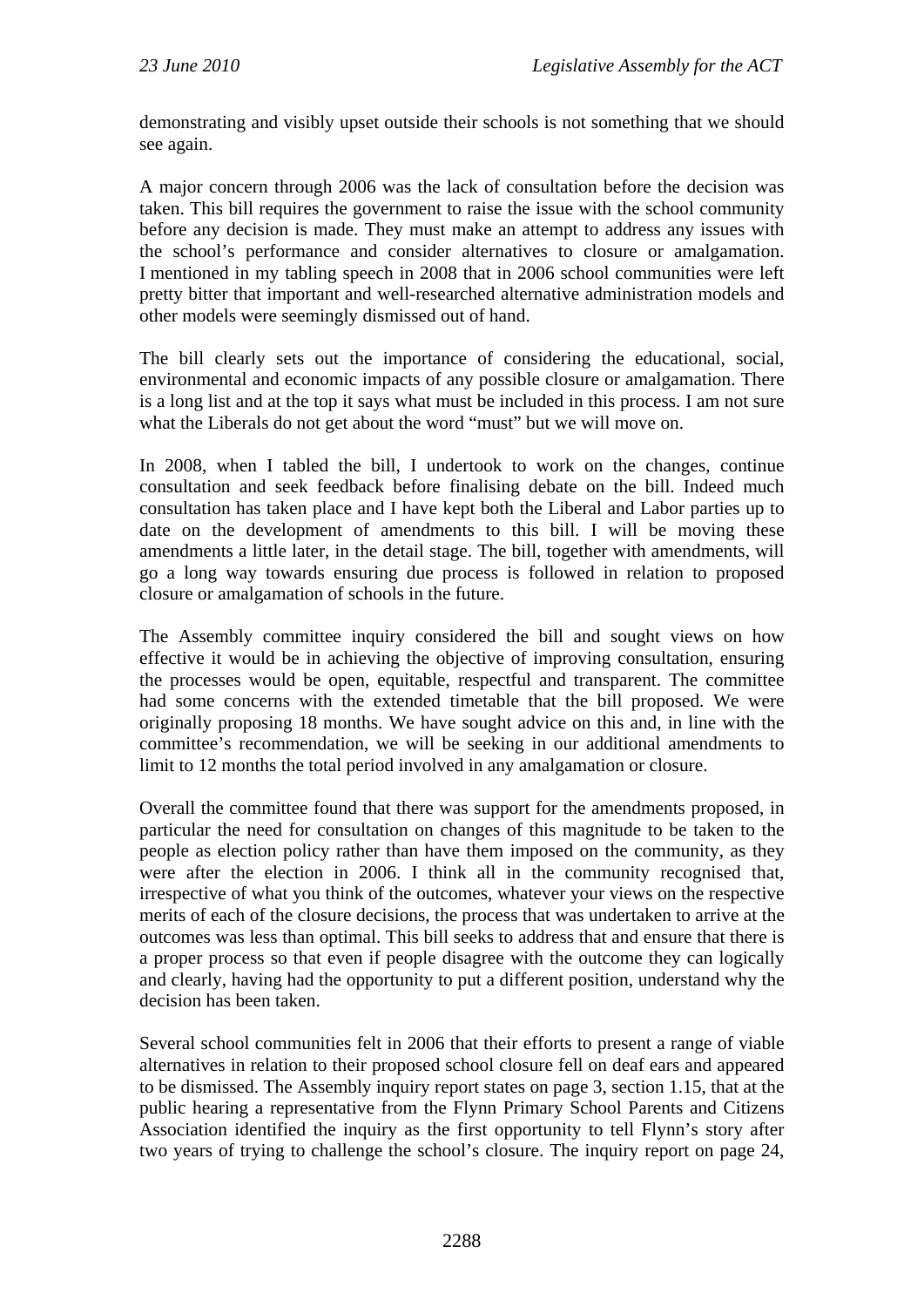demonstrating and visibly upset outside their schools is not something that we should see again.

A major concern through 2006 was the lack of consultation before the decision was taken. This bill requires the government to raise the issue with the school community before any decision is made. They must make an attempt to address any issues with the school's performance and consider alternatives to closure or amalgamation. I mentioned in my tabling speech in 2008 that in 2006 school communities were left pretty bitter that important and well-researched alternative administration models and other models were seemingly dismissed out of hand.

The bill clearly sets out the importance of considering the educational, social, environmental and economic impacts of any possible closure or amalgamation. There is a long list and at the top it says what must be included in this process. I am not sure what the Liberals do not get about the word "must" but we will move on.

In 2008, when I tabled the bill, I undertook to work on the changes, continue consultation and seek feedback before finalising debate on the bill. Indeed much consultation has taken place and I have kept both the Liberal and Labor parties up to date on the development of amendments to this bill. I will be moving these amendments a little later, in the detail stage. The bill, together with amendments, will go a long way towards ensuring due process is followed in relation to proposed closure or amalgamation of schools in the future.

The Assembly committee inquiry considered the bill and sought views on how effective it would be in achieving the objective of improving consultation, ensuring the processes would be open, equitable, respectful and transparent. The committee had some concerns with the extended timetable that the bill proposed. We were originally proposing 18 months. We have sought advice on this and, in line with the committee's recommendation, we will be seeking in our additional amendments to limit to 12 months the total period involved in any amalgamation or closure.

Overall the committee found that there was support for the amendments proposed, in particular the need for consultation on changes of this magnitude to be taken to the people as election policy rather than have them imposed on the community, as they were after the election in 2006. I think all in the community recognised that, irrespective of what you think of the outcomes, whatever your views on the respective merits of each of the closure decisions, the process that was undertaken to arrive at the outcomes was less than optimal. This bill seeks to address that and ensure that there is a proper process so that even if people disagree with the outcome they can logically and clearly, having had the opportunity to put a different position, understand why the decision has been taken.

Several school communities felt in 2006 that their efforts to present a range of viable alternatives in relation to their proposed school closure fell on deaf ears and appeared to be dismissed. The Assembly inquiry report states on page 3, section 1.15, that at the public hearing a representative from the Flynn Primary School Parents and Citizens Association identified the inquiry as the first opportunity to tell Flynn's story after two years of trying to challenge the school's closure. The inquiry report on page 24,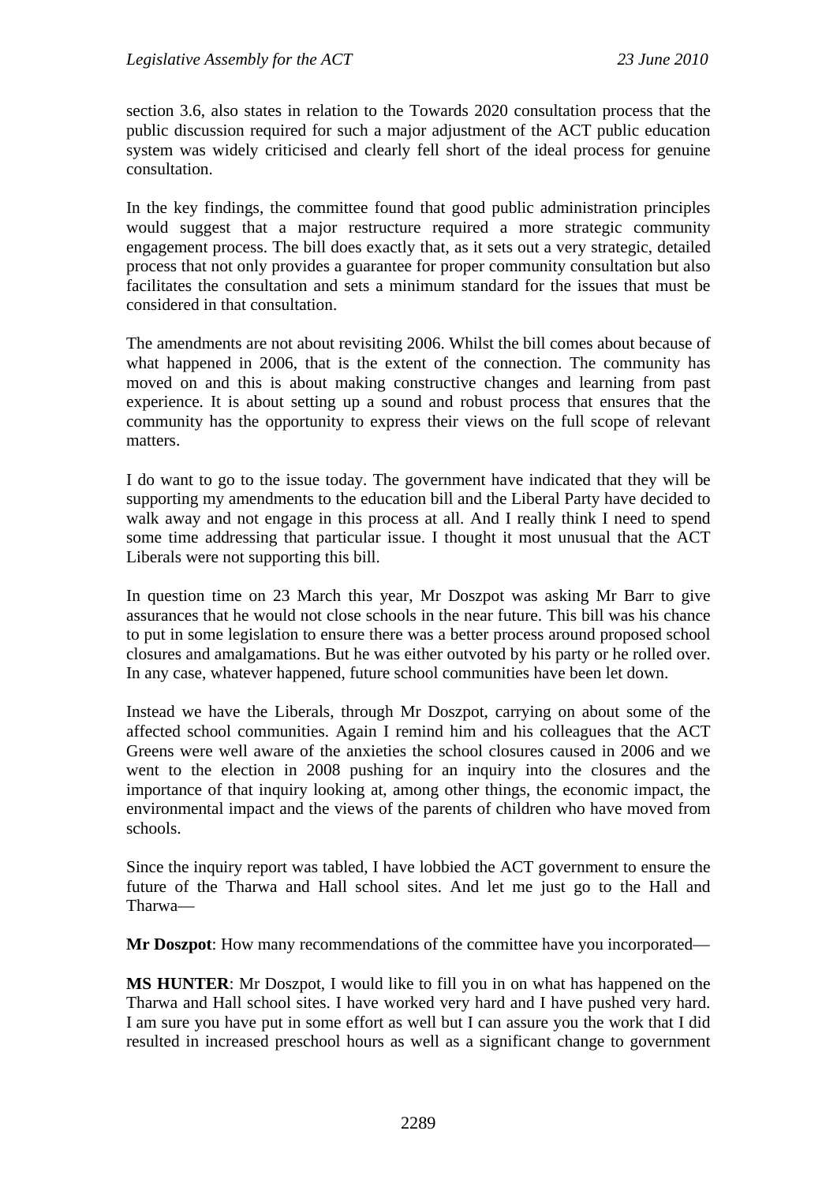section 3.6, also states in relation to the Towards 2020 consultation process that the public discussion required for such a major adjustment of the ACT public education system was widely criticised and clearly fell short of the ideal process for genuine consultation.

In the key findings, the committee found that good public administration principles would suggest that a major restructure required a more strategic community engagement process. The bill does exactly that, as it sets out a very strategic, detailed process that not only provides a guarantee for proper community consultation but also facilitates the consultation and sets a minimum standard for the issues that must be considered in that consultation.

The amendments are not about revisiting 2006. Whilst the bill comes about because of what happened in 2006, that is the extent of the connection. The community has moved on and this is about making constructive changes and learning from past experience. It is about setting up a sound and robust process that ensures that the community has the opportunity to express their views on the full scope of relevant matters.

I do want to go to the issue today. The government have indicated that they will be supporting my amendments to the education bill and the Liberal Party have decided to walk away and not engage in this process at all. And I really think I need to spend some time addressing that particular issue. I thought it most unusual that the ACT Liberals were not supporting this bill.

In question time on 23 March this year, Mr Doszpot was asking Mr Barr to give assurances that he would not close schools in the near future. This bill was his chance to put in some legislation to ensure there was a better process around proposed school closures and amalgamations. But he was either outvoted by his party or he rolled over. In any case, whatever happened, future school communities have been let down.

Instead we have the Liberals, through Mr Doszpot, carrying on about some of the affected school communities. Again I remind him and his colleagues that the ACT Greens were well aware of the anxieties the school closures caused in 2006 and we went to the election in 2008 pushing for an inquiry into the closures and the importance of that inquiry looking at, among other things, the economic impact, the environmental impact and the views of the parents of children who have moved from schools.

Since the inquiry report was tabled, I have lobbied the ACT government to ensure the future of the Tharwa and Hall school sites. And let me just go to the Hall and Tharwa—

**Mr Doszpot**: How many recommendations of the committee have you incorporated—

**MS HUNTER**: Mr Doszpot, I would like to fill you in on what has happened on the Tharwa and Hall school sites. I have worked very hard and I have pushed very hard. I am sure you have put in some effort as well but I can assure you the work that I did resulted in increased preschool hours as well as a significant change to government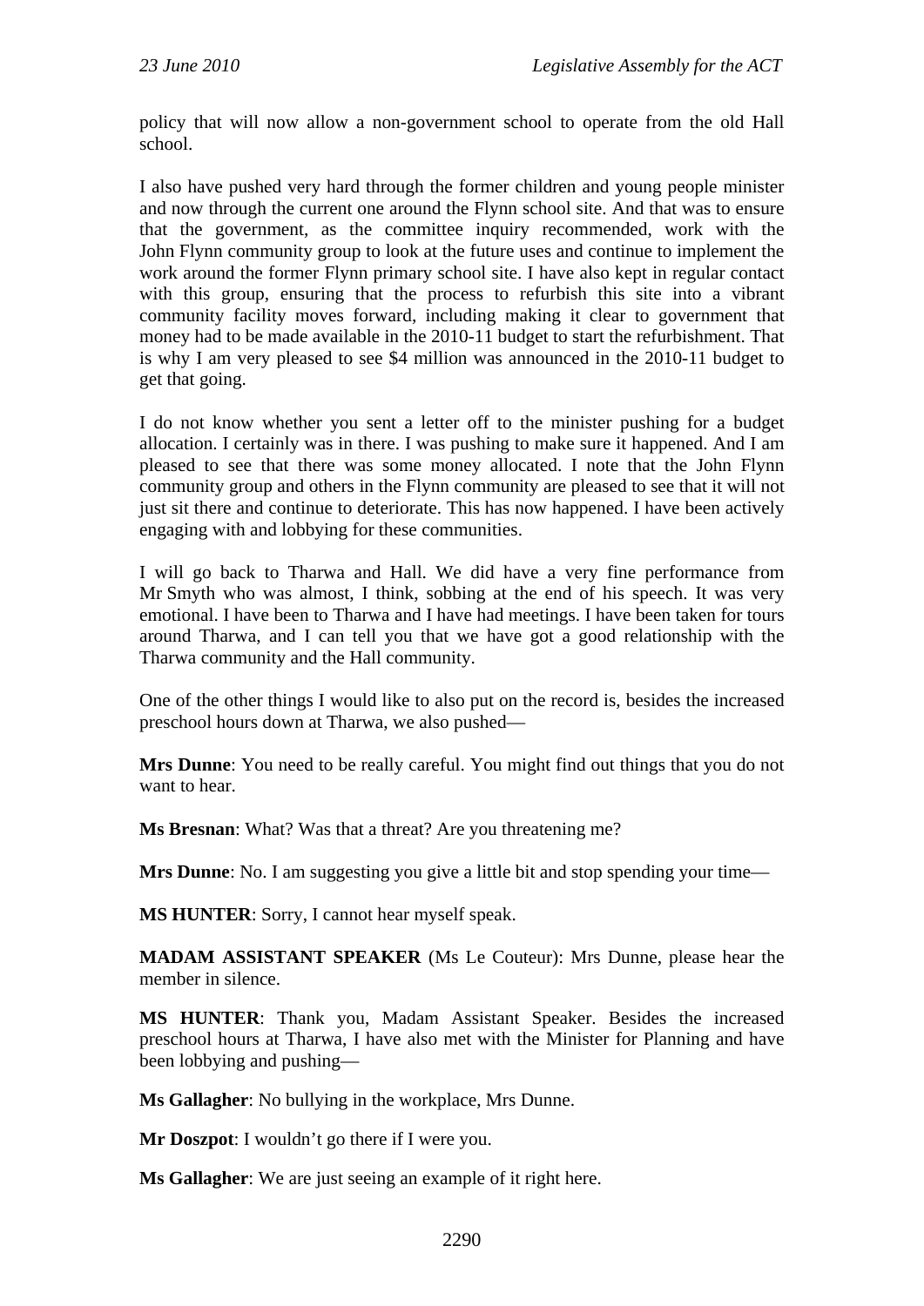policy that will now allow a non-government school to operate from the old Hall school.

I also have pushed very hard through the former children and young people minister and now through the current one around the Flynn school site. And that was to ensure that the government, as the committee inquiry recommended, work with the John Flynn community group to look at the future uses and continue to implement the work around the former Flynn primary school site. I have also kept in regular contact with this group, ensuring that the process to refurbish this site into a vibrant community facility moves forward, including making it clear to government that money had to be made available in the 2010-11 budget to start the refurbishment. That is why I am very pleased to see $4 million was announced in the 2010-11 budget to get that going.

I do not know whether you sent a letter off to the minister pushing for a budget allocation. I certainly was in there. I was pushing to make sure it happened. And I am pleased to see that there was some money allocated. I note that the John Flynn community group and others in the Flynn community are pleased to see that it will not just sit there and continue to deteriorate. This has now happened. I have been actively engaging with and lobbying for these communities.

I will go back to Tharwa and Hall. We did have a very fine performance from Mr Smyth who was almost, I think, sobbing at the end of his speech. It was very emotional. I have been to Tharwa and I have had meetings. I have been taken for tours around Tharwa, and I can tell you that we have got a good relationship with the Tharwa community and the Hall community.

One of the other things I would like to also put on the record is, besides the increased preschool hours down at Tharwa, we also pushed—

**Mrs Dunne**: You need to be really careful. You might find out things that you do not want to hear.

**Ms Bresnan**: What? Was that a threat? Are you threatening me?

**Mrs Dunne**: No. I am suggesting you give a little bit and stop spending your time—

**MS HUNTER**: Sorry, I cannot hear myself speak.

**MADAM ASSISTANT SPEAKER** (Ms Le Couteur): Mrs Dunne, please hear the member in silence.

**MS HUNTER**: Thank you, Madam Assistant Speaker. Besides the increased preschool hours at Tharwa, I have also met with the Minister for Planning and have been lobbying and pushing—

**Ms Gallagher**: No bullying in the workplace, Mrs Dunne.

**Mr Doszpot**: I wouldn't go there if I were you.

**Ms Gallagher**: We are just seeing an example of it right here.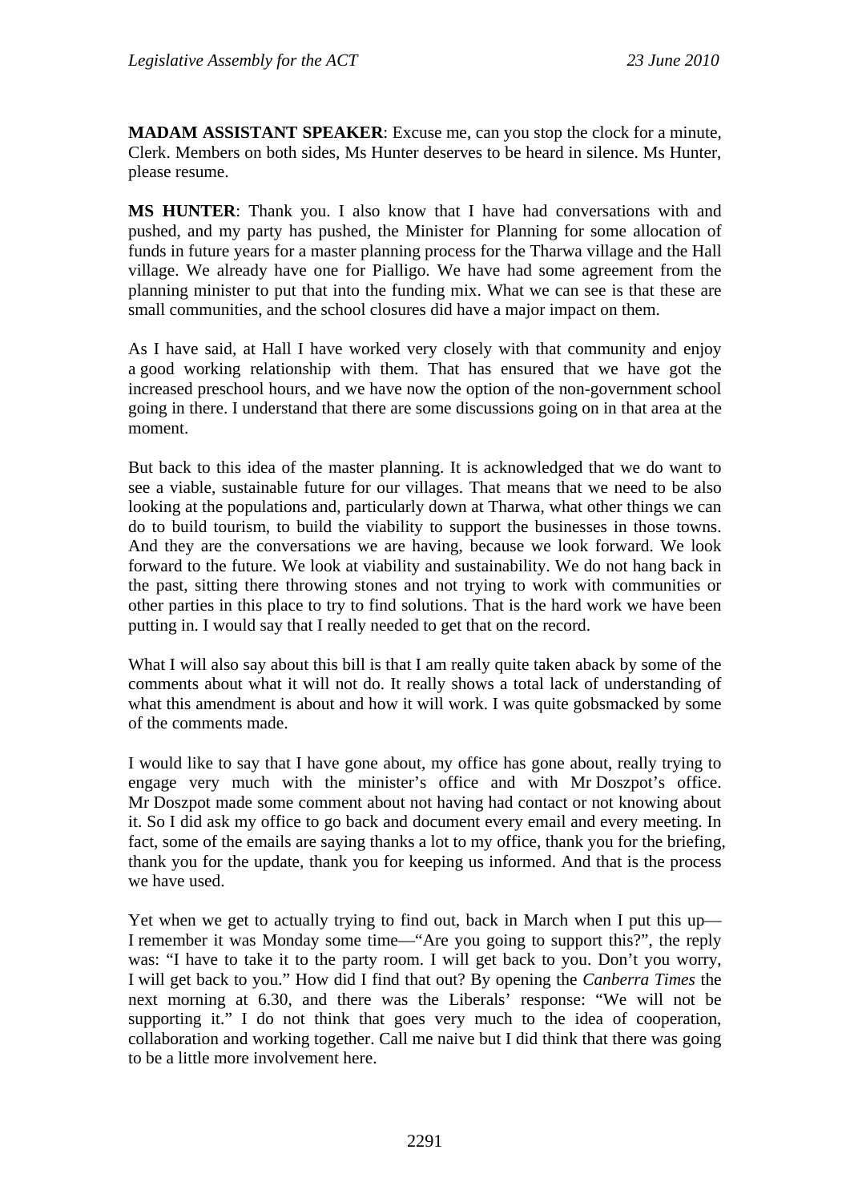**MADAM ASSISTANT SPEAKER**: Excuse me, can you stop the clock for a minute, Clerk. Members on both sides, Ms Hunter deserves to be heard in silence. Ms Hunter, please resume.

**MS HUNTER**: Thank you. I also know that I have had conversations with and pushed, and my party has pushed, the Minister for Planning for some allocation of funds in future years for a master planning process for the Tharwa village and the Hall village. We already have one for Pialligo. We have had some agreement from the planning minister to put that into the funding mix. What we can see is that these are small communities, and the school closures did have a major impact on them.

As I have said, at Hall I have worked very closely with that community and enjoy a good working relationship with them. That has ensured that we have got the increased preschool hours, and we have now the option of the non-government school going in there. I understand that there are some discussions going on in that area at the moment.

But back to this idea of the master planning. It is acknowledged that we do want to see a viable, sustainable future for our villages. That means that we need to be also looking at the populations and, particularly down at Tharwa, what other things we can do to build tourism, to build the viability to support the businesses in those towns. And they are the conversations we are having, because we look forward. We look forward to the future. We look at viability and sustainability. We do not hang back in the past, sitting there throwing stones and not trying to work with communities or other parties in this place to try to find solutions. That is the hard work we have been putting in. I would say that I really needed to get that on the record.

What I will also say about this bill is that I am really quite taken aback by some of the comments about what it will not do. It really shows a total lack of understanding of what this amendment is about and how it will work. I was quite gobsmacked by some of the comments made.

I would like to say that I have gone about, my office has gone about, really trying to engage very much with the minister's office and with Mr Doszpot's office. Mr Doszpot made some comment about not having had contact or not knowing about it. So I did ask my office to go back and document every email and every meeting. In fact, some of the emails are saying thanks a lot to my office, thank you for the briefing, thank you for the update, thank you for keeping us informed. And that is the process we have used.

Yet when we get to actually trying to find out, back in March when I put this up—I remember it was Monday some time—"Are you going to support this?", the reply was: "I have to take it to the party room. I will get back to you. Don't you worry, I will get back to you." How did I find that out? By opening the *Canberra Times* the next morning at 6.30, and there was the Liberals' response: "We will not be supporting it." I do not think that goes very much to the idea of cooperation, collaboration and working together. Call me naive but I did think that there was going to be a little more involvement here.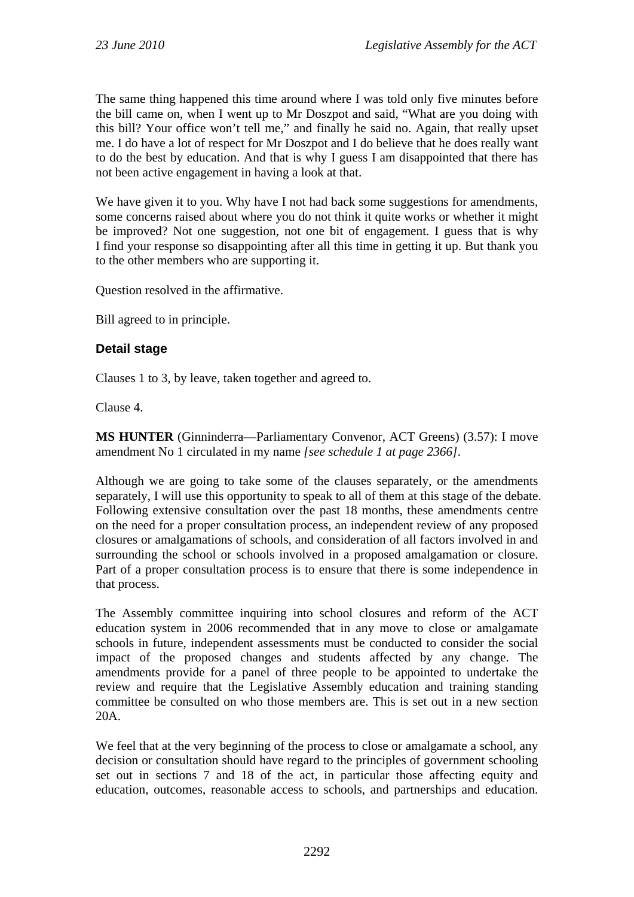The same thing happened this time around where I was told only five minutes before the bill came on, when I went up to Mr Doszpot and said, "What are you doing with this bill? Your office won't tell me," and finally he said no. Again, that really upset me. I do have a lot of respect for Mr Doszpot and I do believe that he does really want to do the best by education. And that is why I guess I am disappointed that there has not been active engagement in having a look at that.

We have given it to you. Why have I not had back some suggestions for amendments, some concerns raised about where you do not think it quite works or whether it might be improved? Not one suggestion, not one bit of engagement. I guess that is why I find your response so disappointing after all this time in getting it up. But thank you to the other members who are supporting it.

Question resolved in the affirmative.

Bill agreed to in principle.

### Detail stage

Clauses 1 to 3, by leave, taken together and agreed to.

Clause 4.

**MS HUNTER** (Ginninderra—Parliamentary Convenor, ACT Greens) (3.57): I move amendment No 1 circulated in my name *[see schedule 1 at page 2366]*.

Although we are going to take some of the clauses separately, or the amendments separately, I will use this opportunity to speak to all of them at this stage of the debate. Following extensive consultation over the past 18 months, these amendments centre on the need for a proper consultation process, an independent review of any proposed closures or amalgamations of schools, and consideration of all factors involved in and surrounding the school or schools involved in a proposed amalgamation or closure. Part of a proper consultation process is to ensure that there is some independence in that process.

The Assembly committee inquiring into school closures and reform of the ACT education system in 2006 recommended that in any move to close or amalgamate schools in future, independent assessments must be conducted to consider the social impact of the proposed changes and students affected by any change. The amendments provide for a panel of three people to be appointed to undertake the review and require that the Legislative Assembly education and training standing committee be consulted on who those members are. This is set out in a new section 20A.

We feel that at the very beginning of the process to close or amalgamate a school, any decision or consultation should have regard to the principles of government schooling set out in sections 7 and 18 of the act, in particular those affecting equity and education, outcomes, reasonable access to schools, and partnerships and education.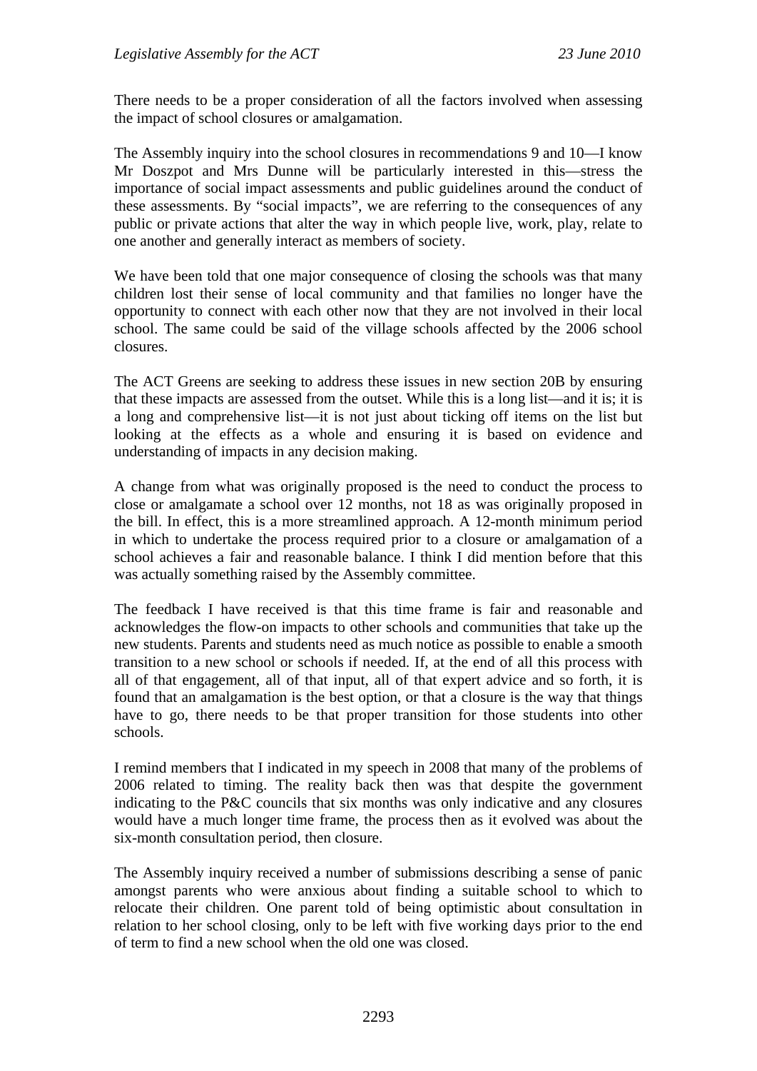There needs to be a proper consideration of all the factors involved when assessing the impact of school closures or amalgamation.

The Assembly inquiry into the school closures in recommendations 9 and 10—I know Mr Doszpot and Mrs Dunne will be particularly interested in this—stress the importance of social impact assessments and public guidelines around the conduct of these assessments. By "social impacts", we are referring to the consequences of any public or private actions that alter the way in which people live, work, play, relate to one another and generally interact as members of society.

We have been told that one major consequence of closing the schools was that many children lost their sense of local community and that families no longer have the opportunity to connect with each other now that they are not involved in their local school. The same could be said of the village schools affected by the 2006 school closures.

The ACT Greens are seeking to address these issues in new section 20B by ensuring that these impacts are assessed from the outset. While this is a long list—and it is; it is a long and comprehensive list—it is not just about ticking off items on the list but looking at the effects as a whole and ensuring it is based on evidence and understanding of impacts in any decision making.

A change from what was originally proposed is the need to conduct the process to close or amalgamate a school over 12 months, not 18 as was originally proposed in the bill. In effect, this is a more streamlined approach. A 12-month minimum period in which to undertake the process required prior to a closure or amalgamation of a school achieves a fair and reasonable balance. I think I did mention before that this was actually something raised by the Assembly committee.

The feedback I have received is that this time frame is fair and reasonable and acknowledges the flow-on impacts to other schools and communities that take up the new students. Parents and students need as much notice as possible to enable a smooth transition to a new school or schools if needed. If, at the end of all this process with all of that engagement, all of that input, all of that expert advice and so forth, it is found that an amalgamation is the best option, or that a closure is the way that things have to go, there needs to be that proper transition for those students into other schools.

I remind members that I indicated in my speech in 2008 that many of the problems of 2006 related to timing. The reality back then was that despite the government indicating to the P&C councils that six months was only indicative and any closures would have a much longer time frame, the process then as it evolved was about the six-month consultation period, then closure.

The Assembly inquiry received a number of submissions describing a sense of panic amongst parents who were anxious about finding a suitable school to which to relocate their children. One parent told of being optimistic about consultation in relation to her school closing, only to be left with five working days prior to the end of term to find a new school when the old one was closed.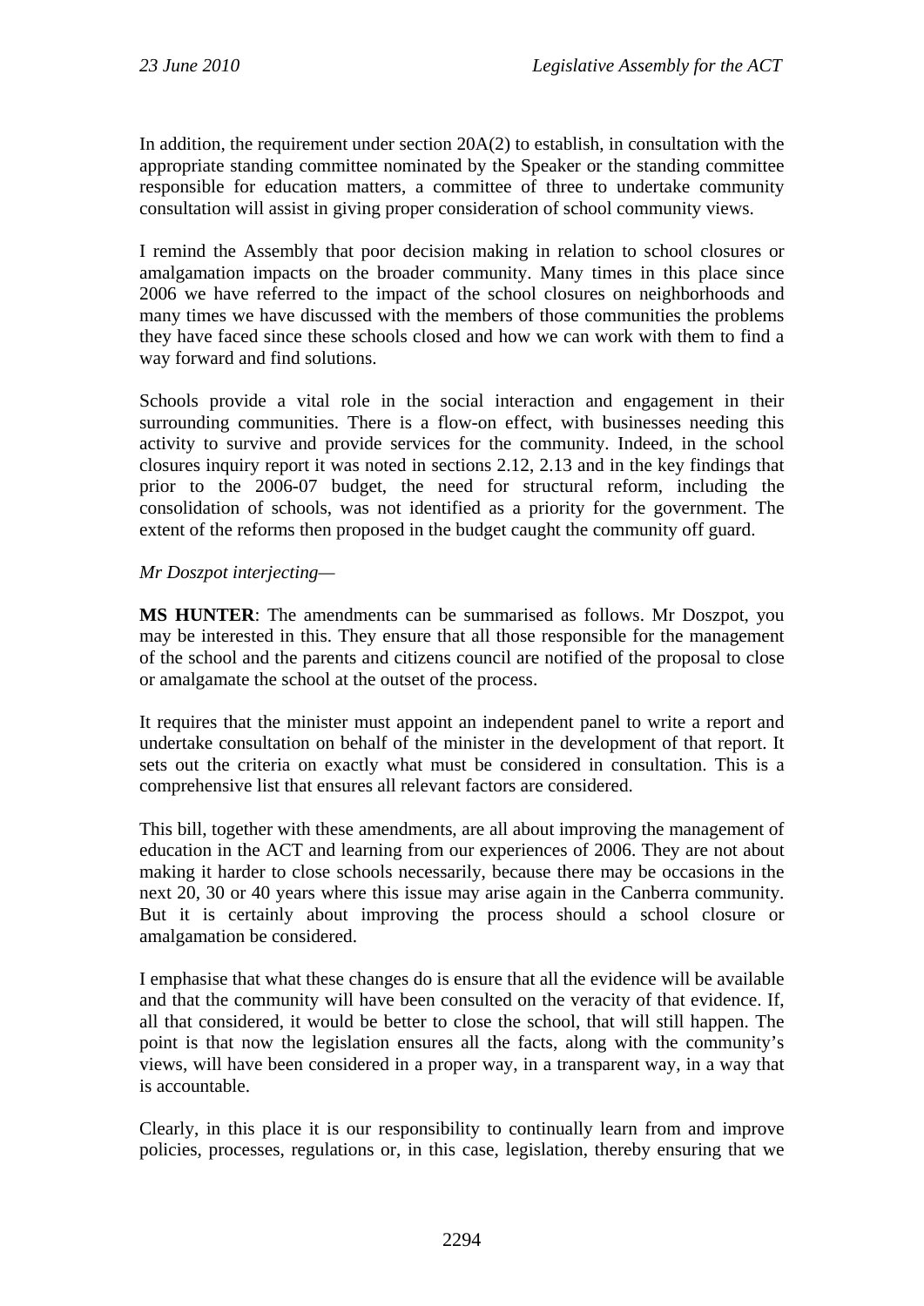In addition, the requirement under section 20A(2) to establish, in consultation with the appropriate standing committee nominated by the Speaker or the standing committee responsible for education matters, a committee of three to undertake community consultation will assist in giving proper consideration of school community views.

I remind the Assembly that poor decision making in relation to school closures or amalgamation impacts on the broader community. Many times in this place since 2006 we have referred to the impact of the school closures on neighborhoods and many times we have discussed with the members of those communities the problems they have faced since these schools closed and how we can work with them to find a way forward and find solutions.

Schools provide a vital role in the social interaction and engagement in their surrounding communities. There is a flow-on effect, with businesses needing this activity to survive and provide services for the community. Indeed, in the school closures inquiry report it was noted in sections 2.12, 2.13 and in the key findings that prior to the 2006-07 budget, the need for structural reform, including the consolidation of schools, was not identified as a priority for the government. The extent of the reforms then proposed in the budget caught the community off guard.

*Mr Doszpot interjecting—*

**MS HUNTER**: The amendments can be summarised as follows. Mr Doszpot, you may be interested in this. They ensure that all those responsible for the management of the school and the parents and citizens council are notified of the proposal to close or amalgamate the school at the outset of the process.

It requires that the minister must appoint an independent panel to write a report and undertake consultation on behalf of the minister in the development of that report. It sets out the criteria on exactly what must be considered in consultation. This is a comprehensive list that ensures all relevant factors are considered.

This bill, together with these amendments, are all about improving the management of education in the ACT and learning from our experiences of 2006. They are not about making it harder to close schools necessarily, because there may be occasions in the next 20, 30 or 40 years where this issue may arise again in the Canberra community. But it is certainly about improving the process should a school closure or amalgamation be considered.

I emphasise that what these changes do is ensure that all the evidence will be available and that the community will have been consulted on the veracity of that evidence. If, all that considered, it would be better to close the school, that will still happen. The point is that now the legislation ensures all the facts, along with the community's views, will have been considered in a proper way, in a transparent way, in a way that is accountable.

Clearly, in this place it is our responsibility to continually learn from and improve policies, processes, regulations or, in this case, legislation, thereby ensuring that we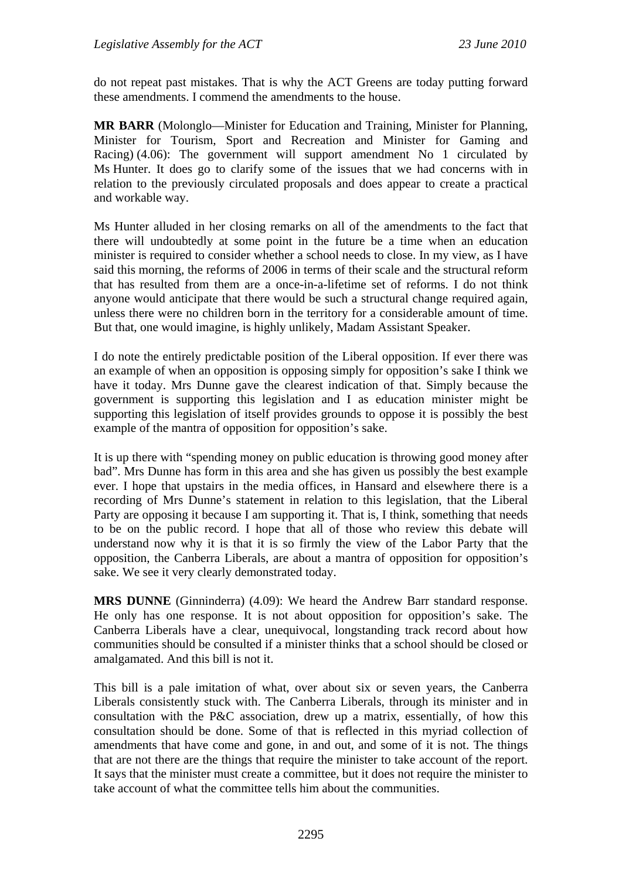do not repeat past mistakes. That is why the ACT Greens are today putting forward these amendments. I commend the amendments to the house.

**MR BARR** (Molonglo—Minister for Education and Training, Minister for Planning, Minister for Tourism, Sport and Recreation and Minister for Gaming and Racing) (4.06): The government will support amendment No 1 circulated by Ms Hunter. It does go to clarify some of the issues that we had concerns with in relation to the previously circulated proposals and does appear to create a practical and workable way.

Ms Hunter alluded in her closing remarks on all of the amendments to the fact that there will undoubtedly at some point in the future be a time when an education minister is required to consider whether a school needs to close. In my view, as I have said this morning, the reforms of 2006 in terms of their scale and the structural reform that has resulted from them are a once-in-a-lifetime set of reforms. I do not think anyone would anticipate that there would be such a structural change required again, unless there were no children born in the territory for a considerable amount of time. But that, one would imagine, is highly unlikely, Madam Assistant Speaker.

I do note the entirely predictable position of the Liberal opposition. If ever there was an example of when an opposition is opposing simply for opposition's sake I think we have it today. Mrs Dunne gave the clearest indication of that. Simply because the government is supporting this legislation and I as education minister might be supporting this legislation of itself provides grounds to oppose it is possibly the best example of the mantra of opposition for opposition's sake.

It is up there with "spending money on public education is throwing good money after bad". Mrs Dunne has form in this area and she has given us possibly the best example ever. I hope that upstairs in the media offices, in Hansard and elsewhere there is a recording of Mrs Dunne's statement in relation to this legislation, that the Liberal Party are opposing it because I am supporting it. That is, I think, something that needs to be on the public record. I hope that all of those who review this debate will understand now why it is that it is so firmly the view of the Labor Party that the opposition, the Canberra Liberals, are about a mantra of opposition for opposition's sake. We see it very clearly demonstrated today.

**MRS DUNNE** (Ginninderra) (4.09): We heard the Andrew Barr standard response. He only has one response. It is not about opposition for opposition's sake. The Canberra Liberals have a clear, unequivocal, longstanding track record about how communities should be consulted if a minister thinks that a school should be closed or amalgamated. And this bill is not it.

This bill is a pale imitation of what, over about six or seven years, the Canberra Liberals consistently stuck with. The Canberra Liberals, through its minister and in consultation with the P&C association, drew up a matrix, essentially, of how this consultation should be done. Some of that is reflected in this myriad collection of amendments that have come and gone, in and out, and some of it is not. The things that are not there are the things that require the minister to take account of the report. It says that the minister must create a committee, but it does not require the minister to take account of what the committee tells him about the communities.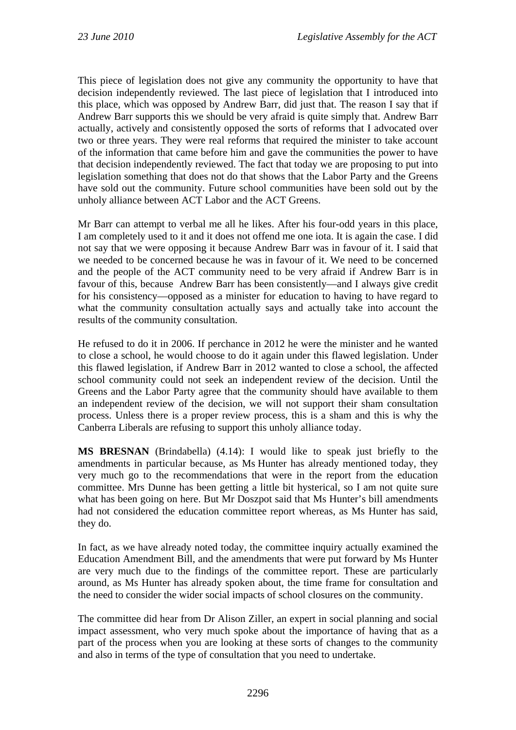This piece of legislation does not give any community the opportunity to have that decision independently reviewed. The last piece of legislation that I introduced into this place, which was opposed by Andrew Barr, did just that. The reason I say that if Andrew Barr supports this we should be very afraid is quite simply that. Andrew Barr actually, actively and consistently opposed the sorts of reforms that I advocated over two or three years. They were real reforms that required the minister to take account of the information that came before him and gave the communities the power to have that decision independently reviewed. The fact that today we are proposing to put into legislation something that does not do that shows that the Labor Party and the Greens have sold out the community. Future school communities have been sold out by the unholy alliance between ACT Labor and the ACT Greens.

Mr Barr can attempt to verbal me all he likes. After his four-odd years in this place, I am completely used to it and it does not offend me one iota. It is again the case. I did not say that we were opposing it because Andrew Barr was in favour of it. I said that we needed to be concerned because he was in favour of it. We need to be concerned and the people of the ACT community need to be very afraid if Andrew Barr is in favour of this, because Andrew Barr has been consistently—and I always give credit for his consistency—opposed as a minister for education to having to have regard to what the community consultation actually says and actually take into account the results of the community consultation.

He refused to do it in 2006. If perchance in 2012 he were the minister and he wanted to close a school, he would choose to do it again under this flawed legislation. Under this flawed legislation, if Andrew Barr in 2012 wanted to close a school, the affected school community could not seek an independent review of the decision. Until the Greens and the Labor Party agree that the community should have available to them an independent review of the decision, we will not support their sham consultation process. Unless there is a proper review process, this is a sham and this is why the Canberra Liberals are refusing to support this unholy alliance today.

**MS BRESNAN** (Brindabella) (4.14): I would like to speak just briefly to the amendments in particular because, as Ms Hunter has already mentioned today, they very much go to the recommendations that were in the report from the education committee. Mrs Dunne has been getting a little bit hysterical, so I am not quite sure what has been going on here. But Mr Doszpot said that Ms Hunter's bill amendments had not considered the education committee report whereas, as Ms Hunter has said, they do.

In fact, as we have already noted today, the committee inquiry actually examined the Education Amendment Bill, and the amendments that were put forward by Ms Hunter are very much due to the findings of the committee report. These are particularly around, as Ms Hunter has already spoken about, the time frame for consultation and the need to consider the wider social impacts of school closures on the community.

The committee did hear from Dr Alison Ziller, an expert in social planning and social impact assessment, who very much spoke about the importance of having that as a part of the process when you are looking at these sorts of changes to the community and also in terms of the type of consultation that you need to undertake.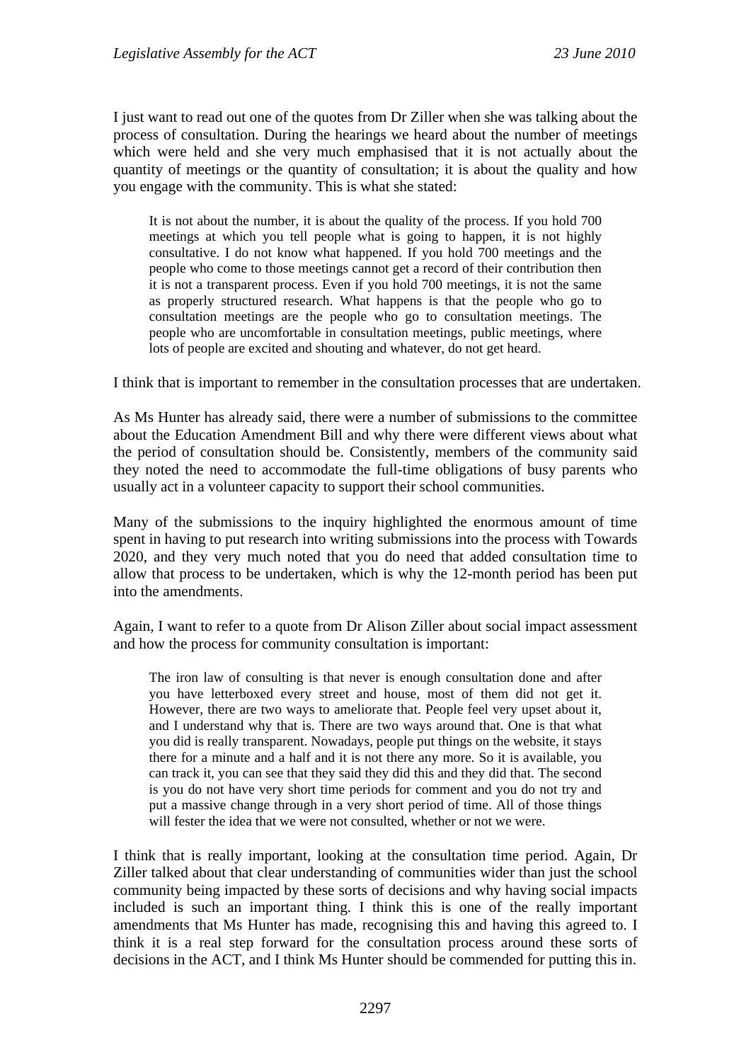I just want to read out one of the quotes from Dr Ziller when she was talking about the process of consultation. During the hearings we heard about the number of meetings which were held and she very much emphasised that it is not actually about the quantity of meetings or the quantity of consultation; it is about the quality and how you engage with the community. This is what she stated:

> It is not about the number, it is about the quality of the process. If you hold 700 meetings at which you tell people what is going to happen, it is not highly consultative. I do not know what happened. If you hold 700 meetings and the people who come to those meetings cannot get a record of their contribution then it is not a transparent process. Even if you hold 700 meetings, it is not the same as properly structured research. What happens is that the people who go to consultation meetings are the people who go to consultation meetings. The people who are uncomfortable in consultation meetings, public meetings, where lots of people are excited and shouting and whatever, do not get heard.

I think that is important to remember in the consultation processes that are undertaken.

As Ms Hunter has already said, there were a number of submissions to the committee about the Education Amendment Bill and why there were different views about what the period of consultation should be. Consistently, members of the community said they noted the need to accommodate the full-time obligations of busy parents who usually act in a volunteer capacity to support their school communities.

Many of the submissions to the inquiry highlighted the enormous amount of time spent in having to put research into writing submissions into the process with Towards 2020, and they very much noted that you do need that added consultation time to allow that process to be undertaken, which is why the 12-month period has been put into the amendments.

Again, I want to refer to a quote from Dr Alison Ziller about social impact assessment and how the process for community consultation is important:

> The iron law of consulting is that never is enough consultation done and after you have letterboxed every street and house, most of them did not get it. However, there are two ways to ameliorate that. People feel very upset about it, and I understand why that is. There are two ways around that. One is that what you did is really transparent. Nowadays, people put things on the website, it stays there for a minute and a half and it is not there any more. So it is available, you can track it, you can see that they said they did this and they did that. The second is you do not have very short time periods for comment and you do not try and put a massive change through in a very short period of time. All of those things will fester the idea that we were not consulted, whether or not we were.

I think that is really important, looking at the consultation time period. Again, Dr Ziller talked about that clear understanding of communities wider than just the school community being impacted by these sorts of decisions and why having social impacts included is such an important thing. I think this is one of the really important amendments that Ms Hunter has made, recognising this and having this agreed to. I think it is a real step forward for the consultation process around these sorts of decisions in the ACT, and I think Ms Hunter should be commended for putting this in.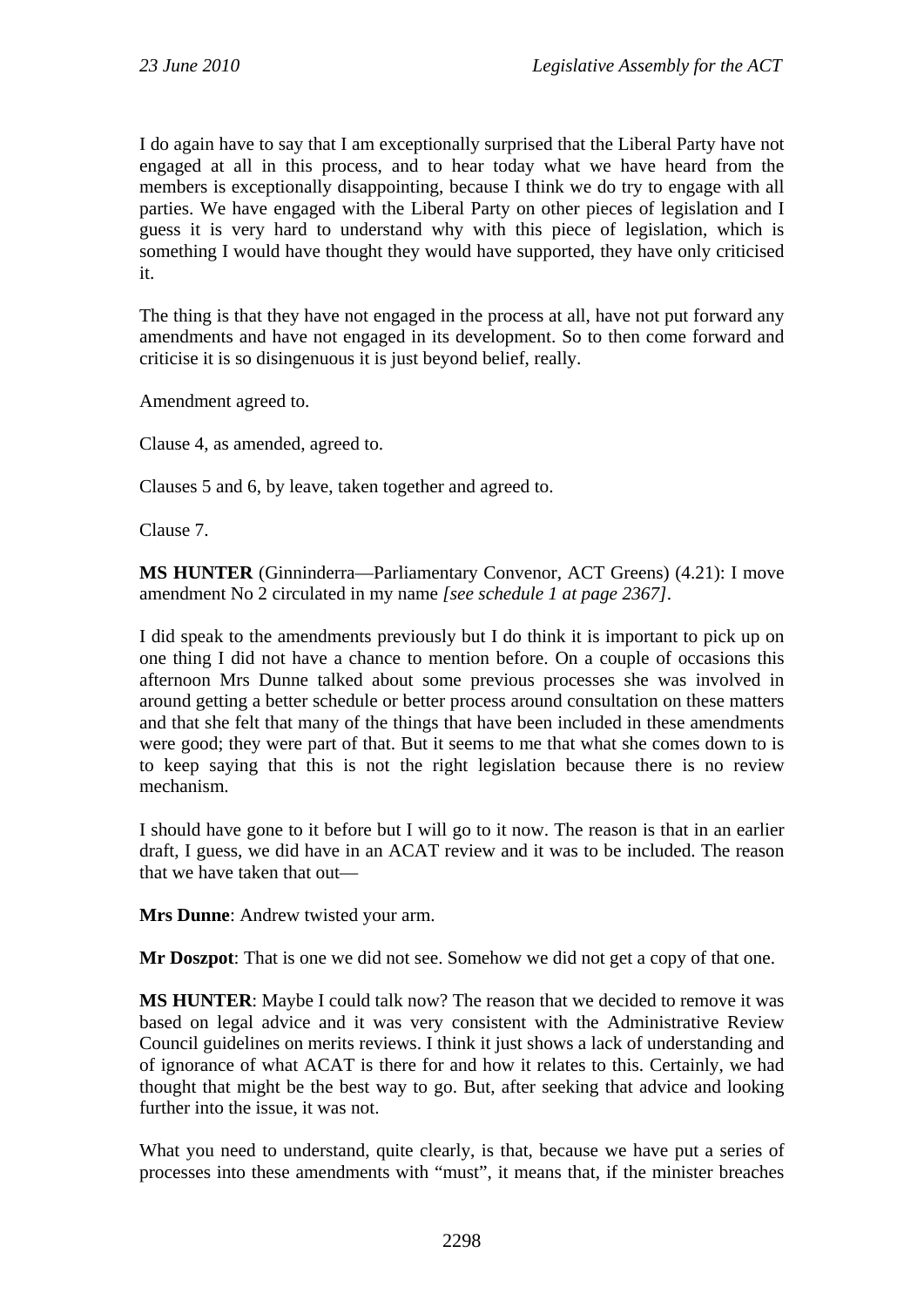I do again have to say that I am exceptionally surprised that the Liberal Party have not engaged at all in this process, and to hear today what we have heard from the members is exceptionally disappointing, because I think we do try to engage with all parties. We have engaged with the Liberal Party on other pieces of legislation and I guess it is very hard to understand why with this piece of legislation, which is something I would have thought they would have supported, they have only criticised it.

The thing is that they have not engaged in the process at all, have not put forward any amendments and have not engaged in its development. So to then come forward and criticise it is so disingenuous it is just beyond belief, really.

Amendment agreed to.

Clause 4, as amended, agreed to.

Clauses 5 and 6, by leave, taken together and agreed to.

Clause 7.

**MS HUNTER** (Ginninderra—Parliamentary Convenor, ACT Greens) (4.21): I move amendment No 2 circulated in my name *[see schedule 1 at page 2367]*.

I did speak to the amendments previously but I do think it is important to pick up on one thing I did not have a chance to mention before. On a couple of occasions this afternoon Mrs Dunne talked about some previous processes she was involved in around getting a better schedule or better process around consultation on these matters and that she felt that many of the things that have been included in these amendments were good; they were part of that. But it seems to me that what she comes down to is to keep saying that this is not the right legislation because there is no review mechanism.

I should have gone to it before but I will go to it now. The reason is that in an earlier draft, I guess, we did have in an ACAT review and it was to be included. The reason that we have taken that out—

**Mrs Dunne**: Andrew twisted your arm.

**Mr Doszpot**: That is one we did not see. Somehow we did not get a copy of that one.

**MS HUNTER**: Maybe I could talk now? The reason that we decided to remove it was based on legal advice and it was very consistent with the Administrative Review Council guidelines on merits reviews. I think it just shows a lack of understanding and of ignorance of what ACAT is there for and how it relates to this. Certainly, we had thought that might be the best way to go. But, after seeking that advice and looking further into the issue, it was not.

What you need to understand, quite clearly, is that, because we have put a series of processes into these amendments with "must", it means that, if the minister breaches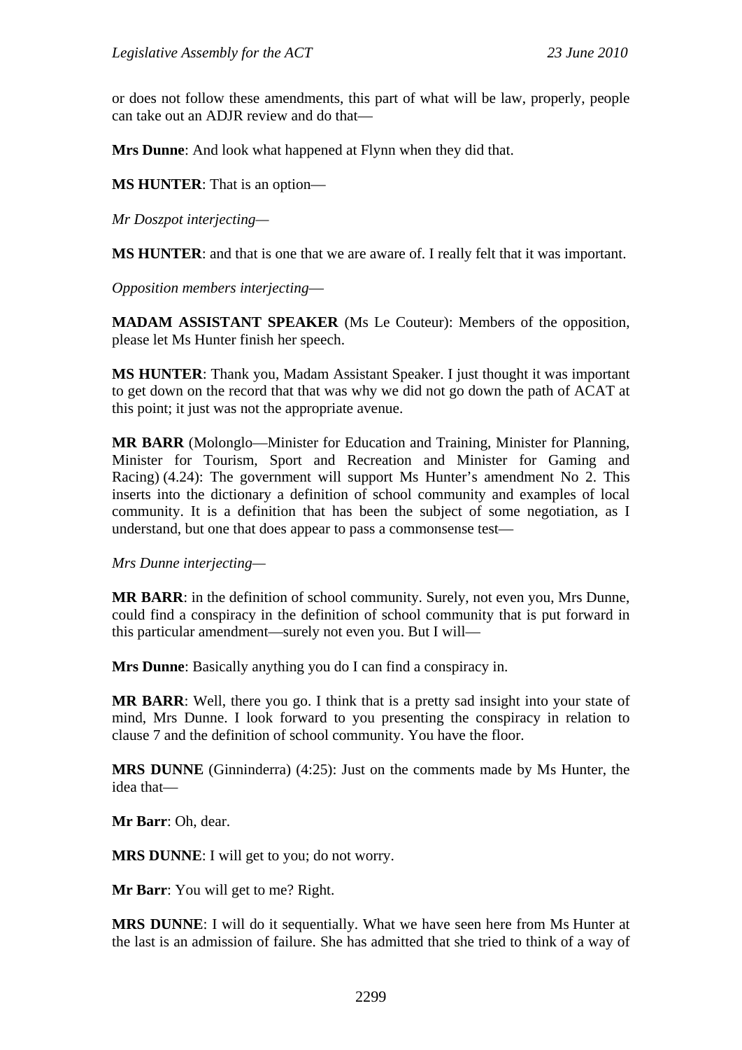or does not follow these amendments, this part of what will be law, properly, people can take out an ADJR review and do that—

**Mrs Dunne**: And look what happened at Flynn when they did that.

**MS HUNTER**: That is an option—

*Mr Doszpot interjecting—*

**MS HUNTER**: and that is one that we are aware of. I really felt that it was important.

*Opposition members interjecting*—

**MADAM ASSISTANT SPEAKER** (Ms Le Couteur): Members of the opposition, please let Ms Hunter finish her speech.

**MS HUNTER**: Thank you, Madam Assistant Speaker. I just thought it was important to get down on the record that that was why we did not go down the path of ACAT at this point; it just was not the appropriate avenue.

**MR BARR** (Molonglo—Minister for Education and Training, Minister for Planning, Minister for Tourism, Sport and Recreation and Minister for Gaming and Racing) (4.24): The government will support Ms Hunter's amendment No 2. This inserts into the dictionary a definition of school community and examples of local community. It is a definition that has been the subject of some negotiation, as I understand, but one that does appear to pass a commonsense test—

*Mrs Dunne interjecting—*

**MR BARR**: in the definition of school community. Surely, not even you, Mrs Dunne, could find a conspiracy in the definition of school community that is put forward in this particular amendment—surely not even you. But I will—

**Mrs Dunne**: Basically anything you do I can find a conspiracy in.

**MR BARR**: Well, there you go. I think that is a pretty sad insight into your state of mind, Mrs Dunne. I look forward to you presenting the conspiracy in relation to clause 7 and the definition of school community. You have the floor.

**MRS DUNNE** (Ginninderra) (4:25): Just on the comments made by Ms Hunter, the idea that—

**Mr Barr**: Oh, dear.

**MRS DUNNE**: I will get to you; do not worry.

**Mr Barr**: You will get to me? Right.

**MRS DUNNE**: I will do it sequentially. What we have seen here from Ms Hunter at the last is an admission of failure. She has admitted that she tried to think of a way of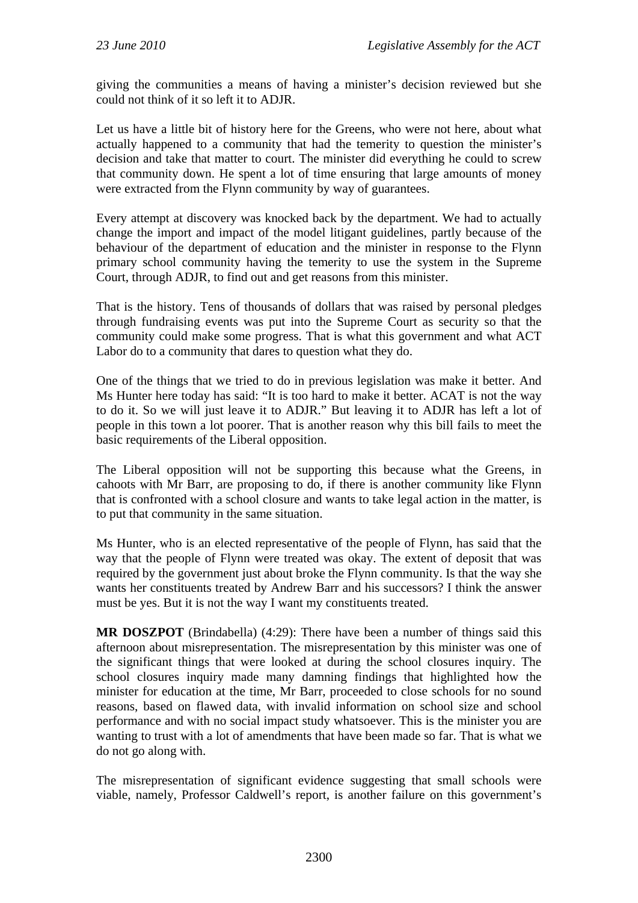giving the communities a means of having a minister's decision reviewed but she could not think of it so left it to ADJR.

Let us have a little bit of history here for the Greens, who were not here, about what actually happened to a community that had the temerity to question the minister's decision and take that matter to court. The minister did everything he could to screw that community down. He spent a lot of time ensuring that large amounts of money were extracted from the Flynn community by way of guarantees.

Every attempt at discovery was knocked back by the department. We had to actually change the import and impact of the model litigant guidelines, partly because of the behaviour of the department of education and the minister in response to the Flynn primary school community having the temerity to use the system in the Supreme Court, through ADJR, to find out and get reasons from this minister.

That is the history. Tens of thousands of dollars that was raised by personal pledges through fundraising events was put into the Supreme Court as security so that the community could make some progress. That is what this government and what ACT Labor do to a community that dares to question what they do.

One of the things that we tried to do in previous legislation was make it better. And Ms Hunter here today has said: "It is too hard to make it better. ACAT is not the way to do it. So we will just leave it to ADJR." But leaving it to ADJR has left a lot of people in this town a lot poorer. That is another reason why this bill fails to meet the basic requirements of the Liberal opposition.

The Liberal opposition will not be supporting this because what the Greens, in cahoots with Mr Barr, are proposing to do, if there is another community like Flynn that is confronted with a school closure and wants to take legal action in the matter, is to put that community in the same situation.

Ms Hunter, who is an elected representative of the people of Flynn, has said that the way that the people of Flynn were treated was okay. The extent of deposit that was required by the government just about broke the Flynn community. Is that the way she wants her constituents treated by Andrew Barr and his successors? I think the answer must be yes. But it is not the way I want my constituents treated.

**MR DOSZPOT** (Brindabella) (4:29): There have been a number of things said this afternoon about misrepresentation. The misrepresentation by this minister was one of the significant things that were looked at during the school closures inquiry. The school closures inquiry made many damning findings that highlighted how the minister for education at the time, Mr Barr, proceeded to close schools for no sound reasons, based on flawed data, with invalid information on school size and school performance and with no social impact study whatsoever. This is the minister you are wanting to trust with a lot of amendments that have been made so far. That is what we do not go along with.

The misrepresentation of significant evidence suggesting that small schools were viable, namely, Professor Caldwell's report, is another failure on this government's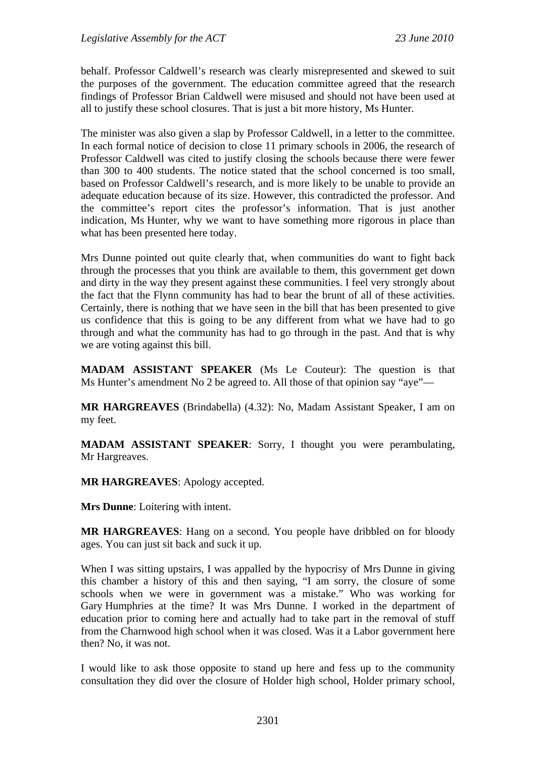behalf. Professor Caldwell's research was clearly misrepresented and skewed to suit the purposes of the government. The education committee agreed that the research findings of Professor Brian Caldwell were misused and should not have been used at all to justify these school closures. That is just a bit more history, Ms Hunter.

The minister was also given a slap by Professor Caldwell, in a letter to the committee. In each formal notice of decision to close 11 primary schools in 2006, the research of Professor Caldwell was cited to justify closing the schools because there were fewer than 300 to 400 students. The notice stated that the school concerned is too small, based on Professor Caldwell's research, and is more likely to be unable to provide an adequate education because of its size. However, this contradicted the professor. And the committee's report cites the professor's information. That is just another indication, Ms Hunter, why we want to have something more rigorous in place than what has been presented here today.

Mrs Dunne pointed out quite clearly that, when communities do want to fight back through the processes that you think are available to them, this government get down and dirty in the way they present against these communities. I feel very strongly about the fact that the Flynn community has had to bear the brunt of all of these activities. Certainly, there is nothing that we have seen in the bill that has been presented to give us confidence that this is going to be any different from what we have had to go through and what the community has had to go through in the past. And that is why we are voting against this bill.

**MADAM ASSISTANT SPEAKER** (Ms Le Couteur): The question is that Ms Hunter's amendment No 2 be agreed to. All those of that opinion say "aye"—

**MR HARGREAVES** (Brindabella) (4.32): No, Madam Assistant Speaker, I am on my feet.

**MADAM ASSISTANT SPEAKER**: Sorry, I thought you were perambulating, Mr Hargreaves.

**MR HARGREAVES**: Apology accepted.

**Mrs Dunne**: Loitering with intent.

**MR HARGREAVES**: Hang on a second. You people have dribbled on for bloody ages. You can just sit back and suck it up.

When I was sitting upstairs, I was appalled by the hypocrisy of Mrs Dunne in giving this chamber a history of this and then saying, "I am sorry, the closure of some schools when we were in government was a mistake." Who was working for Gary Humphries at the time? It was Mrs Dunne. I worked in the department of education prior to coming here and actually had to take part in the removal of stuff from the Charnwood high school when it was closed. Was it a Labor government here then? No, it was not.

I would like to ask those opposite to stand up here and fess up to the community consultation they did over the closure of Holder high school, Holder primary school,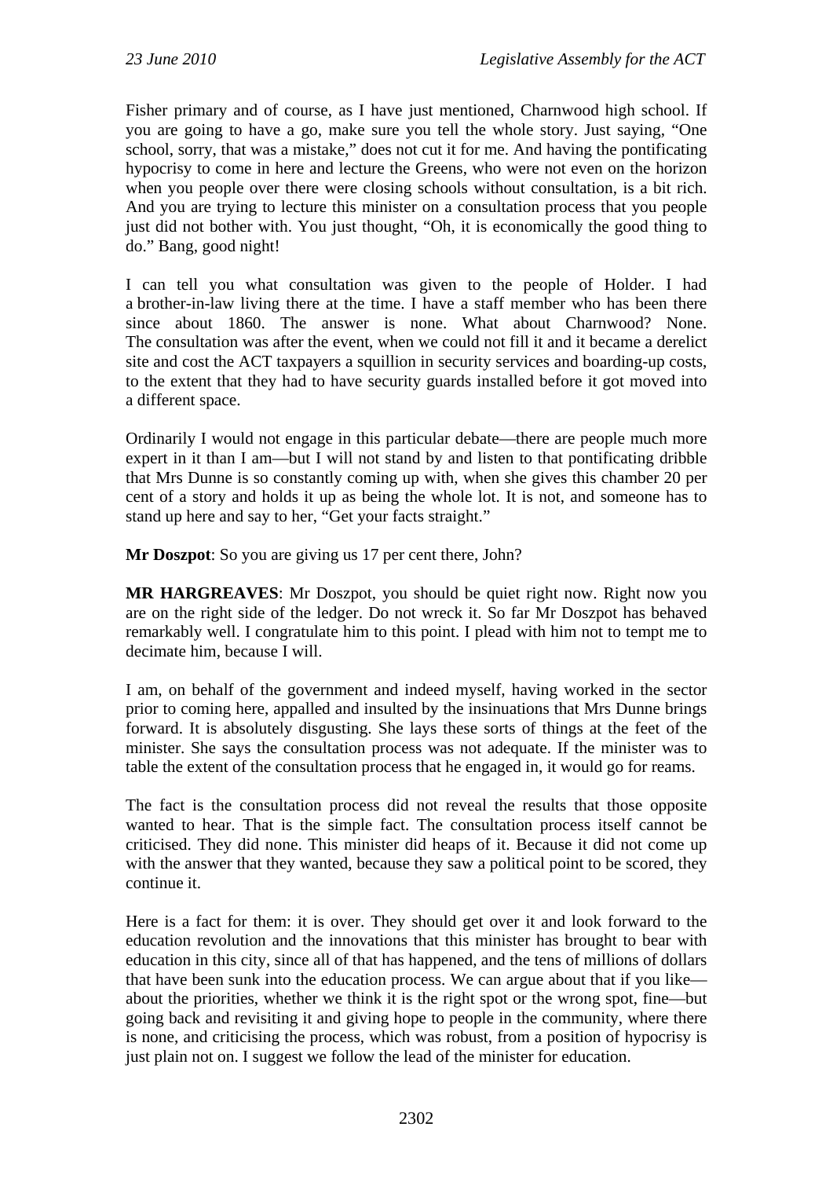Fisher primary and of course, as I have just mentioned, Charnwood high school. If you are going to have a go, make sure you tell the whole story. Just saying, "One school, sorry, that was a mistake," does not cut it for me. And having the pontificating hypocrisy to come in here and lecture the Greens, who were not even on the horizon when you people over there were closing schools without consultation, is a bit rich. And you are trying to lecture this minister on a consultation process that you people just did not bother with. You just thought, "Oh, it is economically the good thing to do." Bang, good night!

I can tell you what consultation was given to the people of Holder. I had a brother-in-law living there at the time. I have a staff member who has been there since about 1860. The answer is none. What about Charnwood? None. The consultation was after the event, when we could not fill it and it became a derelict site and cost the ACT taxpayers a squillion in security services and boarding-up costs, to the extent that they had to have security guards installed before it got moved into a different space.

Ordinarily I would not engage in this particular debate—there are people much more expert in it than I am—but I will not stand by and listen to that pontificating dribble that Mrs Dunne is so constantly coming up with, when she gives this chamber 20 per cent of a story and holds it up as being the whole lot. It is not, and someone has to stand up here and say to her, "Get your facts straight."

**Mr Doszpot**: So you are giving us 17 per cent there, John?

**MR HARGREAVES**: Mr Doszpot, you should be quiet right now. Right now you are on the right side of the ledger. Do not wreck it. So far Mr Doszpot has behaved remarkably well. I congratulate him to this point. I plead with him not to tempt me to decimate him, because I will.

I am, on behalf of the government and indeed myself, having worked in the sector prior to coming here, appalled and insulted by the insinuations that Mrs Dunne brings forward. It is absolutely disgusting. She lays these sorts of things at the feet of the minister. She says the consultation process was not adequate. If the minister was to table the extent of the consultation process that he engaged in, it would go for reams.

The fact is the consultation process did not reveal the results that those opposite wanted to hear. That is the simple fact. The consultation process itself cannot be criticised. They did none. This minister did heaps of it. Because it did not come up with the answer that they wanted, because they saw a political point to be scored, they continue it.

Here is a fact for them: it is over. They should get over it and look forward to the education revolution and the innovations that this minister has brought to bear with education in this city, since all of that has happened, and the tens of millions of dollars that have been sunk into the education process. We can argue about that if you like—about the priorities, whether we think it is the right spot or the wrong spot, fine—but going back and revisiting it and giving hope to people in the community, where there is none, and criticising the process, which was robust, from a position of hypocrisy is just plain not on. I suggest we follow the lead of the minister for education.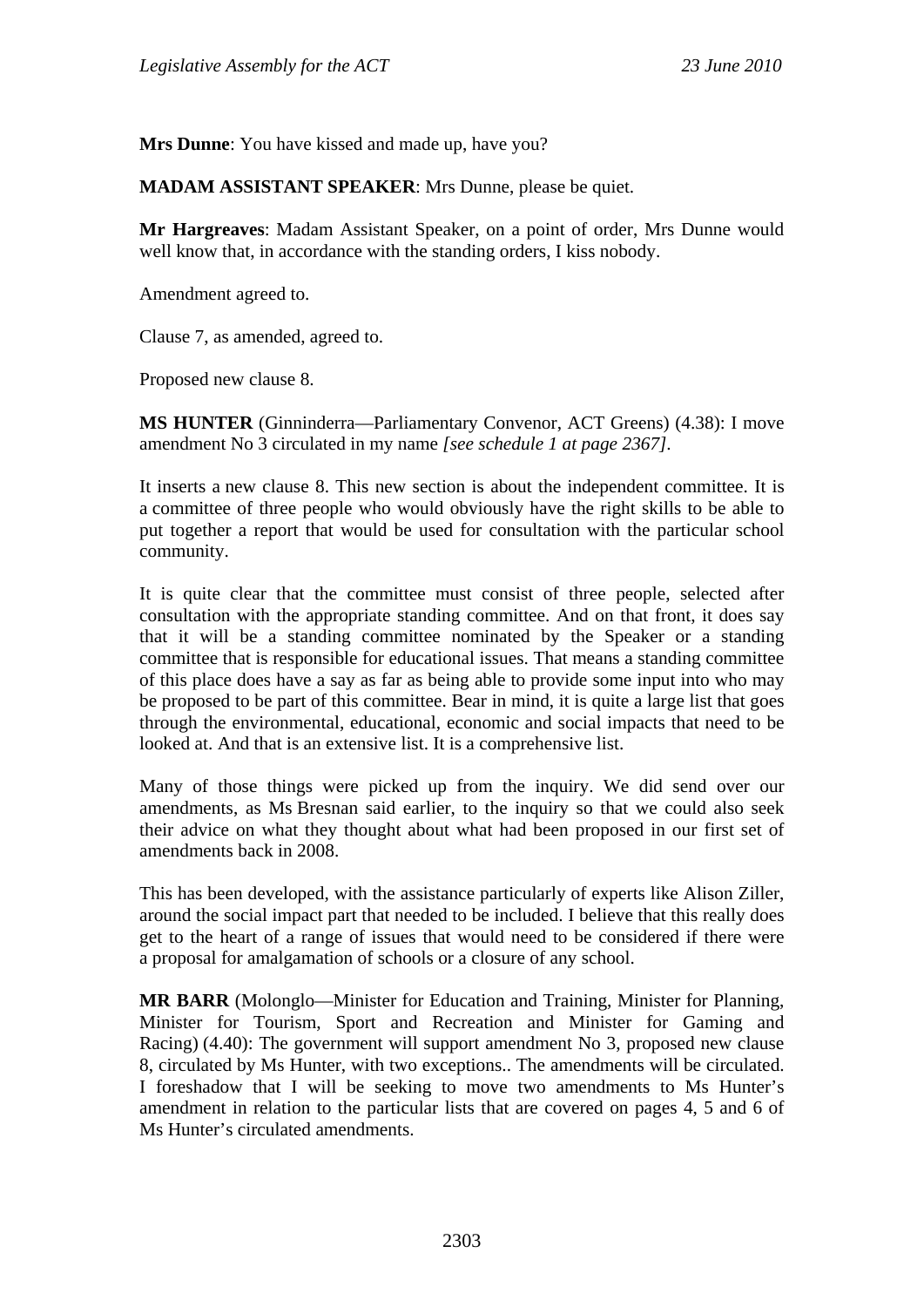**Mrs Dunne**: You have kissed and made up, have you?

**MADAM ASSISTANT SPEAKER**: Mrs Dunne, please be quiet.

**Mr Hargreaves**: Madam Assistant Speaker, on a point of order, Mrs Dunne would well know that, in accordance with the standing orders, I kiss nobody.

Amendment agreed to.

Clause 7, as amended, agreed to.

Proposed new clause 8.

**MS HUNTER** (Ginninderra—Parliamentary Convenor, ACT Greens) (4.38): I move amendment No 3 circulated in my name *[see schedule 1 at page 2367]*.

It inserts a new clause 8. This new section is about the independent committee. It is a committee of three people who would obviously have the right skills to be able to put together a report that would be used for consultation with the particular school community.

It is quite clear that the committee must consist of three people, selected after consultation with the appropriate standing committee. And on that front, it does say that it will be a standing committee nominated by the Speaker or a standing committee that is responsible for educational issues. That means a standing committee of this place does have a say as far as being able to provide some input into who may be proposed to be part of this committee. Bear in mind, it is quite a large list that goes through the environmental, educational, economic and social impacts that need to be looked at. And that is an extensive list. It is a comprehensive list.

Many of those things were picked up from the inquiry. We did send over our amendments, as Ms Bresnan said earlier, to the inquiry so that we could also seek their advice on what they thought about what had been proposed in our first set of amendments back in 2008.

This has been developed, with the assistance particularly of experts like Alison Ziller, around the social impact part that needed to be included. I believe that this really does get to the heart of a range of issues that would need to be considered if there were a proposal for amalgamation of schools or a closure of any school.

**MR BARR** (Molonglo—Minister for Education and Training, Minister for Planning, Minister for Tourism, Sport and Recreation and Minister for Gaming and Racing) (4.40): The government will support amendment No 3, proposed new clause 8, circulated by Ms Hunter, with two exceptions.. The amendments will be circulated. I foreshadow that I will be seeking to move two amendments to Ms Hunter's amendment in relation to the particular lists that are covered on pages 4, 5 and 6 of Ms Hunter's circulated amendments.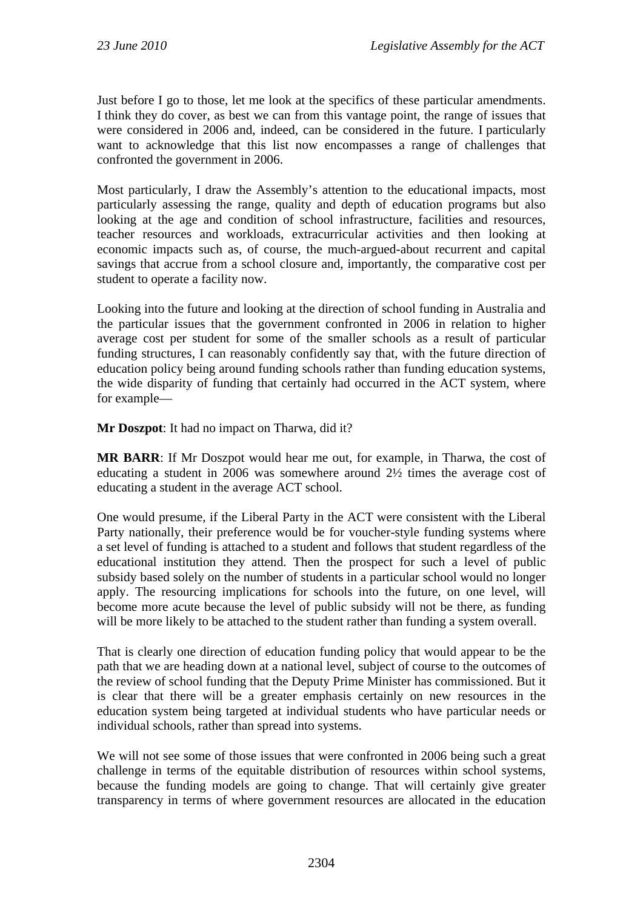Just before I go to those, let me look at the specifics of these particular amendments. I think they do cover, as best we can from this vantage point, the range of issues that were considered in 2006 and, indeed, can be considered in the future. I particularly want to acknowledge that this list now encompasses a range of challenges that confronted the government in 2006.

Most particularly, I draw the Assembly's attention to the educational impacts, most particularly assessing the range, quality and depth of education programs but also looking at the age and condition of school infrastructure, facilities and resources, teacher resources and workloads, extracurricular activities and then looking at economic impacts such as, of course, the much-argued-about recurrent and capital savings that accrue from a school closure and, importantly, the comparative cost per student to operate a facility now.

Looking into the future and looking at the direction of school funding in Australia and the particular issues that the government confronted in 2006 in relation to higher average cost per student for some of the smaller schools as a result of particular funding structures, I can reasonably confidently say that, with the future direction of education policy being around funding schools rather than funding education systems, the wide disparity of funding that certainly had occurred in the ACT system, where for example—

**Mr Doszpot**: It had no impact on Tharwa, did it?

**MR BARR**: If Mr Doszpot would hear me out, for example, in Tharwa, the cost of educating a student in 2006 was somewhere around 2½ times the average cost of educating a student in the average ACT school.

One would presume, if the Liberal Party in the ACT were consistent with the Liberal Party nationally, their preference would be for voucher-style funding systems where a set level of funding is attached to a student and follows that student regardless of the educational institution they attend. Then the prospect for such a level of public subsidy based solely on the number of students in a particular school would no longer apply. The resourcing implications for schools into the future, on one level, will become more acute because the level of public subsidy will not be there, as funding will be more likely to be attached to the student rather than funding a system overall.

That is clearly one direction of education funding policy that would appear to be the path that we are heading down at a national level, subject of course to the outcomes of the review of school funding that the Deputy Prime Minister has commissioned. But it is clear that there will be a greater emphasis certainly on new resources in the education system being targeted at individual students who have particular needs or individual schools, rather than spread into systems.

We will not see some of those issues that were confronted in 2006 being such a great challenge in terms of the equitable distribution of resources within school systems, because the funding models are going to change. That will certainly give greater transparency in terms of where government resources are allocated in the education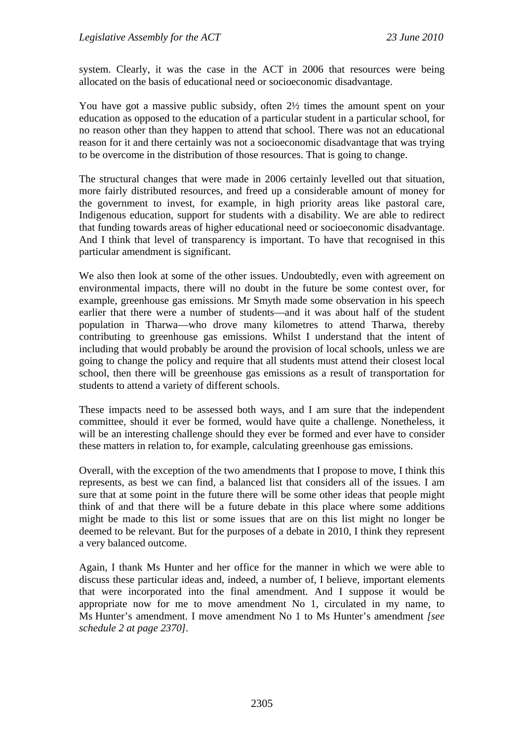system. Clearly, it was the case in the ACT in 2006 that resources were being allocated on the basis of educational need or socioeconomic disadvantage.

You have got a massive public subsidy, often 2½ times the amount spent on your education as opposed to the education of a particular student in a particular school, for no reason other than they happen to attend that school. There was not an educational reason for it and there certainly was not a socioeconomic disadvantage that was trying to be overcome in the distribution of those resources. That is going to change.

The structural changes that were made in 2006 certainly levelled out that situation, more fairly distributed resources, and freed up a considerable amount of money for the government to invest, for example, in high priority areas like pastoral care, Indigenous education, support for students with a disability. We are able to redirect that funding towards areas of higher educational need or socioeconomic disadvantage. And I think that level of transparency is important. To have that recognised in this particular amendment is significant.

We also then look at some of the other issues. Undoubtedly, even with agreement on environmental impacts, there will no doubt in the future be some contest over, for example, greenhouse gas emissions. Mr Smyth made some observation in his speech earlier that there were a number of students—and it was about half of the student population in Tharwa—who drove many kilometres to attend Tharwa, thereby contributing to greenhouse gas emissions. Whilst I understand that the intent of including that would probably be around the provision of local schools, unless we are going to change the policy and require that all students must attend their closest local school, then there will be greenhouse gas emissions as a result of transportation for students to attend a variety of different schools.

These impacts need to be assessed both ways, and I am sure that the independent committee, should it ever be formed, would have quite a challenge. Nonetheless, it will be an interesting challenge should they ever be formed and ever have to consider these matters in relation to, for example, calculating greenhouse gas emissions.

Overall, with the exception of the two amendments that I propose to move, I think this represents, as best we can find, a balanced list that considers all of the issues. I am sure that at some point in the future there will be some other ideas that people might think of and that there will be a future debate in this place where some additions might be made to this list or some issues that are on this list might no longer be deemed to be relevant. But for the purposes of a debate in 2010, I think they represent a very balanced outcome.

Again, I thank Ms Hunter and her office for the manner in which we were able to discuss these particular ideas and, indeed, a number of, I believe, important elements that were incorporated into the final amendment. And I suppose it would be appropriate now for me to move amendment No 1, circulated in my name, to Ms Hunter's amendment. I move amendment No 1 to Ms Hunter's amendment *[see schedule 2 at page 2370]*.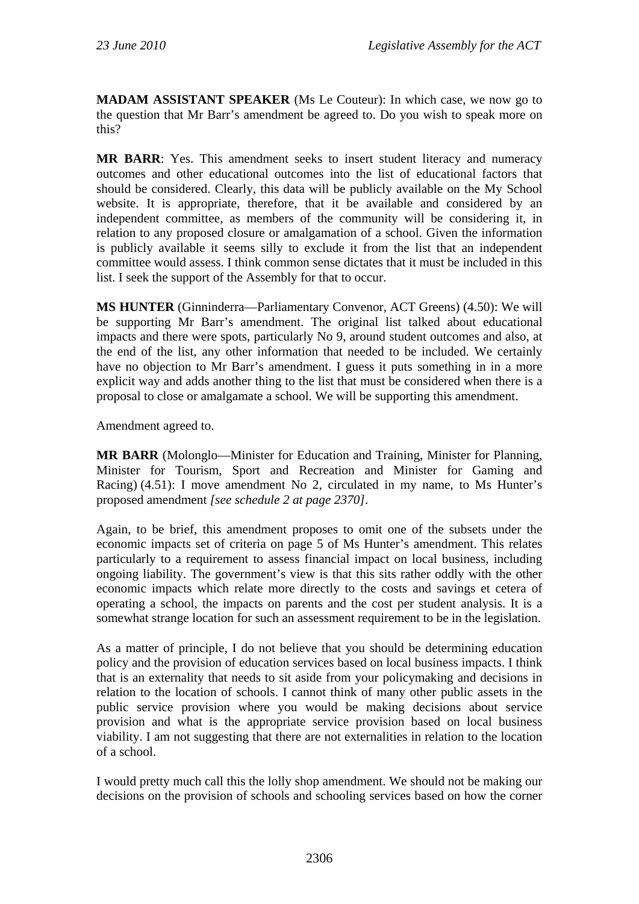**MADAM ASSISTANT SPEAKER** (Ms Le Couteur): In which case, we now go to the question that Mr Barr's amendment be agreed to. Do you wish to speak more on this?

**MR BARR**: Yes. This amendment seeks to insert student literacy and numeracy outcomes and other educational outcomes into the list of educational factors that should be considered. Clearly, this data will be publicly available on the My School website. It is appropriate, therefore, that it be available and considered by an independent committee, as members of the community will be considering it, in relation to any proposed closure or amalgamation of a school. Given the information is publicly available it seems silly to exclude it from the list that an independent committee would assess. I think common sense dictates that it must be included in this list. I seek the support of the Assembly for that to occur.

**MS HUNTER** (Ginninderra—Parliamentary Convenor, ACT Greens) (4.50): We will be supporting Mr Barr's amendment. The original list talked about educational impacts and there were spots, particularly No 9, around student outcomes and also, at the end of the list, any other information that needed to be included. We certainly have no objection to Mr Barr's amendment. I guess it puts something in in a more explicit way and adds another thing to the list that must be considered when there is a proposal to close or amalgamate a school. We will be supporting this amendment.

Amendment agreed to.

**MR BARR** (Molonglo—Minister for Education and Training, Minister for Planning, Minister for Tourism, Sport and Recreation and Minister for Gaming and Racing) (4.51): I move amendment No 2, circulated in my name, to Ms Hunter's proposed amendment *[see schedule 2 at page 2370]*.

Again, to be brief, this amendment proposes to omit one of the subsets under the economic impacts set of criteria on page 5 of Ms Hunter's amendment. This relates particularly to a requirement to assess financial impact on local business, including ongoing liability. The government's view is that this sits rather oddly with the other economic impacts which relate more directly to the costs and savings et cetera of operating a school, the impacts on parents and the cost per student analysis. It is a somewhat strange location for such an assessment requirement to be in the legislation.

As a matter of principle, I do not believe that you should be determining education policy and the provision of education services based on local business impacts. I think that is an externality that needs to sit aside from your policymaking and decisions in relation to the location of schools. I cannot think of many other public assets in the public service provision where you would be making decisions about service provision and what is the appropriate service provision based on local business viability. I am not suggesting that there are not externalities in relation to the location of a school.

I would pretty much call this the lolly shop amendment. We should not be making our decisions on the provision of schools and schooling services based on how the corner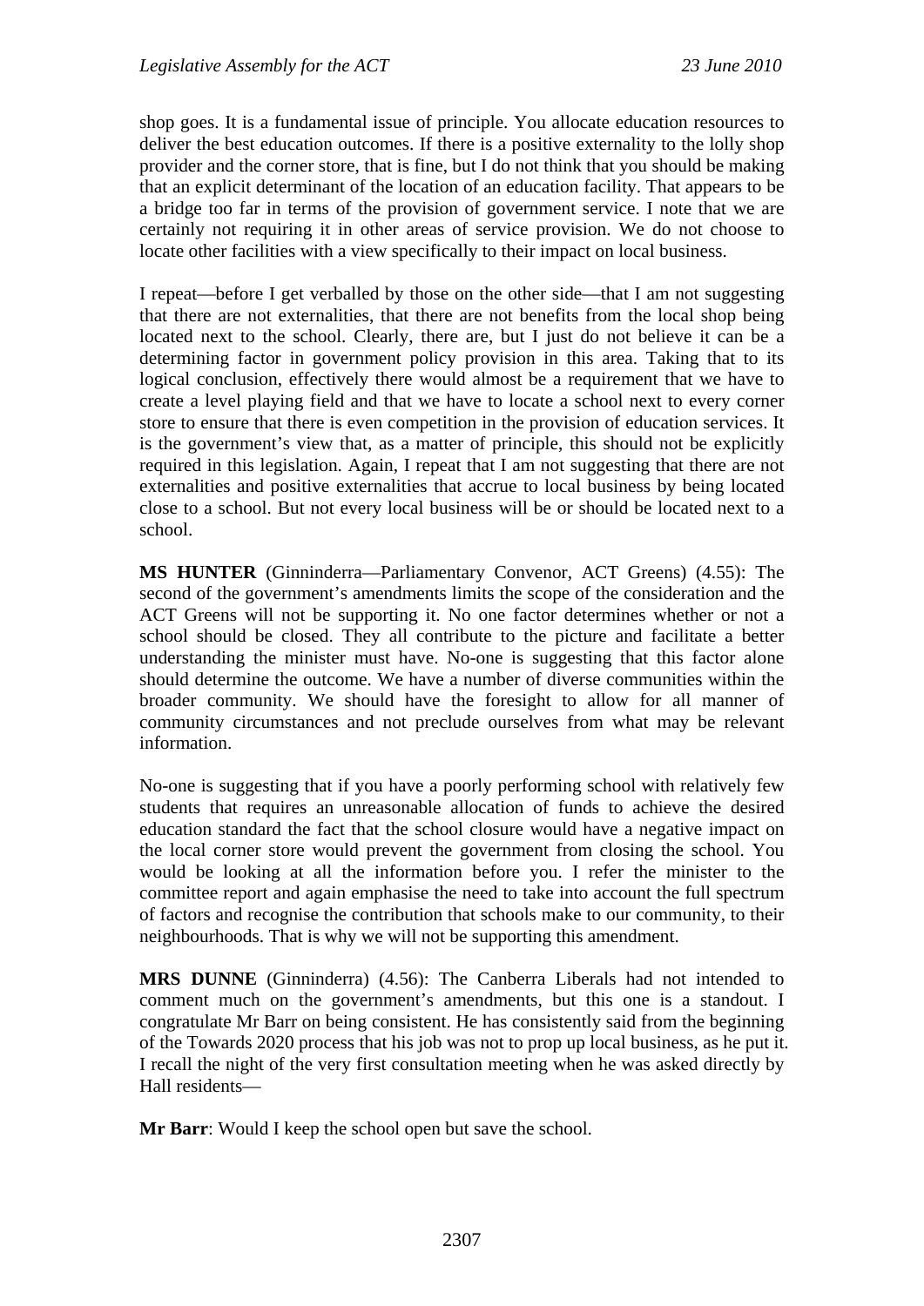shop goes. It is a fundamental issue of principle. You allocate education resources to deliver the best education outcomes. If there is a positive externality to the lolly shop provider and the corner store, that is fine, but I do not think that you should be making that an explicit determinant of the location of an education facility. That appears to be a bridge too far in terms of the provision of government service. I note that we are certainly not requiring it in other areas of service provision. We do not choose to locate other facilities with a view specifically to their impact on local business.

I repeat—before I get verballed by those on the other side—that I am not suggesting that there are not externalities, that there are not benefits from the local shop being located next to the school. Clearly, there are, but I just do not believe it can be a determining factor in government policy provision in this area. Taking that to its logical conclusion, effectively there would almost be a requirement that we have to create a level playing field and that we have to locate a school next to every corner store to ensure that there is even competition in the provision of education services. It is the government's view that, as a matter of principle, this should not be explicitly required in this legislation. Again, I repeat that I am not suggesting that there are not externalities and positive externalities that accrue to local business by being located close to a school. But not every local business will be or should be located next to a school.

**MS HUNTER** (Ginninderra—Parliamentary Convenor, ACT Greens) (4.55): The second of the government's amendments limits the scope of the consideration and the ACT Greens will not be supporting it. No one factor determines whether or not a school should be closed. They all contribute to the picture and facilitate a better understanding the minister must have. No-one is suggesting that this factor alone should determine the outcome. We have a number of diverse communities within the broader community. We should have the foresight to allow for all manner of community circumstances and not preclude ourselves from what may be relevant information.

No-one is suggesting that if you have a poorly performing school with relatively few students that requires an unreasonable allocation of funds to achieve the desired education standard the fact that the school closure would have a negative impact on the local corner store would prevent the government from closing the school. You would be looking at all the information before you. I refer the minister to the committee report and again emphasise the need to take into account the full spectrum of factors and recognise the contribution that schools make to our community, to their neighbourhoods. That is why we will not be supporting this amendment.

**MRS DUNNE** (Ginninderra) (4.56): The Canberra Liberals had not intended to comment much on the government's amendments, but this one is a standout. I congratulate Mr Barr on being consistent. He has consistently said from the beginning of the Towards 2020 process that his job was not to prop up local business, as he put it. I recall the night of the very first consultation meeting when he was asked directly by Hall residents—

**Mr Barr**: Would I keep the school open but save the school.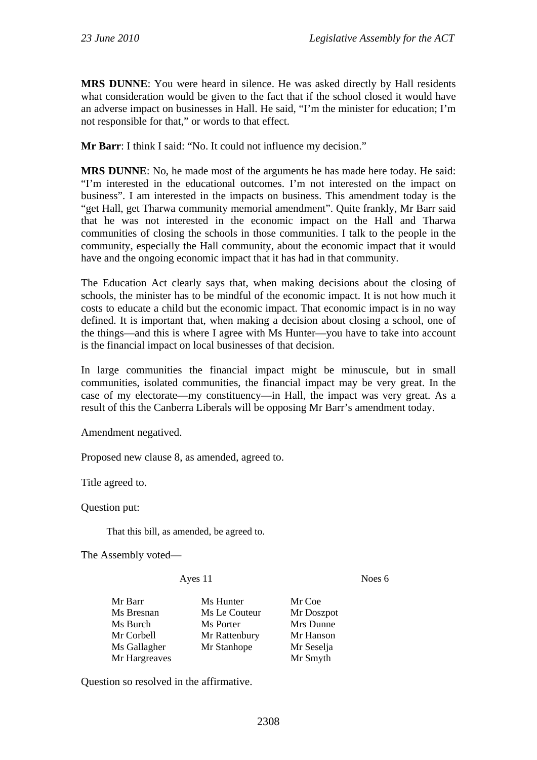**MRS DUNNE**: You were heard in silence. He was asked directly by Hall residents what consideration would be given to the fact that if the school closed it would have an adverse impact on businesses in Hall. He said, "I'm the minister for education; I'm not responsible for that," or words to that effect.

**Mr Barr**: I think I said: "No. It could not influence my decision."

**MRS DUNNE**: No, he made most of the arguments he has made here today. He said: "I'm interested in the educational outcomes. I'm not interested on the impact on business". I am interested in the impacts on business. This amendment today is the "get Hall, get Tharwa community memorial amendment". Quite frankly, Mr Barr said that he was not interested in the economic impact on the Hall and Tharwa communities of closing the schools in those communities. I talk to the people in the community, especially the Hall community, about the economic impact that it would have and the ongoing economic impact that it has had in that community.

The Education Act clearly says that, when making decisions about the closing of schools, the minister has to be mindful of the economic impact. It is not how much it costs to educate a child but the economic impact. That economic impact is in no way defined. It is important that, when making a decision about closing a school, one of the things—and this is where I agree with Ms Hunter—you have to take into account is the financial impact on local businesses of that decision.

In large communities the financial impact might be minuscule, but in small communities, isolated communities, the financial impact may be very great. In the case of my electorate—my constituency—in Hall, the impact was very great. As a result of this the Canberra Liberals will be opposing Mr Barr's amendment today.

Amendment negatived.

Proposed new clause 8, as amended, agreed to.

Title agreed to.

Question put:

> That this bill, as amended, be agreed to.

The Assembly voted—

| Ayes 11 | | Noes 6 |
|---|---|---|
| Mr Barr | Ms Hunter | Mr Coe |
| Ms Bresnan | Ms Le Couteur | Mr Doszpot |
| Ms Burch | Ms Porter | Mrs Dunne |
| Mr Corbell | Mr Rattenbury | Mr Hanson |
| Ms Gallagher | Mr Stanhope | Mr Seselja |
| Mr Hargreaves | | Mr Smyth |

Question so resolved in the affirmative.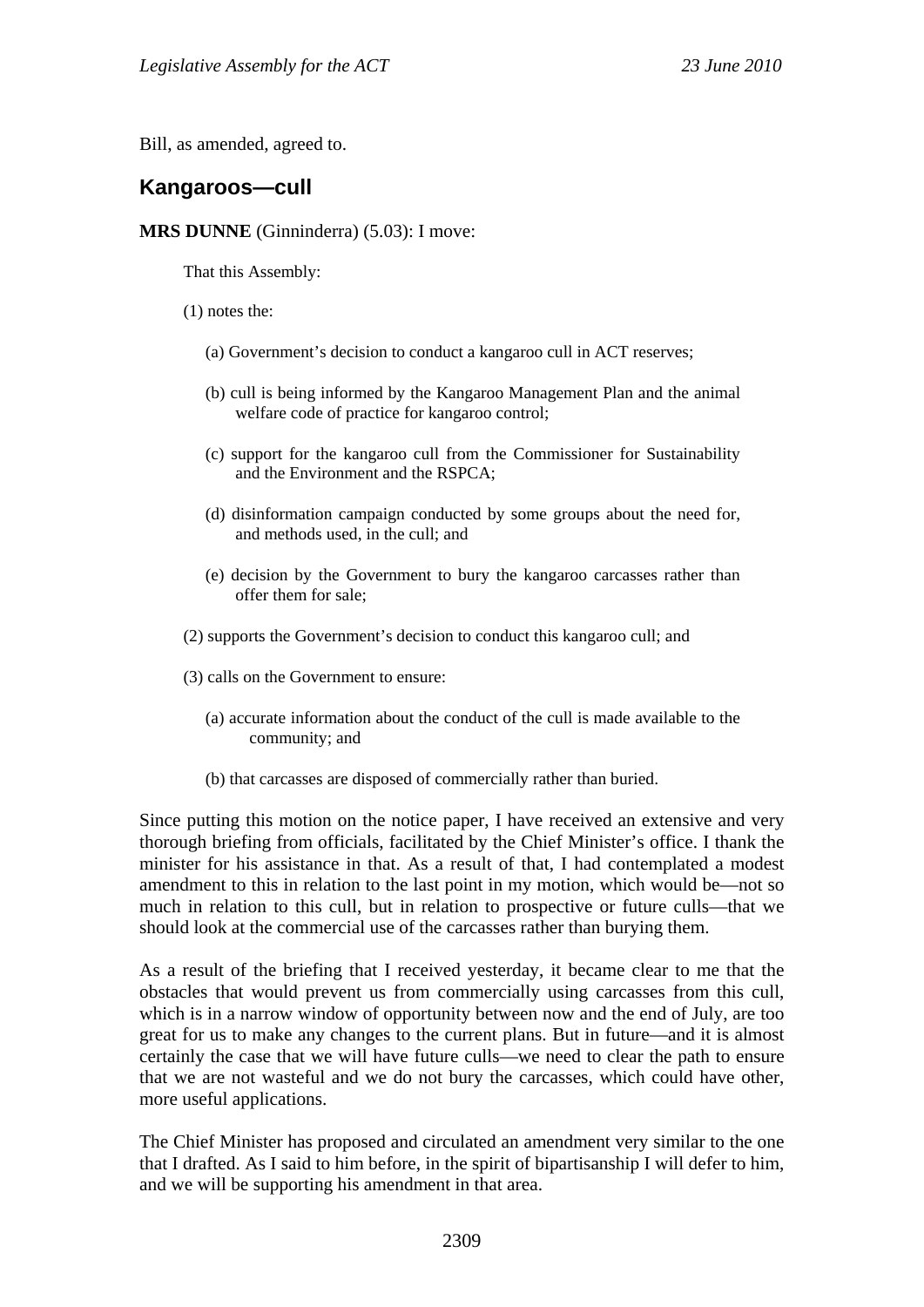Bill, as amended, agreed to.

## Kangaroos—cull

**MRS DUNNE** (Ginninderra) (5.03): I move:

> That this Assembly:
>
> (1) notes the:
>
> (a) Government's decision to conduct a kangaroo cull in ACT reserves;
>
> (b) cull is being informed by the Kangaroo Management Plan and the animal welfare code of practice for kangaroo control;
>
> (c) support for the kangaroo cull from the Commissioner for Sustainability and the Environment and the RSPCA;
>
> (d) disinformation campaign conducted by some groups about the need for, and methods used, in the cull; and
>
> (e) decision by the Government to bury the kangaroo carcasses rather than offer them for sale;
>
> (2) supports the Government's decision to conduct this kangaroo cull; and
>
> (3) calls on the Government to ensure:
>
> (a) accurate information about the conduct of the cull is made available to the community; and
>
> (b) that carcasses are disposed of commercially rather than buried.

Since putting this motion on the notice paper, I have received an extensive and very thorough briefing from officials, facilitated by the Chief Minister's office. I thank the minister for his assistance in that. As a result of that, I had contemplated a modest amendment to this in relation to the last point in my motion, which would be—not so much in relation to this cull, but in relation to prospective or future culls—that we should look at the commercial use of the carcasses rather than burying them.

As a result of the briefing that I received yesterday, it became clear to me that the obstacles that would prevent us from commercially using carcasses from this cull, which is in a narrow window of opportunity between now and the end of July, are too great for us to make any changes to the current plans. But in future—and it is almost certainly the case that we will have future culls—we need to clear the path to ensure that we are not wasteful and we do not bury the carcasses, which could have other, more useful applications.

The Chief Minister has proposed and circulated an amendment very similar to the one that I drafted. As I said to him before, in the spirit of bipartisanship I will defer to him, and we will be supporting his amendment in that area.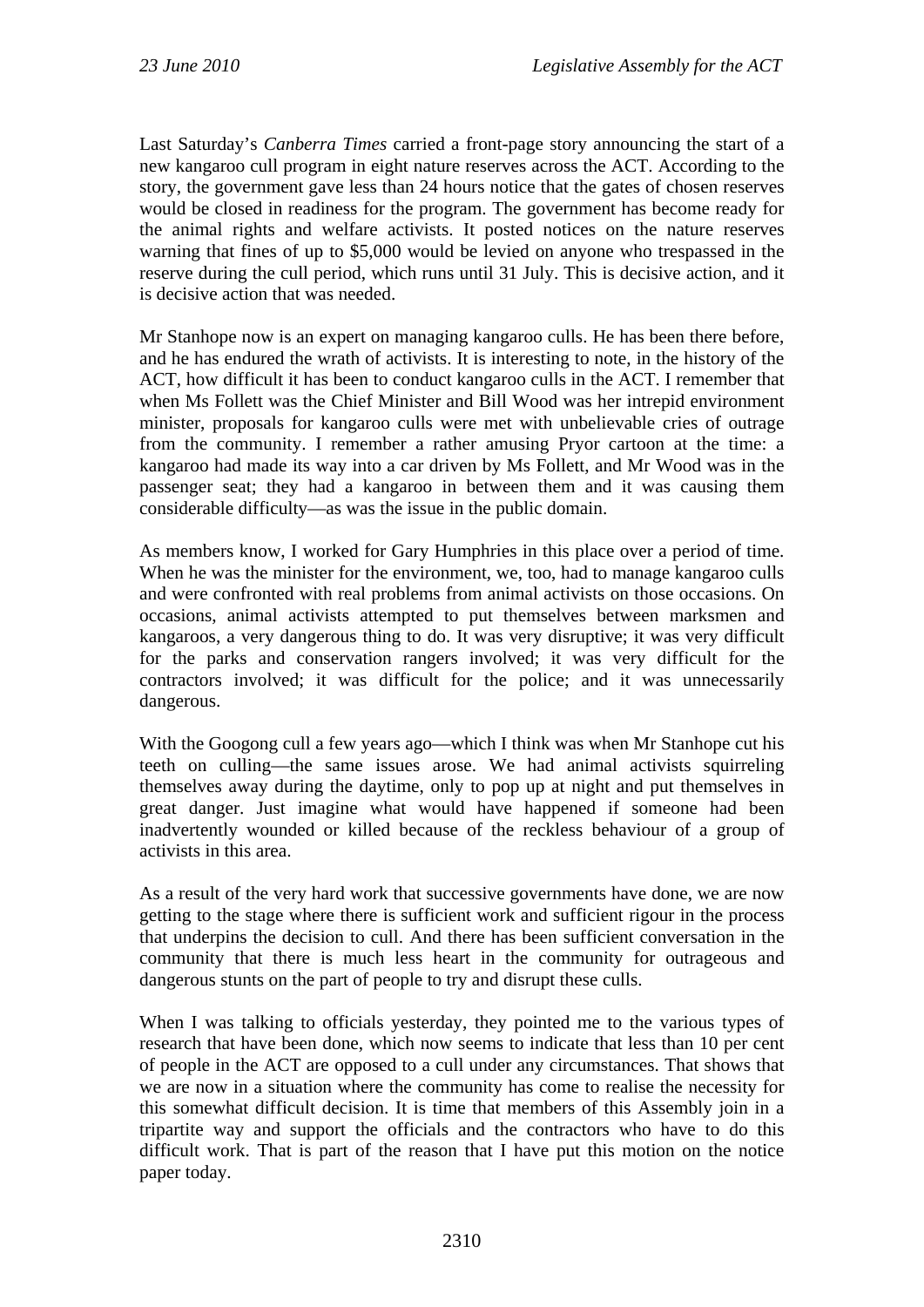Last Saturday's *Canberra Times* carried a front-page story announcing the start of a new kangaroo cull program in eight nature reserves across the ACT. According to the story, the government gave less than 24 hours notice that the gates of chosen reserves would be closed in readiness for the program. The government has become ready for the animal rights and welfare activists. It posted notices on the nature reserves warning that fines of up to $5,000 would be levied on anyone who trespassed in the reserve during the cull period, which runs until 31 July. This is decisive action, and it is decisive action that was needed.

Mr Stanhope now is an expert on managing kangaroo culls. He has been there before, and he has endured the wrath of activists. It is interesting to note, in the history of the ACT, how difficult it has been to conduct kangaroo culls in the ACT. I remember that when Ms Follett was the Chief Minister and Bill Wood was her intrepid environment minister, proposals for kangaroo culls were met with unbelievable cries of outrage from the community. I remember a rather amusing Pryor cartoon at the time: a kangaroo had made its way into a car driven by Ms Follett, and Mr Wood was in the passenger seat; they had a kangaroo in between them and it was causing them considerable difficulty—as was the issue in the public domain.

As members know, I worked for Gary Humphries in this place over a period of time. When he was the minister for the environment, we, too, had to manage kangaroo culls and were confronted with real problems from animal activists on those occasions. On occasions, animal activists attempted to put themselves between marksmen and kangaroos, a very dangerous thing to do. It was very disruptive; it was very difficult for the parks and conservation rangers involved; it was very difficult for the contractors involved; it was difficult for the police; and it was unnecessarily dangerous.

With the Googong cull a few years ago—which I think was when Mr Stanhope cut his teeth on culling—the same issues arose. We had animal activists squirreling themselves away during the daytime, only to pop up at night and put themselves in great danger. Just imagine what would have happened if someone had been inadvertently wounded or killed because of the reckless behaviour of a group of activists in this area.

As a result of the very hard work that successive governments have done, we are now getting to the stage where there is sufficient work and sufficient rigour in the process that underpins the decision to cull. And there has been sufficient conversation in the community that there is much less heart in the community for outrageous and dangerous stunts on the part of people to try and disrupt these culls.

When I was talking to officials yesterday, they pointed me to the various types of research that have been done, which now seems to indicate that less than 10 per cent of people in the ACT are opposed to a cull under any circumstances. That shows that we are now in a situation where the community has come to realise the necessity for this somewhat difficult decision. It is time that members of this Assembly join in a tripartite way and support the officials and the contractors who have to do this difficult work. That is part of the reason that I have put this motion on the notice paper today.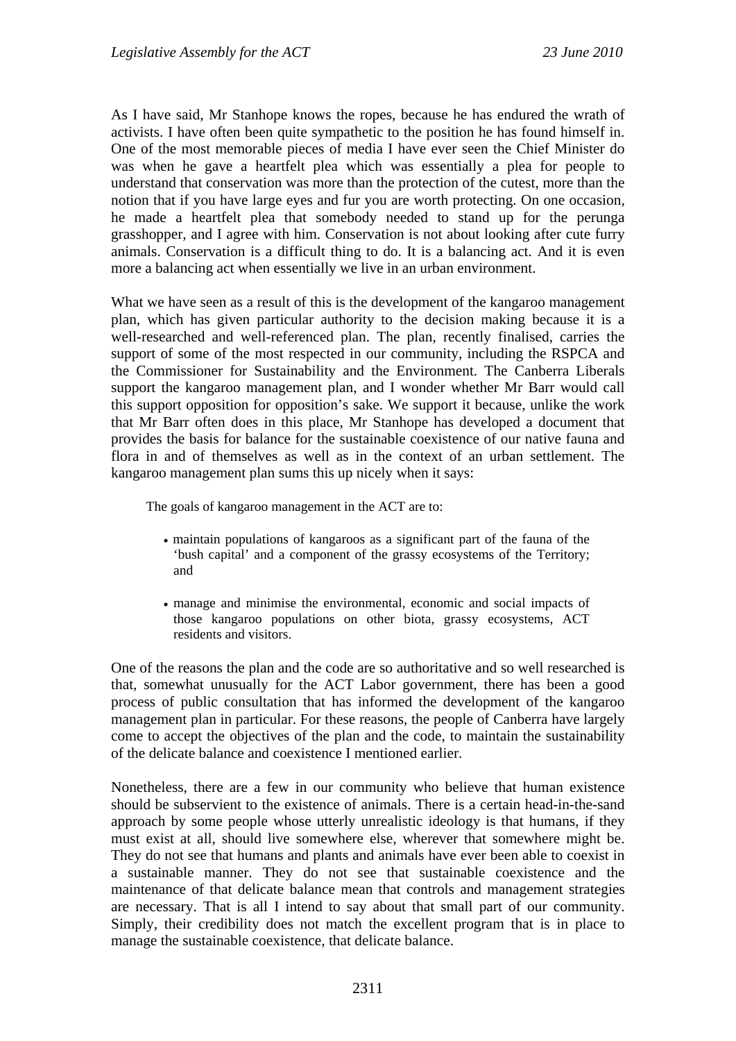As I have said, Mr Stanhope knows the ropes, because he has endured the wrath of activists. I have often been quite sympathetic to the position he has found himself in. One of the most memorable pieces of media I have ever seen the Chief Minister do was when he gave a heartfelt plea which was essentially a plea for people to understand that conservation was more than the protection of the cutest, more than the notion that if you have large eyes and fur you are worth protecting. On one occasion, he made a heartfelt plea that somebody needed to stand up for the perunga grasshopper, and I agree with him. Conservation is not about looking after cute furry animals. Conservation is a difficult thing to do. It is a balancing act. And it is even more a balancing act when essentially we live in an urban environment.

What we have seen as a result of this is the development of the kangaroo management plan, which has given particular authority to the decision making because it is a well-researched and well-referenced plan. The plan, recently finalised, carries the support of some of the most respected in our community, including the RSPCA and the Commissioner for Sustainability and the Environment. The Canberra Liberals support the kangaroo management plan, and I wonder whether Mr Barr would call this support opposition for opposition's sake. We support it because, unlike the work that Mr Barr often does in this place, Mr Stanhope has developed a document that provides the basis for balance for the sustainable coexistence of our native fauna and flora in and of themselves as well as in the context of an urban settlement. The kangaroo management plan sums this up nicely when it says:

> The goals of kangaroo management in the ACT are to:
>
> - maintain populations of kangaroos as a significant part of the fauna of the 'bush capital' and a component of the grassy ecosystems of the Territory; and
> - manage and minimise the environmental, economic and social impacts of those kangaroo populations on other biota, grassy ecosystems, ACT residents and visitors.

One of the reasons the plan and the code are so authoritative and so well researched is that, somewhat unusually for the ACT Labor government, there has been a good process of public consultation that has informed the development of the kangaroo management plan in particular. For these reasons, the people of Canberra have largely come to accept the objectives of the plan and the code, to maintain the sustainability of the delicate balance and coexistence I mentioned earlier.

Nonetheless, there are a few in our community who believe that human existence should be subservient to the existence of animals. There is a certain head-in-the-sand approach by some people whose utterly unrealistic ideology is that humans, if they must exist at all, should live somewhere else, wherever that somewhere might be. They do not see that humans and plants and animals have ever been able to coexist in a sustainable manner. They do not see that sustainable coexistence and the maintenance of that delicate balance mean that controls and management strategies are necessary. That is all I intend to say about that small part of our community. Simply, their credibility does not match the excellent program that is in place to manage the sustainable coexistence, that delicate balance.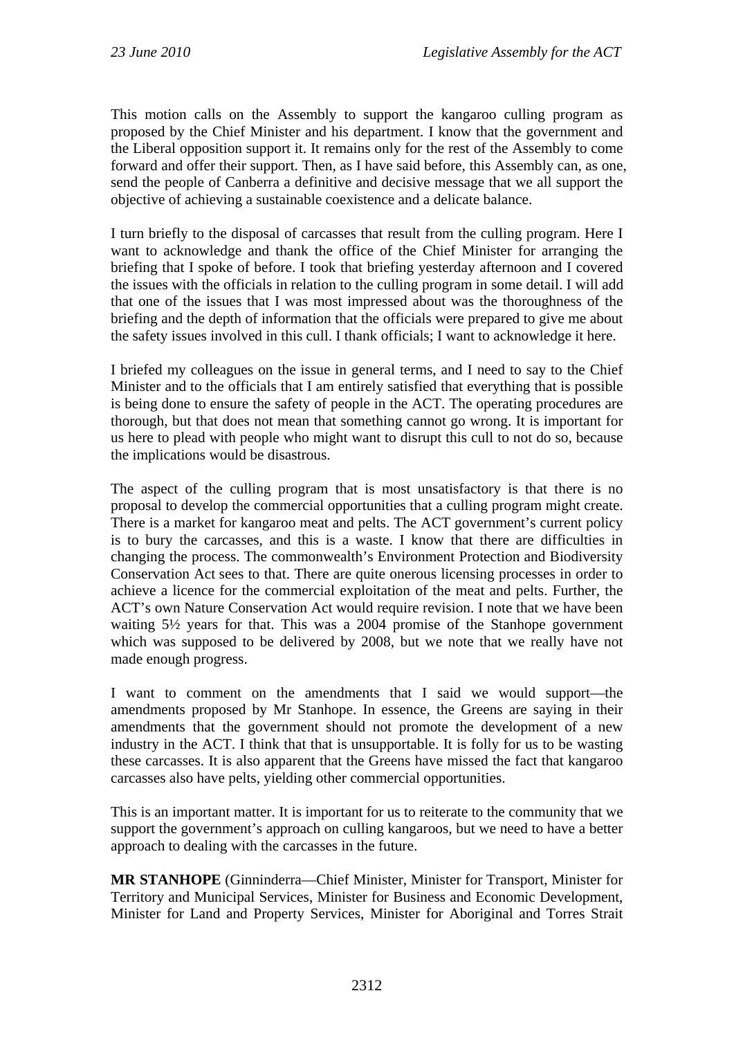This motion calls on the Assembly to support the kangaroo culling program as proposed by the Chief Minister and his department. I know that the government and the Liberal opposition support it. It remains only for the rest of the Assembly to come forward and offer their support. Then, as I have said before, this Assembly can, as one, send the people of Canberra a definitive and decisive message that we all support the objective of achieving a sustainable coexistence and a delicate balance.

I turn briefly to the disposal of carcasses that result from the culling program. Here I want to acknowledge and thank the office of the Chief Minister for arranging the briefing that I spoke of before. I took that briefing yesterday afternoon and I covered the issues with the officials in relation to the culling program in some detail. I will add that one of the issues that I was most impressed about was the thoroughness of the briefing and the depth of information that the officials were prepared to give me about the safety issues involved in this cull. I thank officials; I want to acknowledge it here.

I briefed my colleagues on the issue in general terms, and I need to say to the Chief Minister and to the officials that I am entirely satisfied that everything that is possible is being done to ensure the safety of people in the ACT. The operating procedures are thorough, but that does not mean that something cannot go wrong. It is important for us here to plead with people who might want to disrupt this cull to not do so, because the implications would be disastrous.

The aspect of the culling program that is most unsatisfactory is that there is no proposal to develop the commercial opportunities that a culling program might create. There is a market for kangaroo meat and pelts. The ACT government's current policy is to bury the carcasses, and this is a waste. I know that there are difficulties in changing the process. The commonwealth's Environment Protection and Biodiversity Conservation Act sees to that. There are quite onerous licensing processes in order to achieve a licence for the commercial exploitation of the meat and pelts. Further, the ACT's own Nature Conservation Act would require revision. I note that we have been waiting 5½ years for that. This was a 2004 promise of the Stanhope government which was supposed to be delivered by 2008, but we note that we really have not made enough progress.

I want to comment on the amendments that I said we would support—the amendments proposed by Mr Stanhope. In essence, the Greens are saying in their amendments that the government should not promote the development of a new industry in the ACT. I think that that is unsupportable. It is folly for us to be wasting these carcasses. It is also apparent that the Greens have missed the fact that kangaroo carcasses also have pelts, yielding other commercial opportunities.

This is an important matter. It is important for us to reiterate to the community that we support the government's approach on culling kangaroos, but we need to have a better approach to dealing with the carcasses in the future.

**MR STANHOPE** (Ginninderra—Chief Minister, Minister for Transport, Minister for Territory and Municipal Services, Minister for Business and Economic Development, Minister for Land and Property Services, Minister for Aboriginal and Torres Strait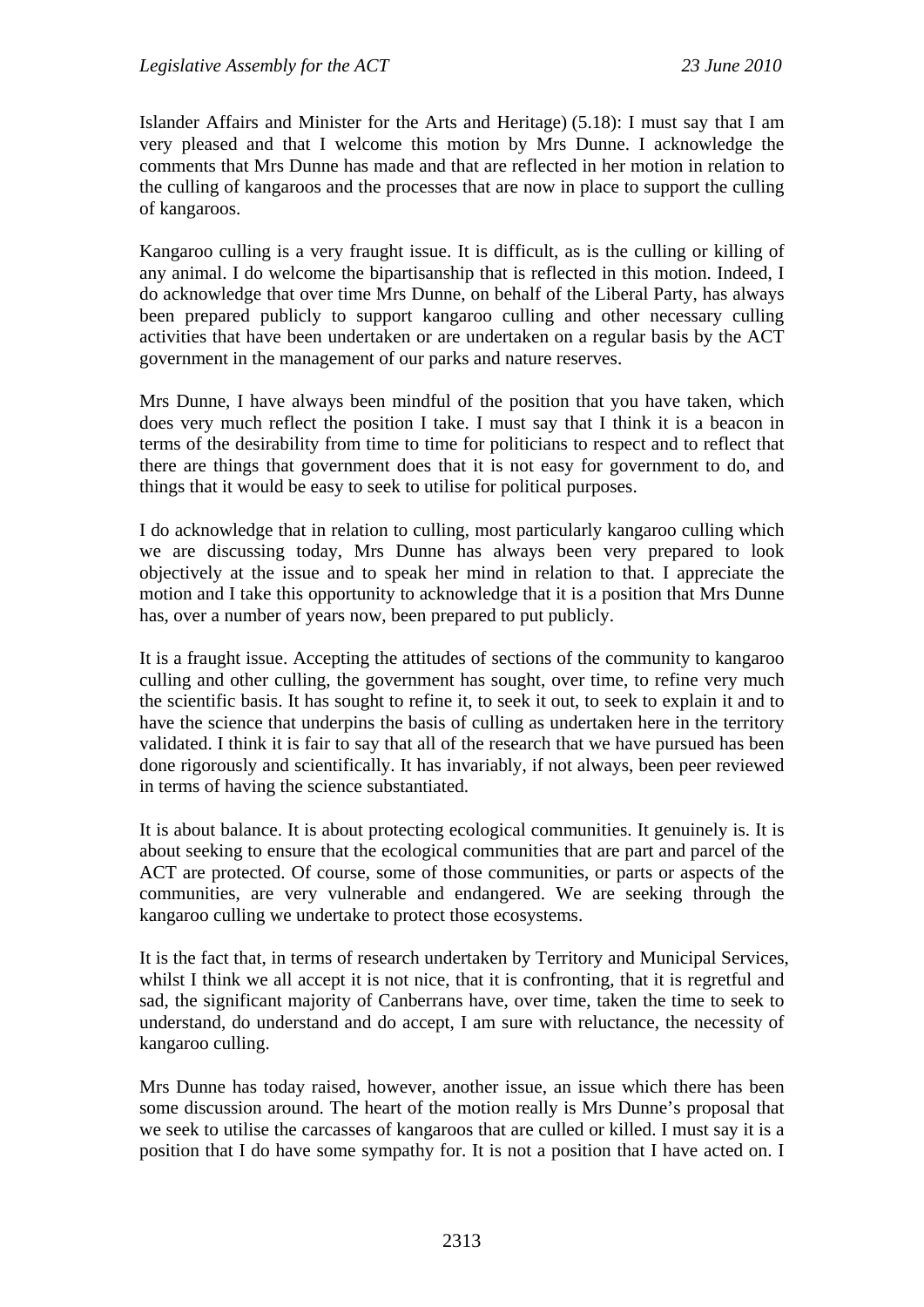Islander Affairs and Minister for the Arts and Heritage) (5.18): I must say that I am very pleased and that I welcome this motion by Mrs Dunne. I acknowledge the comments that Mrs Dunne has made and that are reflected in her motion in relation to the culling of kangaroos and the processes that are now in place to support the culling of kangaroos.

Kangaroo culling is a very fraught issue. It is difficult, as is the culling or killing of any animal. I do welcome the bipartisanship that is reflected in this motion. Indeed, I do acknowledge that over time Mrs Dunne, on behalf of the Liberal Party, has always been prepared publicly to support kangaroo culling and other necessary culling activities that have been undertaken or are undertaken on a regular basis by the ACT government in the management of our parks and nature reserves.

Mrs Dunne, I have always been mindful of the position that you have taken, which does very much reflect the position I take. I must say that I think it is a beacon in terms of the desirability from time to time for politicians to respect and to reflect that there are things that government does that it is not easy for government to do, and things that it would be easy to seek to utilise for political purposes.

I do acknowledge that in relation to culling, most particularly kangaroo culling which we are discussing today, Mrs Dunne has always been very prepared to look objectively at the issue and to speak her mind in relation to that. I appreciate the motion and I take this opportunity to acknowledge that it is a position that Mrs Dunne has, over a number of years now, been prepared to put publicly.

It is a fraught issue. Accepting the attitudes of sections of the community to kangaroo culling and other culling, the government has sought, over time, to refine very much the scientific basis. It has sought to refine it, to seek it out, to seek to explain it and to have the science that underpins the basis of culling as undertaken here in the territory validated. I think it is fair to say that all of the research that we have pursued has been done rigorously and scientifically. It has invariably, if not always, been peer reviewed in terms of having the science substantiated.

It is about balance. It is about protecting ecological communities. It genuinely is. It is about seeking to ensure that the ecological communities that are part and parcel of the ACT are protected. Of course, some of those communities, or parts or aspects of the communities, are very vulnerable and endangered. We are seeking through the kangaroo culling we undertake to protect those ecosystems.

It is the fact that, in terms of research undertaken by Territory and Municipal Services, whilst I think we all accept it is not nice, that it is confronting, that it is regretful and sad, the significant majority of Canberrans have, over time, taken the time to seek to understand, do understand and do accept, I am sure with reluctance, the necessity of kangaroo culling.

Mrs Dunne has today raised, however, another issue, an issue which there has been some discussion around. The heart of the motion really is Mrs Dunne's proposal that we seek to utilise the carcasses of kangaroos that are culled or killed. I must say it is a position that I do have some sympathy for. It is not a position that I have acted on. I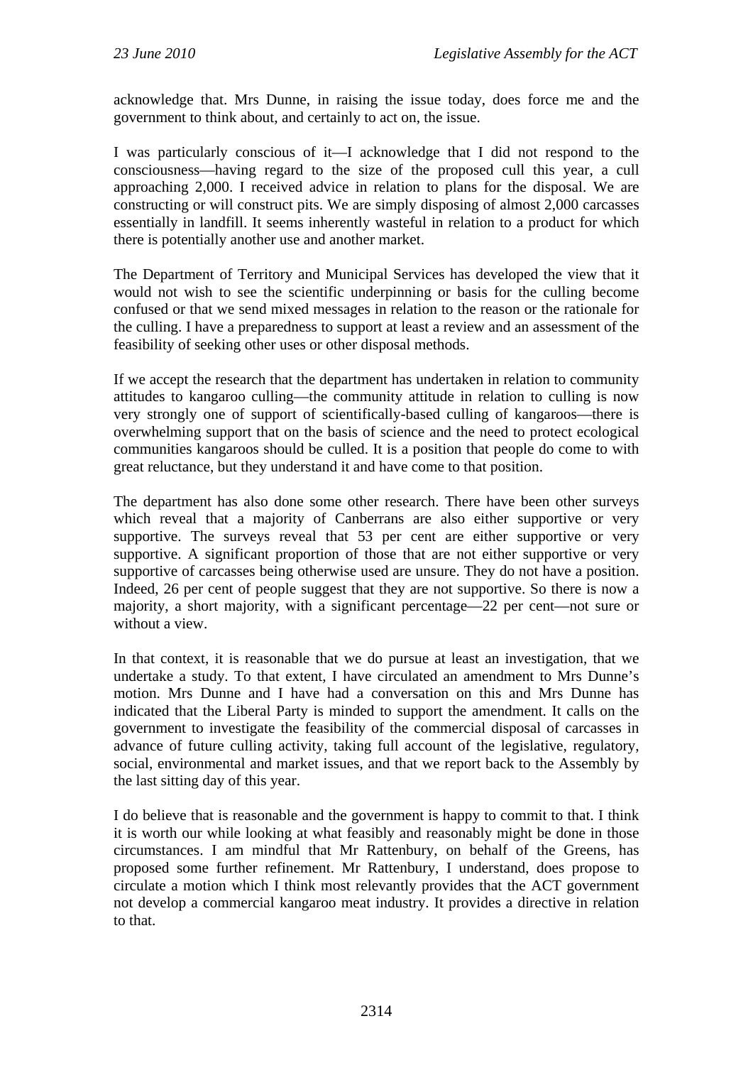acknowledge that. Mrs Dunne, in raising the issue today, does force me and the government to think about, and certainly to act on, the issue.

I was particularly conscious of it—I acknowledge that I did not respond to the consciousness—having regard to the size of the proposed cull this year, a cull approaching 2,000. I received advice in relation to plans for the disposal. We are constructing or will construct pits. We are simply disposing of almost 2,000 carcasses essentially in landfill. It seems inherently wasteful in relation to a product for which there is potentially another use and another market.

The Department of Territory and Municipal Services has developed the view that it would not wish to see the scientific underpinning or basis for the culling become confused or that we send mixed messages in relation to the reason or the rationale for the culling. I have a preparedness to support at least a review and an assessment of the feasibility of seeking other uses or other disposal methods.

If we accept the research that the department has undertaken in relation to community attitudes to kangaroo culling—the community attitude in relation to culling is now very strongly one of support of scientifically-based culling of kangaroos—there is overwhelming support that on the basis of science and the need to protect ecological communities kangaroos should be culled. It is a position that people do come to with great reluctance, but they understand it and have come to that position.

The department has also done some other research. There have been other surveys which reveal that a majority of Canberrans are also either supportive or very supportive. The surveys reveal that 53 per cent are either supportive or very supportive. A significant proportion of those that are not either supportive or very supportive of carcasses being otherwise used are unsure. They do not have a position. Indeed, 26 per cent of people suggest that they are not supportive. So there is now a majority, a short majority, with a significant percentage—22 per cent—not sure or without a view.

In that context, it is reasonable that we do pursue at least an investigation, that we undertake a study. To that extent, I have circulated an amendment to Mrs Dunne's motion. Mrs Dunne and I have had a conversation on this and Mrs Dunne has indicated that the Liberal Party is minded to support the amendment. It calls on the government to investigate the feasibility of the commercial disposal of carcasses in advance of future culling activity, taking full account of the legislative, regulatory, social, environmental and market issues, and that we report back to the Assembly by the last sitting day of this year.

I do believe that is reasonable and the government is happy to commit to that. I think it is worth our while looking at what feasibly and reasonably might be done in those circumstances. I am mindful that Mr Rattenbury, on behalf of the Greens, has proposed some further refinement. Mr Rattenbury, I understand, does propose to circulate a motion which I think most relevantly provides that the ACT government not develop a commercial kangaroo meat industry. It provides a directive in relation to that.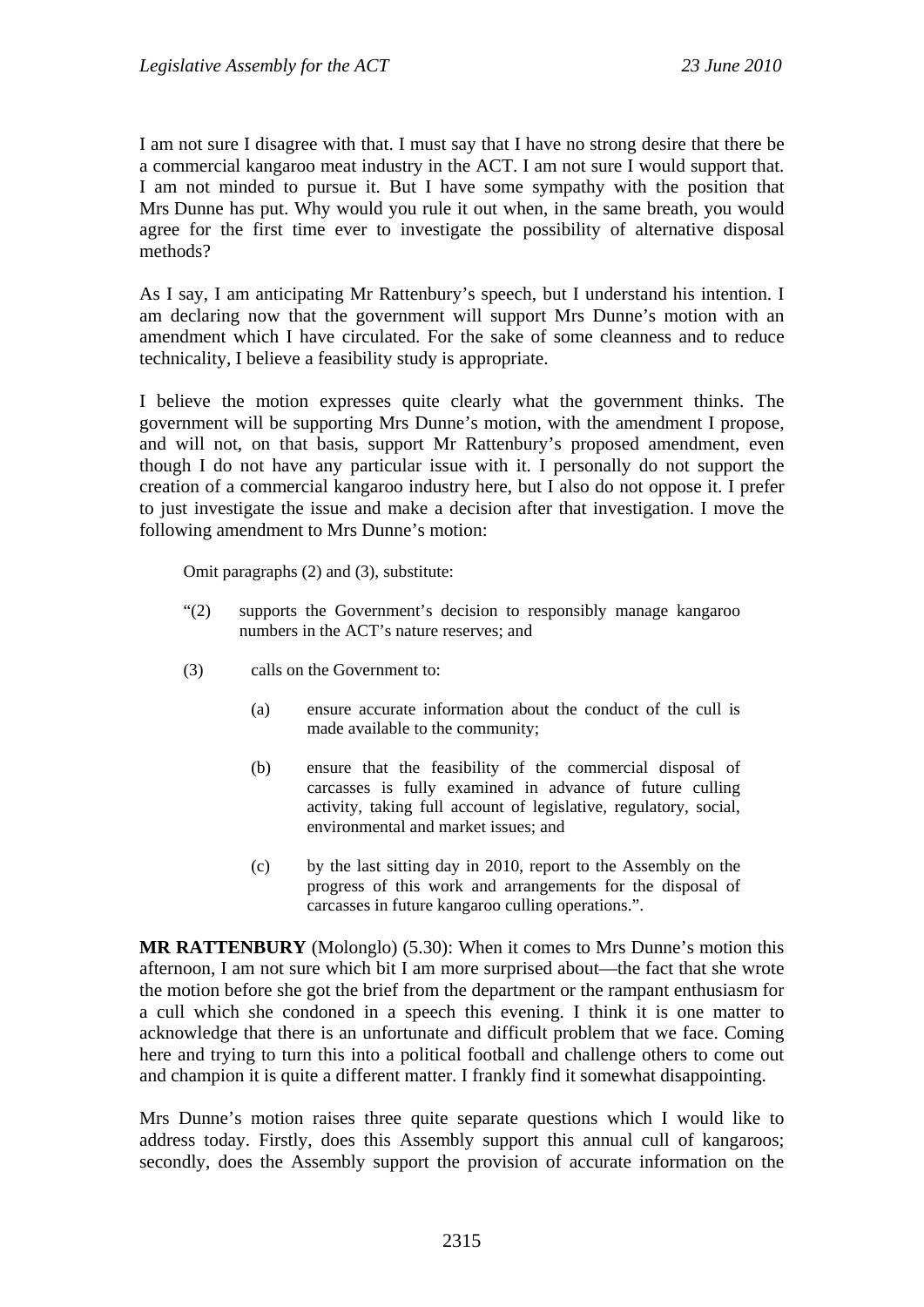I am not sure I disagree with that. I must say that I have no strong desire that there be a commercial kangaroo meat industry in the ACT. I am not sure I would support that. I am not minded to pursue it. But I have some sympathy with the position that Mrs Dunne has put. Why would you rule it out when, in the same breath, you would agree for the first time ever to investigate the possibility of alternative disposal methods?

As I say, I am anticipating Mr Rattenbury's speech, but I understand his intention. I am declaring now that the government will support Mrs Dunne's motion with an amendment which I have circulated. For the sake of some cleanness and to reduce technicality, I believe a feasibility study is appropriate.

I believe the motion expresses quite clearly what the government thinks. The government will be supporting Mrs Dunne's motion, with the amendment I propose, and will not, on that basis, support Mr Rattenbury's proposed amendment, even though I do not have any particular issue with it. I personally do not support the creation of a commercial kangaroo industry here, but I also do not oppose it. I prefer to just investigate the issue and make a decision after that investigation. I move the following amendment to Mrs Dunne's motion:

> Omit paragraphs (2) and (3), substitute:
>
> "(2) supports the Government's decision to responsibly manage kangaroo numbers in the ACT's nature reserves; and
>
> (3) calls on the Government to:
>
> (a) ensure accurate information about the conduct of the cull is made available to the community;
>
> (b) ensure that the feasibility of the commercial disposal of carcasses is fully examined in advance of future culling activity, taking full account of legislative, regulatory, social, environmental and market issues; and
>
> (c) by the last sitting day in 2010, report to the Assembly on the progress of this work and arrangements for the disposal of carcasses in future kangaroo culling operations.".

**MR RATTENBURY** (Molonglo) (5.30): When it comes to Mrs Dunne's motion this afternoon, I am not sure which bit I am more surprised about—the fact that she wrote the motion before she got the brief from the department or the rampant enthusiasm for a cull which she condoned in a speech this evening. I think it is one matter to acknowledge that there is an unfortunate and difficult problem that we face. Coming here and trying to turn this into a political football and challenge others to come out and champion it is quite a different matter. I frankly find it somewhat disappointing.

Mrs Dunne's motion raises three quite separate questions which I would like to address today. Firstly, does this Assembly support this annual cull of kangaroos; secondly, does the Assembly support the provision of accurate information on the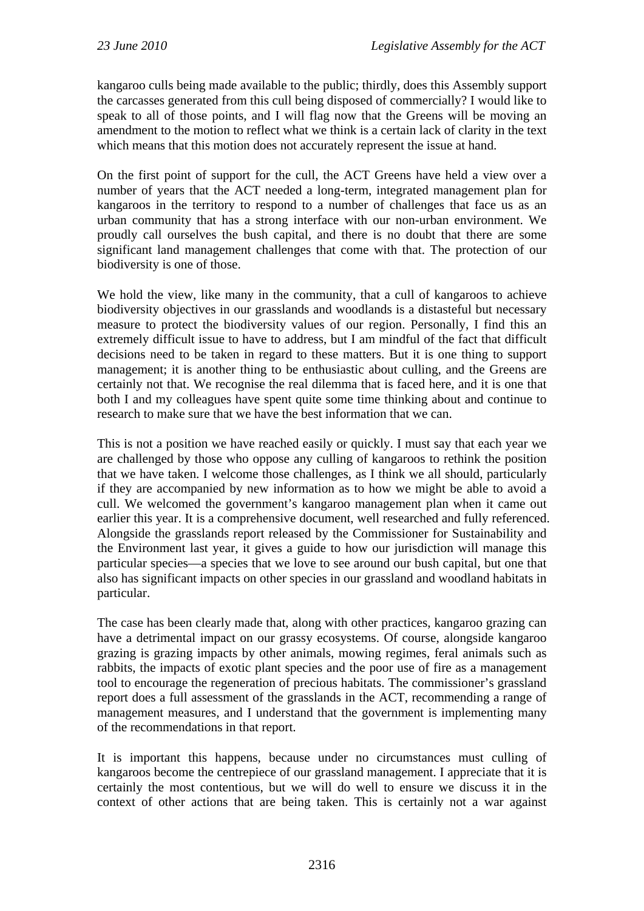kangaroo culls being made available to the public; thirdly, does this Assembly support the carcasses generated from this cull being disposed of commercially? I would like to speak to all of those points, and I will flag now that the Greens will be moving an amendment to the motion to reflect what we think is a certain lack of clarity in the text which means that this motion does not accurately represent the issue at hand.

On the first point of support for the cull, the ACT Greens have held a view over a number of years that the ACT needed a long-term, integrated management plan for kangaroos in the territory to respond to a number of challenges that face us as an urban community that has a strong interface with our non-urban environment. We proudly call ourselves the bush capital, and there is no doubt that there are some significant land management challenges that come with that. The protection of our biodiversity is one of those.

We hold the view, like many in the community, that a cull of kangaroos to achieve biodiversity objectives in our grasslands and woodlands is a distasteful but necessary measure to protect the biodiversity values of our region. Personally, I find this an extremely difficult issue to have to address, but I am mindful of the fact that difficult decisions need to be taken in regard to these matters. But it is one thing to support management; it is another thing to be enthusiastic about culling, and the Greens are certainly not that. We recognise the real dilemma that is faced here, and it is one that both I and my colleagues have spent quite some time thinking about and continue to research to make sure that we have the best information that we can.

This is not a position we have reached easily or quickly. I must say that each year we are challenged by those who oppose any culling of kangaroos to rethink the position that we have taken. I welcome those challenges, as I think we all should, particularly if they are accompanied by new information as to how we might be able to avoid a cull. We welcomed the government's kangaroo management plan when it came out earlier this year. It is a comprehensive document, well researched and fully referenced. Alongside the grasslands report released by the Commissioner for Sustainability and the Environment last year, it gives a guide to how our jurisdiction will manage this particular species—a species that we love to see around our bush capital, but one that also has significant impacts on other species in our grassland and woodland habitats in particular.

The case has been clearly made that, along with other practices, kangaroo grazing can have a detrimental impact on our grassy ecosystems. Of course, alongside kangaroo grazing is grazing impacts by other animals, mowing regimes, feral animals such as rabbits, the impacts of exotic plant species and the poor use of fire as a management tool to encourage the regeneration of precious habitats. The commissioner's grassland report does a full assessment of the grasslands in the ACT, recommending a range of management measures, and I understand that the government is implementing many of the recommendations in that report.

It is important this happens, because under no circumstances must culling of kangaroos become the centrepiece of our grassland management. I appreciate that it is certainly the most contentious, but we will do well to ensure we discuss it in the context of other actions that are being taken. This is certainly not a war against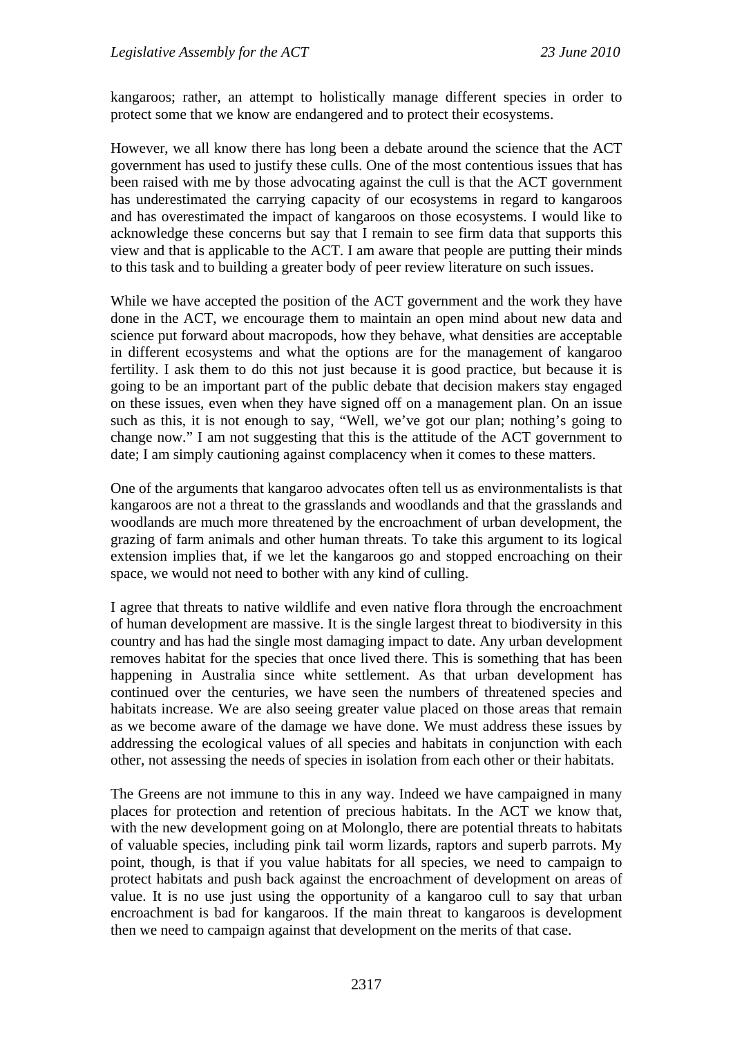kangaroos; rather, an attempt to holistically manage different species in order to protect some that we know are endangered and to protect their ecosystems.

However, we all know there has long been a debate around the science that the ACT government has used to justify these culls. One of the most contentious issues that has been raised with me by those advocating against the cull is that the ACT government has underestimated the carrying capacity of our ecosystems in regard to kangaroos and has overestimated the impact of kangaroos on those ecosystems. I would like to acknowledge these concerns but say that I remain to see firm data that supports this view and that is applicable to the ACT. I am aware that people are putting their minds to this task and to building a greater body of peer review literature on such issues.

While we have accepted the position of the ACT government and the work they have done in the ACT, we encourage them to maintain an open mind about new data and science put forward about macropods, how they behave, what densities are acceptable in different ecosystems and what the options are for the management of kangaroo fertility. I ask them to do this not just because it is good practice, but because it is going to be an important part of the public debate that decision makers stay engaged on these issues, even when they have signed off on a management plan. On an issue such as this, it is not enough to say, "Well, we've got our plan; nothing's going to change now." I am not suggesting that this is the attitude of the ACT government to date; I am simply cautioning against complacency when it comes to these matters.

One of the arguments that kangaroo advocates often tell us as environmentalists is that kangaroos are not a threat to the grasslands and woodlands and that the grasslands and woodlands are much more threatened by the encroachment of urban development, the grazing of farm animals and other human threats. To take this argument to its logical extension implies that, if we let the kangaroos go and stopped encroaching on their space, we would not need to bother with any kind of culling.

I agree that threats to native wildlife and even native flora through the encroachment of human development are massive. It is the single largest threat to biodiversity in this country and has had the single most damaging impact to date. Any urban development removes habitat for the species that once lived there. This is something that has been happening in Australia since white settlement. As that urban development has continued over the centuries, we have seen the numbers of threatened species and habitats increase. We are also seeing greater value placed on those areas that remain as we become aware of the damage we have done. We must address these issues by addressing the ecological values of all species and habitats in conjunction with each other, not assessing the needs of species in isolation from each other or their habitats.

The Greens are not immune to this in any way. Indeed we have campaigned in many places for protection and retention of precious habitats. In the ACT we know that, with the new development going on at Molonglo, there are potential threats to habitats of valuable species, including pink tail worm lizards, raptors and superb parrots. My point, though, is that if you value habitats for all species, we need to campaign to protect habitats and push back against the encroachment of development on areas of value. It is no use just using the opportunity of a kangaroo cull to say that urban encroachment is bad for kangaroos. If the main threat to kangaroos is development then we need to campaign against that development on the merits of that case.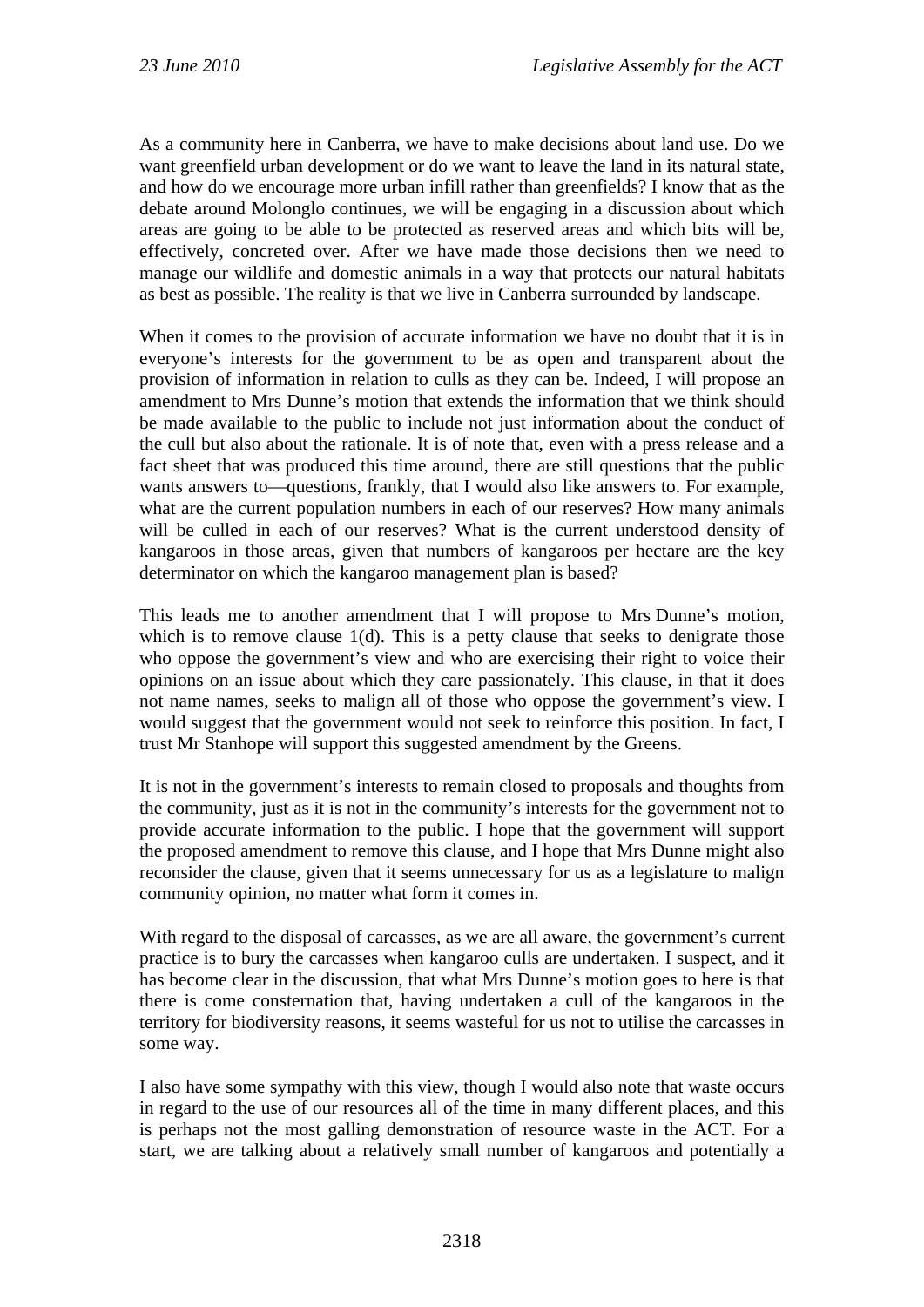As a community here in Canberra, we have to make decisions about land use. Do we want greenfield urban development or do we want to leave the land in its natural state, and how do we encourage more urban infill rather than greenfields? I know that as the debate around Molonglo continues, we will be engaging in a discussion about which areas are going to be able to be protected as reserved areas and which bits will be, effectively, concreted over. After we have made those decisions then we need to manage our wildlife and domestic animals in a way that protects our natural habitats as best as possible. The reality is that we live in Canberra surrounded by landscape.

When it comes to the provision of accurate information we have no doubt that it is in everyone's interests for the government to be as open and transparent about the provision of information in relation to culls as they can be. Indeed, I will propose an amendment to Mrs Dunne's motion that extends the information that we think should be made available to the public to include not just information about the conduct of the cull but also about the rationale. It is of note that, even with a press release and a fact sheet that was produced this time around, there are still questions that the public wants answers to—questions, frankly, that I would also like answers to. For example, what are the current population numbers in each of our reserves? How many animals will be culled in each of our reserves? What is the current understood density of kangaroos in those areas, given that numbers of kangaroos per hectare are the key determinator on which the kangaroo management plan is based?

This leads me to another amendment that I will propose to Mrs Dunne's motion, which is to remove clause 1(d). This is a petty clause that seeks to denigrate those who oppose the government's view and who are exercising their right to voice their opinions on an issue about which they care passionately. This clause, in that it does not name names, seeks to malign all of those who oppose the government's view. I would suggest that the government would not seek to reinforce this position. In fact, I trust Mr Stanhope will support this suggested amendment by the Greens.

It is not in the government's interests to remain closed to proposals and thoughts from the community, just as it is not in the community's interests for the government not to provide accurate information to the public. I hope that the government will support the proposed amendment to remove this clause, and I hope that Mrs Dunne might also reconsider the clause, given that it seems unnecessary for us as a legislature to malign community opinion, no matter what form it comes in.

With regard to the disposal of carcasses, as we are all aware, the government's current practice is to bury the carcasses when kangaroo culls are undertaken. I suspect, and it has become clear in the discussion, that what Mrs Dunne's motion goes to here is that there is come consternation that, having undertaken a cull of the kangaroos in the territory for biodiversity reasons, it seems wasteful for us not to utilise the carcasses in some way.

I also have some sympathy with this view, though I would also note that waste occurs in regard to the use of our resources all of the time in many different places, and this is perhaps not the most galling demonstration of resource waste in the ACT. For a start, we are talking about a relatively small number of kangaroos and potentially a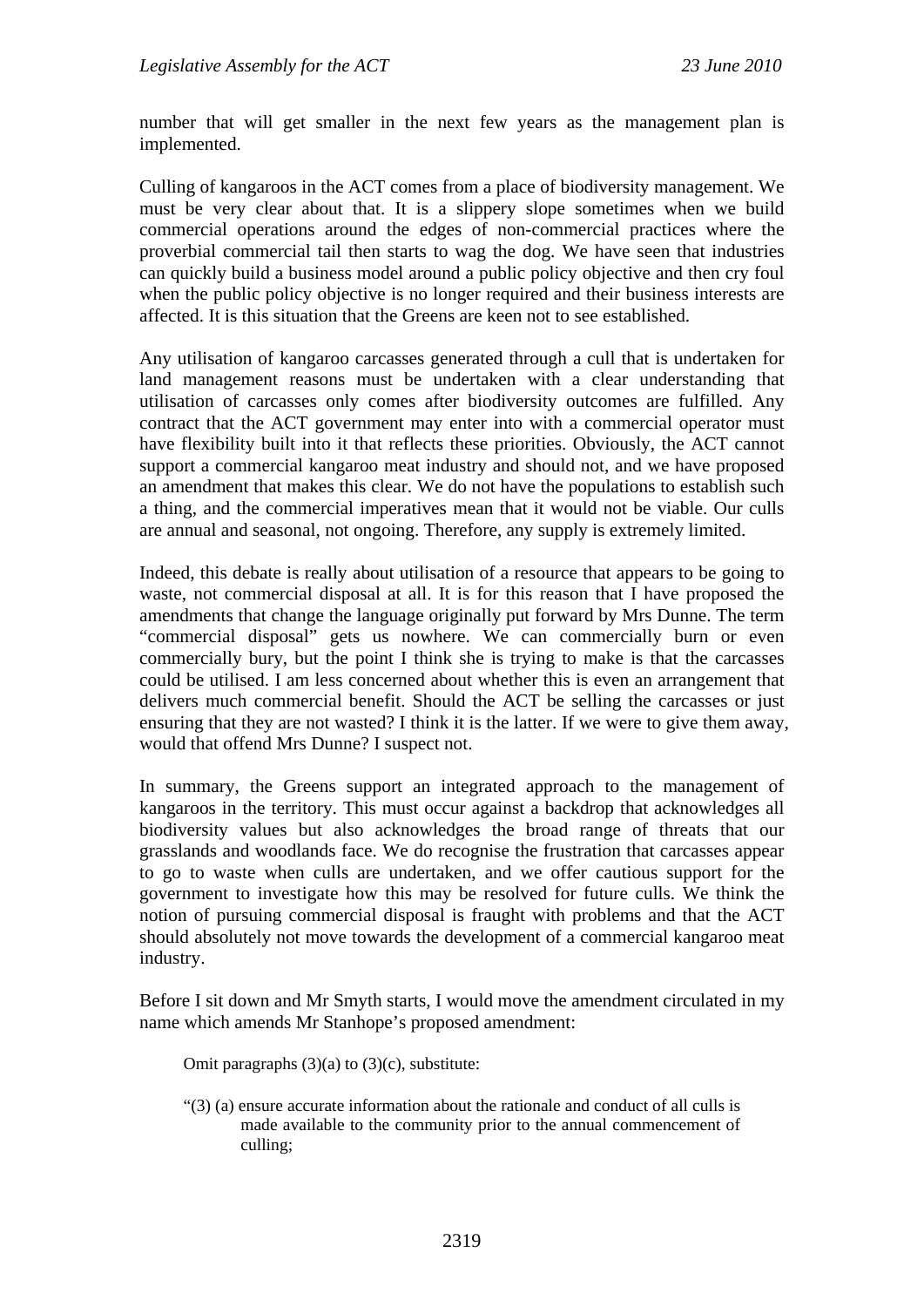number that will get smaller in the next few years as the management plan is implemented.

Culling of kangaroos in the ACT comes from a place of biodiversity management. We must be very clear about that. It is a slippery slope sometimes when we build commercial operations around the edges of non-commercial practices where the proverbial commercial tail then starts to wag the dog. We have seen that industries can quickly build a business model around a public policy objective and then cry foul when the public policy objective is no longer required and their business interests are affected. It is this situation that the Greens are keen not to see established.

Any utilisation of kangaroo carcasses generated through a cull that is undertaken for land management reasons must be undertaken with a clear understanding that utilisation of carcasses only comes after biodiversity outcomes are fulfilled. Any contract that the ACT government may enter into with a commercial operator must have flexibility built into it that reflects these priorities. Obviously, the ACT cannot support a commercial kangaroo meat industry and should not, and we have proposed an amendment that makes this clear. We do not have the populations to establish such a thing, and the commercial imperatives mean that it would not be viable. Our culls are annual and seasonal, not ongoing. Therefore, any supply is extremely limited.

Indeed, this debate is really about utilisation of a resource that appears to be going to waste, not commercial disposal at all. It is for this reason that I have proposed the amendments that change the language originally put forward by Mrs Dunne. The term "commercial disposal" gets us nowhere. We can commercially burn or even commercially bury, but the point I think she is trying to make is that the carcasses could be utilised. I am less concerned about whether this is even an arrangement that delivers much commercial benefit. Should the ACT be selling the carcasses or just ensuring that they are not wasted? I think it is the latter. If we were to give them away, would that offend Mrs Dunne? I suspect not.

In summary, the Greens support an integrated approach to the management of kangaroos in the territory. This must occur against a backdrop that acknowledges all biodiversity values but also acknowledges the broad range of threats that our grasslands and woodlands face. We do recognise the frustration that carcasses appear to go to waste when culls are undertaken, and we offer cautious support for the government to investigate how this may be resolved for future culls. We think the notion of pursuing commercial disposal is fraught with problems and that the ACT should absolutely not move towards the development of a commercial kangaroo meat industry.

Before I sit down and Mr Smyth starts, I would move the amendment circulated in my name which amends Mr Stanhope's proposed amendment:

> Omit paragraphs (3)(a) to (3)(c), substitute:
>
> "(3) (a) ensure accurate information about the rationale and conduct of all culls is made available to the community prior to the annual commencement of culling;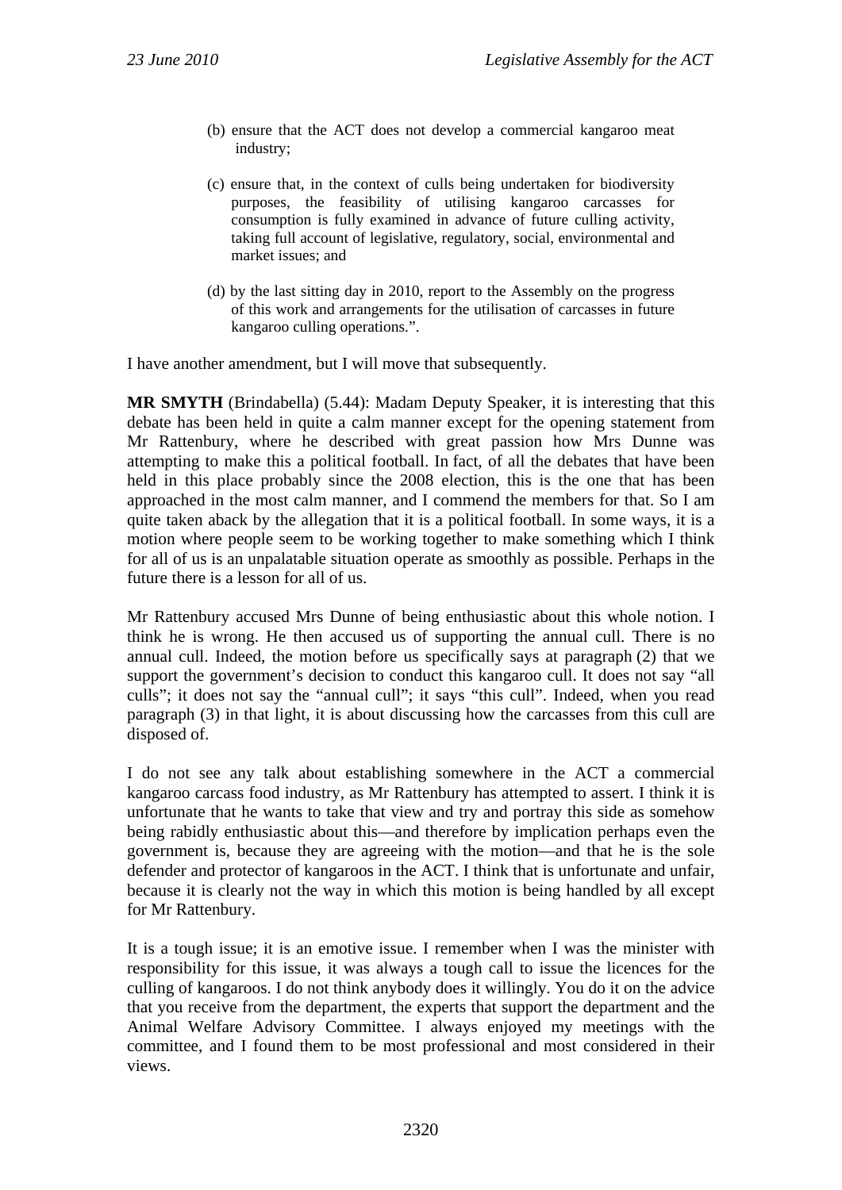(b) ensure that the ACT does not develop a commercial kangaroo meat industry;

(c) ensure that, in the context of culls being undertaken for biodiversity purposes, the feasibility of utilising kangaroo carcasses for consumption is fully examined in advance of future culling activity, taking full account of legislative, regulatory, social, environmental and market issues; and

(d) by the last sitting day in 2010, report to the Assembly on the progress of this work and arrangements for the utilisation of carcasses in future kangaroo culling operations.".

I have another amendment, but I will move that subsequently.

**MR SMYTH** (Brindabella) (5.44): Madam Deputy Speaker, it is interesting that this debate has been held in quite a calm manner except for the opening statement from Mr Rattenbury, where he described with great passion how Mrs Dunne was attempting to make this a political football. In fact, of all the debates that have been held in this place probably since the 2008 election, this is the one that has been approached in the most calm manner, and I commend the members for that. So I am quite taken aback by the allegation that it is a political football. In some ways, it is a motion where people seem to be working together to make something which I think for all of us is an unpalatable situation operate as smoothly as possible. Perhaps in the future there is a lesson for all of us.

Mr Rattenbury accused Mrs Dunne of being enthusiastic about this whole notion. I think he is wrong. He then accused us of supporting the annual cull. There is no annual cull. Indeed, the motion before us specifically says at paragraph (2) that we support the government's decision to conduct this kangaroo cull. It does not say "all culls"; it does not say the "annual cull"; it says "this cull". Indeed, when you read paragraph (3) in that light, it is about discussing how the carcasses from this cull are disposed of.

I do not see any talk about establishing somewhere in the ACT a commercial kangaroo carcass food industry, as Mr Rattenbury has attempted to assert. I think it is unfortunate that he wants to take that view and try and portray this side as somehow being rabidly enthusiastic about this—and therefore by implication perhaps even the government is, because they are agreeing with the motion—and that he is the sole defender and protector of kangaroos in the ACT. I think that is unfortunate and unfair, because it is clearly not the way in which this motion is being handled by all except for Mr Rattenbury.

It is a tough issue; it is an emotive issue. I remember when I was the minister with responsibility for this issue, it was always a tough call to issue the licences for the culling of kangaroos. I do not think anybody does it willingly. You do it on the advice that you receive from the department, the experts that support the department and the Animal Welfare Advisory Committee. I always enjoyed my meetings with the committee, and I found them to be most professional and most considered in their views.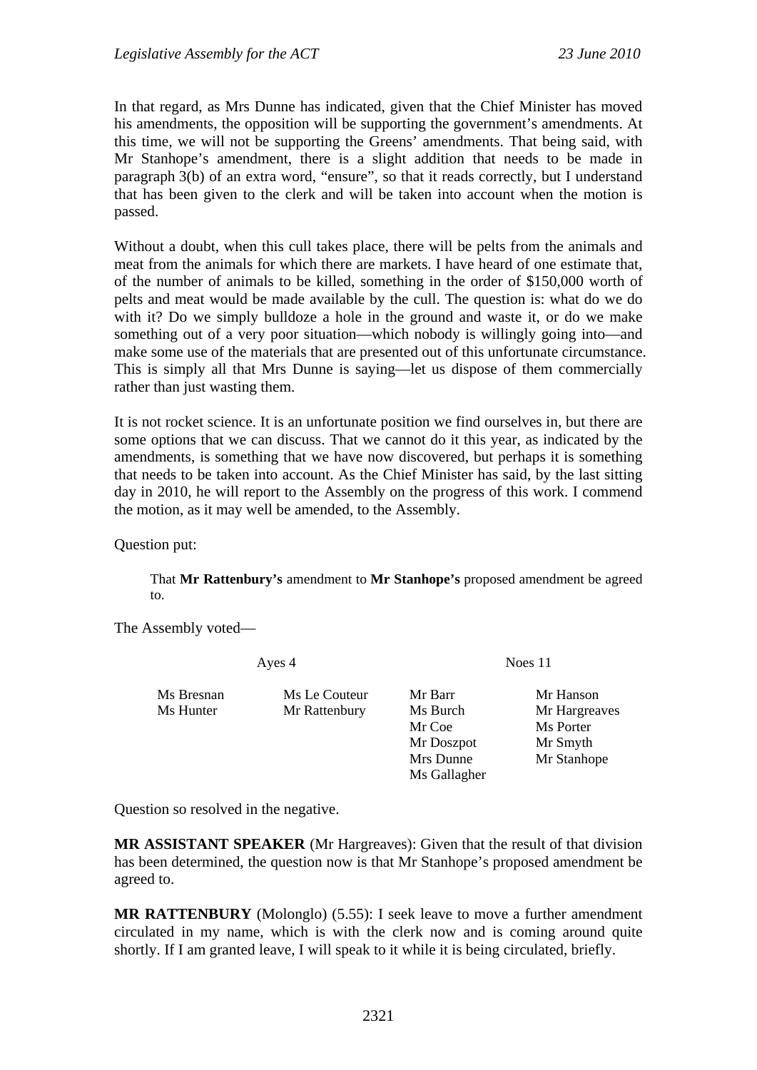In that regard, as Mrs Dunne has indicated, given that the Chief Minister has moved his amendments, the opposition will be supporting the government's amendments. At this time, we will not be supporting the Greens' amendments. That being said, with Mr Stanhope's amendment, there is a slight addition that needs to be made in paragraph 3(b) of an extra word, "ensure", so that it reads correctly, but I understand that has been given to the clerk and will be taken into account when the motion is passed.

Without a doubt, when this cull takes place, there will be pelts from the animals and meat from the animals for which there are markets. I have heard of one estimate that, of the number of animals to be killed, something in the order of $150,000 worth of pelts and meat would be made available by the cull. The question is: what do we do with it? Do we simply bulldoze a hole in the ground and waste it, or do we make something out of a very poor situation—which nobody is willingly going into—and make some use of the materials that are presented out of this unfortunate circumstance. This is simply all that Mrs Dunne is saying—let us dispose of them commercially rather than just wasting them.

It is not rocket science. It is an unfortunate position we find ourselves in, but there are some options that we can discuss. That we cannot do it this year, as indicated by the amendments, is something that we have now discovered, but perhaps it is something that needs to be taken into account. As the Chief Minister has said, by the last sitting day in 2010, he will report to the Assembly on the progress of this work. I commend the motion, as it may well be amended, to the Assembly.

Question put:

> That **Mr Rattenbury's** amendment to **Mr Stanhope's** proposed amendment be agreed to.

The Assembly voted—

| Ayes 4 | | Noes 11 | |
|---|---|---|---|
| Ms Bresnan | Ms Le Couteur | Mr Barr | Mr Hanson |
| Ms Hunter | Mr Rattenbury | Ms Burch | Mr Hargreaves |
| | | Mr Coe | Ms Porter |
| | | Mr Doszpot | Mr Smyth |
| | | Mrs Dunne | Mr Stanhope |
| | | Ms Gallagher | |

Question so resolved in the negative.

**MR ASSISTANT SPEAKER** (Mr Hargreaves): Given that the result of that division has been determined, the question now is that Mr Stanhope's proposed amendment be agreed to.

**MR RATTENBURY** (Molonglo) (5.55): I seek leave to move a further amendment circulated in my name, which is with the clerk now and is coming around quite shortly. If I am granted leave, I will speak to it while it is being circulated, briefly.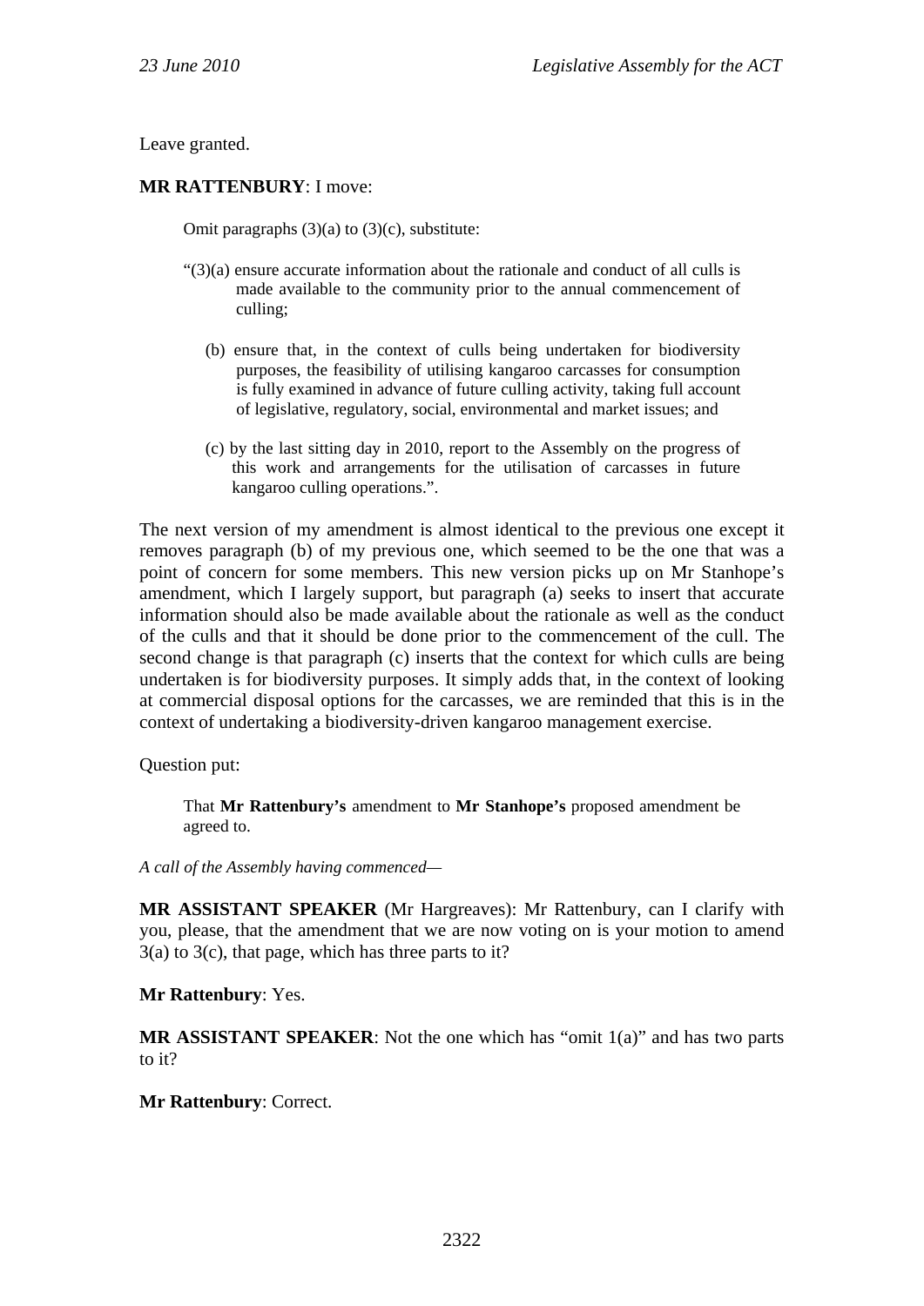Leave granted.

**MR RATTENBURY**: I move:

> Omit paragraphs (3)(a) to (3)(c), substitute:
>
> "(3)(a) ensure accurate information about the rationale and conduct of all culls is made available to the community prior to the annual commencement of culling;
>
> (b) ensure that, in the context of culls being undertaken for biodiversity purposes, the feasibility of utilising kangaroo carcasses for consumption is fully examined in advance of future culling activity, taking full account of legislative, regulatory, social, environmental and market issues; and
>
> (c) by the last sitting day in 2010, report to the Assembly on the progress of this work and arrangements for the utilisation of carcasses in future kangaroo culling operations.".

The next version of my amendment is almost identical to the previous one except it removes paragraph (b) of my previous one, which seemed to be the one that was a point of concern for some members. This new version picks up on Mr Stanhope's amendment, which I largely support, but paragraph (a) seeks to insert that accurate information should also be made available about the rationale as well as the conduct of the culls and that it should be done prior to the commencement of the cull. The second change is that paragraph (c) inserts that the context for which culls are being undertaken is for biodiversity purposes. It simply adds that, in the context of looking at commercial disposal options for the carcasses, we are reminded that this is in the context of undertaking a biodiversity-driven kangaroo management exercise.

Question put:

> That **Mr Rattenbury's** amendment to **Mr Stanhope's** proposed amendment be agreed to.

*A call of the Assembly having commenced—*

**MR ASSISTANT SPEAKER** (Mr Hargreaves): Mr Rattenbury, can I clarify with you, please, that the amendment that we are now voting on is your motion to amend 3(a) to 3(c), that page, which has three parts to it?

**Mr Rattenbury**: Yes.

**MR ASSISTANT SPEAKER**: Not the one which has "omit 1(a)" and has two parts to it?

**Mr Rattenbury**: Correct.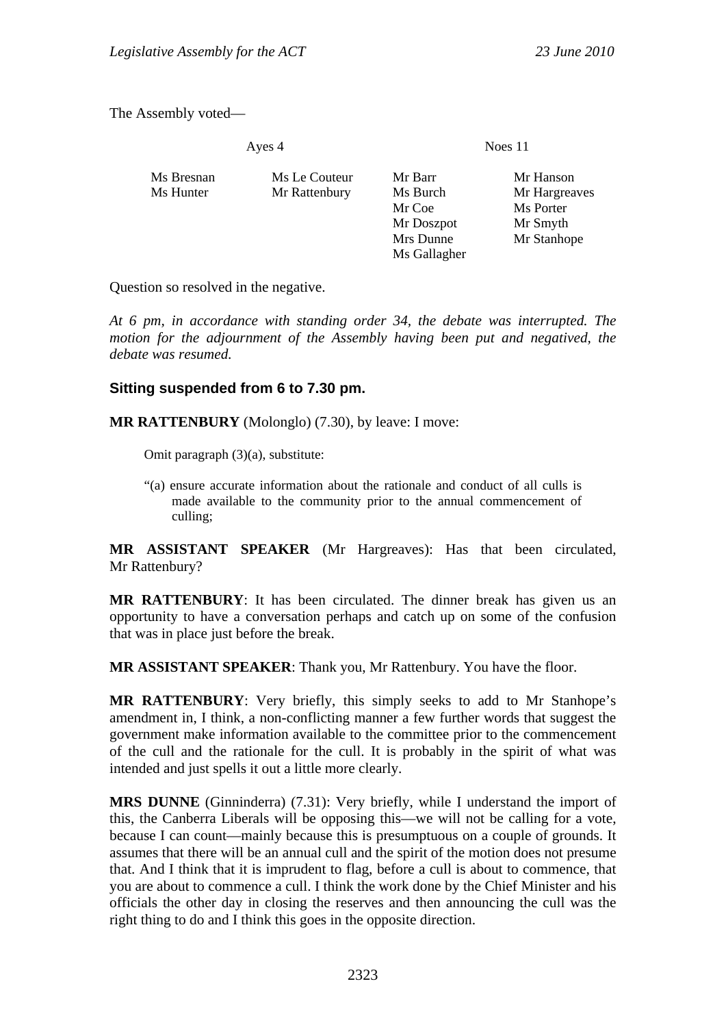The Assembly voted—

| Ayes 4 | | Noes 11 | |
|---|---|---|---|
| Ms Bresnan | Ms Le Couteur | Mr Barr | Mr Hanson |
| Ms Hunter | Mr Rattenbury | Ms Burch | Mr Hargreaves |
| | | Mr Coe | Ms Porter |
| | | Mr Doszpot | Mr Smyth |
| | | Mrs Dunne | Mr Stanhope |
| | | Ms Gallagher | |

Question so resolved in the negative.

*At 6 pm, in accordance with standing order 34, the debate was interrupted. The motion for the adjournment of the Assembly having been put and negatived, the debate was resumed.*

### Sitting suspended from 6 to 7.30 pm.

**MR RATTENBURY** (Molonglo) (7.30), by leave: I move:

> Omit paragraph (3)(a), substitute:
>
> "(a) ensure accurate information about the rationale and conduct of all culls is made available to the community prior to the annual commencement of culling;

**MR ASSISTANT SPEAKER** (Mr Hargreaves): Has that been circulated, Mr Rattenbury?

**MR RATTENBURY**: It has been circulated. The dinner break has given us an opportunity to have a conversation perhaps and catch up on some of the confusion that was in place just before the break.

**MR ASSISTANT SPEAKER**: Thank you, Mr Rattenbury. You have the floor.

**MR RATTENBURY**: Very briefly, this simply seeks to add to Mr Stanhope's amendment in, I think, a non-conflicting manner a few further words that suggest the government make information available to the committee prior to the commencement of the cull and the rationale for the cull. It is probably in the spirit of what was intended and just spells it out a little more clearly.

**MRS DUNNE** (Ginninderra) (7.31): Very briefly, while I understand the import of this, the Canberra Liberals will be opposing this—we will not be calling for a vote, because I can count—mainly because this is presumptuous on a couple of grounds. It assumes that there will be an annual cull and the spirit of the motion does not presume that. And I think that it is imprudent to flag, before a cull is about to commence, that you are about to commence a cull. I think the work done by the Chief Minister and his officials the other day in closing the reserves and then announcing the cull was the right thing to do and I think this goes in the opposite direction.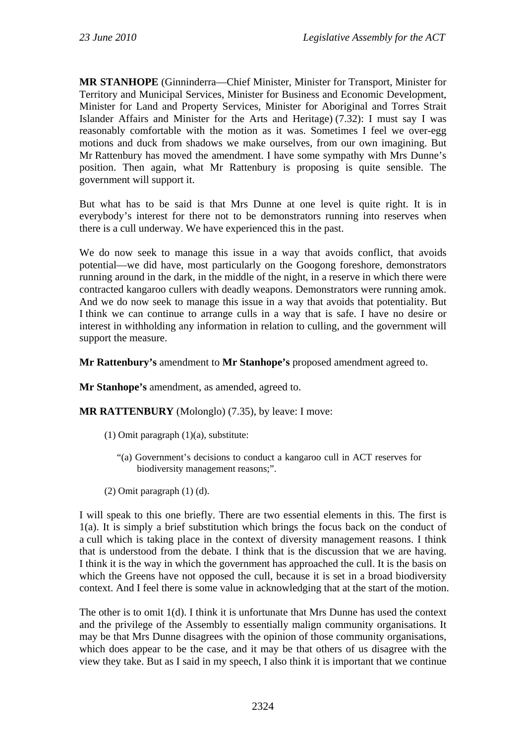**MR STANHOPE** (Ginninderra—Chief Minister, Minister for Transport, Minister for Territory and Municipal Services, Minister for Business and Economic Development, Minister for Land and Property Services, Minister for Aboriginal and Torres Strait Islander Affairs and Minister for the Arts and Heritage) (7.32): I must say I was reasonably comfortable with the motion as it was. Sometimes I feel we over-egg motions and duck from shadows we make ourselves, from our own imagining. But Mr Rattenbury has moved the amendment. I have some sympathy with Mrs Dunne's position. Then again, what Mr Rattenbury is proposing is quite sensible. The government will support it.

But what has to be said is that Mrs Dunne at one level is quite right. It is in everybody's interest for there not to be demonstrators running into reserves when there is a cull underway. We have experienced this in the past.

We do now seek to manage this issue in a way that avoids conflict, that avoids potential—we did have, most particularly on the Googong foreshore, demonstrators running around in the dark, in the middle of the night, in a reserve in which there were contracted kangaroo cullers with deadly weapons. Demonstrators were running amok. And we do now seek to manage this issue in a way that avoids that potentiality. But I think we can continue to arrange culls in a way that is safe. I have no desire or interest in withholding any information in relation to culling, and the government will support the measure.

**Mr Rattenbury's** amendment to **Mr Stanhope's** proposed amendment agreed to.

**Mr Stanhope's** amendment, as amended, agreed to.

**MR RATTENBURY** (Molonglo) (7.35), by leave: I move:

> (1) Omit paragraph (1)(a), substitute:
>
> > "(a) Government's decisions to conduct a kangaroo cull in ACT reserves for biodiversity management reasons;".
>
> (2) Omit paragraph (1) (d).

I will speak to this one briefly. There are two essential elements in this. The first is 1(a). It is simply a brief substitution which brings the focus back on the conduct of a cull which is taking place in the context of diversity management reasons. I think that is understood from the debate. I think that is the discussion that we are having. I think it is the way in which the government has approached the cull. It is the basis on which the Greens have not opposed the cull, because it is set in a broad biodiversity context. And I feel there is some value in acknowledging that at the start of the motion.

The other is to omit 1(d). I think it is unfortunate that Mrs Dunne has used the context and the privilege of the Assembly to essentially malign community organisations. It may be that Mrs Dunne disagrees with the opinion of those community organisations, which does appear to be the case, and it may be that others of us disagree with the view they take. But as I said in my speech, I also think it is important that we continue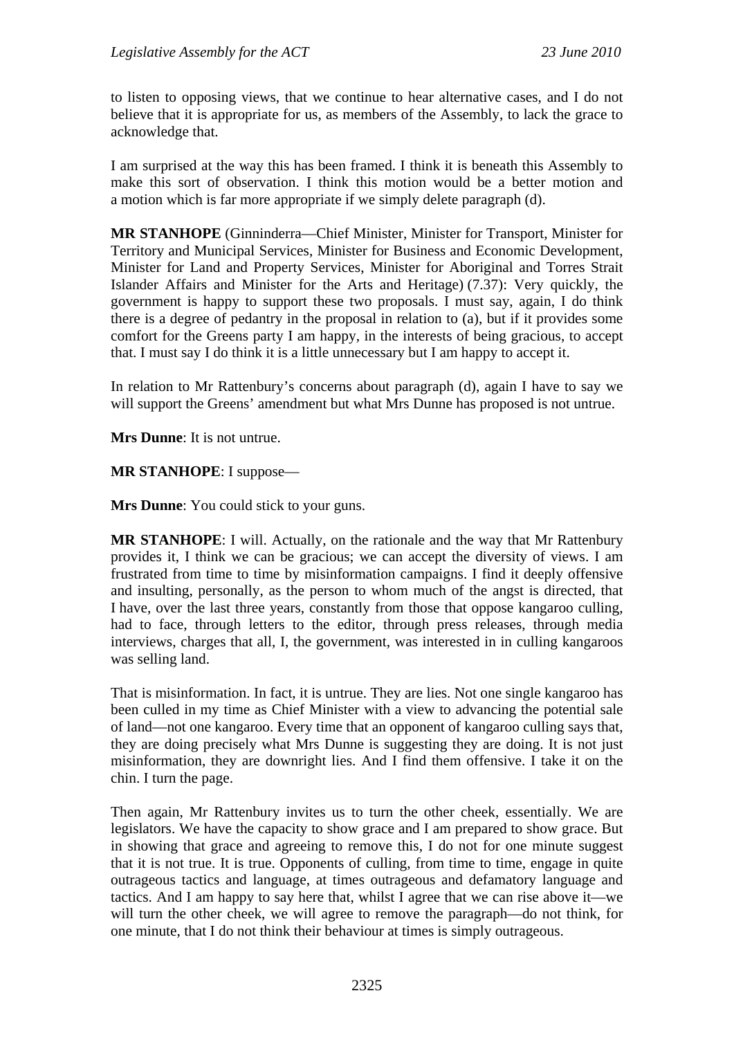to listen to opposing views, that we continue to hear alternative cases, and I do not believe that it is appropriate for us, as members of the Assembly, to lack the grace to acknowledge that.

I am surprised at the way this has been framed. I think it is beneath this Assembly to make this sort of observation. I think this motion would be a better motion and a motion which is far more appropriate if we simply delete paragraph (d).

**MR STANHOPE** (Ginninderra—Chief Minister, Minister for Transport, Minister for Territory and Municipal Services, Minister for Business and Economic Development, Minister for Land and Property Services, Minister for Aboriginal and Torres Strait Islander Affairs and Minister for the Arts and Heritage) (7.37): Very quickly, the government is happy to support these two proposals. I must say, again, I do think there is a degree of pedantry in the proposal in relation to (a), but if it provides some comfort for the Greens party I am happy, in the interests of being gracious, to accept that. I must say I do think it is a little unnecessary but I am happy to accept it.

In relation to Mr Rattenbury's concerns about paragraph (d), again I have to say we will support the Greens' amendment but what Mrs Dunne has proposed is not untrue.

**Mrs Dunne**: It is not untrue.

**MR STANHOPE**: I suppose—

**Mrs Dunne**: You could stick to your guns.

**MR STANHOPE**: I will. Actually, on the rationale and the way that Mr Rattenbury provides it, I think we can be gracious; we can accept the diversity of views. I am frustrated from time to time by misinformation campaigns. I find it deeply offensive and insulting, personally, as the person to whom much of the angst is directed, that I have, over the last three years, constantly from those that oppose kangaroo culling, had to face, through letters to the editor, through press releases, through media interviews, charges that all, I, the government, was interested in in culling kangaroos was selling land.

That is misinformation. In fact, it is untrue. They are lies. Not one single kangaroo has been culled in my time as Chief Minister with a view to advancing the potential sale of land—not one kangaroo. Every time that an opponent of kangaroo culling says that, they are doing precisely what Mrs Dunne is suggesting they are doing. It is not just misinformation, they are downright lies. And I find them offensive. I take it on the chin. I turn the page.

Then again, Mr Rattenbury invites us to turn the other cheek, essentially. We are legislators. We have the capacity to show grace and I am prepared to show grace. But in showing that grace and agreeing to remove this, I do not for one minute suggest that it is not true. It is true. Opponents of culling, from time to time, engage in quite outrageous tactics and language, at times outrageous and defamatory language and tactics. And I am happy to say here that, whilst I agree that we can rise above it—we will turn the other cheek, we will agree to remove the paragraph—do not think, for one minute, that I do not think their behaviour at times is simply outrageous.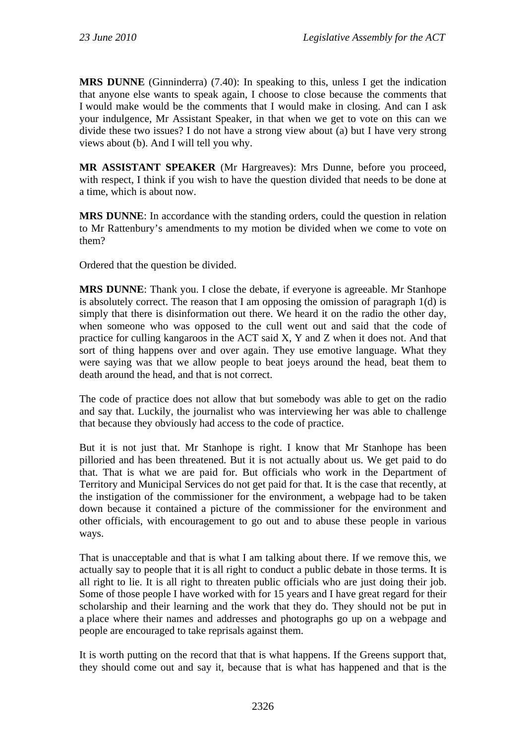**MRS DUNNE** (Ginninderra) (7.40): In speaking to this, unless I get the indication that anyone else wants to speak again, I choose to close because the comments that I would make would be the comments that I would make in closing. And can I ask your indulgence, Mr Assistant Speaker, in that when we get to vote on this can we divide these two issues? I do not have a strong view about (a) but I have very strong views about (b). And I will tell you why.

**MR ASSISTANT SPEAKER** (Mr Hargreaves): Mrs Dunne, before you proceed, with respect, I think if you wish to have the question divided that needs to be done at a time, which is about now.

**MRS DUNNE**: In accordance with the standing orders, could the question in relation to Mr Rattenbury's amendments to my motion be divided when we come to vote on them?

Ordered that the question be divided.

**MRS DUNNE**: Thank you. I close the debate, if everyone is agreeable. Mr Stanhope is absolutely correct. The reason that I am opposing the omission of paragraph 1(d) is simply that there is disinformation out there. We heard it on the radio the other day, when someone who was opposed to the cull went out and said that the code of practice for culling kangaroos in the ACT said X, Y and Z when it does not. And that sort of thing happens over and over again. They use emotive language. What they were saying was that we allow people to beat joeys around the head, beat them to death around the head, and that is not correct.

The code of practice does not allow that but somebody was able to get on the radio and say that. Luckily, the journalist who was interviewing her was able to challenge that because they obviously had access to the code of practice.

But it is not just that. Mr Stanhope is right. I know that Mr Stanhope has been pilloried and has been threatened. But it is not actually about us. We get paid to do that. That is what we are paid for. But officials who work in the Department of Territory and Municipal Services do not get paid for that. It is the case that recently, at the instigation of the commissioner for the environment, a webpage had to be taken down because it contained a picture of the commissioner for the environment and other officials, with encouragement to go out and to abuse these people in various ways.

That is unacceptable and that is what I am talking about there. If we remove this, we actually say to people that it is all right to conduct a public debate in those terms. It is all right to lie. It is all right to threaten public officials who are just doing their job. Some of those people I have worked with for 15 years and I have great regard for their scholarship and their learning and the work that they do. They should not be put in a place where their names and addresses and photographs go up on a webpage and people are encouraged to take reprisals against them.

It is worth putting on the record that that is what happens. If the Greens support that, they should come out and say it, because that is what has happened and that is the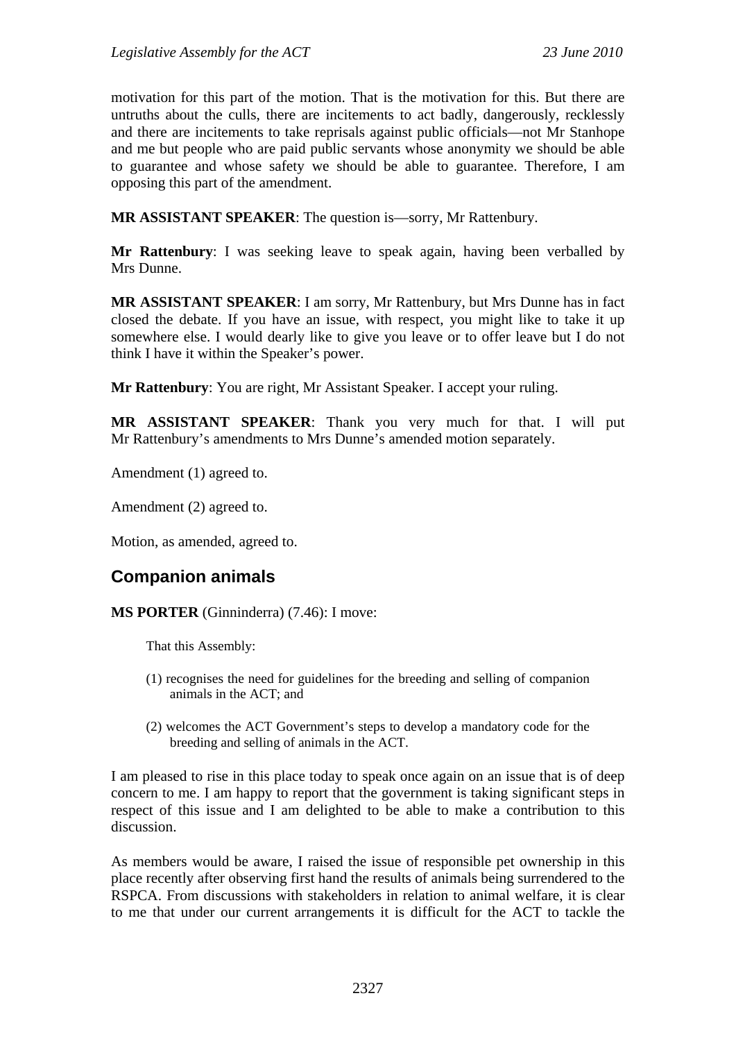motivation for this part of the motion. That is the motivation for this. But there are untruths about the culls, there are incitements to act badly, dangerously, recklessly and there are incitements to take reprisals against public officials—not Mr Stanhope and me but people who are paid public servants whose anonymity we should be able to guarantee and whose safety we should be able to guarantee. Therefore, I am opposing this part of the amendment.

**MR ASSISTANT SPEAKER**: The question is—sorry, Mr Rattenbury.

**Mr Rattenbury**: I was seeking leave to speak again, having been verballed by Mrs Dunne.

**MR ASSISTANT SPEAKER**: I am sorry, Mr Rattenbury, but Mrs Dunne has in fact closed the debate. If you have an issue, with respect, you might like to take it up somewhere else. I would dearly like to give you leave or to offer leave but I do not think I have it within the Speaker's power.

**Mr Rattenbury**: You are right, Mr Assistant Speaker. I accept your ruling.

**MR ASSISTANT SPEAKER**: Thank you very much for that. I will put Mr Rattenbury's amendments to Mrs Dunne's amended motion separately.

Amendment (1) agreed to.

Amendment (2) agreed to.

Motion, as amended, agreed to.

## Companion animals

**MS PORTER** (Ginninderra) (7.46): I move:

> That this Assembly:
>
> (1) recognises the need for guidelines for the breeding and selling of companion animals in the ACT; and
>
> (2) welcomes the ACT Government's steps to develop a mandatory code for the breeding and selling of animals in the ACT.

I am pleased to rise in this place today to speak once again on an issue that is of deep concern to me. I am happy to report that the government is taking significant steps in respect of this issue and I am delighted to be able to make a contribution to this discussion.

As members would be aware, I raised the issue of responsible pet ownership in this place recently after observing first hand the results of animals being surrendered to the RSPCA. From discussions with stakeholders in relation to animal welfare, it is clear to me that under our current arrangements it is difficult for the ACT to tackle the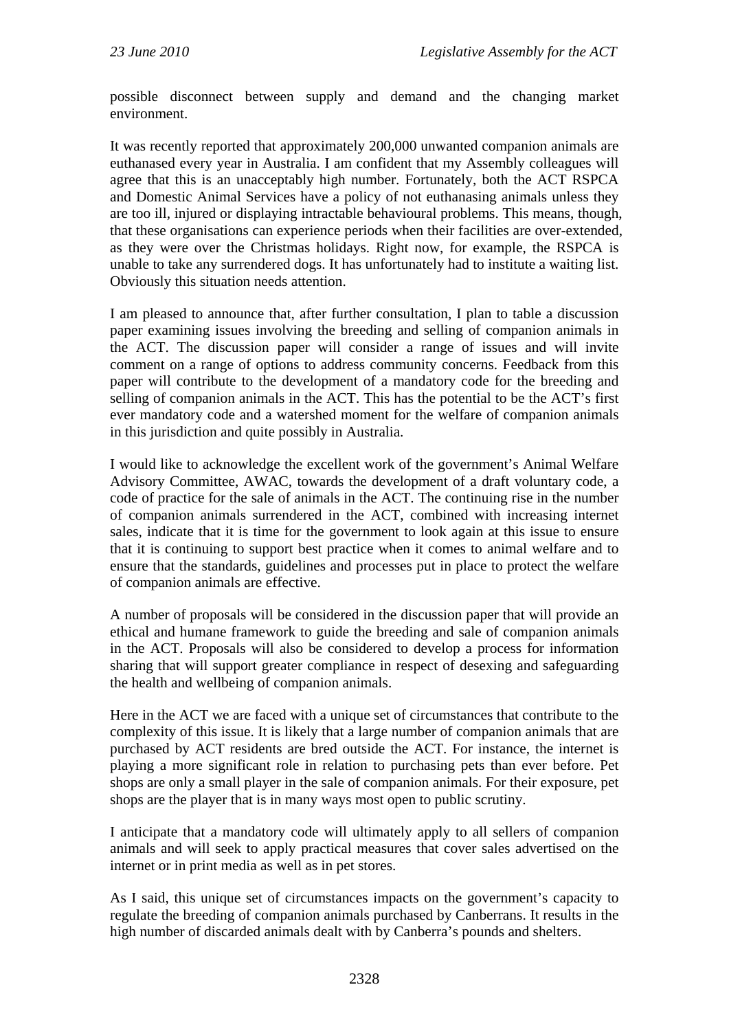possible disconnect between supply and demand and the changing market environment.

It was recently reported that approximately 200,000 unwanted companion animals are euthanased every year in Australia. I am confident that my Assembly colleagues will agree that this is an unacceptably high number. Fortunately, both the ACT RSPCA and Domestic Animal Services have a policy of not euthanasing animals unless they are too ill, injured or displaying intractable behavioural problems. This means, though, that these organisations can experience periods when their facilities are over-extended, as they were over the Christmas holidays. Right now, for example, the RSPCA is unable to take any surrendered dogs. It has unfortunately had to institute a waiting list. Obviously this situation needs attention.

I am pleased to announce that, after further consultation, I plan to table a discussion paper examining issues involving the breeding and selling of companion animals in the ACT. The discussion paper will consider a range of issues and will invite comment on a range of options to address community concerns. Feedback from this paper will contribute to the development of a mandatory code for the breeding and selling of companion animals in the ACT. This has the potential to be the ACT's first ever mandatory code and a watershed moment for the welfare of companion animals in this jurisdiction and quite possibly in Australia.

I would like to acknowledge the excellent work of the government's Animal Welfare Advisory Committee, AWAC, towards the development of a draft voluntary code, a code of practice for the sale of animals in the ACT. The continuing rise in the number of companion animals surrendered in the ACT, combined with increasing internet sales, indicate that it is time for the government to look again at this issue to ensure that it is continuing to support best practice when it comes to animal welfare and to ensure that the standards, guidelines and processes put in place to protect the welfare of companion animals are effective.

A number of proposals will be considered in the discussion paper that will provide an ethical and humane framework to guide the breeding and sale of companion animals in the ACT. Proposals will also be considered to develop a process for information sharing that will support greater compliance in respect of desexing and safeguarding the health and wellbeing of companion animals.

Here in the ACT we are faced with a unique set of circumstances that contribute to the complexity of this issue. It is likely that a large number of companion animals that are purchased by ACT residents are bred outside the ACT. For instance, the internet is playing a more significant role in relation to purchasing pets than ever before. Pet shops are only a small player in the sale of companion animals. For their exposure, pet shops are the player that is in many ways most open to public scrutiny.

I anticipate that a mandatory code will ultimately apply to all sellers of companion animals and will seek to apply practical measures that cover sales advertised on the internet or in print media as well as in pet stores.

As I said, this unique set of circumstances impacts on the government's capacity to regulate the breeding of companion animals purchased by Canberrans. It results in the high number of discarded animals dealt with by Canberra's pounds and shelters.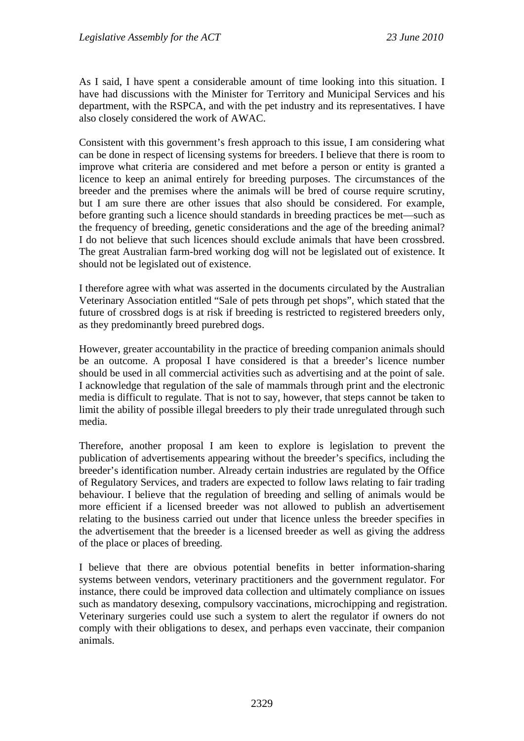As I said, I have spent a considerable amount of time looking into this situation. I have had discussions with the Minister for Territory and Municipal Services and his department, with the RSPCA, and with the pet industry and its representatives. I have also closely considered the work of AWAC.

Consistent with this government's fresh approach to this issue, I am considering what can be done in respect of licensing systems for breeders. I believe that there is room to improve what criteria are considered and met before a person or entity is granted a licence to keep an animal entirely for breeding purposes. The circumstances of the breeder and the premises where the animals will be bred of course require scrutiny, but I am sure there are other issues that also should be considered. For example, before granting such a licence should standards in breeding practices be met—such as the frequency of breeding, genetic considerations and the age of the breeding animal? I do not believe that such licences should exclude animals that have been crossbred. The great Australian farm-bred working dog will not be legislated out of existence. It should not be legislated out of existence.

I therefore agree with what was asserted in the documents circulated by the Australian Veterinary Association entitled "Sale of pets through pet shops", which stated that the future of crossbred dogs is at risk if breeding is restricted to registered breeders only, as they predominantly breed purebred dogs.

However, greater accountability in the practice of breeding companion animals should be an outcome. A proposal I have considered is that a breeder's licence number should be used in all commercial activities such as advertising and at the point of sale. I acknowledge that regulation of the sale of mammals through print and the electronic media is difficult to regulate. That is not to say, however, that steps cannot be taken to limit the ability of possible illegal breeders to ply their trade unregulated through such media.

Therefore, another proposal I am keen to explore is legislation to prevent the publication of advertisements appearing without the breeder's specifics, including the breeder's identification number. Already certain industries are regulated by the Office of Regulatory Services, and traders are expected to follow laws relating to fair trading behaviour. I believe that the regulation of breeding and selling of animals would be more efficient if a licensed breeder was not allowed to publish an advertisement relating to the business carried out under that licence unless the breeder specifies in the advertisement that the breeder is a licensed breeder as well as giving the address of the place or places of breeding.

I believe that there are obvious potential benefits in better information-sharing systems between vendors, veterinary practitioners and the government regulator. For instance, there could be improved data collection and ultimately compliance on issues such as mandatory desexing, compulsory vaccinations, microchipping and registration. Veterinary surgeries could use such a system to alert the regulator if owners do not comply with their obligations to desex, and perhaps even vaccinate, their companion animals.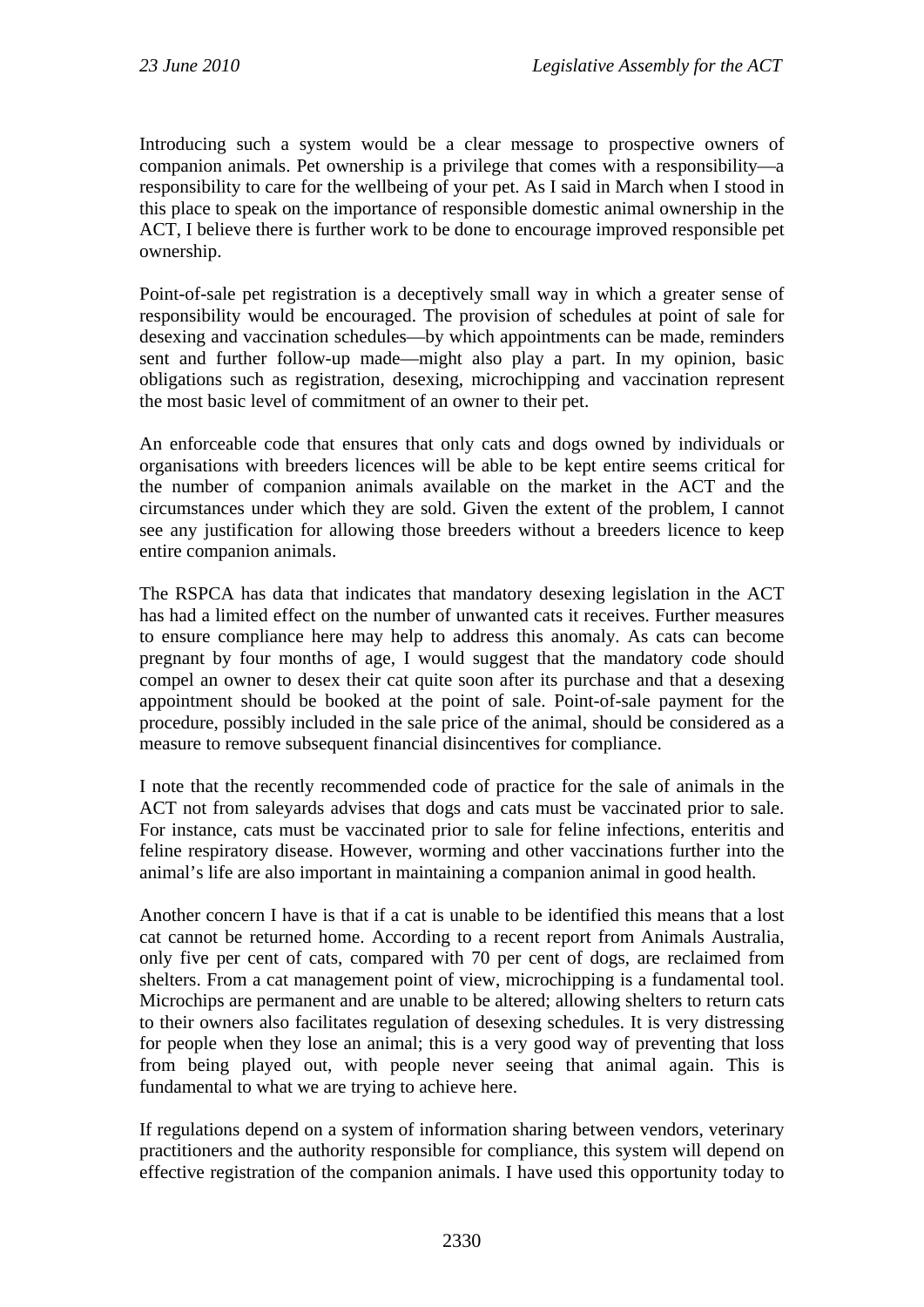Introducing such a system would be a clear message to prospective owners of companion animals. Pet ownership is a privilege that comes with a responsibility—a responsibility to care for the wellbeing of your pet. As I said in March when I stood in this place to speak on the importance of responsible domestic animal ownership in the ACT, I believe there is further work to be done to encourage improved responsible pet ownership.

Point-of-sale pet registration is a deceptively small way in which a greater sense of responsibility would be encouraged. The provision of schedules at point of sale for desexing and vaccination schedules—by which appointments can be made, reminders sent and further follow-up made—might also play a part. In my opinion, basic obligations such as registration, desexing, microchipping and vaccination represent the most basic level of commitment of an owner to their pet.

An enforceable code that ensures that only cats and dogs owned by individuals or organisations with breeders licences will be able to be kept entire seems critical for the number of companion animals available on the market in the ACT and the circumstances under which they are sold. Given the extent of the problem, I cannot see any justification for allowing those breeders without a breeders licence to keep entire companion animals.

The RSPCA has data that indicates that mandatory desexing legislation in the ACT has had a limited effect on the number of unwanted cats it receives. Further measures to ensure compliance here may help to address this anomaly. As cats can become pregnant by four months of age, I would suggest that the mandatory code should compel an owner to desex their cat quite soon after its purchase and that a desexing appointment should be booked at the point of sale. Point-of-sale payment for the procedure, possibly included in the sale price of the animal, should be considered as a measure to remove subsequent financial disincentives for compliance.

I note that the recently recommended code of practice for the sale of animals in the ACT not from saleyards advises that dogs and cats must be vaccinated prior to sale. For instance, cats must be vaccinated prior to sale for feline infections, enteritis and feline respiratory disease. However, worming and other vaccinations further into the animal's life are also important in maintaining a companion animal in good health.

Another concern I have is that if a cat is unable to be identified this means that a lost cat cannot be returned home. According to a recent report from Animals Australia, only five per cent of cats, compared with 70 per cent of dogs, are reclaimed from shelters. From a cat management point of view, microchipping is a fundamental tool. Microchips are permanent and are unable to be altered; allowing shelters to return cats to their owners also facilitates regulation of desexing schedules. It is very distressing for people when they lose an animal; this is a very good way of preventing that loss from being played out, with people never seeing that animal again. This is fundamental to what we are trying to achieve here.

If regulations depend on a system of information sharing between vendors, veterinary practitioners and the authority responsible for compliance, this system will depend on effective registration of the companion animals. I have used this opportunity today to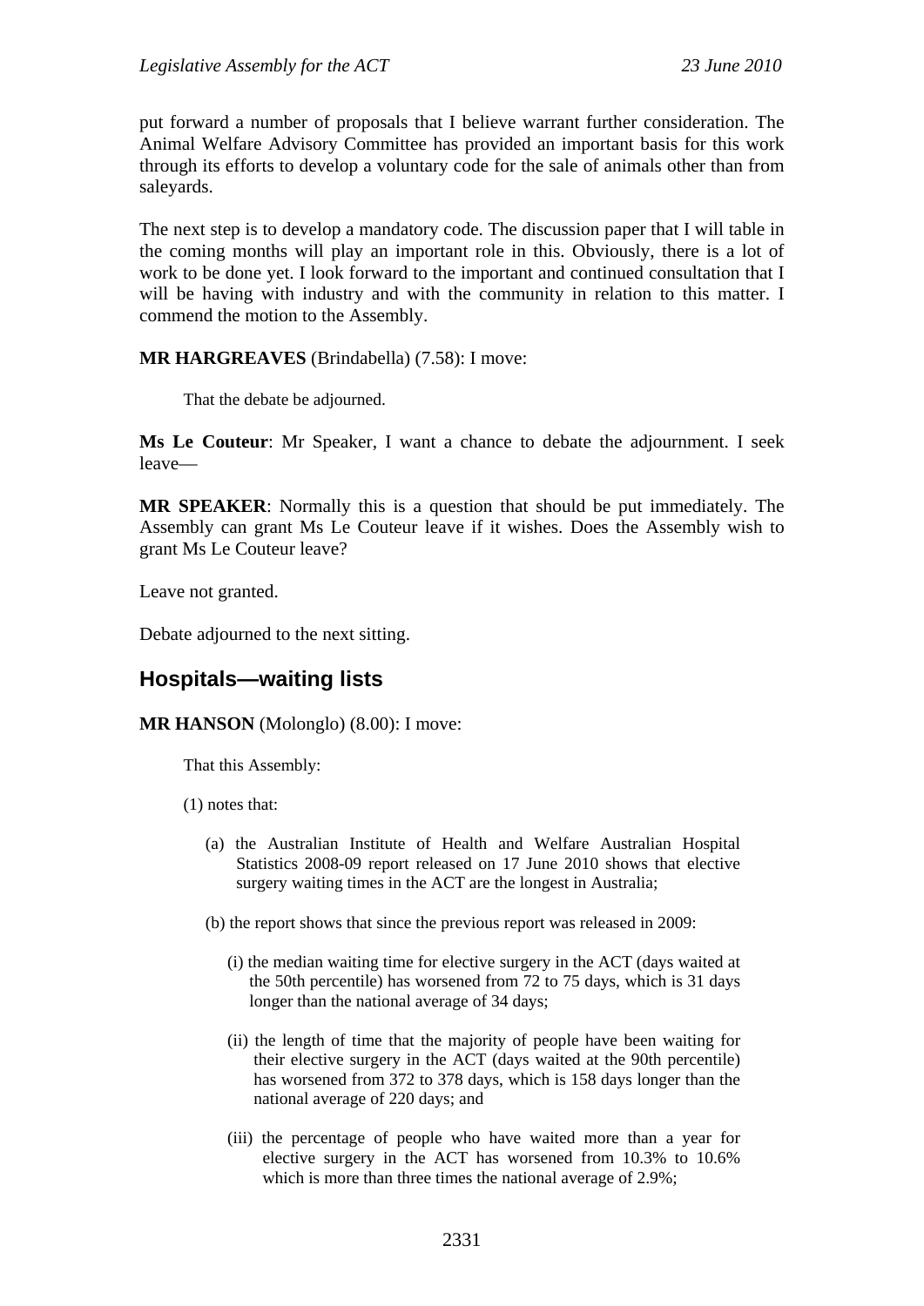put forward a number of proposals that I believe warrant further consideration. The Animal Welfare Advisory Committee has provided an important basis for this work through its efforts to develop a voluntary code for the sale of animals other than from saleyards.

The next step is to develop a mandatory code. The discussion paper that I will table in the coming months will play an important role in this. Obviously, there is a lot of work to be done yet. I look forward to the important and continued consultation that I will be having with industry and with the community in relation to this matter. I commend the motion to the Assembly.

**MR HARGREAVES** (Brindabella) (7.58): I move:

> That the debate be adjourned.

**Ms Le Couteur**: Mr Speaker, I want a chance to debate the adjournment. I seek leave—

**MR SPEAKER**: Normally this is a question that should be put immediately. The Assembly can grant Ms Le Couteur leave if it wishes. Does the Assembly wish to grant Ms Le Couteur leave?

Leave not granted.

Debate adjourned to the next sitting.

## Hospitals—waiting lists

**MR HANSON** (Molonglo) (8.00): I move:

> That this Assembly:
>
> (1) notes that:
>
> (a) the Australian Institute of Health and Welfare Australian Hospital Statistics 2008-09 report released on 17 June 2010 shows that elective surgery waiting times in the ACT are the longest in Australia;
>
> (b) the report shows that since the previous report was released in 2009:
>
> (i) the median waiting time for elective surgery in the ACT (days waited at the 50th percentile) has worsened from 72 to 75 days, which is 31 days longer than the national average of 34 days;
>
> (ii) the length of time that the majority of people have been waiting for their elective surgery in the ACT (days waited at the 90th percentile) has worsened from 372 to 378 days, which is 158 days longer than the national average of 220 days; and
>
> (iii) the percentage of people who have waited more than a year for elective surgery in the ACT has worsened from 10.3% to 10.6% which is more than three times the national average of 2.9%;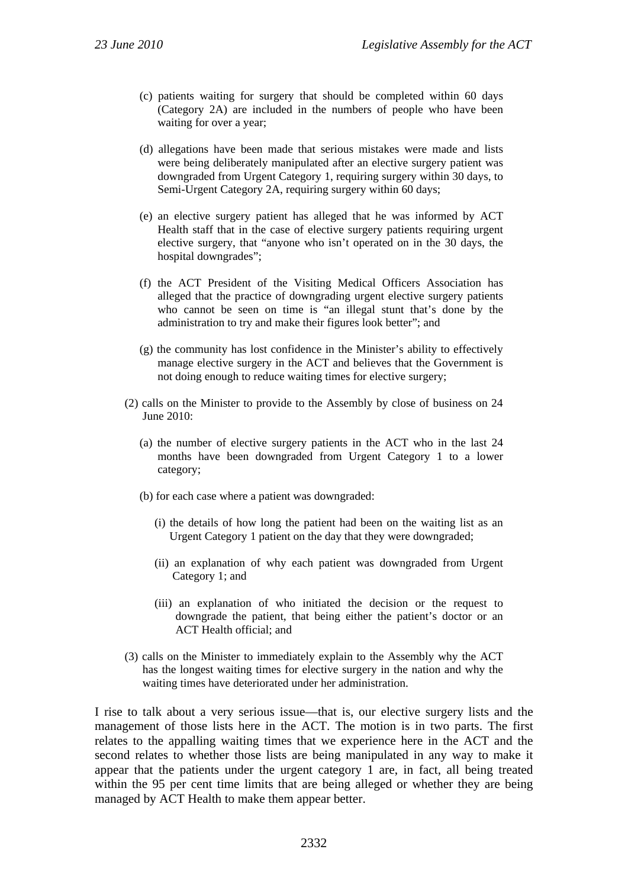(c) patients waiting for surgery that should be completed within 60 days (Category 2A) are included in the numbers of people who have been waiting for over a year;

(d) allegations have been made that serious mistakes were made and lists were being deliberately manipulated after an elective surgery patient was downgraded from Urgent Category 1, requiring surgery within 30 days, to Semi-Urgent Category 2A, requiring surgery within 60 days;

(e) an elective surgery patient has alleged that he was informed by ACT Health staff that in the case of elective surgery patients requiring urgent elective surgery, that "anyone who isn't operated on in the 30 days, the hospital downgrades";

(f) the ACT President of the Visiting Medical Officers Association has alleged that the practice of downgrading urgent elective surgery patients who cannot be seen on time is "an illegal stunt that's done by the administration to try and make their figures look better"; and

(g) the community has lost confidence in the Minister's ability to effectively manage elective surgery in the ACT and believes that the Government is not doing enough to reduce waiting times for elective surgery;

(2) calls on the Minister to provide to the Assembly by close of business on 24 June 2010:

(a) the number of elective surgery patients in the ACT who in the last 24 months have been downgraded from Urgent Category 1 to a lower category;

(b) for each case where a patient was downgraded:

(i) the details of how long the patient had been on the waiting list as an Urgent Category 1 patient on the day that they were downgraded;

(ii) an explanation of why each patient was downgraded from Urgent Category 1; and

(iii) an explanation of who initiated the decision or the request to downgrade the patient, that being either the patient's doctor or an ACT Health official; and

(3) calls on the Minister to immediately explain to the Assembly why the ACT has the longest waiting times for elective surgery in the nation and why the waiting times have deteriorated under her administration.

I rise to talk about a very serious issue—that is, our elective surgery lists and the management of those lists here in the ACT. The motion is in two parts. The first relates to the appalling waiting times that we experience here in the ACT and the second relates to whether those lists are being manipulated in any way to make it appear that the patients under the urgent category 1 are, in fact, all being treated within the 95 per cent time limits that are being alleged or whether they are being managed by ACT Health to make them appear better.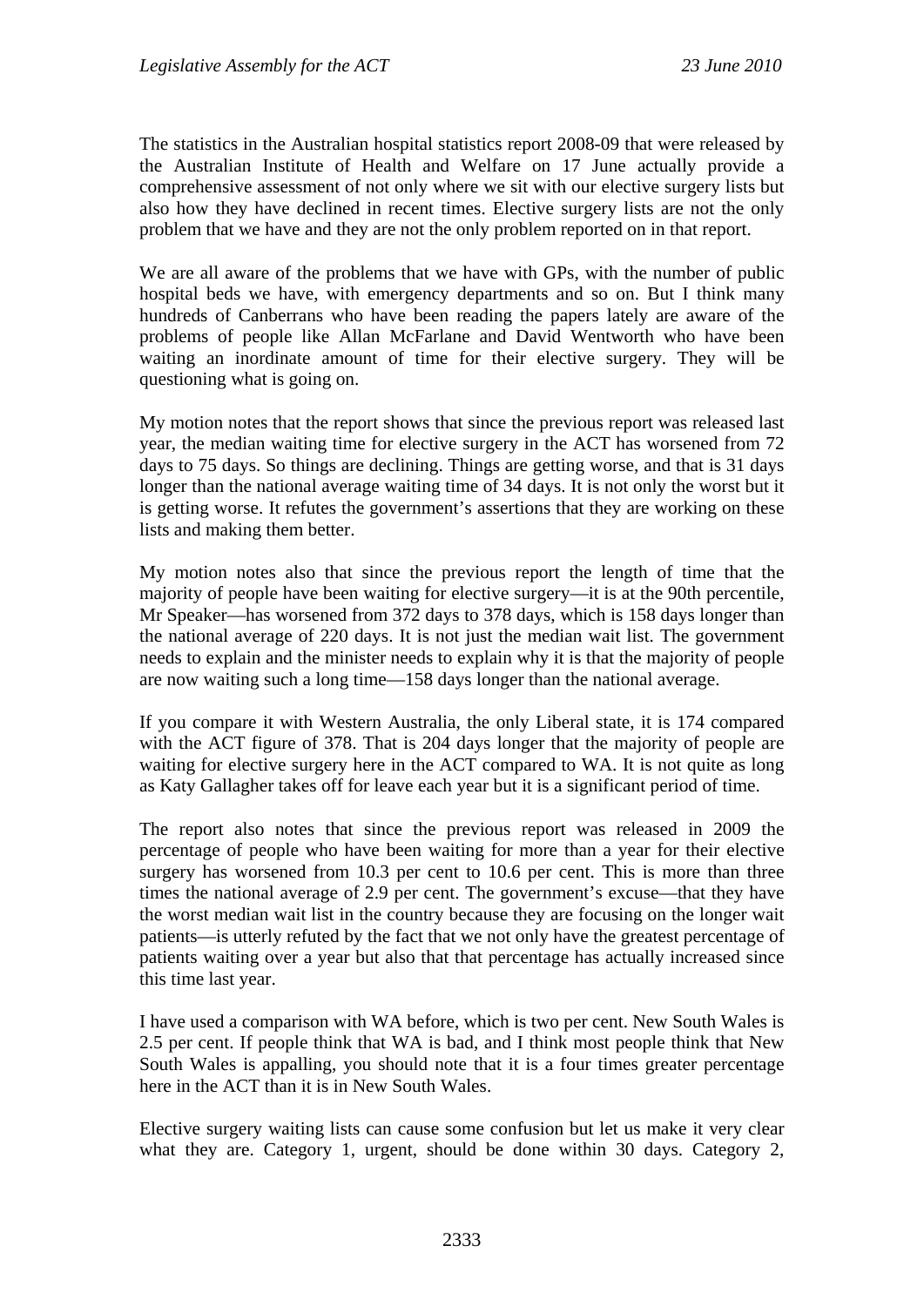The statistics in the Australian hospital statistics report 2008-09 that were released by the Australian Institute of Health and Welfare on 17 June actually provide a comprehensive assessment of not only where we sit with our elective surgery lists but also how they have declined in recent times. Elective surgery lists are not the only problem that we have and they are not the only problem reported on in that report.

We are all aware of the problems that we have with GPs, with the number of public hospital beds we have, with emergency departments and so on. But I think many hundreds of Canberrans who have been reading the papers lately are aware of the problems of people like Allan McFarlane and David Wentworth who have been waiting an inordinate amount of time for their elective surgery. They will be questioning what is going on.

My motion notes that the report shows that since the previous report was released last year, the median waiting time for elective surgery in the ACT has worsened from 72 days to 75 days. So things are declining. Things are getting worse, and that is 31 days longer than the national average waiting time of 34 days. It is not only the worst but it is getting worse. It refutes the government's assertions that they are working on these lists and making them better.

My motion notes also that since the previous report the length of time that the majority of people have been waiting for elective surgery—it is at the 90th percentile, Mr Speaker—has worsened from 372 days to 378 days, which is 158 days longer than the national average of 220 days. It is not just the median wait list. The government needs to explain and the minister needs to explain why it is that the majority of people are now waiting such a long time—158 days longer than the national average.

If you compare it with Western Australia, the only Liberal state, it is 174 compared with the ACT figure of 378. That is 204 days longer that the majority of people are waiting for elective surgery here in the ACT compared to WA. It is not quite as long as Katy Gallagher takes off for leave each year but it is a significant period of time.

The report also notes that since the previous report was released in 2009 the percentage of people who have been waiting for more than a year for their elective surgery has worsened from 10.3 per cent to 10.6 per cent. This is more than three times the national average of 2.9 per cent. The government's excuse—that they have the worst median wait list in the country because they are focusing on the longer wait patients—is utterly refuted by the fact that we not only have the greatest percentage of patients waiting over a year but also that that percentage has actually increased since this time last year.

I have used a comparison with WA before, which is two per cent. New South Wales is 2.5 per cent. If people think that WA is bad, and I think most people think that New South Wales is appalling, you should note that it is a four times greater percentage here in the ACT than it is in New South Wales.

Elective surgery waiting lists can cause some confusion but let us make it very clear what they are. Category 1, urgent, should be done within 30 days. Category 2,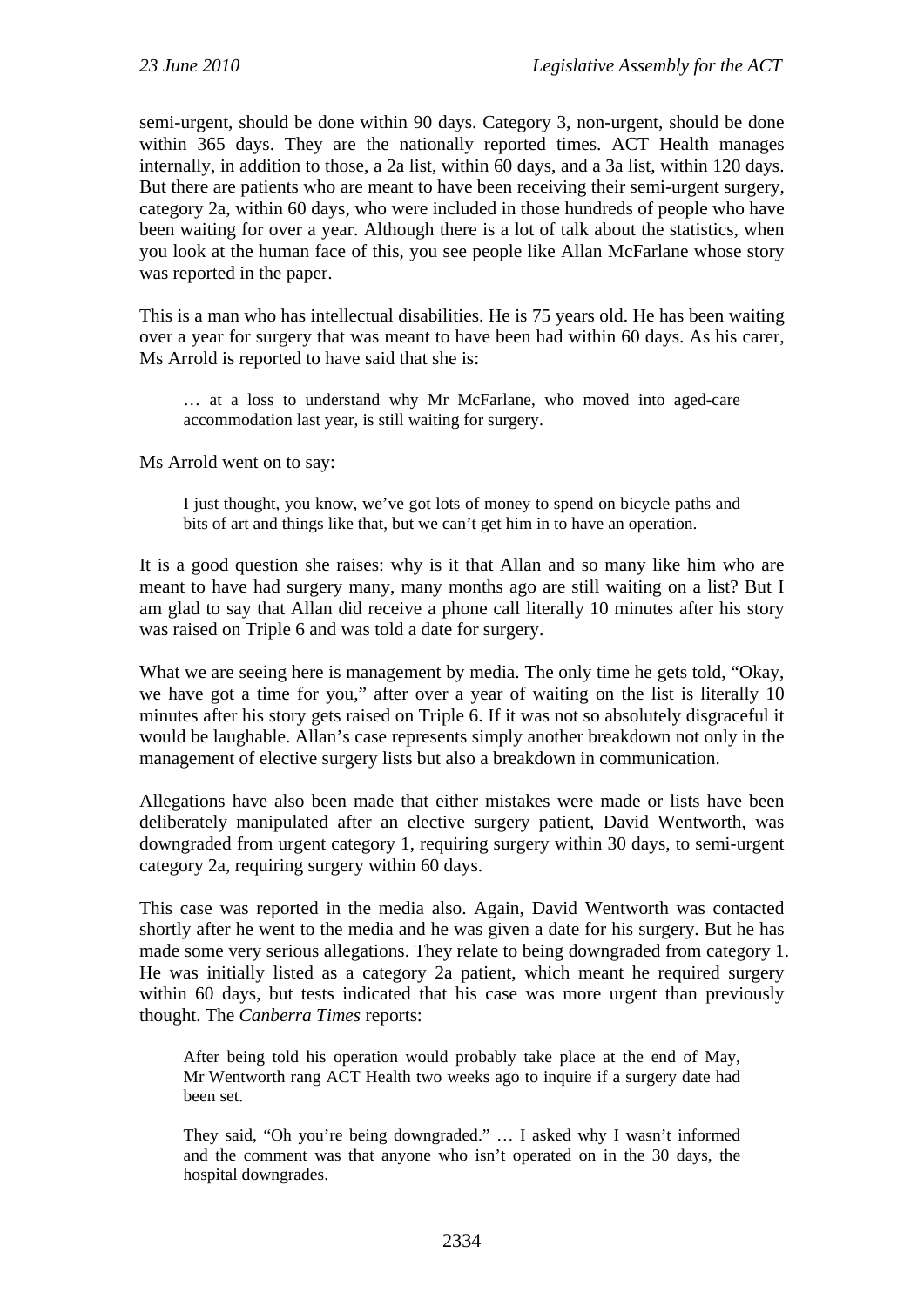semi-urgent, should be done within 90 days. Category 3, non-urgent, should be done within 365 days. They are the nationally reported times. ACT Health manages internally, in addition to those, a 2a list, within 60 days, and a 3a list, within 120 days. But there are patients who are meant to have been receiving their semi-urgent surgery, category 2a, within 60 days, who were included in those hundreds of people who have been waiting for over a year. Although there is a lot of talk about the statistics, when you look at the human face of this, you see people like Allan McFarlane whose story was reported in the paper.

This is a man who has intellectual disabilities. He is 75 years old. He has been waiting over a year for surgery that was meant to have been had within 60 days. As his carer, Ms Arrold is reported to have said that she is:

> … at a loss to understand why Mr McFarlane, who moved into aged-care accommodation last year, is still waiting for surgery.

Ms Arrold went on to say:

> I just thought, you know, we've got lots of money to spend on bicycle paths and bits of art and things like that, but we can't get him in to have an operation.

It is a good question she raises: why is it that Allan and so many like him who are meant to have had surgery many, many months ago are still waiting on a list? But I am glad to say that Allan did receive a phone call literally 10 minutes after his story was raised on Triple 6 and was told a date for surgery.

What we are seeing here is management by media. The only time he gets told, "Okay, we have got a time for you," after over a year of waiting on the list is literally 10 minutes after his story gets raised on Triple 6. If it was not so absolutely disgraceful it would be laughable. Allan's case represents simply another breakdown not only in the management of elective surgery lists but also a breakdown in communication.

Allegations have also been made that either mistakes were made or lists have been deliberately manipulated after an elective surgery patient, David Wentworth, was downgraded from urgent category 1, requiring surgery within 30 days, to semi-urgent category 2a, requiring surgery within 60 days.

This case was reported in the media also. Again, David Wentworth was contacted shortly after he went to the media and he was given a date for his surgery. But he has made some very serious allegations. They relate to being downgraded from category 1. He was initially listed as a category 2a patient, which meant he required surgery within 60 days, but tests indicated that his case was more urgent than previously thought. The *Canberra Times* reports:

> After being told his operation would probably take place at the end of May, Mr Wentworth rang ACT Health two weeks ago to inquire if a surgery date had been set.
>
> They said, "Oh you're being downgraded." … I asked why I wasn't informed and the comment was that anyone who isn't operated on in the 30 days, the hospital downgrades.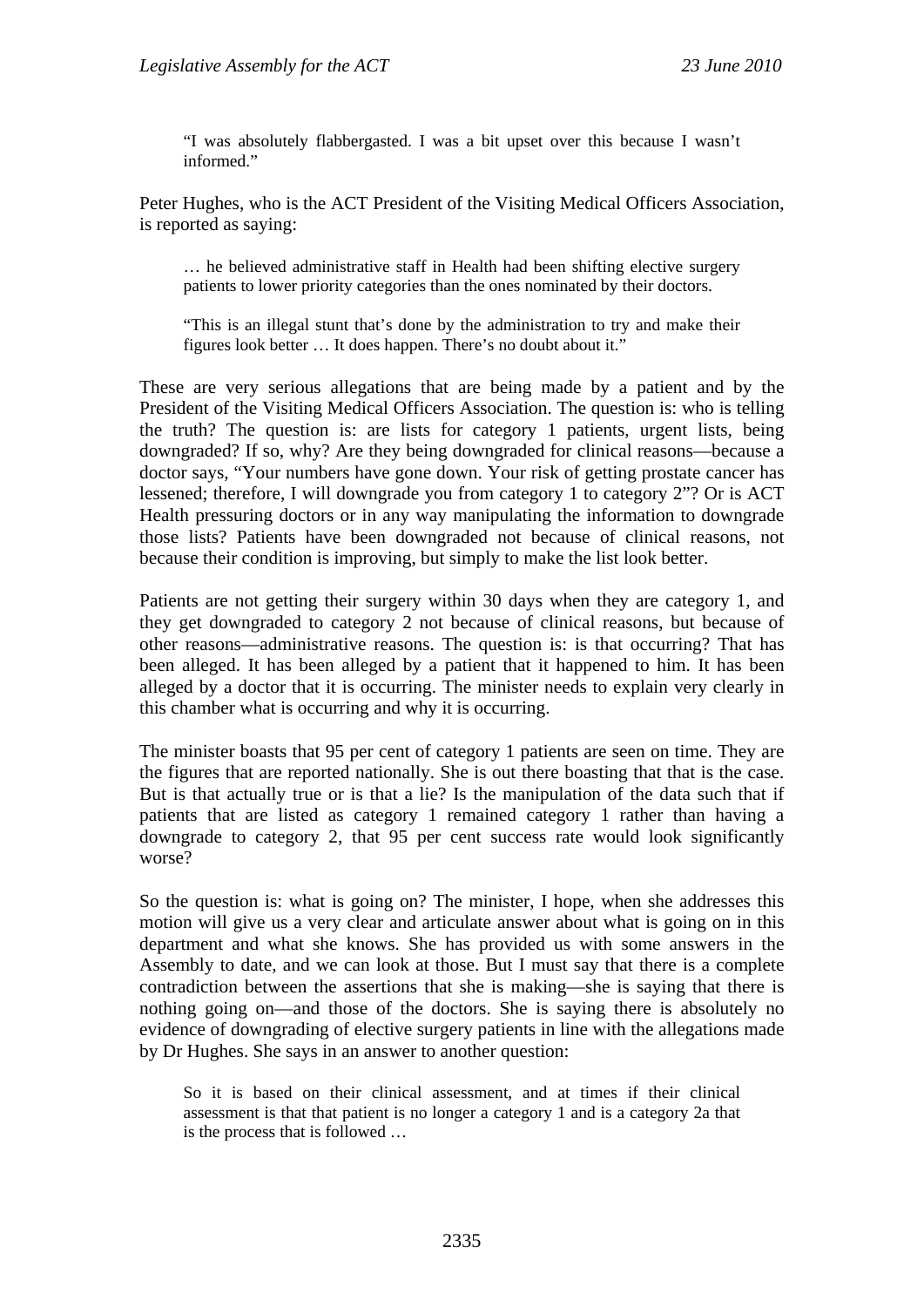> "I was absolutely flabbergasted. I was a bit upset over this because I wasn't informed."

Peter Hughes, who is the ACT President of the Visiting Medical Officers Association, is reported as saying:

> … he believed administrative staff in Health had been shifting elective surgery patients to lower priority categories than the ones nominated by their doctors.
>
> "This is an illegal stunt that's done by the administration to try and make their figures look better … It does happen. There's no doubt about it."

These are very serious allegations that are being made by a patient and by the President of the Visiting Medical Officers Association. The question is: who is telling the truth? The question is: are lists for category 1 patients, urgent lists, being downgraded? If so, why? Are they being downgraded for clinical reasons—because a doctor says, "Your numbers have gone down. Your risk of getting prostate cancer has lessened; therefore, I will downgrade you from category 1 to category 2"? Or is ACT Health pressuring doctors or in any way manipulating the information to downgrade those lists? Patients have been downgraded not because of clinical reasons, not because their condition is improving, but simply to make the list look better.

Patients are not getting their surgery within 30 days when they are category 1, and they get downgraded to category 2 not because of clinical reasons, but because of other reasons—administrative reasons. The question is: is that occurring? That has been alleged. It has been alleged by a patient that it happened to him. It has been alleged by a doctor that it is occurring. The minister needs to explain very clearly in this chamber what is occurring and why it is occurring.

The minister boasts that 95 per cent of category 1 patients are seen on time. They are the figures that are reported nationally. She is out there boasting that that is the case. But is that actually true or is that a lie? Is the manipulation of the data such that if patients that are listed as category 1 remained category 1 rather than having a downgrade to category 2, that 95 per cent success rate would look significantly worse?

So the question is: what is going on? The minister, I hope, when she addresses this motion will give us a very clear and articulate answer about what is going on in this department and what she knows. She has provided us with some answers in the Assembly to date, and we can look at those. But I must say that there is a complete contradiction between the assertions that she is making—she is saying that there is nothing going on—and those of the doctors. She is saying there is absolutely no evidence of downgrading of elective surgery patients in line with the allegations made by Dr Hughes. She says in an answer to another question:

> So it is based on their clinical assessment, and at times if their clinical assessment is that that patient is no longer a category 1 and is a category 2a that is the process that is followed …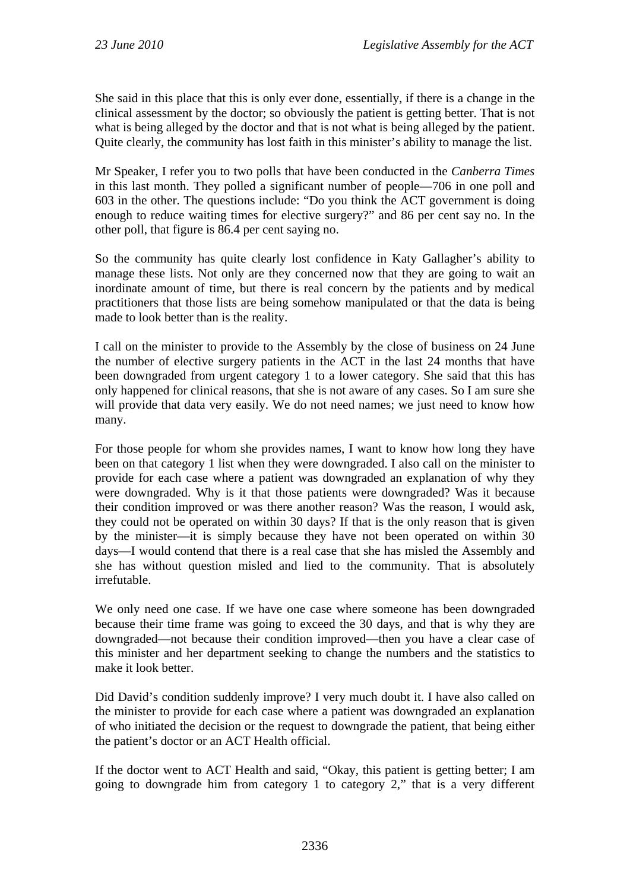She said in this place that this is only ever done, essentially, if there is a change in the clinical assessment by the doctor; so obviously the patient is getting better. That is not what is being alleged by the doctor and that is not what is being alleged by the patient. Quite clearly, the community has lost faith in this minister's ability to manage the list.

Mr Speaker, I refer you to two polls that have been conducted in the *Canberra Times* in this last month. They polled a significant number of people—706 in one poll and 603 in the other. The questions include: "Do you think the ACT government is doing enough to reduce waiting times for elective surgery?" and 86 per cent say no. In the other poll, that figure is 86.4 per cent saying no.

So the community has quite clearly lost confidence in Katy Gallagher's ability to manage these lists. Not only are they concerned now that they are going to wait an inordinate amount of time, but there is real concern by the patients and by medical practitioners that those lists are being somehow manipulated or that the data is being made to look better than is the reality.

I call on the minister to provide to the Assembly by the close of business on 24 June the number of elective surgery patients in the ACT in the last 24 months that have been downgraded from urgent category 1 to a lower category. She said that this has only happened for clinical reasons, that she is not aware of any cases. So I am sure she will provide that data very easily. We do not need names; we just need to know how many.

For those people for whom she provides names, I want to know how long they have been on that category 1 list when they were downgraded. I also call on the minister to provide for each case where a patient was downgraded an explanation of why they were downgraded. Why is it that those patients were downgraded? Was it because their condition improved or was there another reason? Was the reason, I would ask, they could not be operated on within 30 days? If that is the only reason that is given by the minister—it is simply because they have not been operated on within 30 days—I would contend that there is a real case that she has misled the Assembly and she has without question misled and lied to the community. That is absolutely irrefutable.

We only need one case. If we have one case where someone has been downgraded because their time frame was going to exceed the 30 days, and that is why they are downgraded—not because their condition improved—then you have a clear case of this minister and her department seeking to change the numbers and the statistics to make it look better.

Did David's condition suddenly improve? I very much doubt it. I have also called on the minister to provide for each case where a patient was downgraded an explanation of who initiated the decision or the request to downgrade the patient, that being either the patient's doctor or an ACT Health official.

If the doctor went to ACT Health and said, "Okay, this patient is getting better; I am going to downgrade him from category 1 to category 2," that is a very different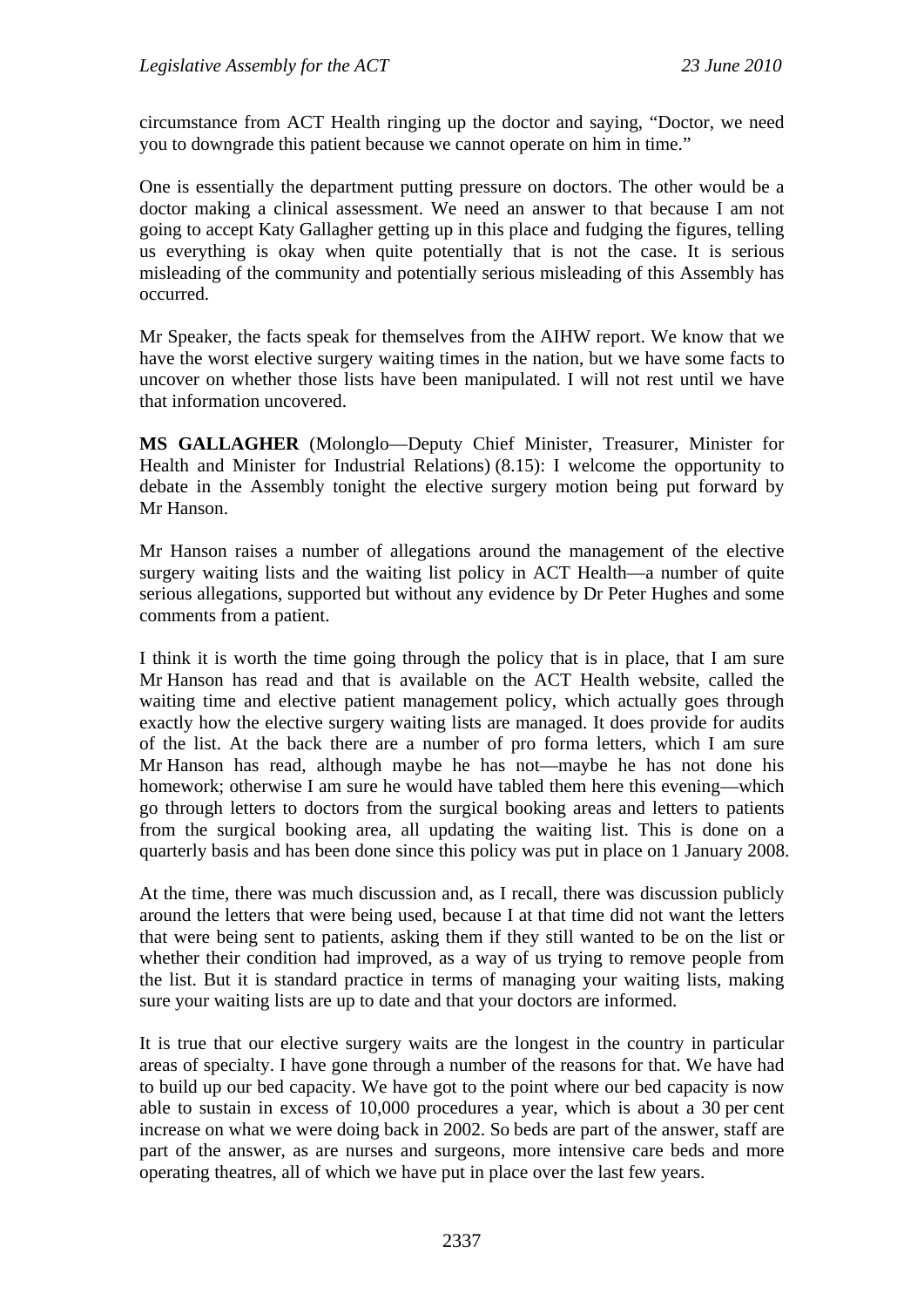circumstance from ACT Health ringing up the doctor and saying, "Doctor, we need you to downgrade this patient because we cannot operate on him in time."

One is essentially the department putting pressure on doctors. The other would be a doctor making a clinical assessment. We need an answer to that because I am not going to accept Katy Gallagher getting up in this place and fudging the figures, telling us everything is okay when quite potentially that is not the case. It is serious misleading of the community and potentially serious misleading of this Assembly has occurred.

Mr Speaker, the facts speak for themselves from the AIHW report. We know that we have the worst elective surgery waiting times in the nation, but we have some facts to uncover on whether those lists have been manipulated. I will not rest until we have that information uncovered.

**MS GALLAGHER** (Molonglo—Deputy Chief Minister, Treasurer, Minister for Health and Minister for Industrial Relations) (8.15): I welcome the opportunity to debate in the Assembly tonight the elective surgery motion being put forward by Mr Hanson.

Mr Hanson raises a number of allegations around the management of the elective surgery waiting lists and the waiting list policy in ACT Health—a number of quite serious allegations, supported but without any evidence by Dr Peter Hughes and some comments from a patient.

I think it is worth the time going through the policy that is in place, that I am sure Mr Hanson has read and that is available on the ACT Health website, called the waiting time and elective patient management policy, which actually goes through exactly how the elective surgery waiting lists are managed. It does provide for audits of the list. At the back there are a number of pro forma letters, which I am sure Mr Hanson has read, although maybe he has not—maybe he has not done his homework; otherwise I am sure he would have tabled them here this evening—which go through letters to doctors from the surgical booking areas and letters to patients from the surgical booking area, all updating the waiting list. This is done on a quarterly basis and has been done since this policy was put in place on 1 January 2008.

At the time, there was much discussion and, as I recall, there was discussion publicly around the letters that were being used, because I at that time did not want the letters that were being sent to patients, asking them if they still wanted to be on the list or whether their condition had improved, as a way of us trying to remove people from the list. But it is standard practice in terms of managing your waiting lists, making sure your waiting lists are up to date and that your doctors are informed.

It is true that our elective surgery waits are the longest in the country in particular areas of specialty. I have gone through a number of the reasons for that. We have had to build up our bed capacity. We have got to the point where our bed capacity is now able to sustain in excess of 10,000 procedures a year, which is about a 30 per cent increase on what we were doing back in 2002. So beds are part of the answer, staff are part of the answer, as are nurses and surgeons, more intensive care beds and more operating theatres, all of which we have put in place over the last few years.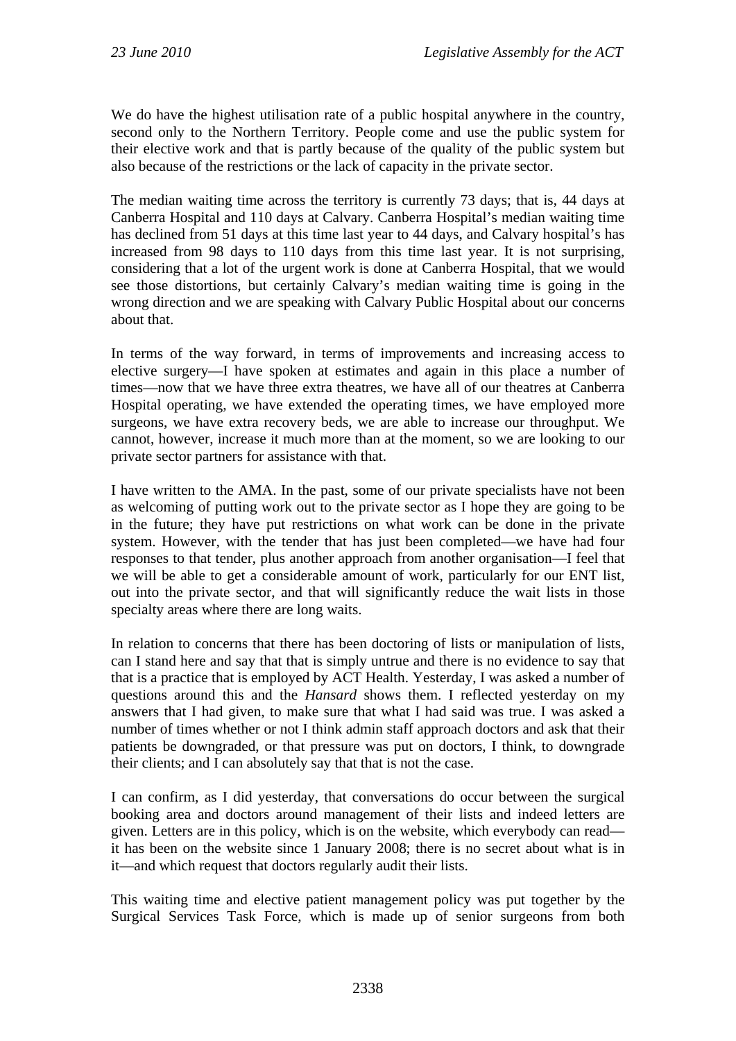We do have the highest utilisation rate of a public hospital anywhere in the country, second only to the Northern Territory. People come and use the public system for their elective work and that is partly because of the quality of the public system but also because of the restrictions or the lack of capacity in the private sector.

The median waiting time across the territory is currently 73 days; that is, 44 days at Canberra Hospital and 110 days at Calvary. Canberra Hospital's median waiting time has declined from 51 days at this time last year to 44 days, and Calvary hospital's has increased from 98 days to 110 days from this time last year. It is not surprising, considering that a lot of the urgent work is done at Canberra Hospital, that we would see those distortions, but certainly Calvary's median waiting time is going in the wrong direction and we are speaking with Calvary Public Hospital about our concerns about that.

In terms of the way forward, in terms of improvements and increasing access to elective surgery—I have spoken at estimates and again in this place a number of times—now that we have three extra theatres, we have all of our theatres at Canberra Hospital operating, we have extended the operating times, we have employed more surgeons, we have extra recovery beds, we are able to increase our throughput. We cannot, however, increase it much more than at the moment, so we are looking to our private sector partners for assistance with that.

I have written to the AMA. In the past, some of our private specialists have not been as welcoming of putting work out to the private sector as I hope they are going to be in the future; they have put restrictions on what work can be done in the private system. However, with the tender that has just been completed—we have had four responses to that tender, plus another approach from another organisation—I feel that we will be able to get a considerable amount of work, particularly for our ENT list, out into the private sector, and that will significantly reduce the wait lists in those specialty areas where there are long waits.

In relation to concerns that there has been doctoring of lists or manipulation of lists, can I stand here and say that that is simply untrue and there is no evidence to say that that is a practice that is employed by ACT Health. Yesterday, I was asked a number of questions around this and the *Hansard* shows them. I reflected yesterday on my answers that I had given, to make sure that what I had said was true. I was asked a number of times whether or not I think admin staff approach doctors and ask that their patients be downgraded, or that pressure was put on doctors, I think, to downgrade their clients; and I can absolutely say that that is not the case.

I can confirm, as I did yesterday, that conversations do occur between the surgical booking area and doctors around management of their lists and indeed letters are given. Letters are in this policy, which is on the website, which everybody can read—it has been on the website since 1 January 2008; there is no secret about what is in it—and which request that doctors regularly audit their lists.

This waiting time and elective patient management policy was put together by the Surgical Services Task Force, which is made up of senior surgeons from both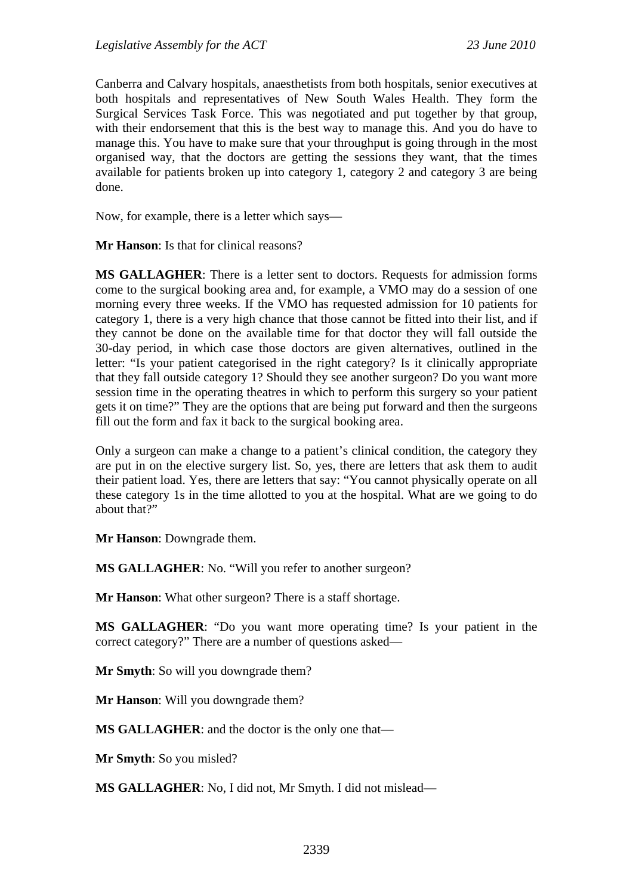Canberra and Calvary hospitals, anaesthetists from both hospitals, senior executives at both hospitals and representatives of New South Wales Health. They form the Surgical Services Task Force. This was negotiated and put together by that group, with their endorsement that this is the best way to manage this. And you do have to manage this. You have to make sure that your throughput is going through in the most organised way, that the doctors are getting the sessions they want, that the times available for patients broken up into category 1, category 2 and category 3 are being done.

Now, for example, there is a letter which says—

**Mr Hanson**: Is that for clinical reasons?

**MS GALLAGHER**: There is a letter sent to doctors. Requests for admission forms come to the surgical booking area and, for example, a VMO may do a session of one morning every three weeks. If the VMO has requested admission for 10 patients for category 1, there is a very high chance that those cannot be fitted into their list, and if they cannot be done on the available time for that doctor they will fall outside the 30-day period, in which case those doctors are given alternatives, outlined in the letter: "Is your patient categorised in the right category? Is it clinically appropriate that they fall outside category 1? Should they see another surgeon? Do you want more session time in the operating theatres in which to perform this surgery so your patient gets it on time?" They are the options that are being put forward and then the surgeons fill out the form and fax it back to the surgical booking area.

Only a surgeon can make a change to a patient's clinical condition, the category they are put in on the elective surgery list. So, yes, there are letters that ask them to audit their patient load. Yes, there are letters that say: "You cannot physically operate on all these category 1s in the time allotted to you at the hospital. What are we going to do about that?"

**Mr Hanson**: Downgrade them.

**MS GALLAGHER**: No. "Will you refer to another surgeon?

**Mr Hanson**: What other surgeon? There is a staff shortage.

**MS GALLAGHER**: "Do you want more operating time? Is your patient in the correct category?" There are a number of questions asked—

**Mr Smyth**: So will you downgrade them?

**Mr Hanson**: Will you downgrade them?

**MS GALLAGHER**: and the doctor is the only one that—

**Mr Smyth**: So you misled?

**MS GALLAGHER**: No, I did not, Mr Smyth. I did not mislead—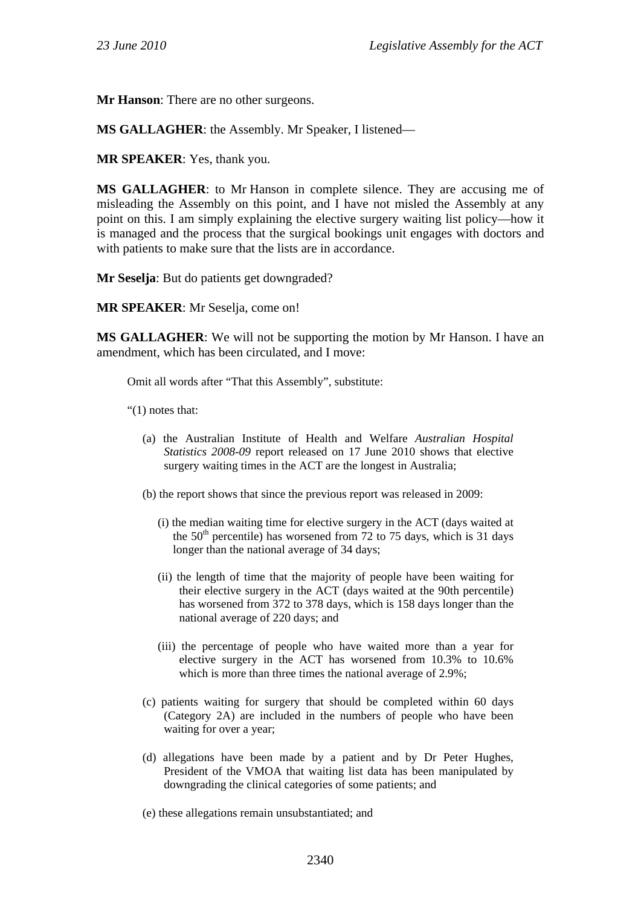**Mr Hanson**: There are no other surgeons.

**MS GALLAGHER**: the Assembly. Mr Speaker, I listened—

**MR SPEAKER**: Yes, thank you.

**MS GALLAGHER**: to Mr Hanson in complete silence. They are accusing me of misleading the Assembly on this point, and I have not misled the Assembly at any point on this. I am simply explaining the elective surgery waiting list policy—how it is managed and the process that the surgical bookings unit engages with doctors and with patients to make sure that the lists are in accordance.

**Mr Seselja**: But do patients get downgraded?

**MR SPEAKER**: Mr Seselja, come on!

**MS GALLAGHER**: We will not be supporting the motion by Mr Hanson. I have an amendment, which has been circulated, and I move:

> Omit all words after "That this Assembly", substitute:
>
> "(1) notes that:
>
> (a) the Australian Institute of Health and Welfare *Australian Hospital Statistics 2008-09* report released on 17 June 2010 shows that elective surgery waiting times in the ACT are the longest in Australia;
>
> (b) the report shows that since the previous report was released in 2009:
>
> (i) the median waiting time for elective surgery in the ACT (days waited at the 50th percentile) has worsened from 72 to 75 days, which is 31 days longer than the national average of 34 days;
>
> (ii) the length of time that the majority of people have been waiting for their elective surgery in the ACT (days waited at the 90th percentile) has worsened from 372 to 378 days, which is 158 days longer than the national average of 220 days; and
>
> (iii) the percentage of people who have waited more than a year for elective surgery in the ACT has worsened from 10.3% to 10.6% which is more than three times the national average of 2.9%;
>
> (c) patients waiting for surgery that should be completed within 60 days (Category 2A) are included in the numbers of people who have been waiting for over a year;
>
> (d) allegations have been made by a patient and by Dr Peter Hughes, President of the VMOA that waiting list data has been manipulated by downgrading the clinical categories of some patients; and
>
> (e) these allegations remain unsubstantiated; and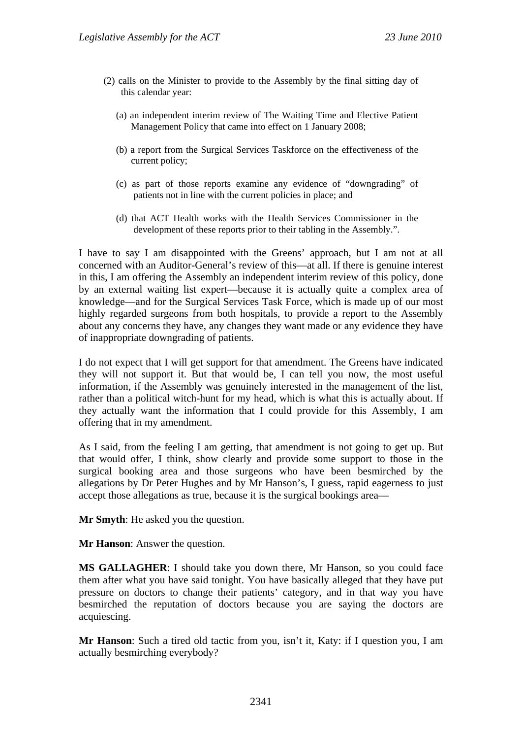(2) calls on the Minister to provide to the Assembly by the final sitting day of this calendar year:

(a) an independent interim review of The Waiting Time and Elective Patient Management Policy that came into effect on 1 January 2008;

(b) a report from the Surgical Services Taskforce on the effectiveness of the current policy;

(c) as part of those reports examine any evidence of "downgrading" of patients not in line with the current policies in place; and

(d) that ACT Health works with the Health Services Commissioner in the development of these reports prior to their tabling in the Assembly.".

I have to say I am disappointed with the Greens' approach, but I am not at all concerned with an Auditor-General's review of this—at all. If there is genuine interest in this, I am offering the Assembly an independent interim review of this policy, done by an external waiting list expert—because it is actually quite a complex area of knowledge—and for the Surgical Services Task Force, which is made up of our most highly regarded surgeons from both hospitals, to provide a report to the Assembly about any concerns they have, any changes they want made or any evidence they have of inappropriate downgrading of patients.

I do not expect that I will get support for that amendment. The Greens have indicated they will not support it. But that would be, I can tell you now, the most useful information, if the Assembly was genuinely interested in the management of the list, rather than a political witch-hunt for my head, which is what this is actually about. If they actually want the information that I could provide for this Assembly, I am offering that in my amendment.

As I said, from the feeling I am getting, that amendment is not going to get up. But that would offer, I think, show clearly and provide some support to those in the surgical booking area and those surgeons who have been besmirched by the allegations by Dr Peter Hughes and by Mr Hanson's, I guess, rapid eagerness to just accept those allegations as true, because it is the surgical bookings area—

**Mr Smyth**: He asked you the question.

**Mr Hanson**: Answer the question.

**MS GALLAGHER**: I should take you down there, Mr Hanson, so you could face them after what you have said tonight. You have basically alleged that they have put pressure on doctors to change their patients' category, and in that way you have besmirched the reputation of doctors because you are saying the doctors are acquiescing.

**Mr Hanson**: Such a tired old tactic from you, isn't it, Katy: if I question you, I am actually besmirching everybody?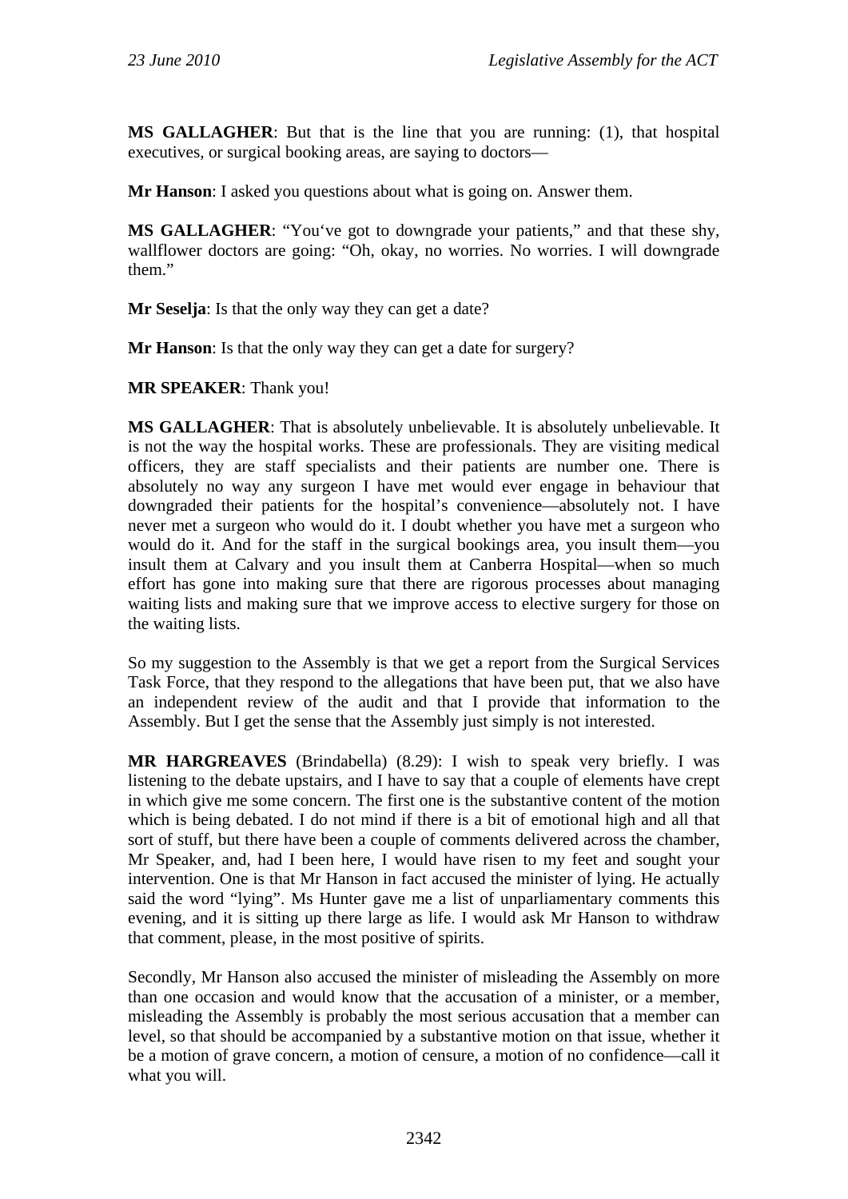**MS GALLAGHER**: But that is the line that you are running: (1), that hospital executives, or surgical booking areas, are saying to doctors—

**Mr Hanson**: I asked you questions about what is going on. Answer them.

**MS GALLAGHER**: "You've got to downgrade your patients," and that these shy, wallflower doctors are going: "Oh, okay, no worries. No worries. I will downgrade them."

**Mr Seselja**: Is that the only way they can get a date?

**Mr Hanson**: Is that the only way they can get a date for surgery?

**MR SPEAKER**: Thank you!

**MS GALLAGHER**: That is absolutely unbelievable. It is absolutely unbelievable. It is not the way the hospital works. These are professionals. They are visiting medical officers, they are staff specialists and their patients are number one. There is absolutely no way any surgeon I have met would ever engage in behaviour that downgraded their patients for the hospital's convenience—absolutely not. I have never met a surgeon who would do it. I doubt whether you have met a surgeon who would do it. And for the staff in the surgical bookings area, you insult them—you insult them at Calvary and you insult them at Canberra Hospital—when so much effort has gone into making sure that there are rigorous processes about managing waiting lists and making sure that we improve access to elective surgery for those on the waiting lists.

So my suggestion to the Assembly is that we get a report from the Surgical Services Task Force, that they respond to the allegations that have been put, that we also have an independent review of the audit and that I provide that information to the Assembly. But I get the sense that the Assembly just simply is not interested.

**MR HARGREAVES** (Brindabella) (8.29): I wish to speak very briefly. I was listening to the debate upstairs, and I have to say that a couple of elements have crept in which give me some concern. The first one is the substantive content of the motion which is being debated. I do not mind if there is a bit of emotional high and all that sort of stuff, but there have been a couple of comments delivered across the chamber, Mr Speaker, and, had I been here, I would have risen to my feet and sought your intervention. One is that Mr Hanson in fact accused the minister of lying. He actually said the word "lying". Ms Hunter gave me a list of unparliamentary comments this evening, and it is sitting up there large as life. I would ask Mr Hanson to withdraw that comment, please, in the most positive of spirits.

Secondly, Mr Hanson also accused the minister of misleading the Assembly on more than one occasion and would know that the accusation of a minister, or a member, misleading the Assembly is probably the most serious accusation that a member can level, so that should be accompanied by a substantive motion on that issue, whether it be a motion of grave concern, a motion of censure, a motion of no confidence—call it what you will.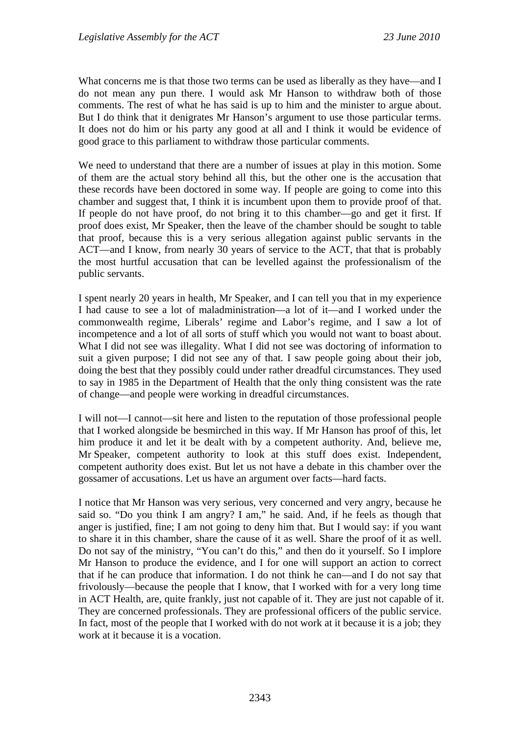What concerns me is that those two terms can be used as liberally as they have—and I do not mean any pun there. I would ask Mr Hanson to withdraw both of those comments. The rest of what he has said is up to him and the minister to argue about. But I do think that it denigrates Mr Hanson's argument to use those particular terms. It does not do him or his party any good at all and I think it would be evidence of good grace to this parliament to withdraw those particular comments.

We need to understand that there are a number of issues at play in this motion. Some of them are the actual story behind all this, but the other one is the accusation that these records have been doctored in some way. If people are going to come into this chamber and suggest that, I think it is incumbent upon them to provide proof of that. If people do not have proof, do not bring it to this chamber—go and get it first. If proof does exist, Mr Speaker, then the leave of the chamber should be sought to table that proof, because this is a very serious allegation against public servants in the ACT—and I know, from nearly 30 years of service to the ACT, that that is probably the most hurtful accusation that can be levelled against the professionalism of the public servants.

I spent nearly 20 years in health, Mr Speaker, and I can tell you that in my experience I had cause to see a lot of maladministration—a lot of it—and I worked under the commonwealth regime, Liberals' regime and Labor's regime, and I saw a lot of incompetence and a lot of all sorts of stuff which you would not want to boast about. What I did not see was illegality. What I did not see was doctoring of information to suit a given purpose; I did not see any of that. I saw people going about their job, doing the best that they possibly could under rather dreadful circumstances. They used to say in 1985 in the Department of Health that the only thing consistent was the rate of change—and people were working in dreadful circumstances.

I will not—I cannot—sit here and listen to the reputation of those professional people that I worked alongside be besmirched in this way. If Mr Hanson has proof of this, let him produce it and let it be dealt with by a competent authority. And, believe me, Mr Speaker, competent authority to look at this stuff does exist. Independent, competent authority does exist. But let us not have a debate in this chamber over the gossamer of accusations. Let us have an argument over facts—hard facts.

I notice that Mr Hanson was very serious, very concerned and very angry, because he said so. "Do you think I am angry? I am," he said. And, if he feels as though that anger is justified, fine; I am not going to deny him that. But I would say: if you want to share it in this chamber, share the cause of it as well. Share the proof of it as well. Do not say of the ministry, "You can't do this," and then do it yourself. So I implore Mr Hanson to produce the evidence, and I for one will support an action to correct that if he can produce that information. I do not think he can—and I do not say that frivolously—because the people that I know, that I worked with for a very long time in ACT Health, are, quite frankly, just not capable of it. They are just not capable of it. They are concerned professionals. They are professional officers of the public service. In fact, most of the people that I worked with do not work at it because it is a job; they work at it because it is a vocation.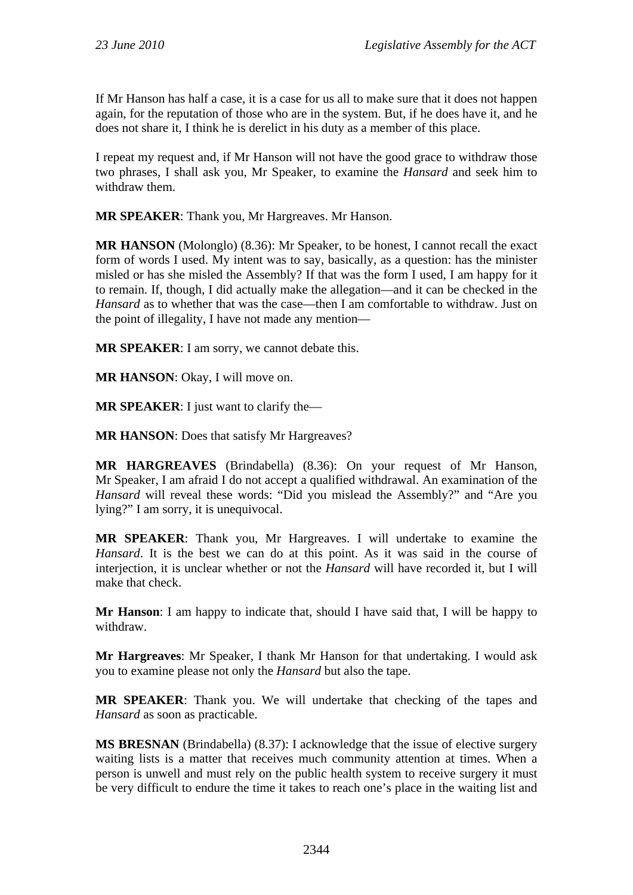If Mr Hanson has half a case, it is a case for us all to make sure that it does not happen again, for the reputation of those who are in the system. But, if he does have it, and he does not share it, I think he is derelict in his duty as a member of this place.

I repeat my request and, if Mr Hanson will not have the good grace to withdraw those two phrases, I shall ask you, Mr Speaker, to examine the *Hansard* and seek him to withdraw them.

**MR SPEAKER**: Thank you, Mr Hargreaves. Mr Hanson.

**MR HANSON** (Molonglo) (8.36): Mr Speaker, to be honest, I cannot recall the exact form of words I used. My intent was to say, basically, as a question: has the minister misled or has she misled the Assembly? If that was the form I used, I am happy for it to remain. If, though, I did actually make the allegation—and it can be checked in the *Hansard* as to whether that was the case—then I am comfortable to withdraw. Just on the point of illegality, I have not made any mention—

**MR SPEAKER**: I am sorry, we cannot debate this.

**MR HANSON**: Okay, I will move on.

**MR SPEAKER**: I just want to clarify the—

**MR HANSON**: Does that satisfy Mr Hargreaves?

**MR HARGREAVES** (Brindabella) (8.36): On your request of Mr Hanson, Mr Speaker, I am afraid I do not accept a qualified withdrawal. An examination of the *Hansard* will reveal these words: "Did you mislead the Assembly?" and "Are you lying?" I am sorry, it is unequivocal.

**MR SPEAKER**: Thank you, Mr Hargreaves. I will undertake to examine the *Hansard*. It is the best we can do at this point. As it was said in the course of interjection, it is unclear whether or not the *Hansard* will have recorded it, but I will make that check.

**Mr Hanson**: I am happy to indicate that, should I have said that, I will be happy to withdraw.

**Mr Hargreaves**: Mr Speaker, I thank Mr Hanson for that undertaking. I would ask you to examine please not only the *Hansard* but also the tape.

**MR SPEAKER**: Thank you. We will undertake that checking of the tapes and *Hansard* as soon as practicable.

**MS BRESNAN** (Brindabella) (8.37): I acknowledge that the issue of elective surgery waiting lists is a matter that receives much community attention at times. When a person is unwell and must rely on the public health system to receive surgery it must be very difficult to endure the time it takes to reach one's place in the waiting list and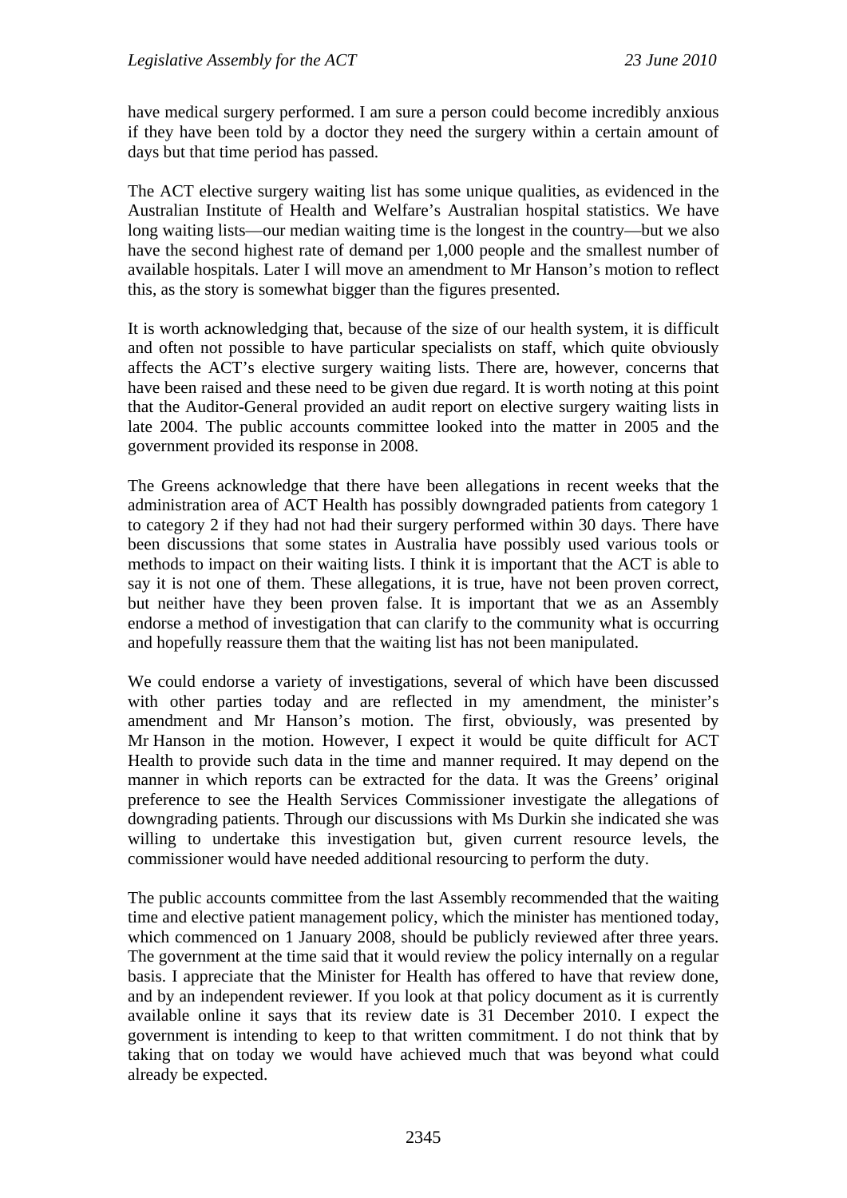have medical surgery performed. I am sure a person could become incredibly anxious if they have been told by a doctor they need the surgery within a certain amount of days but that time period has passed.

The ACT elective surgery waiting list has some unique qualities, as evidenced in the Australian Institute of Health and Welfare's Australian hospital statistics. We have long waiting lists—our median waiting time is the longest in the country—but we also have the second highest rate of demand per 1,000 people and the smallest number of available hospitals. Later I will move an amendment to Mr Hanson's motion to reflect this, as the story is somewhat bigger than the figures presented.

It is worth acknowledging that, because of the size of our health system, it is difficult and often not possible to have particular specialists on staff, which quite obviously affects the ACT's elective surgery waiting lists. There are, however, concerns that have been raised and these need to be given due regard. It is worth noting at this point that the Auditor-General provided an audit report on elective surgery waiting lists in late 2004. The public accounts committee looked into the matter in 2005 and the government provided its response in 2008.

The Greens acknowledge that there have been allegations in recent weeks that the administration area of ACT Health has possibly downgraded patients from category 1 to category 2 if they had not had their surgery performed within 30 days. There have been discussions that some states in Australia have possibly used various tools or methods to impact on their waiting lists. I think it is important that the ACT is able to say it is not one of them. These allegations, it is true, have not been proven correct, but neither have they been proven false. It is important that we as an Assembly endorse a method of investigation that can clarify to the community what is occurring and hopefully reassure them that the waiting list has not been manipulated.

We could endorse a variety of investigations, several of which have been discussed with other parties today and are reflected in my amendment, the minister's amendment and Mr Hanson's motion. The first, obviously, was presented by Mr Hanson in the motion. However, I expect it would be quite difficult for ACT Health to provide such data in the time and manner required. It may depend on the manner in which reports can be extracted for the data. It was the Greens' original preference to see the Health Services Commissioner investigate the allegations of downgrading patients. Through our discussions with Ms Durkin she indicated she was willing to undertake this investigation but, given current resource levels, the commissioner would have needed additional resourcing to perform the duty.

The public accounts committee from the last Assembly recommended that the waiting time and elective patient management policy, which the minister has mentioned today, which commenced on 1 January 2008, should be publicly reviewed after three years. The government at the time said that it would review the policy internally on a regular basis. I appreciate that the Minister for Health has offered to have that review done, and by an independent reviewer. If you look at that policy document as it is currently available online it says that its review date is 31 December 2010. I expect the government is intending to keep to that written commitment. I do not think that by taking that on today we would have achieved much that was beyond what could already be expected.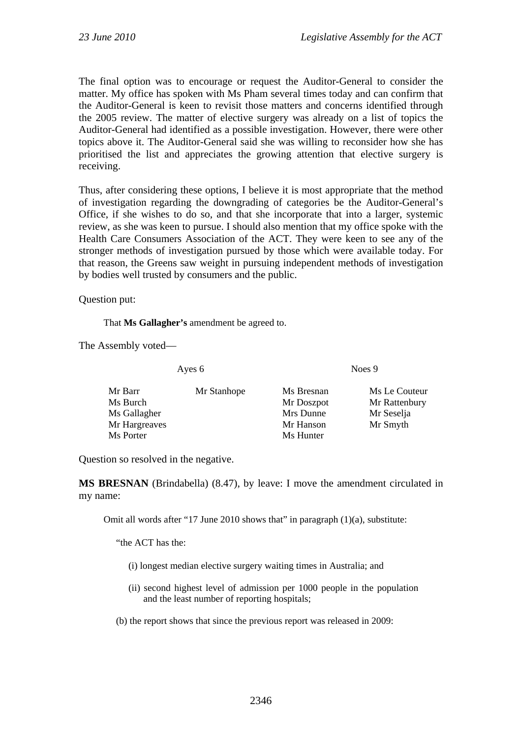The final option was to encourage or request the Auditor-General to consider the matter. My office has spoken with Ms Pham several times today and can confirm that the Auditor-General is keen to revisit those matters and concerns identified through the 2005 review. The matter of elective surgery was already on a list of topics the Auditor-General had identified as a possible investigation. However, there were other topics above it. The Auditor-General said she was willing to reconsider how she has prioritised the list and appreciates the growing attention that elective surgery is receiving.

Thus, after considering these options, I believe it is most appropriate that the method of investigation regarding the downgrading of categories be the Auditor-General's Office, if she wishes to do so, and that she incorporate that into a larger, systemic review, as she was keen to pursue. I should also mention that my office spoke with the Health Care Consumers Association of the ACT. They were keen to see any of the stronger methods of investigation pursued by those which were available today. For that reason, the Greens saw weight in pursuing independent methods of investigation by bodies well trusted by consumers and the public.

Question put:

> That **Ms Gallagher's** amendment be agreed to.

The Assembly voted—

| Ayes 6 | | Noes 9 | |
|---|---|---|---|
| Mr Barr | Mr Stanhope | Ms Bresnan | Ms Le Couteur |
| Ms Burch | | Mr Doszpot | Mr Rattenbury |
| Ms Gallagher | | Mrs Dunne | Mr Seselja |
| Mr Hargreaves | | Mr Hanson | Mr Smyth |
| Ms Porter | | Ms Hunter | |

Question so resolved in the negative.

**MS BRESNAN** (Brindabella) (8.47), by leave: I move the amendment circulated in my name:

> Omit all words after "17 June 2010 shows that" in paragraph (1)(a), substitute:
>
> "the ACT has the:
>
> (i) longest median elective surgery waiting times in Australia; and
>
> (ii) second highest level of admission per 1000 people in the population and the least number of reporting hospitals;
>
> (b) the report shows that since the previous report was released in 2009: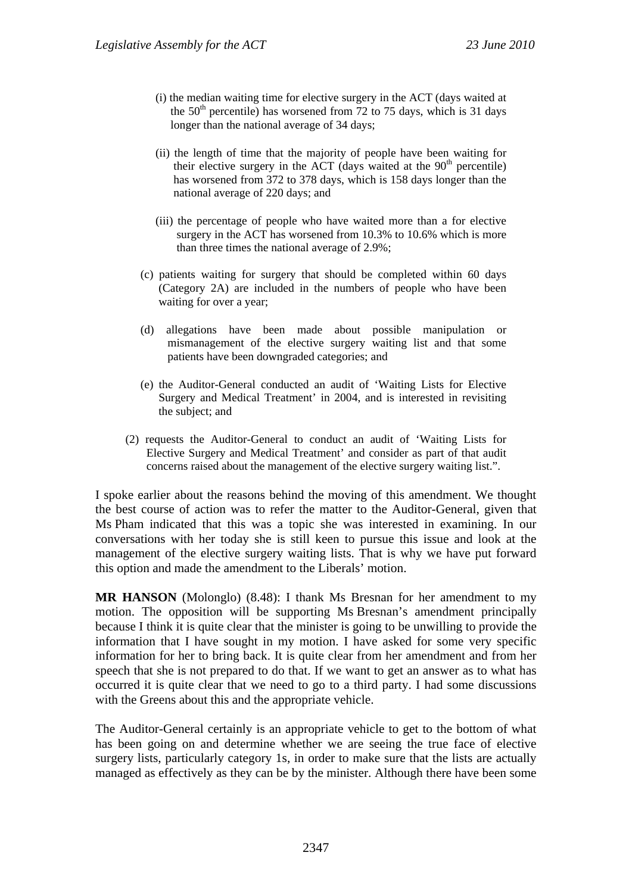(i) the median waiting time for elective surgery in the ACT (days waited at the 50th percentile) has worsened from 72 to 75 days, which is 31 days longer than the national average of 34 days;

(ii) the length of time that the majority of people have been waiting for their elective surgery in the ACT (days waited at the 90th percentile) has worsened from 372 to 378 days, which is 158 days longer than the national average of 220 days; and

(iii) the percentage of people who have waited more than a for elective surgery in the ACT has worsened from 10.3% to 10.6% which is more than three times the national average of 2.9%;

(c) patients waiting for surgery that should be completed within 60 days (Category 2A) are included in the numbers of people who have been waiting for over a year;

(d) allegations have been made about possible manipulation or mismanagement of the elective surgery waiting list and that some patients have been downgraded categories; and

(e) the Auditor-General conducted an audit of 'Waiting Lists for Elective Surgery and Medical Treatment' in 2004, and is interested in revisiting the subject; and

(2) requests the Auditor-General to conduct an audit of 'Waiting Lists for Elective Surgery and Medical Treatment' and consider as part of that audit concerns raised about the management of the elective surgery waiting list.".

I spoke earlier about the reasons behind the moving of this amendment. We thought the best course of action was to refer the matter to the Auditor-General, given that Ms Pham indicated that this was a topic she was interested in examining. In our conversations with her today she is still keen to pursue this issue and look at the management of the elective surgery waiting lists. That is why we have put forward this option and made the amendment to the Liberals' motion.

**MR HANSON** (Molonglo) (8.48): I thank Ms Bresnan for her amendment to my motion. The opposition will be supporting Ms Bresnan's amendment principally because I think it is quite clear that the minister is going to be unwilling to provide the information that I have sought in my motion. I have asked for some very specific information for her to bring back. It is quite clear from her amendment and from her speech that she is not prepared to do that. If we want to get an answer as to what has occurred it is quite clear that we need to go to a third party. I had some discussions with the Greens about this and the appropriate vehicle.

The Auditor-General certainly is an appropriate vehicle to get to the bottom of what has been going on and determine whether we are seeing the true face of elective surgery lists, particularly category 1s, in order to make sure that the lists are actually managed as effectively as they can be by the minister. Although there have been some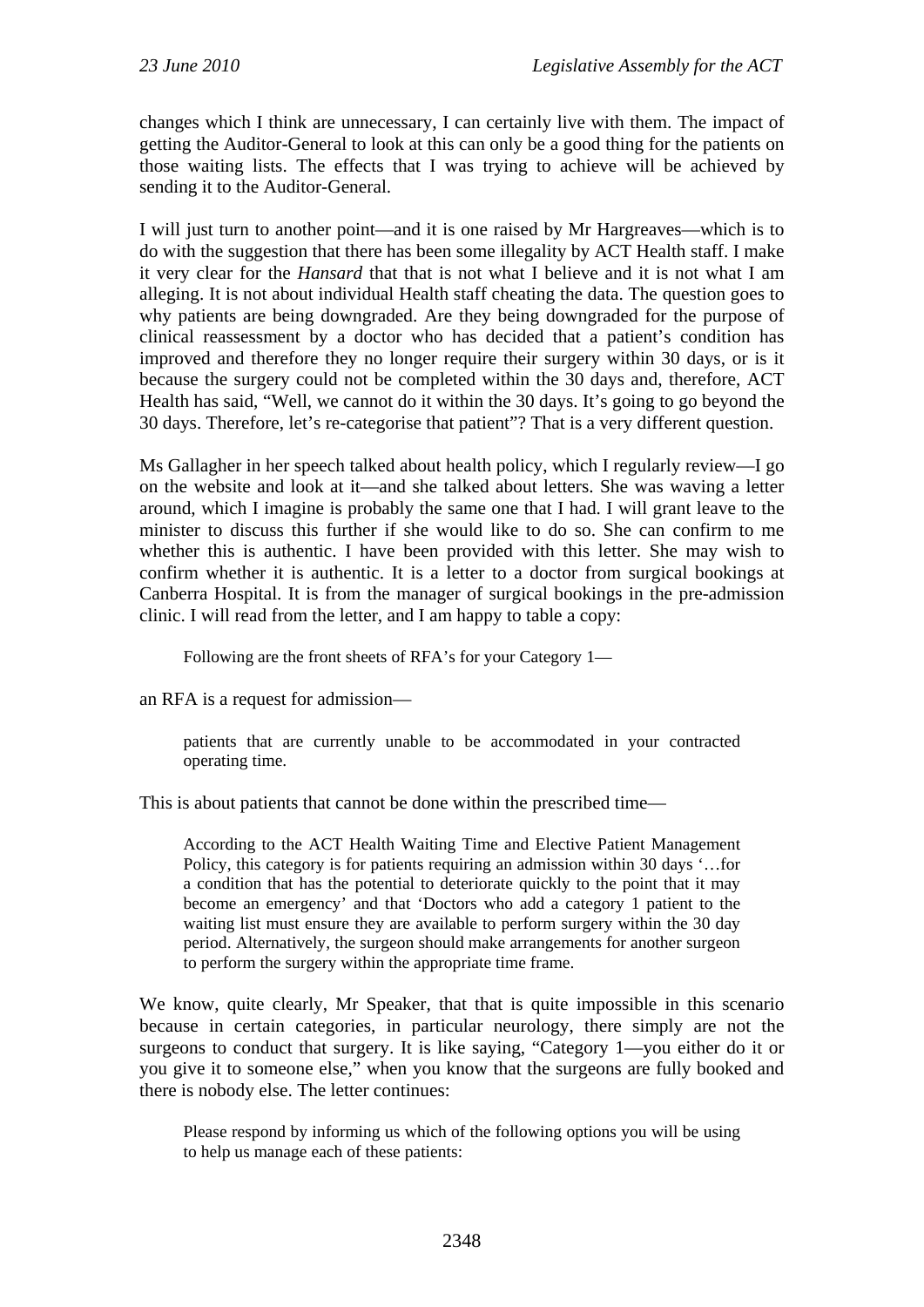changes which I think are unnecessary, I can certainly live with them. The impact of getting the Auditor-General to look at this can only be a good thing for the patients on those waiting lists. The effects that I was trying to achieve will be achieved by sending it to the Auditor-General.

I will just turn to another point—and it is one raised by Mr Hargreaves—which is to do with the suggestion that there has been some illegality by ACT Health staff. I make it very clear for the *Hansard* that that is not what I believe and it is not what I am alleging. It is not about individual Health staff cheating the data. The question goes to why patients are being downgraded. Are they being downgraded for the purpose of clinical reassessment by a doctor who has decided that a patient's condition has improved and therefore they no longer require their surgery within 30 days, or is it because the surgery could not be completed within the 30 days and, therefore, ACT Health has said, "Well, we cannot do it within the 30 days. It's going to go beyond the 30 days. Therefore, let's re-categorise that patient"? That is a very different question.

Ms Gallagher in her speech talked about health policy, which I regularly review—I go on the website and look at it—and she talked about letters. She was waving a letter around, which I imagine is probably the same one that I had. I will grant leave to the minister to discuss this further if she would like to do so. She can confirm to me whether this is authentic. I have been provided with this letter. She may wish to confirm whether it is authentic. It is a letter to a doctor from surgical bookings at Canberra Hospital. It is from the manager of surgical bookings in the pre-admission clinic. I will read from the letter, and I am happy to table a copy:

> Following are the front sheets of RFA's for your Category 1—

an RFA is a request for admission—

> patients that are currently unable to be accommodated in your contracted operating time.

This is about patients that cannot be done within the prescribed time—

> According to the ACT Health Waiting Time and Elective Patient Management Policy, this category is for patients requiring an admission within 30 days '…for a condition that has the potential to deteriorate quickly to the point that it may become an emergency' and that 'Doctors who add a category 1 patient to the waiting list must ensure they are available to perform surgery within the 30 day period. Alternatively, the surgeon should make arrangements for another surgeon to perform the surgery within the appropriate time frame.

We know, quite clearly, Mr Speaker, that that is quite impossible in this scenario because in certain categories, in particular neurology, there simply are not the surgeons to conduct that surgery. It is like saying, "Category 1—you either do it or you give it to someone else," when you know that the surgeons are fully booked and there is nobody else. The letter continues:

> Please respond by informing us which of the following options you will be using to help us manage each of these patients: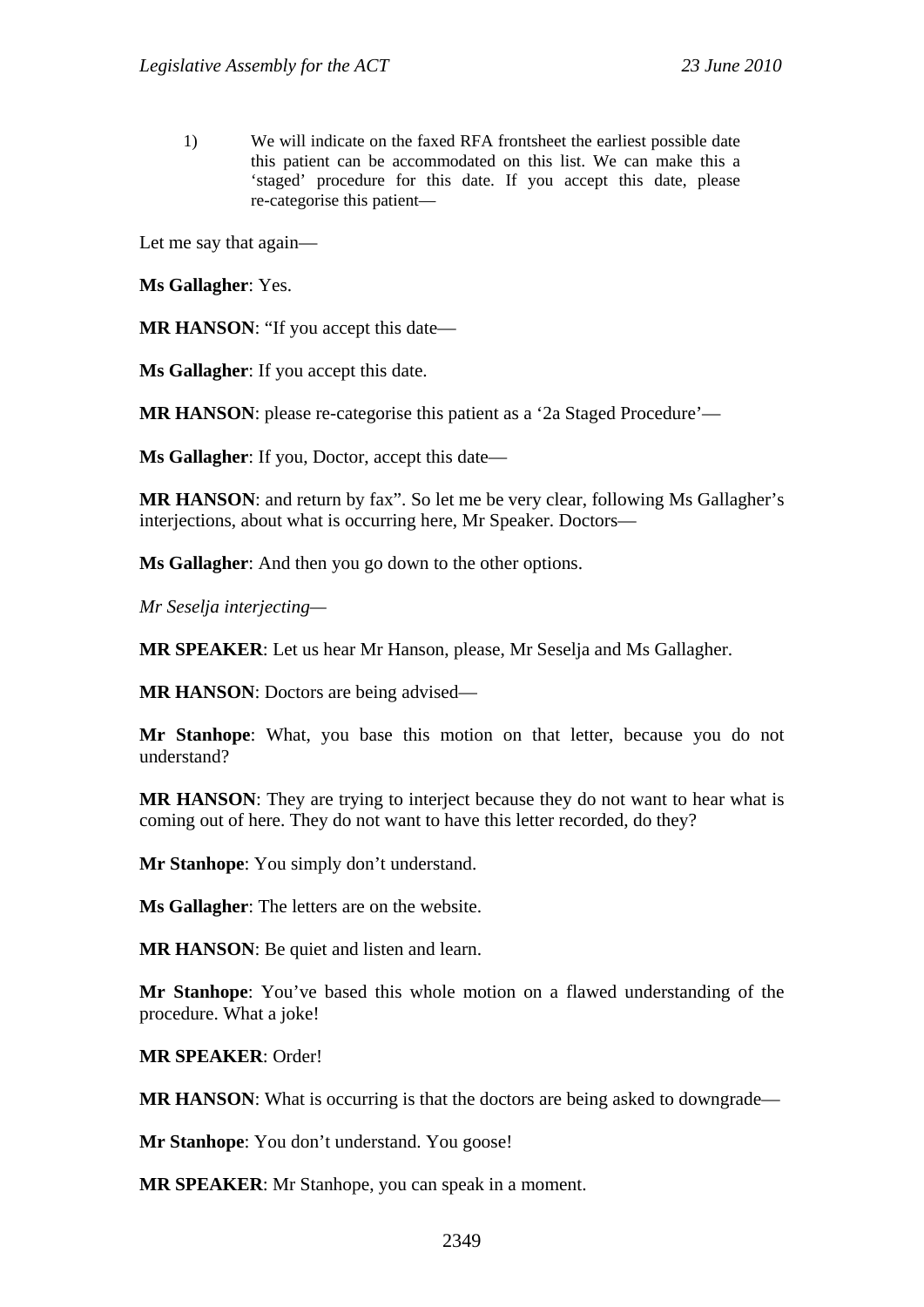1) We will indicate on the faxed RFA frontsheet the earliest possible date this patient can be accommodated on this list. We can make this a 'staged' procedure for this date. If you accept this date, please re-categorise this patient—

Let me say that again—

**Ms Gallagher**: Yes.

**MR HANSON**: "If you accept this date—

**Ms Gallagher**: If you accept this date.

**MR HANSON**: please re-categorise this patient as a '2a Staged Procedure'—

**Ms Gallagher**: If you, Doctor, accept this date—

**MR HANSON**: and return by fax". So let me be very clear, following Ms Gallagher's interjections, about what is occurring here, Mr Speaker. Doctors—

**Ms Gallagher**: And then you go down to the other options.

*Mr Seselja interjecting*—

**MR SPEAKER**: Let us hear Mr Hanson, please, Mr Seselja and Ms Gallagher.

**MR HANSON**: Doctors are being advised—

**Mr Stanhope**: What, you base this motion on that letter, because you do not understand?

**MR HANSON**: They are trying to interject because they do not want to hear what is coming out of here. They do not want to have this letter recorded, do they?

**Mr Stanhope**: You simply don't understand.

**Ms Gallagher**: The letters are on the website.

**MR HANSON**: Be quiet and listen and learn.

**Mr Stanhope**: You've based this whole motion on a flawed understanding of the procedure. What a joke!

**MR SPEAKER**: Order!

**MR HANSON**: What is occurring is that the doctors are being asked to downgrade—

**Mr Stanhope**: You don't understand. You goose!

**MR SPEAKER**: Mr Stanhope, you can speak in a moment.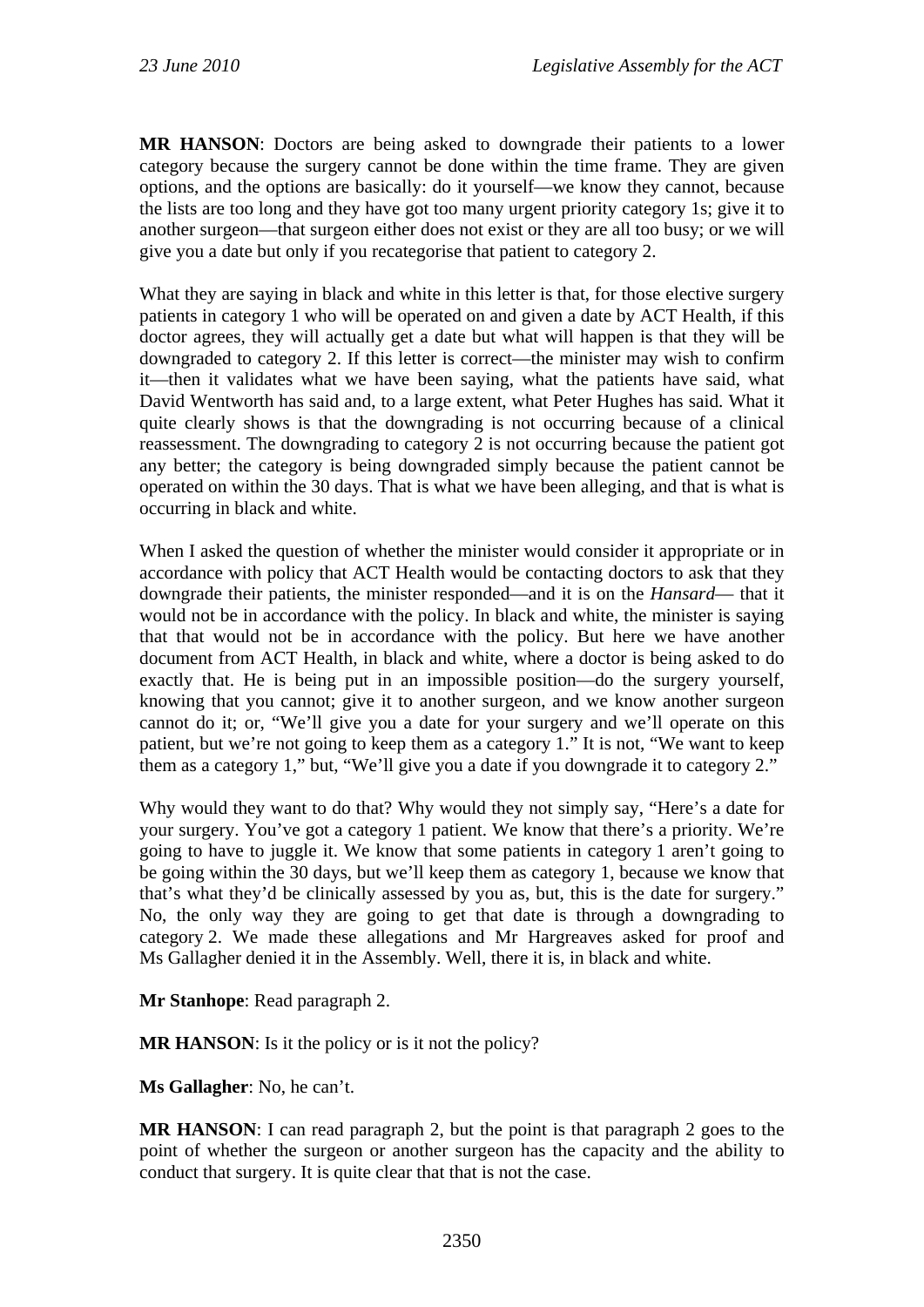**MR HANSON**: Doctors are being asked to downgrade their patients to a lower category because the surgery cannot be done within the time frame. They are given options, and the options are basically: do it yourself—we know they cannot, because the lists are too long and they have got too many urgent priority category 1s; give it to another surgeon—that surgeon either does not exist or they are all too busy; or we will give you a date but only if you recategorise that patient to category 2.

What they are saying in black and white in this letter is that, for those elective surgery patients in category 1 who will be operated on and given a date by ACT Health, if this doctor agrees, they will actually get a date but what will happen is that they will be downgraded to category 2. If this letter is correct—the minister may wish to confirm it—then it validates what we have been saying, what the patients have said, what David Wentworth has said and, to a large extent, what Peter Hughes has said. What it quite clearly shows is that the downgrading is not occurring because of a clinical reassessment. The downgrading to category 2 is not occurring because the patient got any better; the category is being downgraded simply because the patient cannot be operated on within the 30 days. That is what we have been alleging, and that is what is occurring in black and white.

When I asked the question of whether the minister would consider it appropriate or in accordance with policy that ACT Health would be contacting doctors to ask that they downgrade their patients, the minister responded—and it is on the *Hansard*— that it would not be in accordance with the policy. In black and white, the minister is saying that that would not be in accordance with the policy. But here we have another document from ACT Health, in black and white, where a doctor is being asked to do exactly that. He is being put in an impossible position—do the surgery yourself, knowing that you cannot; give it to another surgeon, and we know another surgeon cannot do it; or, "We'll give you a date for your surgery and we'll operate on this patient, but we're not going to keep them as a category 1." It is not, "We want to keep them as a category 1," but, "We'll give you a date if you downgrade it to category 2."

Why would they want to do that? Why would they not simply say, "Here's a date for your surgery. You've got a category 1 patient. We know that there's a priority. We're going to have to juggle it. We know that some patients in category 1 aren't going to be going within the 30 days, but we'll keep them as category 1, because we know that that's what they'd be clinically assessed by you as, but, this is the date for surgery." No, the only way they are going to get that date is through a downgrading to category 2. We made these allegations and Mr Hargreaves asked for proof and Ms Gallagher denied it in the Assembly. Well, there it is, in black and white.

**Mr Stanhope**: Read paragraph 2.

**MR HANSON**: Is it the policy or is it not the policy?

**Ms Gallagher**: No, he can't.

**MR HANSON**: I can read paragraph 2, but the point is that paragraph 2 goes to the point of whether the surgeon or another surgeon has the capacity and the ability to conduct that surgery. It is quite clear that that is not the case.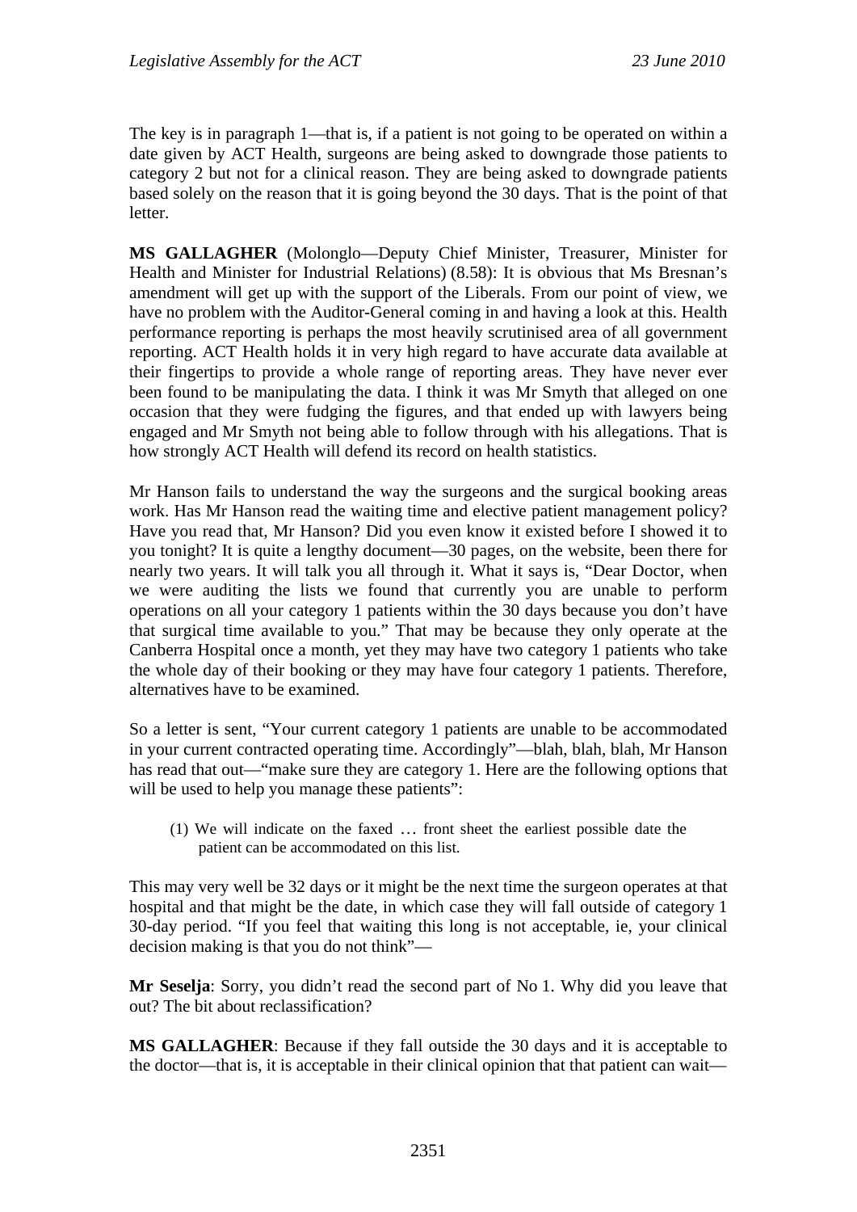The key is in paragraph 1—that is, if a patient is not going to be operated on within a date given by ACT Health, surgeons are being asked to downgrade those patients to category 2 but not for a clinical reason. They are being asked to downgrade patients based solely on the reason that it is going beyond the 30 days. That is the point of that letter.

**MS GALLAGHER** (Molonglo—Deputy Chief Minister, Treasurer, Minister for Health and Minister for Industrial Relations) (8.58): It is obvious that Ms Bresnan's amendment will get up with the support of the Liberals. From our point of view, we have no problem with the Auditor-General coming in and having a look at this. Health performance reporting is perhaps the most heavily scrutinised area of all government reporting. ACT Health holds it in very high regard to have accurate data available at their fingertips to provide a whole range of reporting areas. They have never ever been found to be manipulating the data. I think it was Mr Smyth that alleged on one occasion that they were fudging the figures, and that ended up with lawyers being engaged and Mr Smyth not being able to follow through with his allegations. That is how strongly ACT Health will defend its record on health statistics.

Mr Hanson fails to understand the way the surgeons and the surgical booking areas work. Has Mr Hanson read the waiting time and elective patient management policy? Have you read that, Mr Hanson? Did you even know it existed before I showed it to you tonight? It is quite a lengthy document—30 pages, on the website, been there for nearly two years. It will talk you all through it. What it says is, "Dear Doctor, when we were auditing the lists we found that currently you are unable to perform operations on all your category 1 patients within the 30 days because you don't have that surgical time available to you." That may be because they only operate at the Canberra Hospital once a month, yet they may have two category 1 patients who take the whole day of their booking or they may have four category 1 patients. Therefore, alternatives have to be examined.

So a letter is sent, "Your current category 1 patients are unable to be accommodated in your current contracted operating time. Accordingly"—blah, blah, blah, Mr Hanson has read that out—"make sure they are category 1. Here are the following options that will be used to help you manage these patients":

> (1) We will indicate on the faxed … front sheet the earliest possible date the patient can be accommodated on this list.

This may very well be 32 days or it might be the next time the surgeon operates at that hospital and that might be the date, in which case they will fall outside of category 1 30-day period. "If you feel that waiting this long is not acceptable, ie, your clinical decision making is that you do not think"—

**Mr Seselja**: Sorry, you didn't read the second part of No 1. Why did you leave that out? The bit about reclassification?

**MS GALLAGHER**: Because if they fall outside the 30 days and it is acceptable to the doctor—that is, it is acceptable in their clinical opinion that that patient can wait—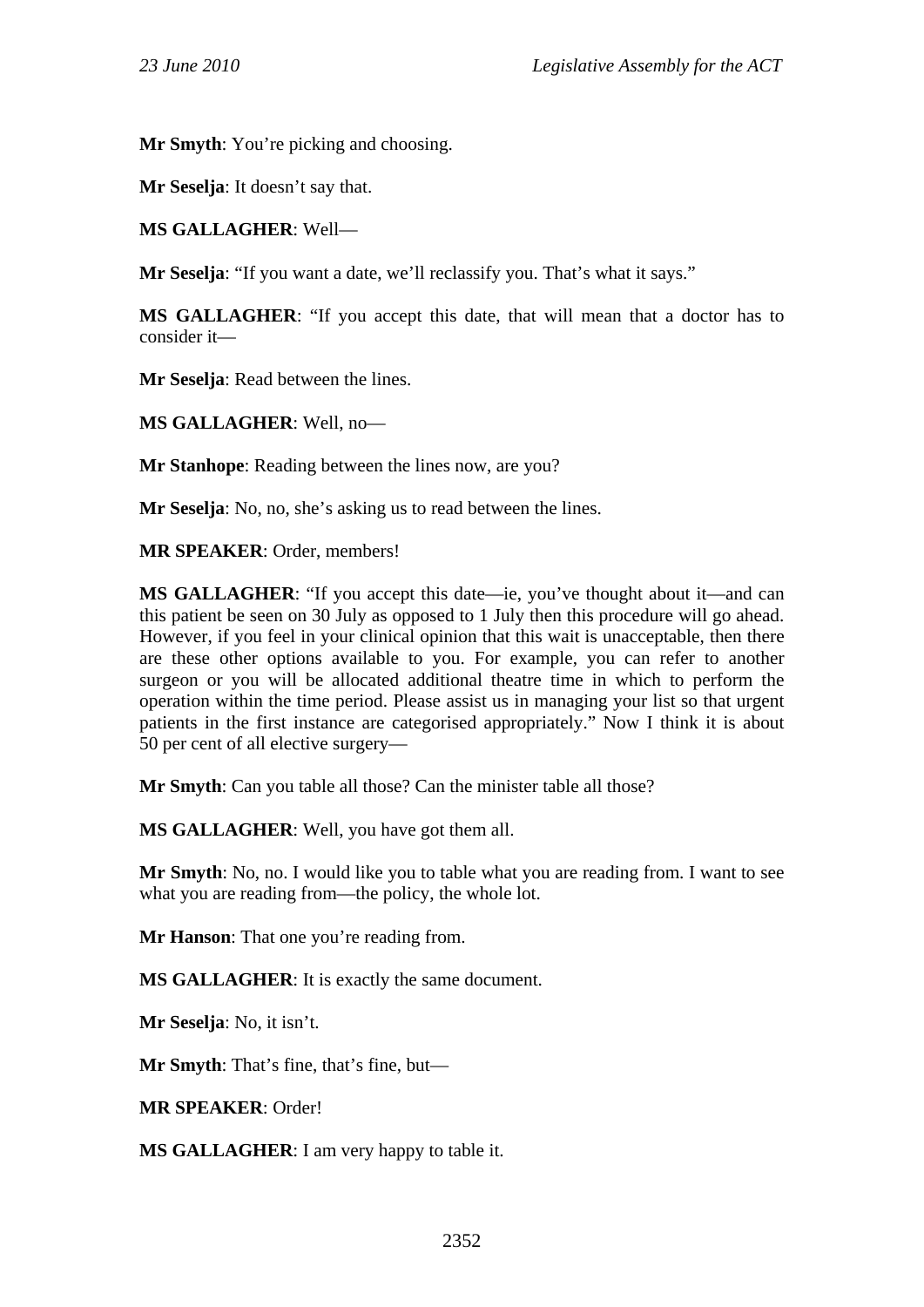**Mr Smyth**: You're picking and choosing.

**Mr Seselja**: It doesn't say that.

**MS GALLAGHER**: Well—

**Mr Seselja**: "If you want a date, we'll reclassify you. That's what it says."

**MS GALLAGHER**: "If you accept this date, that will mean that a doctor has to consider it—

**Mr Seselja**: Read between the lines.

**MS GALLAGHER**: Well, no—

**Mr Stanhope**: Reading between the lines now, are you?

**Mr Seselja**: No, no, she's asking us to read between the lines.

**MR SPEAKER**: Order, members!

**MS GALLAGHER**: "If you accept this date—ie, you've thought about it—and can this patient be seen on 30 July as opposed to 1 July then this procedure will go ahead. However, if you feel in your clinical opinion that this wait is unacceptable, then there are these other options available to you. For example, you can refer to another surgeon or you will be allocated additional theatre time in which to perform the operation within the time period. Please assist us in managing your list so that urgent patients in the first instance are categorised appropriately." Now I think it is about 50 per cent of all elective surgery—

**Mr Smyth**: Can you table all those? Can the minister table all those?

**MS GALLAGHER**: Well, you have got them all.

**Mr Smyth**: No, no. I would like you to table what you are reading from. I want to see what you are reading from—the policy, the whole lot.

**Mr Hanson**: That one you're reading from.

**MS GALLAGHER**: It is exactly the same document.

**Mr Seselja**: No, it isn't.

**Mr Smyth**: That's fine, that's fine, but—

**MR SPEAKER**: Order!

**MS GALLAGHER**: I am very happy to table it.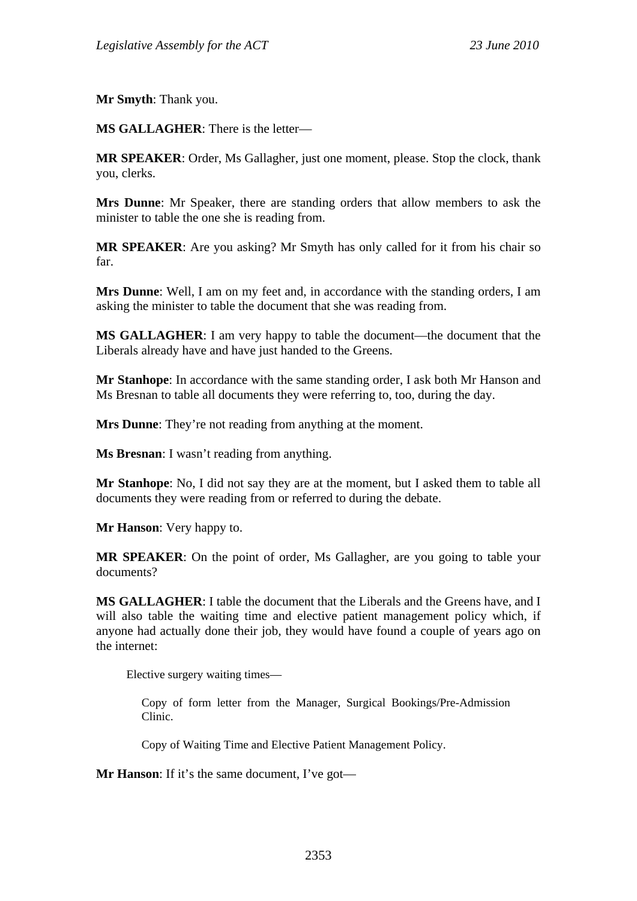**Mr Smyth**: Thank you.

**MS GALLAGHER**: There is the letter—

**MR SPEAKER**: Order, Ms Gallagher, just one moment, please. Stop the clock, thank you, clerks.

**Mrs Dunne**: Mr Speaker, there are standing orders that allow members to ask the minister to table the one she is reading from.

**MR SPEAKER**: Are you asking? Mr Smyth has only called for it from his chair so far.

**Mrs Dunne**: Well, I am on my feet and, in accordance with the standing orders, I am asking the minister to table the document that she was reading from.

**MS GALLAGHER**: I am very happy to table the document—the document that the Liberals already have and have just handed to the Greens.

**Mr Stanhope**: In accordance with the same standing order, I ask both Mr Hanson and Ms Bresnan to table all documents they were referring to, too, during the day.

**Mrs Dunne**: They're not reading from anything at the moment.

**Ms Bresnan**: I wasn't reading from anything.

**Mr Stanhope**: No, I did not say they are at the moment, but I asked them to table all documents they were reading from or referred to during the debate.

**Mr Hanson**: Very happy to.

**MR SPEAKER**: On the point of order, Ms Gallagher, are you going to table your documents?

**MS GALLAGHER**: I table the document that the Liberals and the Greens have, and I will also table the waiting time and elective patient management policy which, if anyone had actually done their job, they would have found a couple of years ago on the internet:

> Elective surgery waiting times—
>
> > Copy of form letter from the Manager, Surgical Bookings/Pre-Admission Clinic.
> >
> > Copy of Waiting Time and Elective Patient Management Policy.

**Mr Hanson**: If it's the same document, I've got—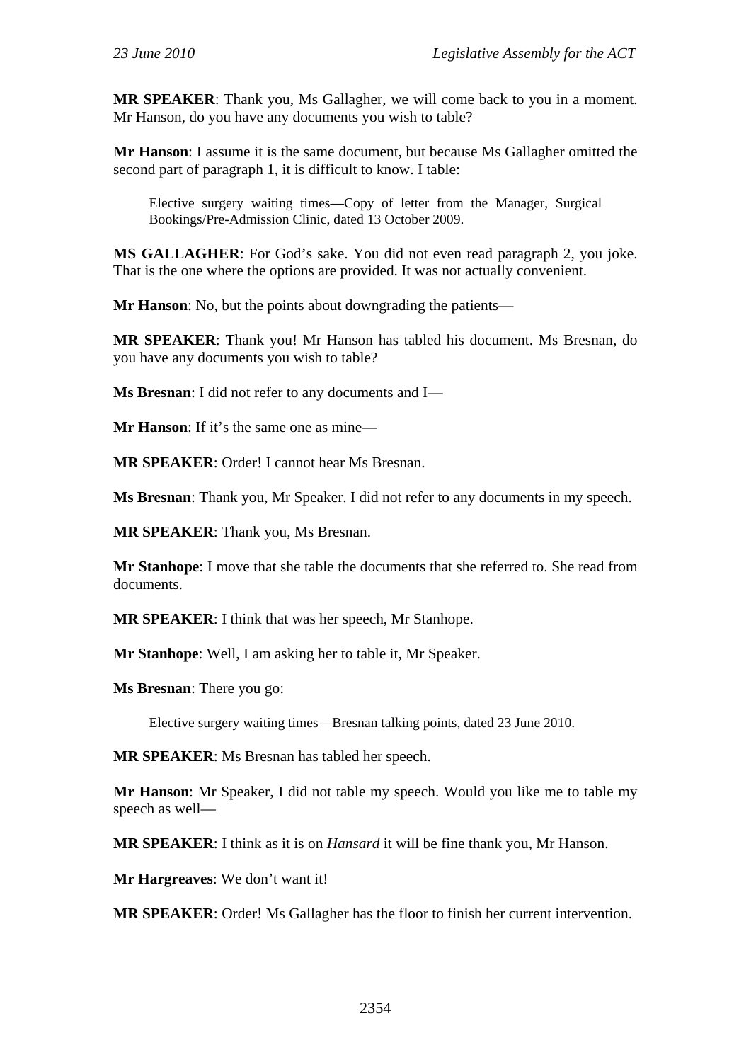**MR SPEAKER**: Thank you, Ms Gallagher, we will come back to you in a moment. Mr Hanson, do you have any documents you wish to table?

**Mr Hanson**: I assume it is the same document, but because Ms Gallagher omitted the second part of paragraph 1, it is difficult to know. I table:

> Elective surgery waiting times—Copy of letter from the Manager, Surgical Bookings/Pre-Admission Clinic, dated 13 October 2009.

**MS GALLAGHER**: For God's sake. You did not even read paragraph 2, you joke. That is the one where the options are provided. It was not actually convenient.

**Mr Hanson**: No, but the points about downgrading the patients—

**MR SPEAKER**: Thank you! Mr Hanson has tabled his document. Ms Bresnan, do you have any documents you wish to table?

**Ms Bresnan**: I did not refer to any documents and I—

**Mr Hanson**: If it's the same one as mine—

**MR SPEAKER**: Order! I cannot hear Ms Bresnan.

**Ms Bresnan**: Thank you, Mr Speaker. I did not refer to any documents in my speech.

**MR SPEAKER**: Thank you, Ms Bresnan.

**Mr Stanhope**: I move that she table the documents that she referred to. She read from documents.

**MR SPEAKER**: I think that was her speech, Mr Stanhope.

**Mr Stanhope**: Well, I am asking her to table it, Mr Speaker.

**Ms Bresnan**: There you go:

> Elective surgery waiting times—Bresnan talking points, dated 23 June 2010.

**MR SPEAKER**: Ms Bresnan has tabled her speech.

**Mr Hanson**: Mr Speaker, I did not table my speech. Would you like me to table my speech as well—

**MR SPEAKER**: I think as it is on *Hansard* it will be fine thank you, Mr Hanson.

**Mr Hargreaves**: We don't want it!

**MR SPEAKER**: Order! Ms Gallagher has the floor to finish her current intervention.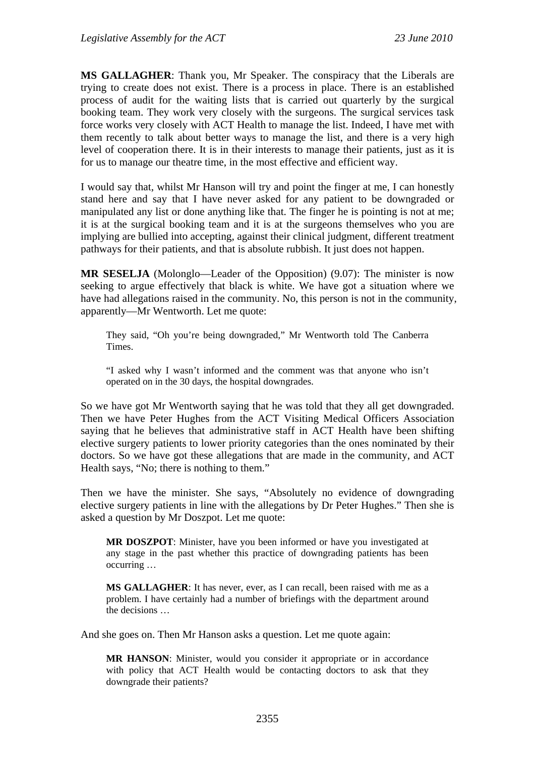**MS GALLAGHER**: Thank you, Mr Speaker. The conspiracy that the Liberals are trying to create does not exist. There is a process in place. There is an established process of audit for the waiting lists that is carried out quarterly by the surgical booking team. They work very closely with the surgeons. The surgical services task force works very closely with ACT Health to manage the list. Indeed, I have met with them recently to talk about better ways to manage the list, and there is a very high level of cooperation there. It is in their interests to manage their patients, just as it is for us to manage our theatre time, in the most effective and efficient way.

I would say that, whilst Mr Hanson will try and point the finger at me, I can honestly stand here and say that I have never asked for any patient to be downgraded or manipulated any list or done anything like that. The finger he is pointing is not at me; it is at the surgical booking team and it is at the surgeons themselves who you are implying are bullied into accepting, against their clinical judgment, different treatment pathways for their patients, and that is absolute rubbish. It just does not happen.

**MR SESELJA** (Molonglo—Leader of the Opposition) (9.07): The minister is now seeking to argue effectively that black is white. We have got a situation where we have had allegations raised in the community. No, this person is not in the community, apparently—Mr Wentworth. Let me quote:

> They said, "Oh you're being downgraded," Mr Wentworth told The Canberra Times.
>
> "I asked why I wasn't informed and the comment was that anyone who isn't operated on in the 30 days, the hospital downgrades.

So we have got Mr Wentworth saying that he was told that they all get downgraded. Then we have Peter Hughes from the ACT Visiting Medical Officers Association saying that he believes that administrative staff in ACT Health have been shifting elective surgery patients to lower priority categories than the ones nominated by their doctors. So we have got these allegations that are made in the community, and ACT Health says, "No; there is nothing to them."

Then we have the minister. She says, "Absolutely no evidence of downgrading elective surgery patients in line with the allegations by Dr Peter Hughes." Then she is asked a question by Mr Doszpot. Let me quote:

> **MR DOSZPOT**: Minister, have you been informed or have you investigated at any stage in the past whether this practice of downgrading patients has been occurring …
>
> **MS GALLAGHER**: It has never, ever, as I can recall, been raised with me as a problem. I have certainly had a number of briefings with the department around the decisions …

And she goes on. Then Mr Hanson asks a question. Let me quote again:

> **MR HANSON**: Minister, would you consider it appropriate or in accordance with policy that ACT Health would be contacting doctors to ask that they downgrade their patients?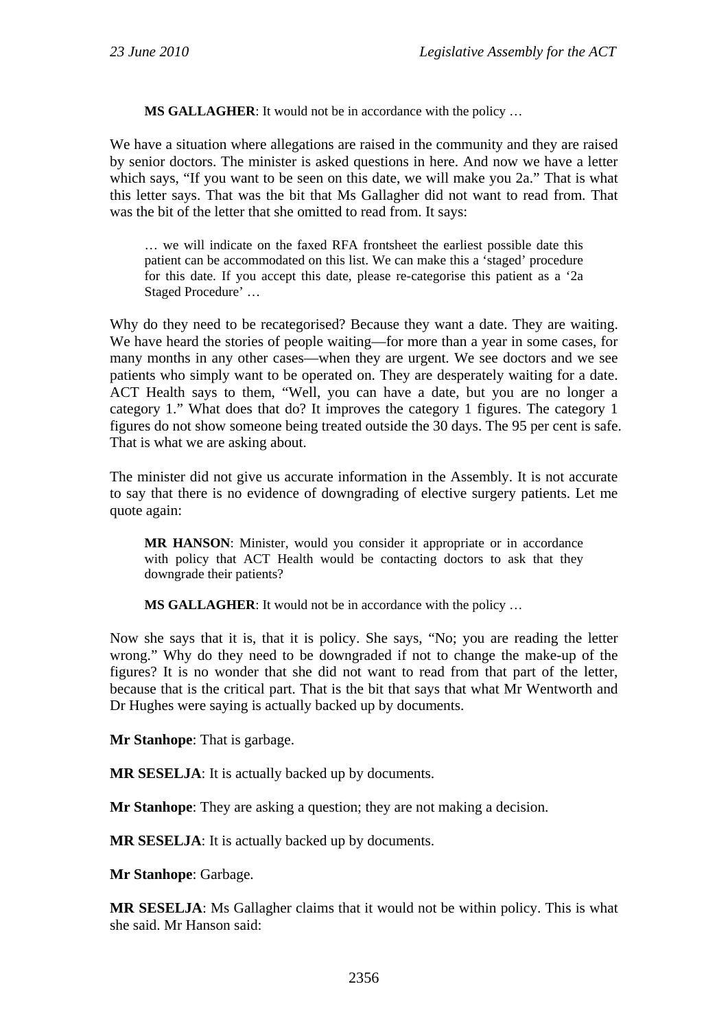**MS GALLAGHER**: It would not be in accordance with the policy …

We have a situation where allegations are raised in the community and they are raised by senior doctors. The minister is asked questions in here. And now we have a letter which says, "If you want to be seen on this date, we will make you 2a." That is what this letter says. That was the bit that Ms Gallagher did not want to read from. That was the bit of the letter that she omitted to read from. It says:

> … we will indicate on the faxed RFA frontsheet the earliest possible date this patient can be accommodated on this list. We can make this a 'staged' procedure for this date. If you accept this date, please re-categorise this patient as a '2a Staged Procedure' …

Why do they need to be recategorised? Because they want a date. They are waiting. We have heard the stories of people waiting—for more than a year in some cases, for many months in any other cases—when they are urgent. We see doctors and we see patients who simply want to be operated on. They are desperately waiting for a date. ACT Health says to them, "Well, you can have a date, but you are no longer a category 1." What does that do? It improves the category 1 figures. The category 1 figures do not show someone being treated outside the 30 days. The 95 per cent is safe. That is what we are asking about.

The minister did not give us accurate information in the Assembly. It is not accurate to say that there is no evidence of downgrading of elective surgery patients. Let me quote again:

> **MR HANSON**: Minister, would you consider it appropriate or in accordance with policy that ACT Health would be contacting doctors to ask that they downgrade their patients?
>
> **MS GALLAGHER**: It would not be in accordance with the policy …

Now she says that it is, that it is policy. She says, "No; you are reading the letter wrong." Why do they need to be downgraded if not to change the make-up of the figures? It is no wonder that she did not want to read from that part of the letter, because that is the critical part. That is the bit that says that what Mr Wentworth and Dr Hughes were saying is actually backed up by documents.

**Mr Stanhope**: That is garbage.

**MR SESELJA**: It is actually backed up by documents.

**Mr Stanhope**: They are asking a question; they are not making a decision.

**MR SESELJA**: It is actually backed up by documents.

**Mr Stanhope**: Garbage.

**MR SESELJA**: Ms Gallagher claims that it would not be within policy. This is what she said. Mr Hanson said: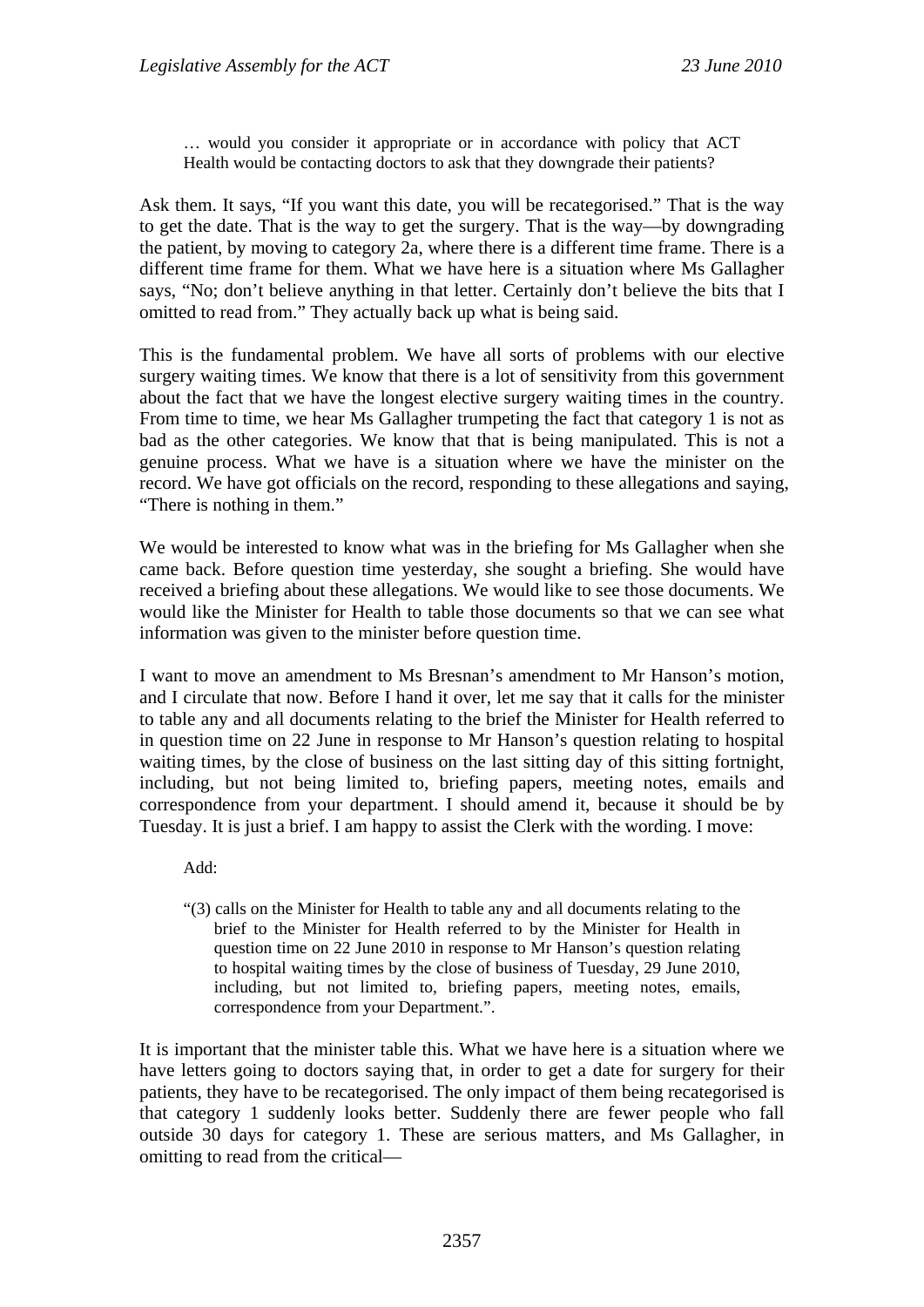> … would you consider it appropriate or in accordance with policy that ACT Health would be contacting doctors to ask that they downgrade their patients?

Ask them. It says, "If you want this date, you will be recategorised." That is the way to get the date. That is the way to get the surgery. That is the way—by downgrading the patient, by moving to category 2a, where there is a different time frame. There is a different time frame for them. What we have here is a situation where Ms Gallagher says, "No; don't believe anything in that letter. Certainly don't believe the bits that I omitted to read from." They actually back up what is being said.

This is the fundamental problem. We have all sorts of problems with our elective surgery waiting times. We know that there is a lot of sensitivity from this government about the fact that we have the longest elective surgery waiting times in the country. From time to time, we hear Ms Gallagher trumpeting the fact that category 1 is not as bad as the other categories. We know that that is being manipulated. This is not a genuine process. What we have is a situation where we have the minister on the record. We have got officials on the record, responding to these allegations and saying, "There is nothing in them."

We would be interested to know what was in the briefing for Ms Gallagher when she came back. Before question time yesterday, she sought a briefing. She would have received a briefing about these allegations. We would like to see those documents. We would like the Minister for Health to table those documents so that we can see what information was given to the minister before question time.

I want to move an amendment to Ms Bresnan's amendment to Mr Hanson's motion, and I circulate that now. Before I hand it over, let me say that it calls for the minister to table any and all documents relating to the brief the Minister for Health referred to in question time on 22 June in response to Mr Hanson's question relating to hospital waiting times, by the close of business on the last sitting day of this sitting fortnight, including, but not being limited to, briefing papers, meeting notes, emails and correspondence from your department. I should amend it, because it should be by Tuesday. It is just a brief. I am happy to assist the Clerk with the wording. I move:

> Add:
>
> "(3) calls on the Minister for Health to table any and all documents relating to the brief to the Minister for Health referred to by the Minister for Health in question time on 22 June 2010 in response to Mr Hanson's question relating to hospital waiting times by the close of business of Tuesday, 29 June 2010, including, but not limited to, briefing papers, meeting notes, emails, correspondence from your Department.".

It is important that the minister table this. What we have here is a situation where we have letters going to doctors saying that, in order to get a date for surgery for their patients, they have to be recategorised. The only impact of them being recategorised is that category 1 suddenly looks better. Suddenly there are fewer people who fall outside 30 days for category 1. These are serious matters, and Ms Gallagher, in omitting to read from the critical—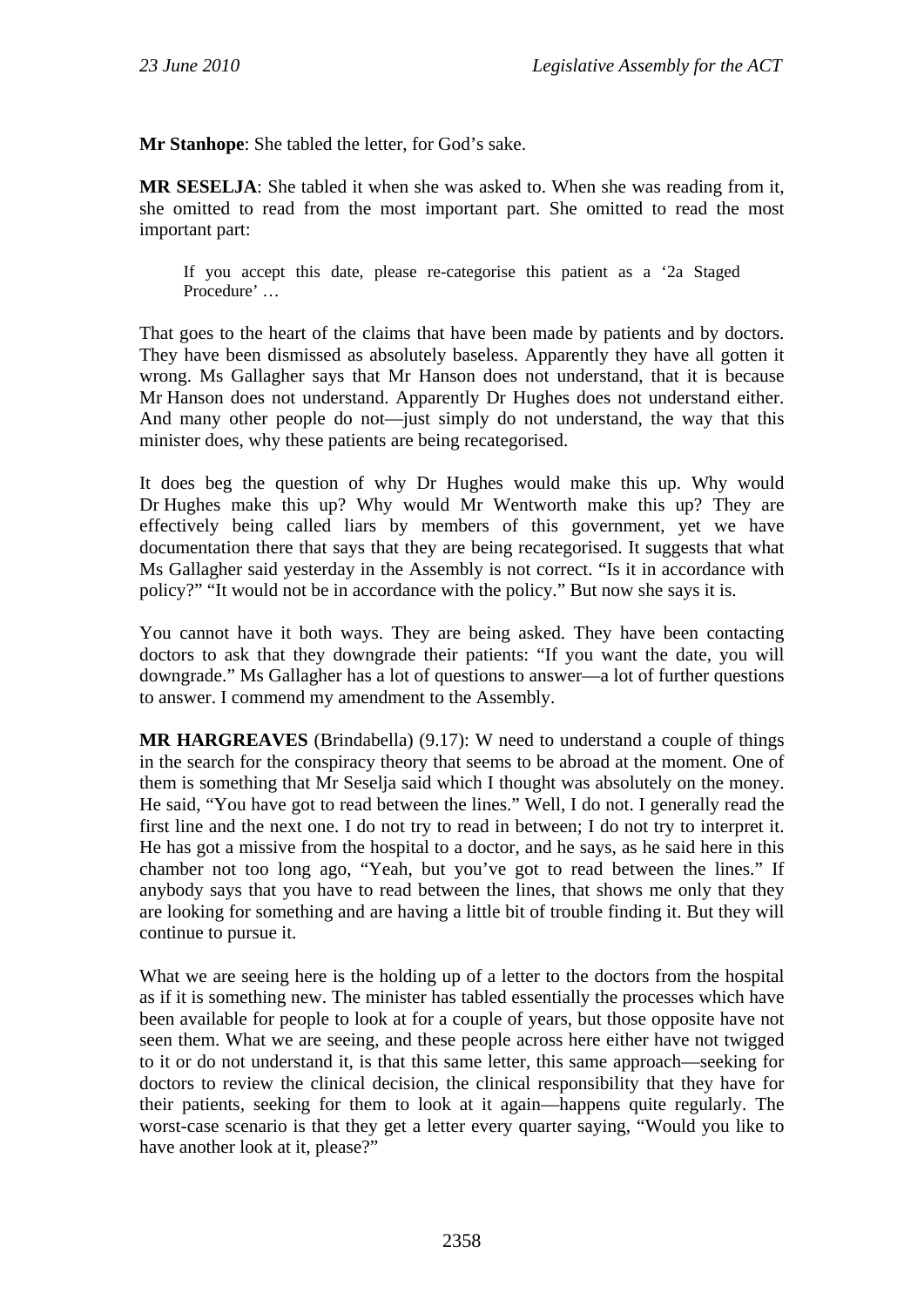**Mr Stanhope**: She tabled the letter, for God's sake.

**MR SESELJA**: She tabled it when she was asked to. When she was reading from it, she omitted to read from the most important part. She omitted to read the most important part:

> If you accept this date, please re-categorise this patient as a '2a Staged Procedure' …

That goes to the heart of the claims that have been made by patients and by doctors. They have been dismissed as absolutely baseless. Apparently they have all gotten it wrong. Ms Gallagher says that Mr Hanson does not understand, that it is because Mr Hanson does not understand. Apparently Dr Hughes does not understand either. And many other people do not—just simply do not understand, the way that this minister does, why these patients are being recategorised.

It does beg the question of why Dr Hughes would make this up. Why would Dr Hughes make this up? Why would Mr Wentworth make this up? They are effectively being called liars by members of this government, yet we have documentation there that says that they are being recategorised. It suggests that what Ms Gallagher said yesterday in the Assembly is not correct. "Is it in accordance with policy?" "It would not be in accordance with the policy." But now she says it is.

You cannot have it both ways. They are being asked. They have been contacting doctors to ask that they downgrade their patients: "If you want the date, you will downgrade." Ms Gallagher has a lot of questions to answer—a lot of further questions to answer. I commend my amendment to the Assembly.

**MR HARGREAVES** (Brindabella) (9.17): W need to understand a couple of things in the search for the conspiracy theory that seems to be abroad at the moment. One of them is something that Mr Seselja said which I thought was absolutely on the money. He said, "You have got to read between the lines." Well, I do not. I generally read the first line and the next one. I do not try to read in between; I do not try to interpret it. He has got a missive from the hospital to a doctor, and he says, as he said here in this chamber not too long ago, "Yeah, but you've got to read between the lines." If anybody says that you have to read between the lines, that shows me only that they are looking for something and are having a little bit of trouble finding it. But they will continue to pursue it.

What we are seeing here is the holding up of a letter to the doctors from the hospital as if it is something new. The minister has tabled essentially the processes which have been available for people to look at for a couple of years, but those opposite have not seen them. What we are seeing, and these people across here either have not twigged to it or do not understand it, is that this same letter, this same approach—seeking for doctors to review the clinical decision, the clinical responsibility that they have for their patients, seeking for them to look at it again—happens quite regularly. The worst-case scenario is that they get a letter every quarter saying, "Would you like to have another look at it, please?"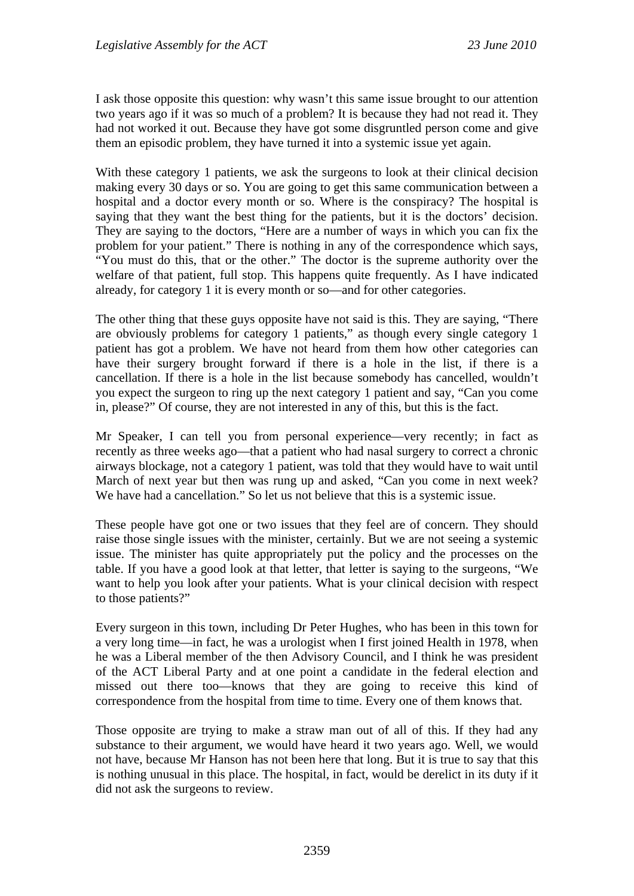I ask those opposite this question: why wasn't this same issue brought to our attention two years ago if it was so much of a problem? It is because they had not read it. They had not worked it out. Because they have got some disgruntled person come and give them an episodic problem, they have turned it into a systemic issue yet again.

With these category 1 patients, we ask the surgeons to look at their clinical decision making every 30 days or so. You are going to get this same communication between a hospital and a doctor every month or so. Where is the conspiracy? The hospital is saying that they want the best thing for the patients, but it is the doctors' decision. They are saying to the doctors, "Here are a number of ways in which you can fix the problem for your patient." There is nothing in any of the correspondence which says, "You must do this, that or the other." The doctor is the supreme authority over the welfare of that patient, full stop. This happens quite frequently. As I have indicated already, for category 1 it is every month or so—and for other categories.

The other thing that these guys opposite have not said is this. They are saying, "There are obviously problems for category 1 patients," as though every single category 1 patient has got a problem. We have not heard from them how other categories can have their surgery brought forward if there is a hole in the list, if there is a cancellation. If there is a hole in the list because somebody has cancelled, wouldn't you expect the surgeon to ring up the next category 1 patient and say, "Can you come in, please?" Of course, they are not interested in any of this, but this is the fact.

Mr Speaker, I can tell you from personal experience—very recently; in fact as recently as three weeks ago—that a patient who had nasal surgery to correct a chronic airways blockage, not a category 1 patient, was told that they would have to wait until March of next year but then was rung up and asked, "Can you come in next week? We have had a cancellation." So let us not believe that this is a systemic issue.

These people have got one or two issues that they feel are of concern. They should raise those single issues with the minister, certainly. But we are not seeing a systemic issue. The minister has quite appropriately put the policy and the processes on the table. If you have a good look at that letter, that letter is saying to the surgeons, "We want to help you look after your patients. What is your clinical decision with respect to those patients?"

Every surgeon in this town, including Dr Peter Hughes, who has been in this town for a very long time—in fact, he was a urologist when I first joined Health in 1978, when he was a Liberal member of the then Advisory Council, and I think he was president of the ACT Liberal Party and at one point a candidate in the federal election and missed out there too—knows that they are going to receive this kind of correspondence from the hospital from time to time. Every one of them knows that.

Those opposite are trying to make a straw man out of all of this. If they had any substance to their argument, we would have heard it two years ago. Well, we would not have, because Mr Hanson has not been here that long. But it is true to say that this is nothing unusual in this place. The hospital, in fact, would be derelict in its duty if it did not ask the surgeons to review.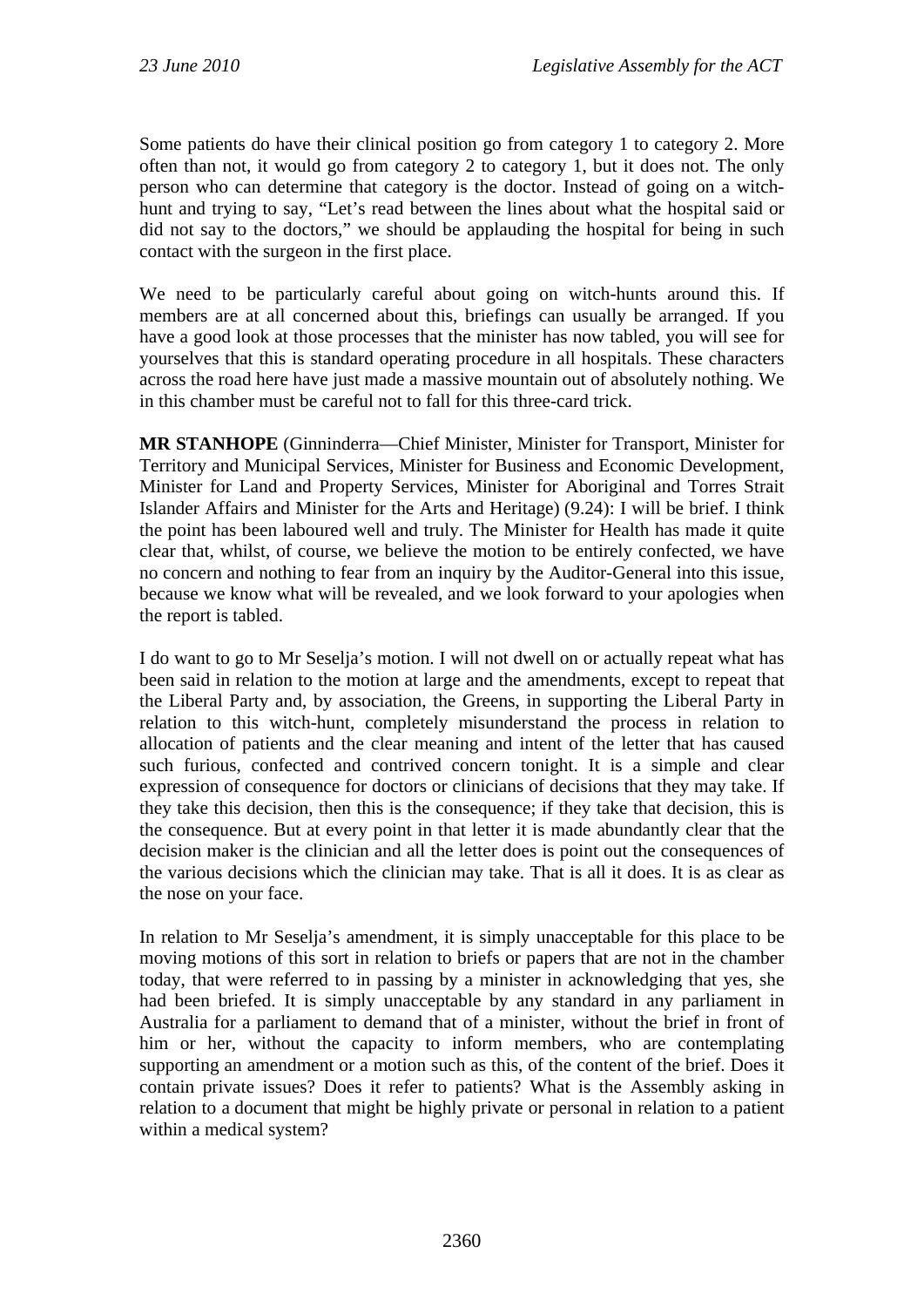Some patients do have their clinical position go from category 1 to category 2. More often than not, it would go from category 2 to category 1, but it does not. The only person who can determine that category is the doctor. Instead of going on a witch-hunt and trying to say, "Let's read between the lines about what the hospital said or did not say to the doctors," we should be applauding the hospital for being in such contact with the surgeon in the first place.

We need to be particularly careful about going on witch-hunts around this. If members are at all concerned about this, briefings can usually be arranged. If you have a good look at those processes that the minister has now tabled, you will see for yourselves that this is standard operating procedure in all hospitals. These characters across the road here have just made a massive mountain out of absolutely nothing. We in this chamber must be careful not to fall for this three-card trick.

**MR STANHOPE** (Ginninderra—Chief Minister, Minister for Transport, Minister for Territory and Municipal Services, Minister for Business and Economic Development, Minister for Land and Property Services, Minister for Aboriginal and Torres Strait Islander Affairs and Minister for the Arts and Heritage) (9.24): I will be brief. I think the point has been laboured well and truly. The Minister for Health has made it quite clear that, whilst, of course, we believe the motion to be entirely confected, we have no concern and nothing to fear from an inquiry by the Auditor-General into this issue, because we know what will be revealed, and we look forward to your apologies when the report is tabled.

I do want to go to Mr Seselja's motion. I will not dwell on or actually repeat what has been said in relation to the motion at large and the amendments, except to repeat that the Liberal Party and, by association, the Greens, in supporting the Liberal Party in relation to this witch-hunt, completely misunderstand the process in relation to allocation of patients and the clear meaning and intent of the letter that has caused such furious, confected and contrived concern tonight. It is a simple and clear expression of consequence for doctors or clinicians of decisions that they may take. If they take this decision, then this is the consequence; if they take that decision, this is the consequence. But at every point in that letter it is made abundantly clear that the decision maker is the clinician and all the letter does is point out the consequences of the various decisions which the clinician may take. That is all it does. It is as clear as the nose on your face.

In relation to Mr Seselja's amendment, it is simply unacceptable for this place to be moving motions of this sort in relation to briefs or papers that are not in the chamber today, that were referred to in passing by a minister in acknowledging that yes, she had been briefed. It is simply unacceptable by any standard in any parliament in Australia for a parliament to demand that of a minister, without the brief in front of him or her, without the capacity to inform members, who are contemplating supporting an amendment or a motion such as this, of the content of the brief. Does it contain private issues? Does it refer to patients? What is the Assembly asking in relation to a document that might be highly private or personal in relation to a patient within a medical system?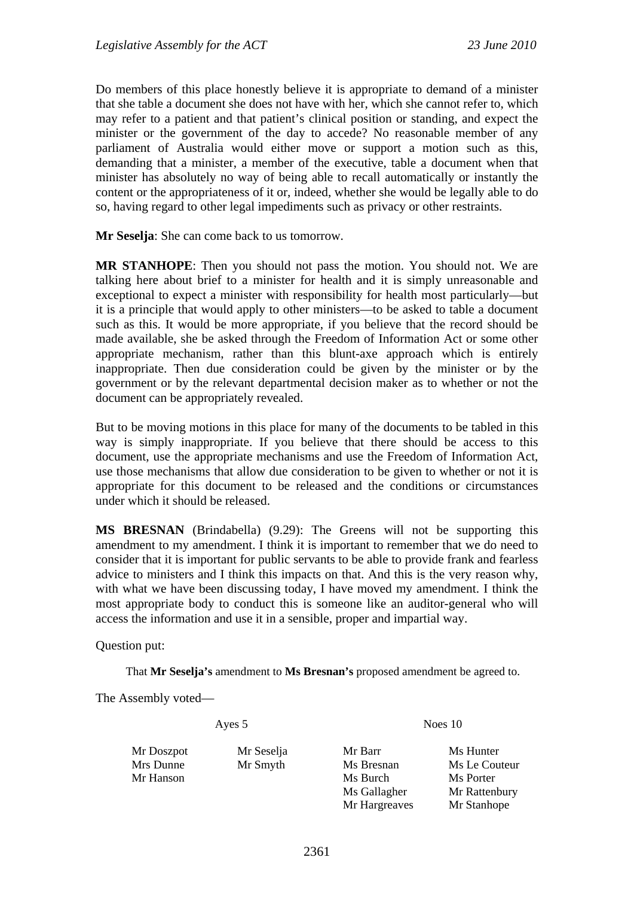Do members of this place honestly believe it is appropriate to demand of a minister that she table a document she does not have with her, which she cannot refer to, which may refer to a patient and that patient's clinical position or standing, and expect the minister or the government of the day to accede? No reasonable member of any parliament of Australia would either move or support a motion such as this, demanding that a minister, a member of the executive, table a document when that minister has absolutely no way of being able to recall automatically or instantly the content or the appropriateness of it or, indeed, whether she would be legally able to do so, having regard to other legal impediments such as privacy or other restraints.

**Mr Seselja**: She can come back to us tomorrow.

**MR STANHOPE**: Then you should not pass the motion. You should not. We are talking here about brief to a minister for health and it is simply unreasonable and exceptional to expect a minister with responsibility for health most particularly—but it is a principle that would apply to other ministers—to be asked to table a document such as this. It would be more appropriate, if you believe that the record should be made available, she be asked through the Freedom of Information Act or some other appropriate mechanism, rather than this blunt-axe approach which is entirely inappropriate. Then due consideration could be given by the minister or by the government or by the relevant departmental decision maker as to whether or not the document can be appropriately revealed.

But to be moving motions in this place for many of the documents to be tabled in this way is simply inappropriate. If you believe that there should be access to this document, use the appropriate mechanisms and use the Freedom of Information Act, use those mechanisms that allow due consideration to be given to whether or not it is appropriate for this document to be released and the conditions or circumstances under which it should be released.

**MS BRESNAN** (Brindabella) (9.29): The Greens will not be supporting this amendment to my amendment. I think it is important to remember that we do need to consider that it is important for public servants to be able to provide frank and fearless advice to ministers and I think this impacts on that. And this is the very reason why, with what we have been discussing today, I have moved my amendment. I think the most appropriate body to conduct this is someone like an auditor-general who will access the information and use it in a sensible, proper and impartial way.

Question put:

That **Mr Seselja's** amendment to **Ms Bresnan's** proposed amendment be agreed to.

The Assembly voted—

| Ayes 5 | | Noes 10 | |
|---|---|---|---|
| Mr Doszpot | Mr Seselja | Mr Barr | Ms Hunter |
| Mrs Dunne | Mr Smyth | Ms Bresnan | Ms Le Couteur |
| Mr Hanson | | Ms Burch | Ms Porter |
| | | Ms Gallagher | Mr Rattenbury |
| | | Mr Hargreaves | Mr Stanhope |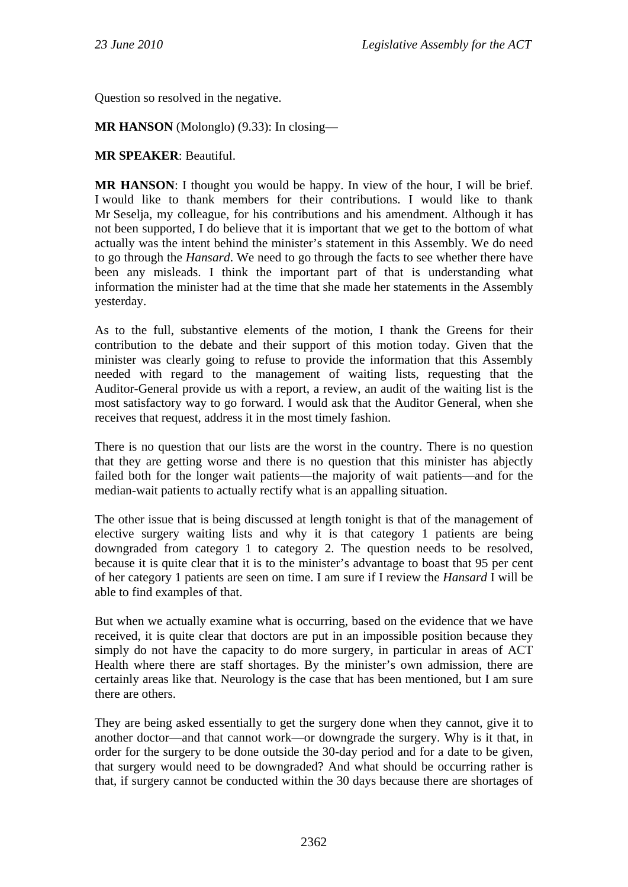Question so resolved in the negative.

**MR HANSON** (Molonglo) (9.33): In closing—

**MR SPEAKER**: Beautiful.

**MR HANSON**: I thought you would be happy. In view of the hour, I will be brief. I would like to thank members for their contributions. I would like to thank Mr Seselja, my colleague, for his contributions and his amendment. Although it has not been supported, I do believe that it is important that we get to the bottom of what actually was the intent behind the minister's statement in this Assembly. We do need to go through the *Hansard*. We need to go through the facts to see whether there have been any misleads. I think the important part of that is understanding what information the minister had at the time that she made her statements in the Assembly yesterday.

As to the full, substantive elements of the motion, I thank the Greens for their contribution to the debate and their support of this motion today. Given that the minister was clearly going to refuse to provide the information that this Assembly needed with regard to the management of waiting lists, requesting that the Auditor-General provide us with a report, a review, an audit of the waiting list is the most satisfactory way to go forward. I would ask that the Auditor General, when she receives that request, address it in the most timely fashion.

There is no question that our lists are the worst in the country. There is no question that they are getting worse and there is no question that this minister has abjectly failed both for the longer wait patients—the majority of wait patients—and for the median-wait patients to actually rectify what is an appalling situation.

The other issue that is being discussed at length tonight is that of the management of elective surgery waiting lists and why it is that category 1 patients are being downgraded from category 1 to category 2. The question needs to be resolved, because it is quite clear that it is to the minister's advantage to boast that 95 per cent of her category 1 patients are seen on time. I am sure if I review the *Hansard* I will be able to find examples of that.

But when we actually examine what is occurring, based on the evidence that we have received, it is quite clear that doctors are put in an impossible position because they simply do not have the capacity to do more surgery, in particular in areas of ACT Health where there are staff shortages. By the minister's own admission, there are certainly areas like that. Neurology is the case that has been mentioned, but I am sure there are others.

They are being asked essentially to get the surgery done when they cannot, give it to another doctor—and that cannot work—or downgrade the surgery. Why is it that, in order for the surgery to be done outside the 30-day period and for a date to be given, that surgery would need to be downgraded? And what should be occurring rather is that, if surgery cannot be conducted within the 30 days because there are shortages of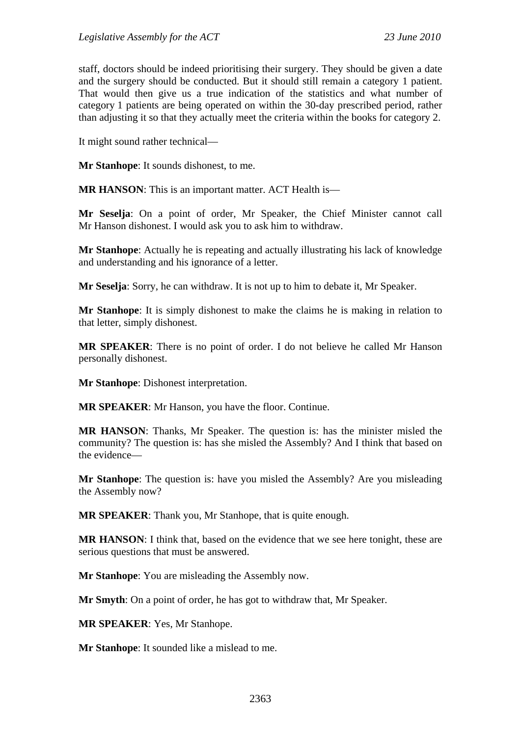staff, doctors should be indeed prioritising their surgery. They should be given a date and the surgery should be conducted. But it should still remain a category 1 patient. That would then give us a true indication of the statistics and what number of category 1 patients are being operated on within the 30-day prescribed period, rather than adjusting it so that they actually meet the criteria within the books for category 2.

It might sound rather technical—

**Mr Stanhope**: It sounds dishonest, to me.

**MR HANSON**: This is an important matter. ACT Health is—

**Mr Seselja**: On a point of order, Mr Speaker, the Chief Minister cannot call Mr Hanson dishonest. I would ask you to ask him to withdraw.

**Mr Stanhope**: Actually he is repeating and actually illustrating his lack of knowledge and understanding and his ignorance of a letter.

**Mr Seselja**: Sorry, he can withdraw. It is not up to him to debate it, Mr Speaker.

**Mr Stanhope**: It is simply dishonest to make the claims he is making in relation to that letter, simply dishonest.

**MR SPEAKER**: There is no point of order. I do not believe he called Mr Hanson personally dishonest.

**Mr Stanhope**: Dishonest interpretation.

**MR SPEAKER**: Mr Hanson, you have the floor. Continue.

**MR HANSON**: Thanks, Mr Speaker. The question is: has the minister misled the community? The question is: has she misled the Assembly? And I think that based on the evidence—

**Mr Stanhope**: The question is: have you misled the Assembly? Are you misleading the Assembly now?

**MR SPEAKER**: Thank you, Mr Stanhope, that is quite enough.

**MR HANSON**: I think that, based on the evidence that we see here tonight, these are serious questions that must be answered.

**Mr Stanhope**: You are misleading the Assembly now.

**Mr Smyth**: On a point of order, he has got to withdraw that, Mr Speaker.

**MR SPEAKER**: Yes, Mr Stanhope.

**Mr Stanhope**: It sounded like a mislead to me.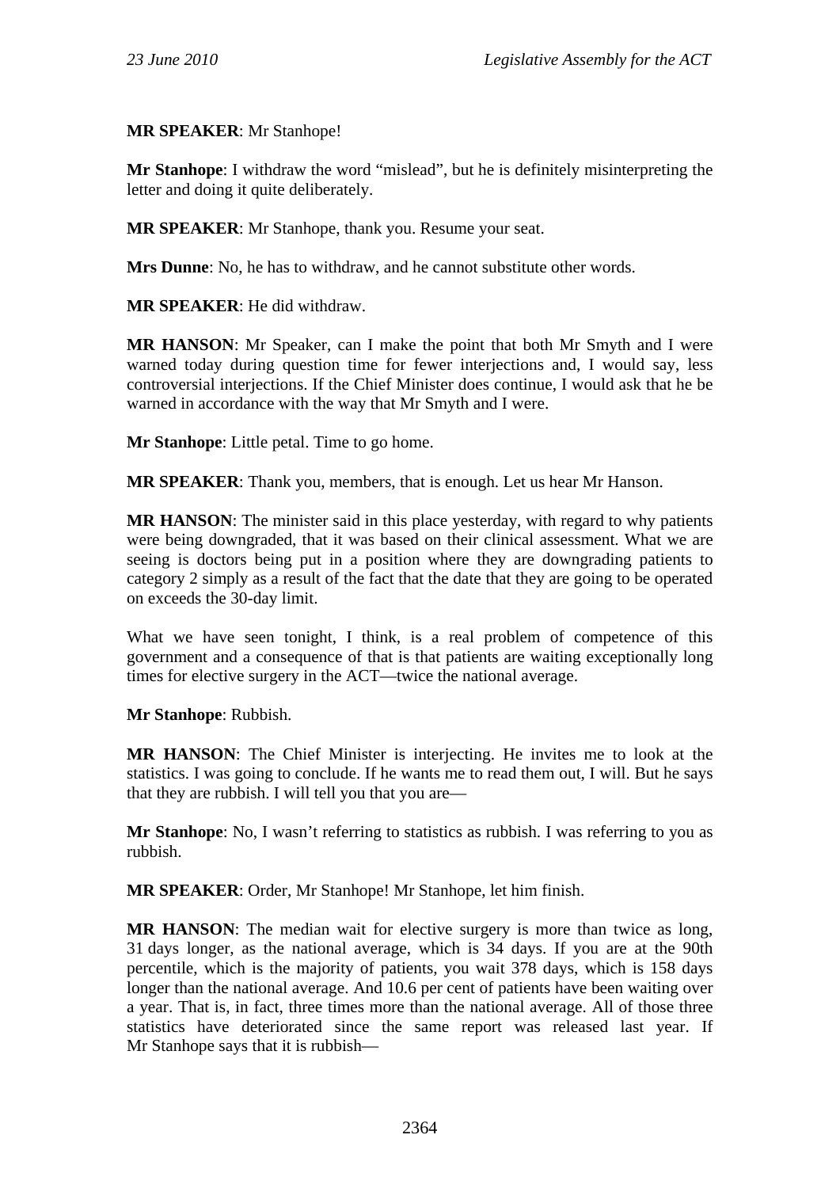**MR SPEAKER**: Mr Stanhope!

**Mr Stanhope**: I withdraw the word "mislead", but he is definitely misinterpreting the letter and doing it quite deliberately.

**MR SPEAKER**: Mr Stanhope, thank you. Resume your seat.

**Mrs Dunne**: No, he has to withdraw, and he cannot substitute other words.

**MR SPEAKER**: He did withdraw.

**MR HANSON**: Mr Speaker, can I make the point that both Mr Smyth and I were warned today during question time for fewer interjections and, I would say, less controversial interjections. If the Chief Minister does continue, I would ask that he be warned in accordance with the way that Mr Smyth and I were.

**Mr Stanhope**: Little petal. Time to go home.

**MR SPEAKER**: Thank you, members, that is enough. Let us hear Mr Hanson.

**MR HANSON**: The minister said in this place yesterday, with regard to why patients were being downgraded, that it was based on their clinical assessment. What we are seeing is doctors being put in a position where they are downgrading patients to category 2 simply as a result of the fact that the date that they are going to be operated on exceeds the 30-day limit.

What we have seen tonight, I think, is a real problem of competence of this government and a consequence of that is that patients are waiting exceptionally long times for elective surgery in the ACT—twice the national average.

**Mr Stanhope**: Rubbish.

**MR HANSON**: The Chief Minister is interjecting. He invites me to look at the statistics. I was going to conclude. If he wants me to read them out, I will. But he says that they are rubbish. I will tell you that you are—

**Mr Stanhope**: No, I wasn't referring to statistics as rubbish. I was referring to you as rubbish.

**MR SPEAKER**: Order, Mr Stanhope! Mr Stanhope, let him finish.

**MR HANSON**: The median wait for elective surgery is more than twice as long, 31 days longer, as the national average, which is 34 days. If you are at the 90th percentile, which is the majority of patients, you wait 378 days, which is 158 days longer than the national average. And 10.6 per cent of patients have been waiting over a year. That is, in fact, three times more than the national average. All of those three statistics have deteriorated since the same report was released last year. If Mr Stanhope says that it is rubbish—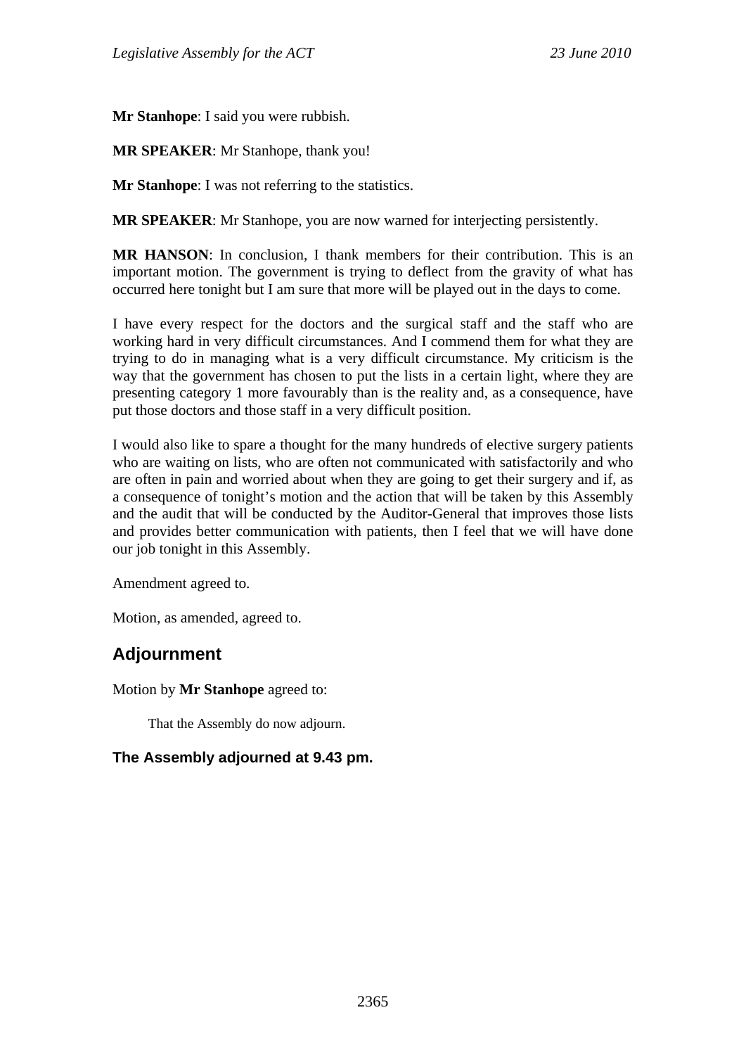**Mr Stanhope**: I said you were rubbish.

**MR SPEAKER**: Mr Stanhope, thank you!

**Mr Stanhope**: I was not referring to the statistics.

**MR SPEAKER**: Mr Stanhope, you are now warned for interjecting persistently.

**MR HANSON**: In conclusion, I thank members for their contribution. This is an important motion. The government is trying to deflect from the gravity of what has occurred here tonight but I am sure that more will be played out in the days to come.

I have every respect for the doctors and the surgical staff and the staff who are working hard in very difficult circumstances. And I commend them for what they are trying to do in managing what is a very difficult circumstance. My criticism is the way that the government has chosen to put the lists in a certain light, where they are presenting category 1 more favourably than is the reality and, as a consequence, have put those doctors and those staff in a very difficult position.

I would also like to spare a thought for the many hundreds of elective surgery patients who are waiting on lists, who are often not communicated with satisfactorily and who are often in pain and worried about when they are going to get their surgery and if, as a consequence of tonight's motion and the action that will be taken by this Assembly and the audit that will be conducted by the Auditor-General that improves those lists and provides better communication with patients, then I feel that we will have done our job tonight in this Assembly.

Amendment agreed to.

Motion, as amended, agreed to.

## Adjournment

Motion by **Mr Stanhope** agreed to:

> That the Assembly do now adjourn.

### The Assembly adjourned at 9.43 pm.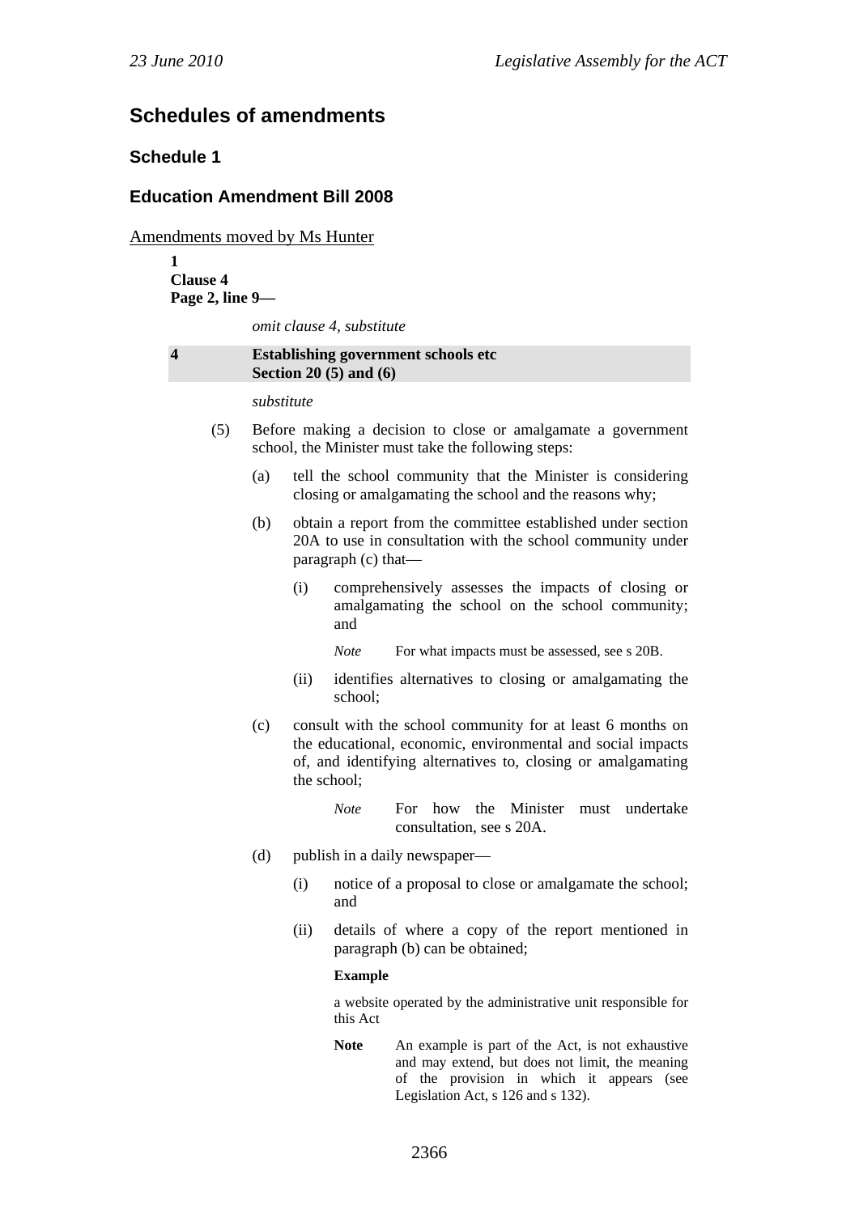## Schedules of amendments

### Schedule 1

### Education Amendment Bill 2008

Amendments moved by Ms Hunter

**1**
**Clause 4**
**Page 2, line 9—**

*omit clause 4, substitute*

**4 Establishing government schools etc**
**Section 20 (5) and (6)**

*substitute*

(5) Before making a decision to close or amalgamate a government school, the Minister must take the following steps:

(a) tell the school community that the Minister is considering closing or amalgamating the school and the reasons why;

(b) obtain a report from the committee established under section 20A to use in consultation with the school community under paragraph (c) that—

(i) comprehensively assesses the impacts of closing or amalgamating the school on the school community; and

*Note* For what impacts must be assessed, see s 20B.

(ii) identifies alternatives to closing or amalgamating the school;

(c) consult with the school community for at least 6 months on the educational, economic, environmental and social impacts of, and identifying alternatives to, closing or amalgamating the school;

*Note* For how the Minister must undertake consultation, see s 20A.

(d) publish in a daily newspaper—

(i) notice of a proposal to close or amalgamate the school; and

(ii) details of where a copy of the report mentioned in paragraph (b) can be obtained;

**Example**

a website operated by the administrative unit responsible for this Act

**Note** An example is part of the Act, is not exhaustive and may extend, but does not limit, the meaning of the provision in which it appears (see Legislation Act, s 126 and s 132).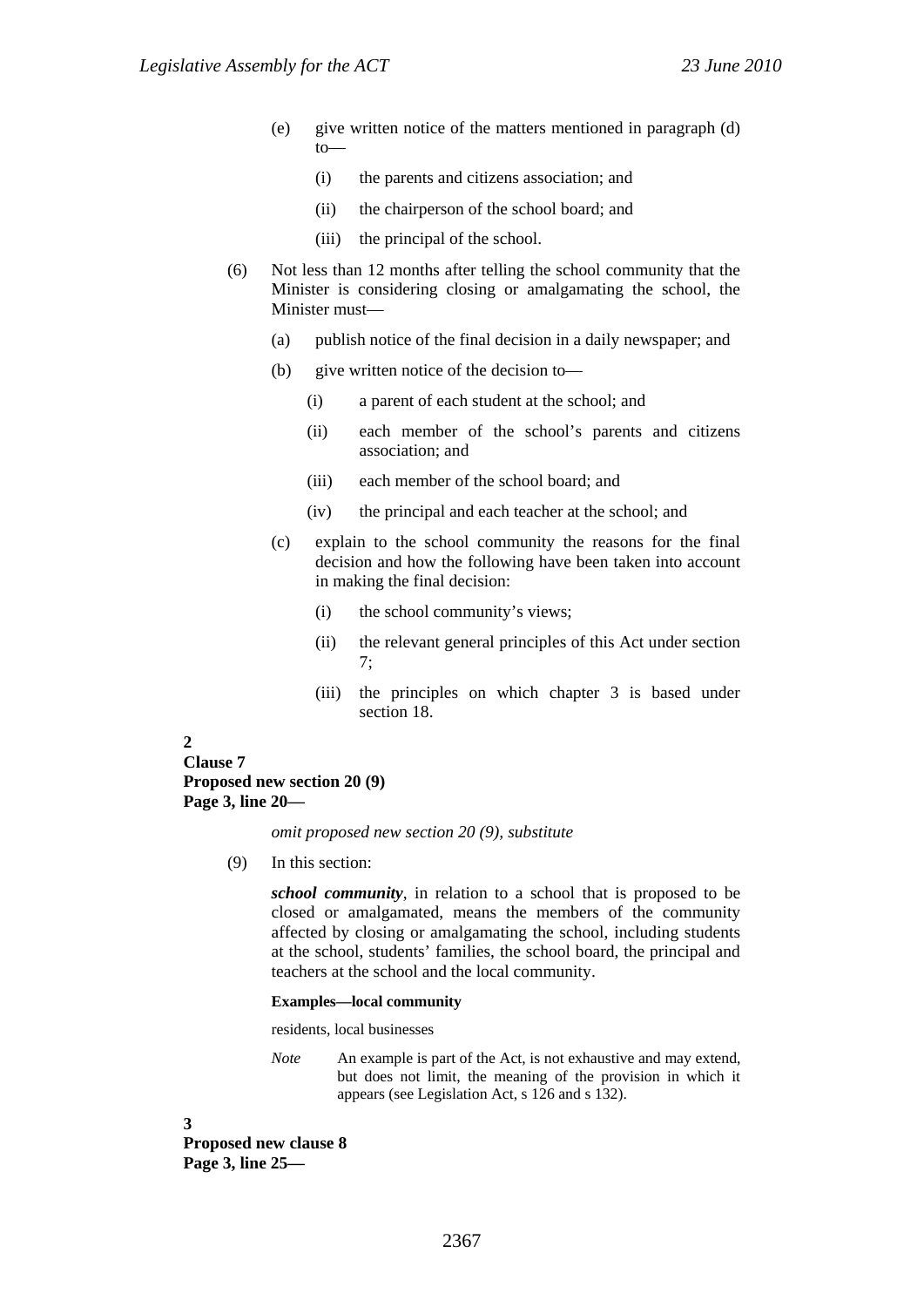(e) give written notice of the matters mentioned in paragraph (d) to—

(i) the parents and citizens association; and

(ii) the chairperson of the school board; and

(iii) the principal of the school.

(6) Not less than 12 months after telling the school community that the Minister is considering closing or amalgamating the school, the Minister must—

(a) publish notice of the final decision in a daily newspaper; and

(b) give written notice of the decision to—

(i) a parent of each student at the school; and

(ii) each member of the school's parents and citizens association; and

(iii) each member of the school board; and

(iv) the principal and each teacher at the school; and

(c) explain to the school community the reasons for the final decision and how the following have been taken into account in making the final decision:

(i) the school community's views;

(ii) the relevant general principles of this Act under section 7;

(iii) the principles on which chapter 3 is based under section 18.

**2**
**Clause 7**
**Proposed new section 20 (9)**
**Page 3, line 20—**

*omit proposed new section 20 (9), substitute*

(9) In this section:

***school community***, in relation to a school that is proposed to be closed or amalgamated, means the members of the community affected by closing or amalgamating the school, including students at the school, students' families, the school board, the principal and teachers at the school and the local community.

**Examples—local community**

residents, local businesses

*Note* An example is part of the Act, is not exhaustive and may extend, but does not limit, the meaning of the provision in which it appears (see Legislation Act, s 126 and s 132).

**3**
**Proposed new clause 8**
**Page 3, line 25—**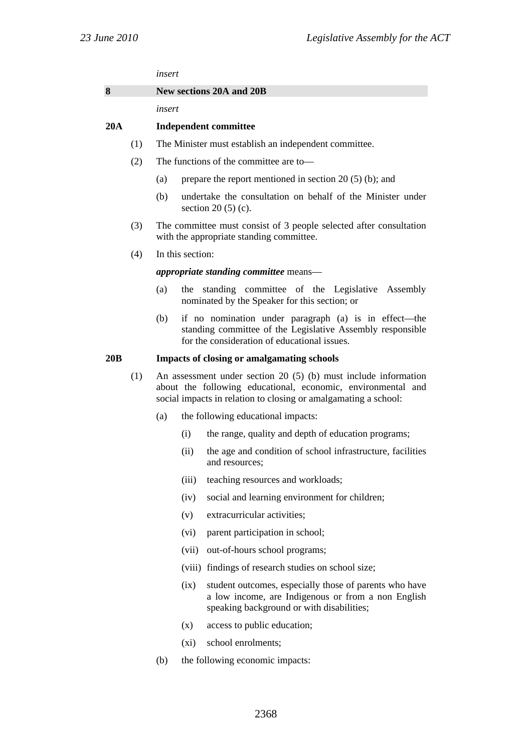*insert*

**8 New sections 20A and 20B**

*insert*

**20A Independent committee**

(1) The Minister must establish an independent committee.

(2) The functions of the committee are to—

(a) prepare the report mentioned in section 20 (5) (b); and

(b) undertake the consultation on behalf of the Minister under section 20 (5) (c).

(3) The committee must consist of 3 people selected after consultation with the appropriate standing committee.

(4) In this section:

***appropriate standing committee*** means—

(a) the standing committee of the Legislative Assembly nominated by the Speaker for this section; or

(b) if no nomination under paragraph (a) is in effect—the standing committee of the Legislative Assembly responsible for the consideration of educational issues.

**20B Impacts of closing or amalgamating schools**

(1) An assessment under section 20 (5) (b) must include information about the following educational, economic, environmental and social impacts in relation to closing or amalgamating a school:

(a) the following educational impacts:

(i) the range, quality and depth of education programs;

(ii) the age and condition of school infrastructure, facilities and resources;

(iii) teaching resources and workloads;

(iv) social and learning environment for children;

(v) extracurricular activities;

(vi) parent participation in school;

(vii) out-of-hours school programs;

(viii) findings of research studies on school size;

(ix) student outcomes, especially those of parents who have a low income, are Indigenous or from a non English speaking background or with disabilities;

(x) access to public education;

(xi) school enrolments;

(b) the following economic impacts: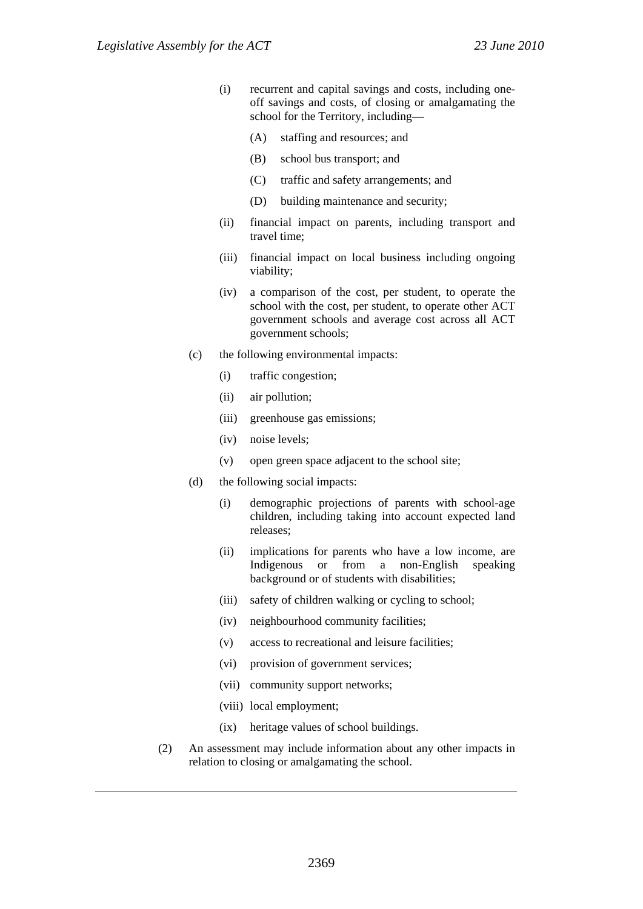(i) recurrent and capital savings and costs, including one-off savings and costs, of closing or amalgamating the school for the Territory, including—

(A) staffing and resources; and

(B) school bus transport; and

(C) traffic and safety arrangements; and

(D) building maintenance and security;

(ii) financial impact on parents, including transport and travel time;

(iii) financial impact on local business including ongoing viability;

(iv) a comparison of the cost, per student, to operate the school with the cost, per student, to operate other ACT government schools and average cost across all ACT government schools;

(c) the following environmental impacts:

(i) traffic congestion;

(ii) air pollution;

(iii) greenhouse gas emissions;

(iv) noise levels;

(v) open green space adjacent to the school site;

(d) the following social impacts:

(i) demographic projections of parents with school-age children, including taking into account expected land releases;

(ii) implications for parents who have a low income, are Indigenous or from a non-English speaking background or of students with disabilities;

(iii) safety of children walking or cycling to school;

(iv) neighbourhood community facilities;

(v) access to recreational and leisure facilities;

(vi) provision of government services;

(vii) community support networks;

(viii) local employment;

(ix) heritage values of school buildings.

(2) An assessment may include information about any other impacts in relation to closing or amalgamating the school.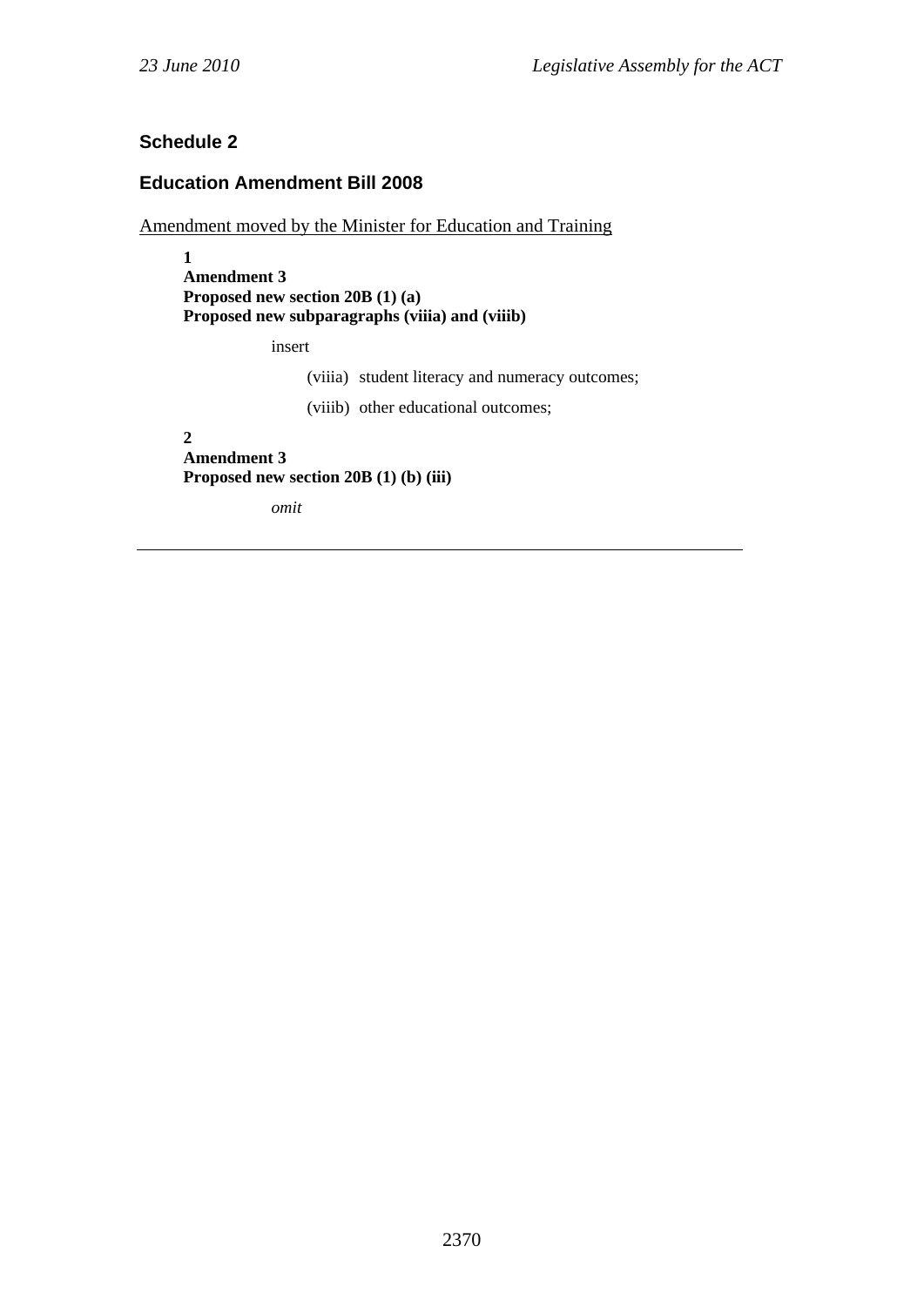## Schedule 2

## Education Amendment Bill 2008

Amendment moved by the Minister for Education and Training

**1**
**Amendment 3**
**Proposed new section 20B (1) (a)**
**Proposed new subparagraphs (viiia) and (viiib)**

insert

(viiia) student literacy and numeracy outcomes;

(viiib) other educational outcomes;

**2**
**Amendment 3**
**Proposed new section 20B (1) (b) (iii)**

*omit*